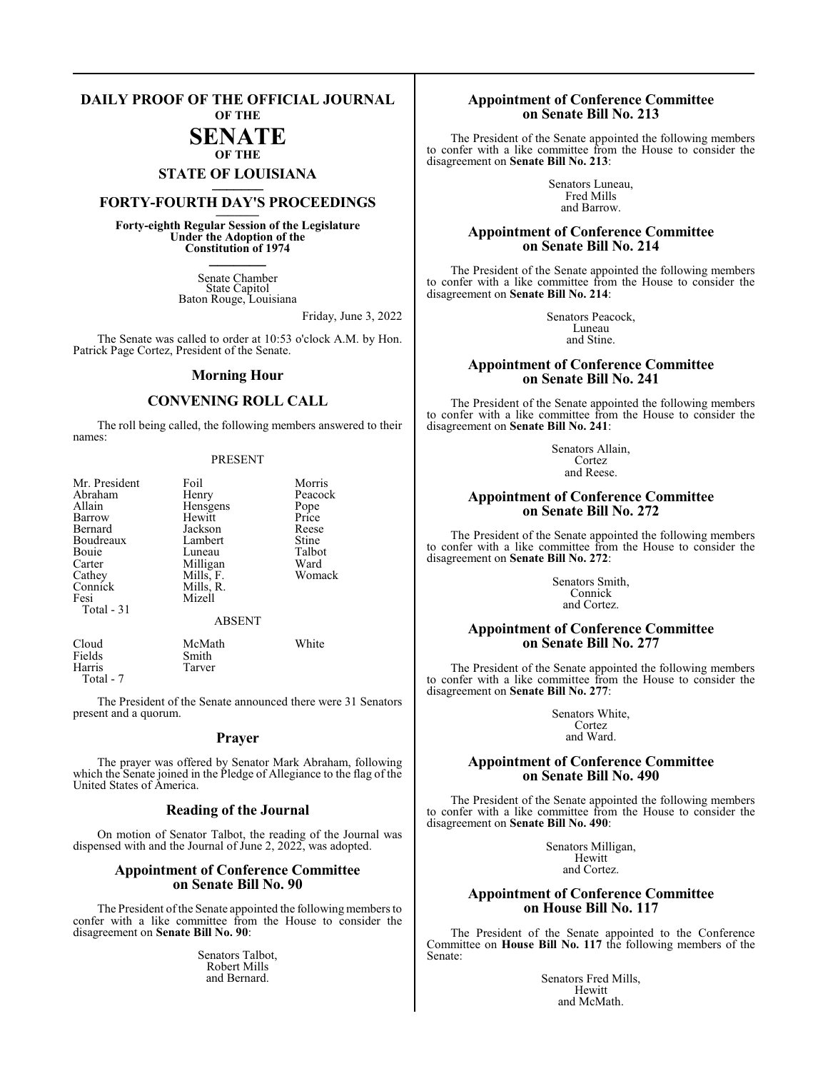# DAILY PROOF OF THE OFFICIAL JOURNAL OF THE SENATE OF THE STATE OF LOUISIANA

## FORTY-FOURTH DAY'S PROCEEDINGS

**Forty-eighth Regular Session of the Legislature Under the Adoption of the Constitution of 1974**

Senate Chamber
State Capitol
Baton Rouge, Louisiana

Friday, June 3, 2022

The Senate was called to order at 10:53 o'clock A.M. by Hon. Patrick Page Cortez, President of the Senate.

## Morning Hour

## CONVENING ROLL CALL

The roll being called, the following members answered to their names:

PRESENT

| | | |
|---|---|---|
| Mr. President | Foil | Morris |
| Abraham | Henry | Peacock |
| Allain | Hensgens | Pope |
| Barrow | Hewitt | Price |
| Bernard | Jackson | Reese |
| Boudreaux | Lambert | Stine |
| Bouie | Luneau | Talbot |
| Carter | Milligan | Ward |
| Cathey | Mills, F. | Womack |
| Connick | Mills, R. | |
| Fesi | Mizell | |

Total - 31

ABSENT

| | | |
|---|---|---|
| Cloud | McMath | White |
| Fields | Smith | |
| Harris | Tarver | |

Total - 7

The President of the Senate announced there were 31 Senators present and a quorum.

## Prayer

The prayer was offered by Senator Mark Abraham, following which the Senate joined in the Pledge of Allegiance to the flag of the United States of America.

## Reading of the Journal

On motion of Senator Talbot, the reading of the Journal was dispensed with and the Journal of June 2, 2022, was adopted.

## Appointment of Conference Committee on Senate Bill No. 90

The President of the Senate appointed the following members to confer with a like committee from the House to consider the disagreement on **Senate Bill No. 90**:

Senators Talbot,
Robert Mills
and Bernard.

## Appointment of Conference Committee on Senate Bill No. 213

The President of the Senate appointed the following members to confer with a like committee from the House to consider the disagreement on **Senate Bill No. 213**:

Senators Luneau,
Fred Mills
and Barrow.

## Appointment of Conference Committee on Senate Bill No. 214

The President of the Senate appointed the following members to confer with a like committee from the House to consider the disagreement on **Senate Bill No. 214**:

Senators Peacock,
Luneau
and Stine.

## Appointment of Conference Committee on Senate Bill No. 241

The President of the Senate appointed the following members to confer with a like committee from the House to consider the disagreement on **Senate Bill No. 241**:

Senators Allain,
Cortez
and Reese.

## Appointment of Conference Committee on Senate Bill No. 272

The President of the Senate appointed the following members to confer with a like committee from the House to consider the disagreement on **Senate Bill No. 272**:

Senators Smith,
Connick
and Cortez.

## Appointment of Conference Committee on Senate Bill No. 277

The President of the Senate appointed the following members to confer with a like committee from the House to consider the disagreement on **Senate Bill No. 277**:

Senators White,
Cortez
and Ward.

## Appointment of Conference Committee on Senate Bill No. 490

The President of the Senate appointed the following members to confer with a like committee from the House to consider the disagreement on **Senate Bill No. 490**:

Senators Milligan,
Hewitt
and Cortez.

## Appointment of Conference Committee on House Bill No. 117

The President of the Senate appointed to the Conference Committee on **House Bill No. 117** the following members of the Senate:

Senators Fred Mills,
Hewitt
and McMath.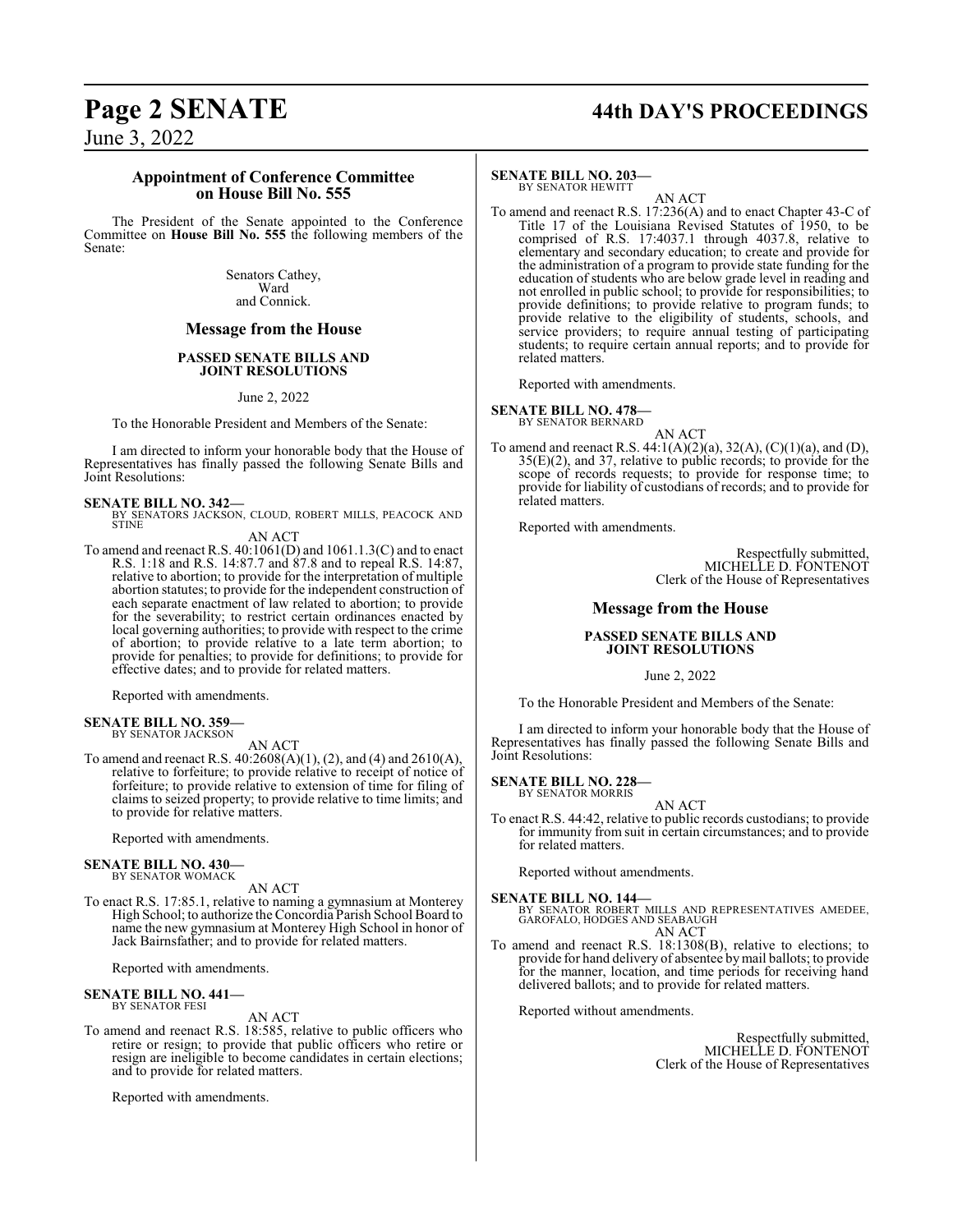## Appointment of Conference Committee on House Bill No. 555

The President of the Senate appointed to the Conference Committee on **House Bill No. 555** the following members of the Senate:

Senators Cathey,
Ward
and Connick.

## Message from the House

### PASSED SENATE BILLS AND JOINT RESOLUTIONS

June 2, 2022

To the Honorable President and Members of the Senate:

I am directed to inform your honorable body that the House of Representatives has finally passed the following Senate Bills and Joint Resolutions:

**SENATE BILL NO. 342—**
BY SENATORS JACKSON, CLOUD, ROBERT MILLS, PEACOCK AND STINE

AN ACT

To amend and reenact R.S. 40:1061(D) and 1061.1.3(C) and to enact R.S. 1:18 and R.S. 14:87.7 and 87.8 and to repeal R.S. 14:87, relative to abortion; to provide for the interpretation of multiple abortion statutes; to provide for the independent construction of each separate enactment of law related to abortion; to provide for the severability; to restrict certain ordinances enacted by local governing authorities; to provide with respect to the crime of abortion; to provide relative to a late term abortion; to provide for penalties; to provide for definitions; to provide for effective dates; and to provide for related matters.

Reported with amendments.

**SENATE BILL NO. 359—**
BY SENATOR JACKSON

AN ACT

To amend and reenact R.S. 40:2608(A)(1), (2), and (4) and 2610(A), relative to forfeiture; to provide relative to receipt of notice of forfeiture; to provide relative to extension of time for filing of claims to seized property; to provide relative to time limits; and to provide for relative matters.

Reported with amendments.

**SENATE BILL NO. 430—**
BY SENATOR WOMACK

AN ACT

To enact R.S. 17:85.1, relative to naming a gymnasium at Monterey High School; to authorize the Concordia Parish School Board to name the new gymnasium at Monterey High School in honor of Jack Bairnsfather; and to provide for related matters.

Reported with amendments.

**SENATE BILL NO. 441—**
BY SENATOR FESI

AN ACT

To amend and reenact R.S. 18:585, relative to public officers who retire or resign; to provide that public officers who retire or resign are ineligible to become candidates in certain elections; and to provide for related matters.

Reported with amendments.

**SENATE BILL NO. 203—**
BY SENATOR HEWITT

AN ACT

To amend and reenact R.S. 17:236(A) and to enact Chapter 43-C of Title 17 of the Louisiana Revised Statutes of 1950, to be comprised of R.S. 17:4037.1 through 4037.8, relative to elementary and secondary education; to create and provide for the administration of a program to provide state funding for the education of students who are below grade level in reading and not enrolled in public school; to provide for responsibilities; to provide definitions; to provide relative to program funds; to provide relative to the eligibility of students, schools, and service providers; to require annual testing of participating students; to require certain annual reports; and to provide for related matters.

Reported with amendments.

**SENATE BILL NO. 478—**
BY SENATOR BERNARD

AN ACT

To amend and reenact R.S. 44:1(A)(2)(a), 32(A), (C)(1)(a), and (D), 35(E)(2), and 37, relative to public records; to provide for the scope of records requests; to provide for response time; to provide for liability of custodians of records; and to provide for related matters.

Reported with amendments.

Respectfully submitted,
MICHELLE D. FONTENOT
Clerk of the House of Representatives

## Message from the House

### PASSED SENATE BILLS AND JOINT RESOLUTIONS

June 2, 2022

To the Honorable President and Members of the Senate:

I am directed to inform your honorable body that the House of Representatives has finally passed the following Senate Bills and Joint Resolutions:

**SENATE BILL NO. 228—**
BY SENATOR MORRIS

AN ACT

To enact R.S. 44:42, relative to public records custodians; to provide for immunity from suit in certain circumstances; and to provide for related matters.

Reported without amendments.

**SENATE BILL NO. 144—**
BY SENATOR ROBERT MILLS AND REPRESENTATIVES AMEDEE, GAROFALO, HODGES AND SEABAUGH

AN ACT

To amend and reenact R.S. 18:1308(B), relative to elections; to provide for hand delivery of absentee by mail ballots; to provide for the manner, location, and time periods for receiving hand delivered ballots; and to provide for related matters.

Reported without amendments.

Respectfully submitted,
MICHELLE D. FONTENOT
Clerk of the House of Representatives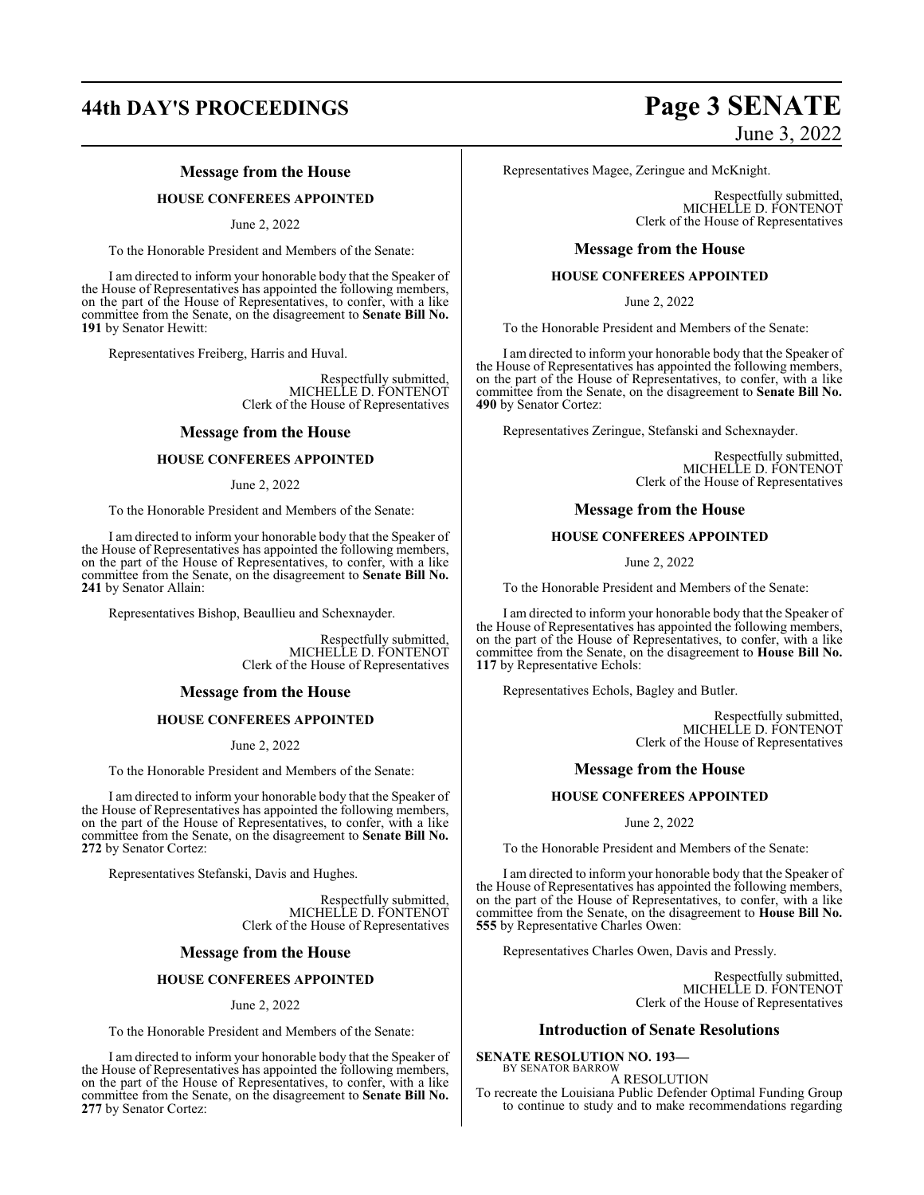## Message from the House

### HOUSE CONFEREES APPOINTED

June 2, 2022

To the Honorable President and Members of the Senate:

I am directed to inform your honorable body that the Speaker of the House of Representatives has appointed the following members, on the part of the House of Representatives, to confer, with a like committee from the Senate, on the disagreement to **Senate Bill No. 191** by Senator Hewitt:

Representatives Freiberg, Harris and Huval.

Respectfully submitted,
MICHELLE D. FONTENOT
Clerk of the House of Representatives

## Message from the House

### HOUSE CONFEREES APPOINTED

June 2, 2022

To the Honorable President and Members of the Senate:

I am directed to inform your honorable body that the Speaker of the House of Representatives has appointed the following members, on the part of the House of Representatives, to confer, with a like committee from the Senate, on the disagreement to **Senate Bill No. 241** by Senator Allain:

Representatives Bishop, Beaullieu and Schexnayder.

Respectfully submitted,
MICHELLE D. FONTENOT
Clerk of the House of Representatives

## Message from the House

### HOUSE CONFEREES APPOINTED

June 2, 2022

To the Honorable President and Members of the Senate:

I am directed to inform your honorable body that the Speaker of the House of Representatives has appointed the following members, on the part of the House of Representatives, to confer, with a like committee from the Senate, on the disagreement to **Senate Bill No. 272** by Senator Cortez:

Representatives Stefanski, Davis and Hughes.

Respectfully submitted,
MICHELLE D. FONTENOT
Clerk of the House of Representatives

## Message from the House

### HOUSE CONFEREES APPOINTED

June 2, 2022

To the Honorable President and Members of the Senate:

I am directed to inform your honorable body that the Speaker of the House of Representatives has appointed the following members, on the part of the House of Representatives, to confer, with a like committee from the Senate, on the disagreement to **Senate Bill No. 277** by Senator Cortez:

Representatives Magee, Zeringue and McKnight.

Respectfully submitted,
MICHELLE D. FONTENOT
Clerk of the House of Representatives

## Message from the House

### HOUSE CONFEREES APPOINTED

June 2, 2022

To the Honorable President and Members of the Senate:

I am directed to inform your honorable body that the Speaker of the House of Representatives has appointed the following members, on the part of the House of Representatives, to confer, with a like committee from the Senate, on the disagreement to **Senate Bill No. 490** by Senator Cortez:

Representatives Zeringue, Stefanski and Schexnayder.

Respectfully submitted,
MICHELLE D. FONTENOT
Clerk of the House of Representatives

## Message from the House

### HOUSE CONFEREES APPOINTED

June 2, 2022

To the Honorable President and Members of the Senate:

I am directed to inform your honorable body that the Speaker of the House of Representatives has appointed the following members, on the part of the House of Representatives, to confer, with a like committee from the Senate, on the disagreement to **House Bill No. 117** by Representative Echols:

Representatives Echols, Bagley and Butler.

Respectfully submitted,
MICHELLE D. FONTENOT
Clerk of the House of Representatives

## Message from the House

### HOUSE CONFEREES APPOINTED

June 2, 2022

To the Honorable President and Members of the Senate:

I am directed to inform your honorable body that the Speaker of the House of Representatives has appointed the following members, on the part of the House of Representatives, to confer, with a like committee from the Senate, on the disagreement to **House Bill No. 555** by Representative Charles Owen:

Representatives Charles Owen, Davis and Pressly.

Respectfully submitted,
MICHELLE D. FONTENOT
Clerk of the House of Representatives

## Introduction of Senate Resolutions

**SENATE RESOLUTION NO. 193—**
BY SENATOR BARROW

A RESOLUTION

To recreate the Louisiana Public Defender Optimal Funding Group to continue to study and to make recommendations regarding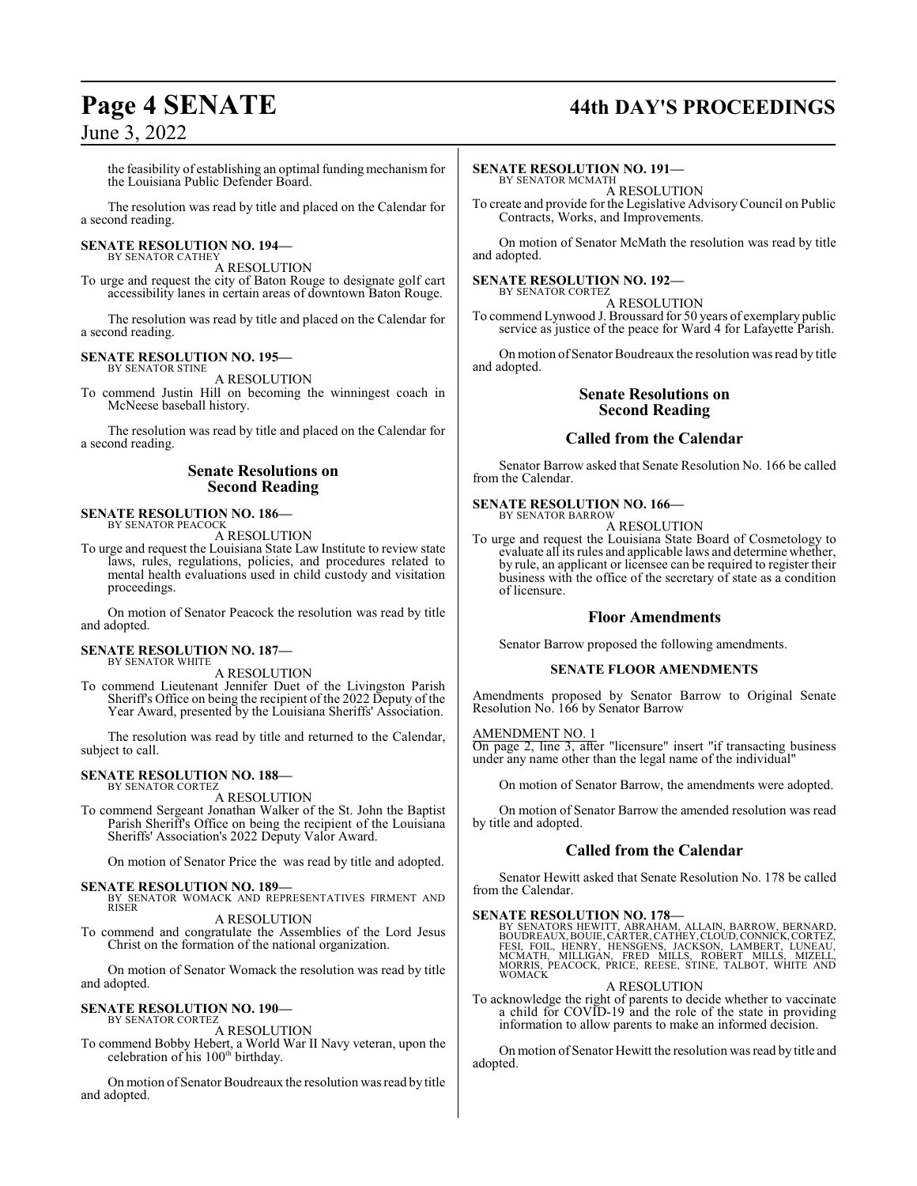the feasibility of establishing an optimal funding mechanism for the Louisiana Public Defender Board.

The resolution was read by title and placed on the Calendar for a second reading.

**SENATE RESOLUTION NO. 194—**
BY SENATOR CATHEY

A RESOLUTION

To urge and request the city of Baton Rouge to designate golf cart accessibility lanes in certain areas of downtown Baton Rouge.

The resolution was read by title and placed on the Calendar for a second reading.

**SENATE RESOLUTION NO. 195—**
BY SENATOR STINE

A RESOLUTION

To commend Justin Hill on becoming the winningest coach in McNeese baseball history.

The resolution was read by title and placed on the Calendar for a second reading.

## Senate Resolutions on Second Reading

**SENATE RESOLUTION NO. 186—**
BY SENATOR PEACOCK

A RESOLUTION

To urge and request the Louisiana State Law Institute to review state laws, rules, regulations, policies, and procedures related to mental health evaluations used in child custody and visitation proceedings.

On motion of Senator Peacock the resolution was read by title and adopted.

**SENATE RESOLUTION NO. 187—**
BY SENATOR WHITE

A RESOLUTION

To commend Lieutenant Jennifer Duet of the Livingston Parish Sheriff's Office on being the recipient of the 2022 Deputy of the Year Award, presented by the Louisiana Sheriffs' Association.

The resolution was read by title and returned to the Calendar, subject to call.

**SENATE RESOLUTION NO. 188—**
BY SENATOR CORTEZ

A RESOLUTION

To commend Sergeant Jonathan Walker of the St. John the Baptist Parish Sheriff's Office on being the recipient of the Louisiana Sheriffs' Association's 2022 Deputy Valor Award.

On motion of Senator Price the was read by title and adopted.

**SENATE RESOLUTION NO. 189—**
BY SENATOR WOMACK AND REPRESENTATIVES FIRMENT AND RISER

A RESOLUTION

To commend and congratulate the Assemblies of the Lord Jesus Christ on the formation of the national organization.

On motion of Senator Womack the resolution was read by title and adopted.

**SENATE RESOLUTION NO. 190—**
BY SENATOR CORTEZ

A RESOLUTION

To commend Bobby Hebert, a World War II Navy veteran, upon the celebration of his 100th birthday.

On motion of Senator Boudreaux the resolution was read by title and adopted.

**SENATE RESOLUTION NO. 191—**
BY SENATOR MCMATH

A RESOLUTION

To create and provide for the Legislative Advisory Council on Public Contracts, Works, and Improvements.

On motion of Senator McMath the resolution was read by title and adopted.

**SENATE RESOLUTION NO. 192—**
BY SENATOR CORTEZ

A RESOLUTION

To commend Lynwood J. Broussard for 50 years of exemplary public service as justice of the peace for Ward 4 for Lafayette Parish.

On motion of Senator Boudreaux the resolution was read by title and adopted.

## Senate Resolutions on Second Reading

## Called from the Calendar

Senator Barrow asked that Senate Resolution No. 166 be called from the Calendar.

**SENATE RESOLUTION NO. 166—**
BY SENATOR BARROW

A RESOLUTION

To urge and request the Louisiana State Board of Cosmetology to evaluate all its rules and applicable laws and determine whether, by rule, an applicant or licensee can be required to register their business with the office of the secretary of state as a condition of licensure.

## Floor Amendments

Senator Barrow proposed the following amendments.

**SENATE FLOOR AMENDMENTS**

Amendments proposed by Senator Barrow to Original Senate Resolution No. 166 by Senator Barrow

AMENDMENT NO. 1
On page 2, line 3, after "licensure" insert "if transacting business under any name other than the legal name of the individual"

On motion of Senator Barrow, the amendments were adopted.

On motion of Senator Barrow the amended resolution was read by title and adopted.

## Called from the Calendar

Senator Hewitt asked that Senate Resolution No. 178 be called from the Calendar.

**SENATE RESOLUTION NO. 178—**
BY SENATORS HEWITT, ABRAHAM, ALLAIN, BARROW, BERNARD, BOUDREAUX, BOUIE, CARTER, CATHEY, CLOUD, CONNICK, CORTEZ, FESI, FOIL, HENRY, HENSGENS, JACKSON, LAMBERT, LUNEAU, MCMATH, MILLIGAN, FRED MILLS, ROBERT MILLS, MIZELL, MORRIS, PEACOCK, PRICE, REESE, STINE, TALBOT, WHITE AND WOMACK

A RESOLUTION

To acknowledge the right of parents to decide whether to vaccinate a child for COVID-19 and the role of the state in providing information to allow parents to make an informed decision.

On motion of Senator Hewitt the resolution was read by title and adopted.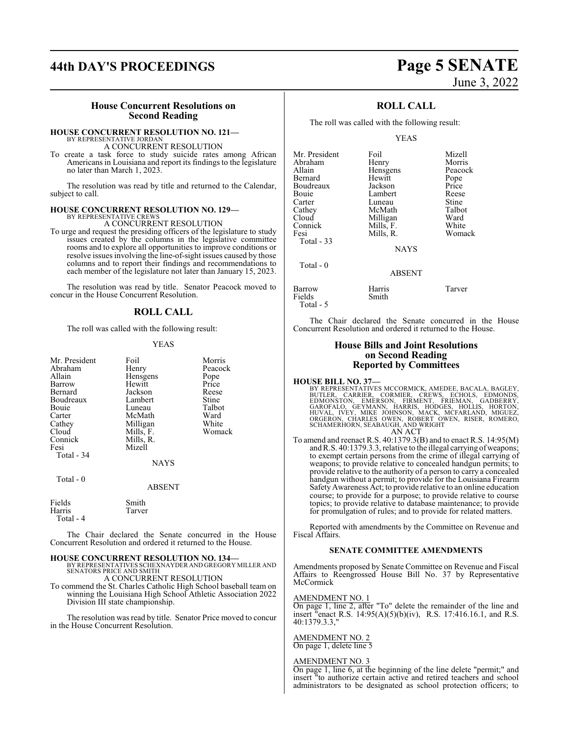### House Concurrent Resolutions on Second Reading

**HOUSE CONCURRENT RESOLUTION NO. 121—**
BY REPRESENTATIVE JORDAN
A CONCURRENT RESOLUTION

To create a task force to study suicide rates among African Americans in Louisiana and report its findings to the legislature no later than March 1, 2023.

The resolution was read by title and returned to the Calendar, subject to call.

**HOUSE CONCURRENT RESOLUTION NO. 129—**
BY REPRESENTATIVE CREWS
A CONCURRENT RESOLUTION

To urge and request the presiding officers of the legislature to study issues created by the columns in the legislative committee rooms and to explore all opportunities to improve conditions or resolve issues involving the line-of-sight issues caused by those columns and to report their findings and recommendations to each member of the legislature not later than January 15, 2023.

The resolution was read by title. Senator Peacock moved to concur in the House Concurrent Resolution.

## ROLL CALL

The roll was called with the following result:

YEAS

| | | |
|---|---|---|
| Mr. President | Foil | Morris |
| Abraham | Henry | Peacock |
| Allain | Hensgens | Pope |
| Barrow | Hewitt | Price |
| Bernard | Jackson | Reese |
| Boudreaux | Lambert | Stine |
| Bouie | Luneau | Talbot |
| Carter | McMath | Ward |
| Cathey | Milligan | White |
| Cloud | Mills, F. | Womack |
| Connick | Mills, R. | |
| Fesi | Mizell | |
| Total - 34 | | |

NAYS

Total - 0

ABSENT

| | |
|---|---|
| Fields | Smith |
| Harris | Tarver |
| Total - 4 | |

The Chair declared the Senate concurred in the House Concurrent Resolution and ordered it returned to the House.

**HOUSE CONCURRENT RESOLUTION NO. 134—**
BY REPRESENTATIVES SCHEXNAYDER AND GREGORY MILLER AND SENATORS PRICE AND SMITH
A CONCURRENT RESOLUTION

To commend the St. Charles Catholic High School baseball team on winning the Louisiana High School Athletic Association 2022 Division III state championship.

The resolution was read by title. Senator Price moved to concur in the House Concurrent Resolution.

## ROLL CALL

The roll was called with the following result:

YEAS

| | | |
|---|---|---|
| Mr. President | Foil | Mizell |
| Abraham | Henry | Morris |
| Allain | Hensgens | Peacock |
| Bernard | Hewitt | Pope |
| Boudreaux | Jackson | Price |
| Bouie | Lambert | Reese |
| Carter | Luneau | Stine |
| Cathey | McMath | Talbot |
| Cloud | Milligan | Ward |
| Connick | Mills, F. | White |
| Fesi | Mills, R. | Womack |
| Total - 33 | | |

NAYS

Total - 0

ABSENT

| | | |
|---|---|---|
| Barrow | Harris | Tarver |
| Fields | Smith | |
| Total - 5 | | |

The Chair declared the Senate concurred in the House Concurrent Resolution and ordered it returned to the House.

### House Bills and Joint Resolutions on Second Reading Reported by Committees

**HOUSE BILL NO. 37—**
BY REPRESENTATIVES MCCORMICK, AMEDEE, BACALA, BAGLEY, BUTLER, CARRIER, CORMIER, CREWS, ECHOLS, EDMONDS, EDMONSTON, EMERSON, FIRMENT, FRIEMAN, GADBERRY, GAROFALO, GEYMANN, HARRIS, HODGES, HOLLIS, HORTON, HUVAL, IVEY, MIKE JOHNSON, MACK, MCFARLAND, MIGUEZ, ORGERON, CHARLES OWEN, ROBERT OWEN, RISER, ROMERO, SCHAMERHORN, SEABAUGH, AND WRIGHT
AN ACT

To amend and reenact R.S. 40:1379.3(B) and to enact R.S. 14:95(M) and R.S. 40:1379.3.3, relative to the illegal carrying of weapons; to exempt certain persons from the crime of illegal carrying of weapons; to provide relative to concealed handgun permits; to provide relative to the authority of a person to carry a concealed handgun without a permit; to provide for the Louisiana Firearm Safety Awareness Act; to provide relative to an online education course; to provide for a purpose; to provide relative to course topics; to provide relative to database maintenance; to provide for promulgation of rules; and to provide for related matters.

Reported with amendments by the Committee on Revenue and Fiscal Affairs.

#### SENATE COMMITTEE AMENDMENTS

Amendments proposed by Senate Committee on Revenue and Fiscal Affairs to Reengrossed House Bill No. 37 by Representative McCormick

AMENDMENT NO. 1
On page 1, line 2, after "To" delete the remainder of the line and insert "enact R.S. 14:95(A)(5)(b)(iv), R.S. 17:416.16.1, and R.S. 40:1379.3.3,"

AMENDMENT NO. 2
On page 1, delete line 5

AMENDMENT NO. 3
On page 1, line 6, at the beginning of the line delete "permit;" and insert "to authorize certain active and retired teachers and school administrators to be designated as school protection officers; to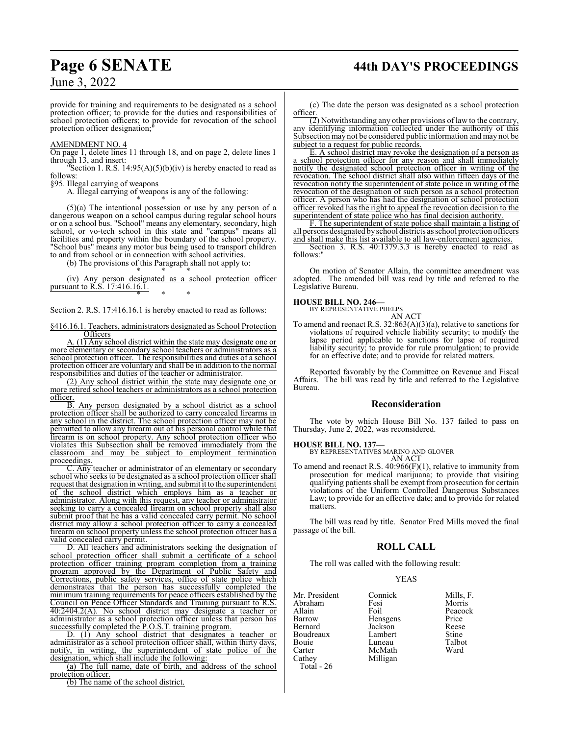provide for training and requirements to be designated as a school protection officer; to provide for the duties and responsibilities of school protection officers; to provide for revocation of the school protection officer designation;"

AMENDMENT NO. 4

On page 1, delete lines 11 through 18, and on page 2, delete lines 1 through 13, and insert:

"Section 1. R.S. 14:95(A)(5)(b)(iv) is hereby enacted to read as follows:

§95. Illegal carrying of weapons

A. Illegal carrying of weapons is any of the following:

\* \* \*

(5)(a) The intentional possession or use by any person of a dangerous weapon on a school campus during regular school hours or on a school bus. "School" means any elementary, secondary, high school, or vo-tech school in this state and "campus" means all facilities and property within the boundary of the school property. "School bus" means any motor bus being used to transport children to and from school or in connection with school activities.

(b) The provisions of this Paragraph shall not apply to:

\* \* \*

(iv) Any person designated as a school protection officer pursuant to R.S. 17:416.16.1.

\* \* \*

Section 2. R.S. 17:416.16.1 is hereby enacted to read as follows:

§416.16.1. Teachers, administrators designated as School Protection Officers

A. (1) Any school district within the state may designate one or more elementary or secondary school teachers or administrators as a school protection officer. The responsibilities and duties of a school protection officer are voluntary and shall be in addition to the normal responsibilities and duties of the teacher or administrator.

(2) Any school district within the state may designate one or more retired school teachers or administrators as a school protection officer.

B. Any person designated by a school district as a school protection officer shall be authorized to carry concealed firearms in any school in the district. The school protection officer may not be permitted to allow any firearm out of his personal control while that firearm is on school property. Any school protection officer who violates this Subsection shall be removed immediately from the classroom and may be subject to employment termination proceedings.

C. Any teacher or administrator of an elementary or secondary school who seeks to be designated as a school protection officer shall request that designation in writing, and submit it to the superintendent of the school district which employs him as a teacher or administrator. Along with this request, any teacher or administrator seeking to carry a concealed firearm on school property shall also submit proof that he has a valid concealed carry permit. No school district may allow a school protection officer to carry a concealed firearm on school property unless the school protection officer has a valid concealed carry permit.

D. All teachers and administrators seeking the designation of school protection officer shall submit a certificate of a school protection officer training program completion from a training program approved by the Department of Public Safety and Corrections, public safety services, office of state police which demonstrates that the person has successfully completed the minimum training requirements for peace officers established by the Council on Peace Officer Standards and Training pursuant to R.S. 40:2404.2(A). No school district may designate a teacher or administrator as a school protection officer unless that person has successfully completed the P.O.S.T. training program.

D. (1) Any school district that designates a teacher or administrator as a school protection officer shall, within thirty days, notify, in writing, the superintendent of state police of the designation, which shall include the following:

(a) The full name, date of birth, and address of the school protection officer.

(b) The name of the school district.

(c) The date the person was designated as a school protection officer.

(2) Notwithstanding any other provisions of law to the contrary, any identifying information collected under the authority of this Subsection may not be considered public information and may not be subject to a request for public records.

E. A school district may revoke the designation of a person as a school protection officer for any reason and shall immediately notify the designated school protection officer in writing of the revocation. The school district shall also within fifteen days of the revocation notify the superintendent of state police in writing of the revocation of the designation of such person as a school protection officer. A person who has had the designation of school protection officer revoked has the right to appeal the revocation decision to the superintendent of state police who has final decision authority.

F. The superintendent of state police shall maintain a listing of all persons designated by school districts as school protection officers and shall make this list available to all law-enforcement agencies.

Section 3. R.S. 40:1379.3.3 is hereby enacted to read as follows:"

On motion of Senator Allain, the committee amendment was adopted. The amended bill was read by title and referred to the Legislative Bureau.

**HOUSE BILL NO. 246—**
BY REPRESENTATIVE PHELPS

AN ACT

To amend and reenact R.S. 32:863(A)(3)(a), relative to sanctions for violations of required vehicle liability security; to modify the lapse period applicable to sanctions for lapse of required liability security; to provide for rule promulgation; to provide for an effective date; and to provide for related matters.

Reported favorably by the Committee on Revenue and Fiscal Affairs. The bill was read by title and referred to the Legislative Bureau.

## Reconsideration

The vote by which House Bill No. 137 failed to pass on Thursday, June 2, 2022, was reconsidered.

**HOUSE BILL NO. 137—**
BY REPRESENTATIVES MARINO AND GLOVER

AN ACT

To amend and reenact R.S. 40:966(F)(1), relative to immunity from prosecution for medical marijuana; to provide that visiting qualifying patients shall be exempt from prosecution for certain violations of the Uniform Controlled Dangerous Substances Law; to provide for an effective date; and to provide for related matters.

The bill was read by title. Senator Fred Mills moved the final passage of the bill.

## ROLL CALL

The roll was called with the following result:

YEAS

| | | |
|---|---|---|
| Mr. President | Connick | Mills, F. |
| Abraham | Fesi | Morris |
| Allain | Foil | Peacock |
| Barrow | Hensgens | Price |
| Bernard | Jackson | Reese |
| Boudreaux | Lambert | Stine |
| Bouie | Luneau | Talbot |
| Carter | McMath | Ward |
| Cathey | Milligan | |

Total - 26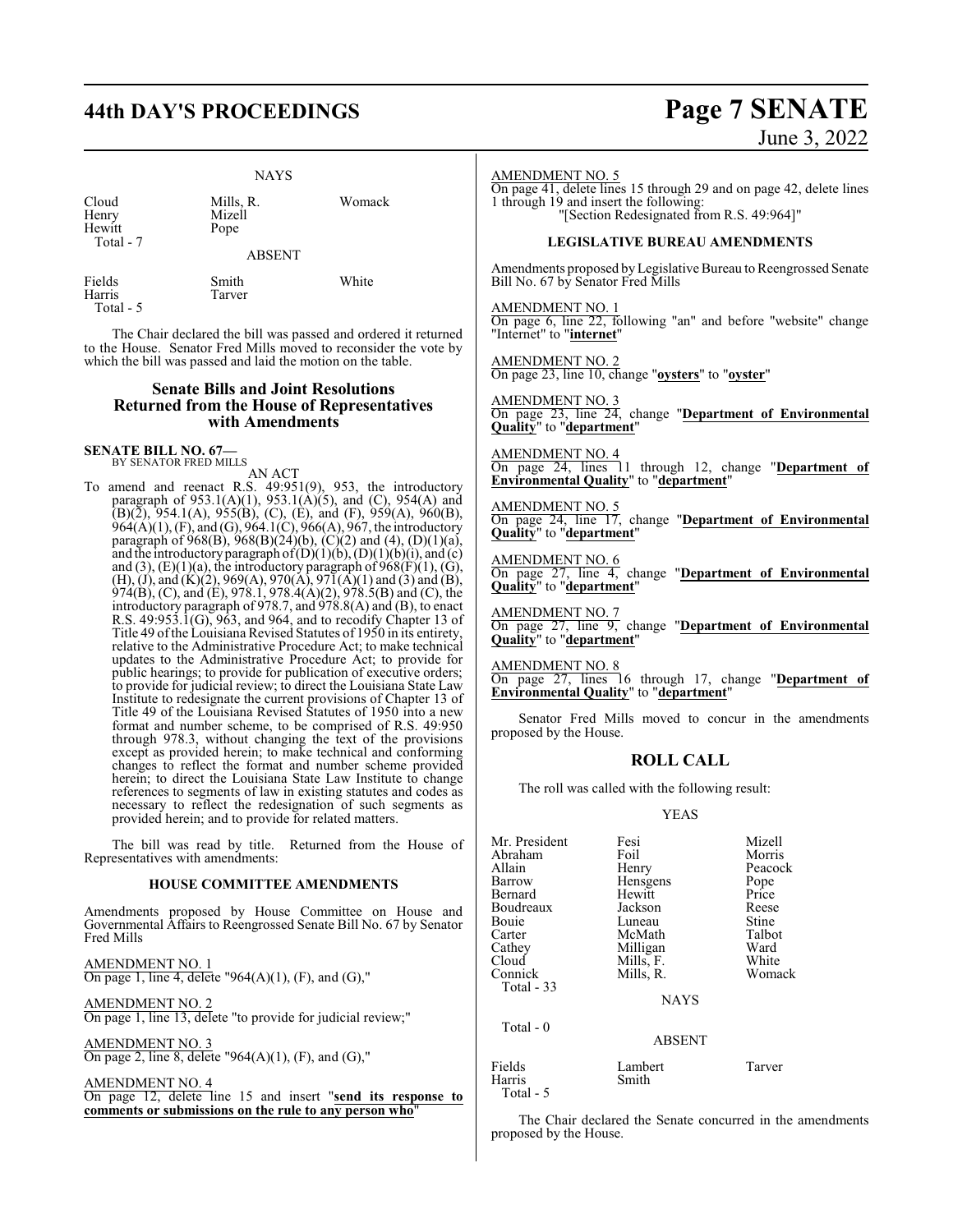NAYS

| | | |
|---|---|---|
| Cloud | Mills, R. | Womack |
| Henry | Mizell | |
| Hewitt | Pope | |
| Total - 7 | | |

ABSENT

| | | |
|---|---|---|
| Fields | Smith | White |
| Harris | Tarver | |
| Total - 5 | | |

The Chair declared the bill was passed and ordered it returned to the House. Senator Fred Mills moved to reconsider the vote by which the bill was passed and laid the motion on the table.

## Senate Bills and Joint Resolutions Returned from the House of Representatives with Amendments

**SENATE BILL NO. 67—**
BY SENATOR FRED MILLS

AN ACT

To amend and reenact R.S. 49:951(9), 953, the introductory paragraph of 953.1(A)(1), 953.1(A)(5), and (C), 954(A) and (B)(2), 954.1(A), 955(B), (C), (E), and (F), 959(A), 960(B), 964(A)(1), (F), and (G), 964.1(C), 966(A), 967, the introductory paragraph of 968(B), 968(B)(24)(b), (C)(2) and (4), (D)(1)(a), and the introductory paragraph of (D)(1)(b), (D)(1)(b)(i), and (c) and (3), (E)(1)(a), the introductory paragraph of 968(F)(1), (G), (H), (J), and (K)(2), 969(A), 970(A), 971(A)(1) and (3) and (B), 974(B), (C), and (E), 978.1, 978.4(A)(2), 978.5(B) and (C), the introductory paragraph of 978.7, and 978.8(A) and (B), to enact R.S. 49:953.1(G), 963, and 964, and to recodify Chapter 13 of Title 49 of the Louisiana Revised Statutes of 1950 in its entirety, relative to the Administrative Procedure Act; to make technical updates to the Administrative Procedure Act; to provide for public hearings; to provide for publication of executive orders; to provide for judicial review; to direct the Louisiana State Law Institute to redesignate the current provisions of Chapter 13 of Title 49 of the Louisiana Revised Statutes of 1950 into a new format and number scheme, to be comprised of R.S. 49:950 through 978.3, without changing the text of the provisions except as provided herein; to make technical and conforming changes to reflect the format and number scheme provided herein; to direct the Louisiana State Law Institute to change references to segments of law in existing statutes and codes as necessary to reflect the redesignation of such segments as provided herein; and to provide for related matters.

The bill was read by title. Returned from the House of Representatives with amendments:

### HOUSE COMMITTEE AMENDMENTS

Amendments proposed by House Committee on House and Governmental Affairs to Reengrossed Senate Bill No. 67 by Senator Fred Mills

AMENDMENT NO. 1
On page 1, line 4, delete "964(A)(1), (F), and (G),"

AMENDMENT NO. 2
On page 1, line 13, delete "to provide for judicial review;"

AMENDMENT NO. 3
On page 2, line 8, delete "964(A)(1), (F), and (G),"

AMENDMENT NO. 4
On page 12, delete line 15 and insert "**send its response to comments or submissions on the rule to any person who**"

AMENDMENT NO. 5
On page 41, delete lines 15 through 29 and on page 42, delete lines 1 through 19 and insert the following:
"[Section Redesignated from R.S. 49:964]"

### LEGISLATIVE BUREAU AMENDMENTS

Amendments proposed by Legislative Bureau to Reengrossed Senate Bill No. 67 by Senator Fred Mills

AMENDMENT NO. 1
On page 6, line 22, following "an" and before "website" change "Internet" to "**internet**"

AMENDMENT NO. 2
On page 23, line 10, change "**oysters**" to "**oyster**"

AMENDMENT NO. 3
On page 23, line 24, change "**Department of Environmental Quality**" to "**department**"

AMENDMENT NO. 4
On page 24, lines 11 through 12, change "**Department of Environmental Quality**" to "**department**"

AMENDMENT NO. 5
On page 24, line 17, change "**Department of Environmental Quality**" to "**department**"

AMENDMENT NO. 6
On page 27, line 4, change "**Department of Environmental Quality**" to "**department**"

AMENDMENT NO. 7
On page 27, line 9, change "**Department of Environmental Quality**" to "**department**"

AMENDMENT NO. 8
On page 27, lines 16 through 17, change "**Department of Environmental Quality**" to "**department**"

Senator Fred Mills moved to concur in the amendments proposed by the House.

## ROLL CALL

The roll was called with the following result:

YEAS

| | | |
|---|---|---|
| Mr. President | Fesi | Mizell |
| Abraham | Foil | Morris |
| Allain | Henry | Peacock |
| Barrow | Hensgens | Pope |
| Bernard | Hewitt | Price |
| Boudreaux | Jackson | Reese |
| Bouie | Luneau | Stine |
| Carter | McMath | Talbot |
| Cathey | Milligan | Ward |
| Cloud | Mills, F. | White |
| Connick | Mills, R. | Womack |
| Total - 33 | | |

NAYS

Total - 0

ABSENT

| | | |
|---|---|---|
| Fields | Lambert | Tarver |
| Harris | Smith | |
| Total - 5 | | |

The Chair declared the Senate concurred in the amendments proposed by the House.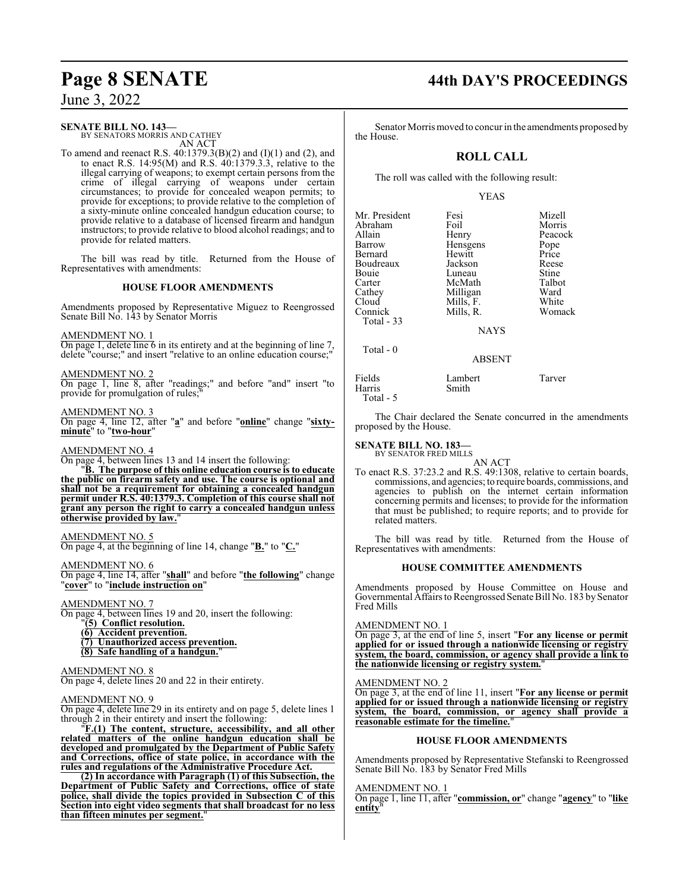**SENATE BILL NO. 143—**
BY SENATORS MORRIS AND CATHEY

AN ACT

To amend and reenact R.S. 40:1379.3(B)(2) and (I)(1) and (2), and to enact R.S. 14:95(M) and R.S. 40:1379.3.3, relative to the illegal carrying of weapons; to exempt certain persons from the crime of illegal carrying of weapons under certain circumstances; to provide for concealed weapon permits; to provide for exceptions; to provide relative to the completion of a sixty-minute online concealed handgun education course; to provide relative to a database of licensed firearm and handgun instructors; to provide relative to blood alcohol readings; and to provide for related matters.

The bill was read by title. Returned from the House of Representatives with amendments:

### HOUSE FLOOR AMENDMENTS

Amendments proposed by Representative Miguez to Reengrossed Senate Bill No. 143 by Senator Morris

AMENDMENT NO. 1

On page 1, delete line 6 in its entirety and at the beginning of line 7, delete "course;" and insert "relative to an online education course;"

AMENDMENT NO. 2

On page 1, line 8, after "readings;" and before "and" insert "to provide for promulgation of rules;"

AMENDMENT NO. 3

On page 4, line 12, after "**a**" and before "**online**" change "**sixty-minute**" to "**two-hour**"

AMENDMENT NO. 4

On page 4, between lines 13 and 14 insert the following:

"**B. The purpose of this online education course is to educate the public on firearm safety and use. The course is optional and shall not be a requirement for obtaining a concealed handgun permit under R.S. 40:1379.3. Completion of this course shall not grant any person the right to carry a concealed handgun unless otherwise provided by law.**"

AMENDMENT NO. 5

On page 4, at the beginning of line 14, change "**B.**" to "**C.**"

AMENDMENT NO. 6

On page 4, line 14, after "**shall**" and before "**the following**" change "**cover**" to "**include instruction on**"

AMENDMENT NO. 7

On page 4, between lines 19 and 20, insert the following:

"**(5) Conflict resolution.**

**(6) Accident prevention.**

**(7) Unauthorized access prevention.**

**(8) Safe handling of a handgun.**"

AMENDMENT NO. 8

On page 4, delete lines 20 and 22 in their entirety.

AMENDMENT NO. 9

On page 4, delete line 29 in its entirety and on page 5, delete lines 1 through 2 in their entirety and insert the following:

"**F.(1) The content, structure, accessibility, and all other related matters of the online handgun education shall be developed and promulgated by the Department of Public Safety and Corrections, office of state police, in accordance with the rules and regulations of the Administrative Procedure Act.**

**(2) In accordance with Paragraph (1) of this Subsection, the Department of Public Safety and Corrections, office of state police, shall divide the topics provided in Subsection C of this Section into eight video segments that shall broadcast for no less than fifteen minutes per segment.**"

Senator Morris moved to concur in the amendments proposed by the House.

## ROLL CALL

The roll was called with the following result:

YEAS

| | | |
|---|---|---|
| Mr. President | Fesi | Mizell |
| Abraham | Foil | Morris |
| Allain | Henry | Peacock |
| Barrow | Hensgens | Pope |
| Bernard | Hewitt | Price |
| Boudreaux | Jackson | Reese |
| Bouie | Luneau | Stine |
| Carter | McMath | Talbot |
| Cathey | Milligan | Ward |
| Cloud | Mills, F. | White |
| Connick | Mills, R. | Womack |
| Total - 33 | | |

NAYS

Total - 0

ABSENT

| | | |
|---|---|---|
| Fields | Lambert | Tarver |
| Harris | Smith | |
| Total - 5 | | |

The Chair declared the Senate concurred in the amendments proposed by the House.

**SENATE BILL NO. 183—**
BY SENATOR FRED MILLS

AN ACT

To enact R.S. 37:23.2 and R.S. 49:1308, relative to certain boards, commissions, and agencies; to require boards, commissions, and agencies to publish on the internet certain information concerning permits and licenses; to provide for the information that must be published; to require reports; and to provide for related matters.

The bill was read by title. Returned from the House of Representatives with amendments:

### HOUSE COMMITTEE AMENDMENTS

Amendments proposed by House Committee on House and Governmental Affairs to Reengrossed Senate Bill No. 183 by Senator Fred Mills

AMENDMENT NO. 1

On page 3, at the end of line 5, insert "**For any license or permit applied for or issued through a nationwide licensing or registry system, the board, commission, or agency shall provide a link to the nationwide licensing or registry system.**"

AMENDMENT NO. 2

On page 3, at the end of line 11, insert "**For any license or permit applied for or issued through a nationwide licensing or registry system, the board, commission, or agency shall provide a reasonable estimate for the timeline.**"

### HOUSE FLOOR AMENDMENTS

Amendments proposed by Representative Stefanski to Reengrossed Senate Bill No. 183 by Senator Fred Mills

AMENDMENT NO. 1

On page 1, line 11, after "**commission, or**" change "**agency**" to "**like entity**"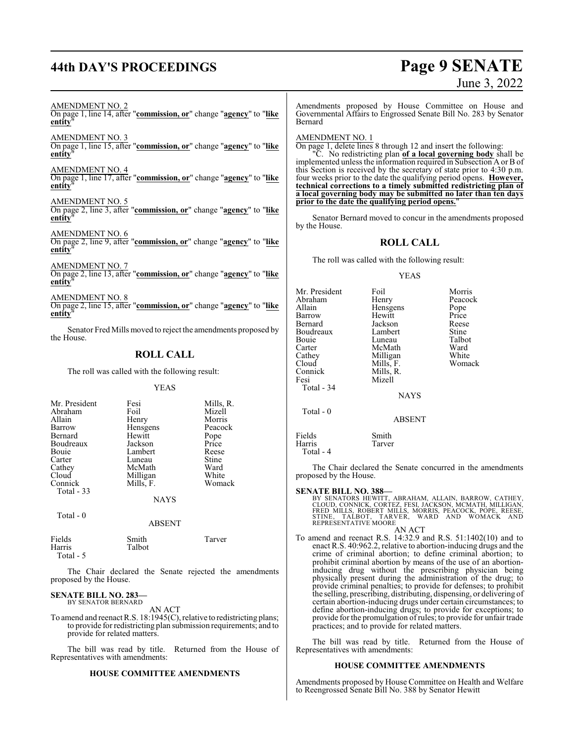AMENDMENT NO. 2

On page 1, line 14, after "**commission, or**" change "**agency**" to "**like entity**"

AMENDMENT NO. 3

On page 1, line 15, after "**commission, or**" change "**agency**" to "**like entity**"

AMENDMENT NO. 4

On page 1, line 17, after "**commission, or**" change "**agency**" to "**like entity**"

AMENDMENT NO. 5

On page 2, line 3, after "**commission, or**" change "**agency**" to "**like entity**"

AMENDMENT NO. 6

On page 2, line 9, after "**commission, or**" change "**agency**" to "**like entity**"

AMENDMENT NO. 7

On page 2, line 13, after "**commission, or**" change "**agency**" to "**like entity**"

AMENDMENT NO. 8

On page 2, line 15, after "**commission, or**" change "**agency**" to "**like entity**"

Senator Fred Mills moved to reject the amendments proposed by the House.

## ROLL CALL

The roll was called with the following result:

YEAS

| | | |
|---|---|---|
| Mr. President | Fesi | Mills, R. |
| Abraham | Foil | Mizell |
| Allain | Henry | Morris |
| Barrow | Hensgens | Peacock |
| Bernard | Hewitt | Pope |
| Boudreaux | Jackson | Price |
| Bouie | Lambert | Reese |
| Carter | Luneau | Stine |
| Cathey | McMath | Ward |
| Cloud | Milligan | White |
| Connick | Mills, F. | Womack |
| Total - 33 | | |

NAYS

Total - 0

ABSENT

| | | |
|---|---|---|
| Fields | Smith | Tarver |
| Harris | Talbot | |
| Total - 5 | | |

The Chair declared the Senate rejected the amendments proposed by the House.

**SENATE BILL NO. 283—**
BY SENATOR BERNARD

AN ACT

To amend and reenact R.S. 18:1945(C), relative to redistricting plans; to provide for redistricting plan submission requirements; and to provide for related matters.

The bill was read by title. Returned from the House of Representatives with amendments:

**HOUSE COMMITTEE AMENDMENTS**

Amendments proposed by House Committee on House and Governmental Affairs to Engrossed Senate Bill No. 283 by Senator Bernard

AMENDMENT NO. 1

On page 1, delete lines 8 through 12 and insert the following:

"C. No redistricting plan **of a local governing body** shall be implemented unless the information required in Subsection A or B of this Section is received by the secretary of state prior to 4:30 p.m. four weeks prior to the date the qualifying period opens. **However, technical corrections to a timely submitted redistricting plan of a local governing body may be submitted no later than ten days prior to the date the qualifying period opens.**"

Senator Bernard moved to concur in the amendments proposed by the House.

## ROLL CALL

The roll was called with the following result:

YEAS

| | | |
|---|---|---|
| Mr. President | Foil | Morris |
| Abraham | Henry | Peacock |
| Allain | Hensgens | Pope |
| Barrow | Hewitt | Price |
| Bernard | Jackson | Reese |
| Boudreaux | Lambert | Stine |
| Bouie | Luneau | Talbot |
| Carter | McMath | Ward |
| Cathey | Milligan | White |
| Cloud | Mills, F. | Womack |
| Connick | Mills, R. | |
| Fesi | Mizell | |
| Total - 34 | | |

NAYS

Total - 0

ABSENT

| | |
|---|---|
| Fields | Smith |
| Harris | Tarver |
| Total - 4 | |

The Chair declared the Senate concurred in the amendments proposed by the House.

**SENATE BILL NO. 388—**
BY SENATORS HEWITT, ABRAHAM, ALLAIN, BARROW, CATHEY, CLOUD, CONNICK, CORTEZ, FESI, JACKSON, MCMATH, MILLIGAN, FRED MILLS, ROBERT MILLS, MORRIS, PEACOCK, POPE, REESE, STINE, TALBOT, TARVER, WARD AND WOMACK AND REPRESENTATIVE MOORE

AN ACT

To amend and reenact R.S. 14:32.9 and R.S. 51:1402(10) and to enact R.S. 40:962.2, relative to abortion-inducing drugs and the crime of criminal abortion; to define criminal abortion; to prohibit criminal abortion by means of the use of an abortion-inducing drug without the prescribing physician being physically present during the administration of the drug; to provide criminal penalties; to provide for defenses; to prohibit the selling, prescribing, distributing, dispensing, or delivering of certain abortion-inducing drugs under certain circumstances; to define abortion-inducing drugs; to provide for exceptions; to provide for the promulgation of rules; to provide for unfair trade practices; and to provide for related matters.

The bill was read by title. Returned from the House of Representatives with amendments:

**HOUSE COMMITTEE AMENDMENTS**

Amendments proposed by House Committee on Health and Welfare to Reengrossed Senate Bill No. 388 by Senator Hewitt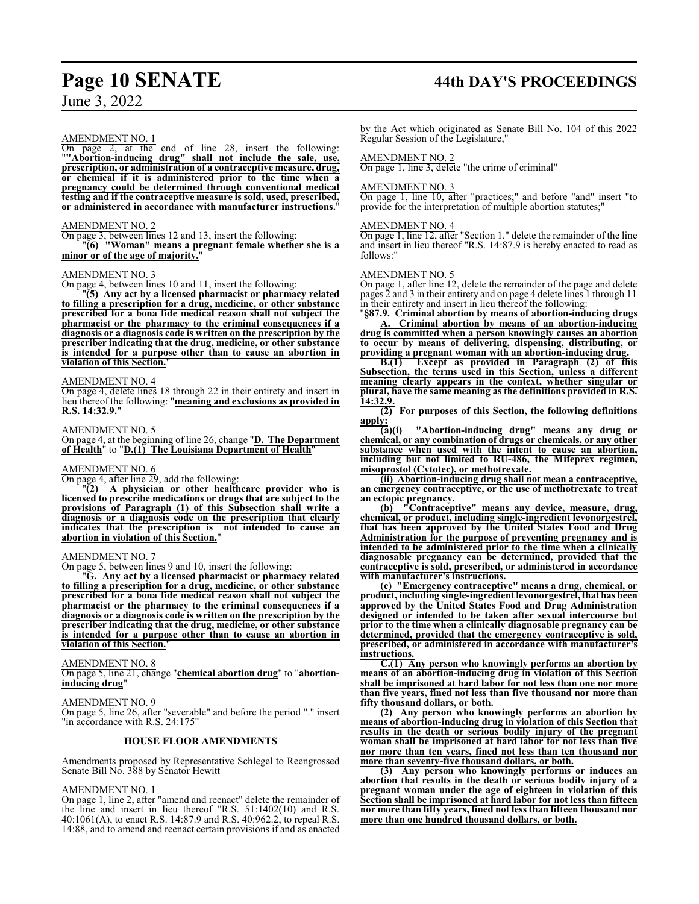AMENDMENT NO. 1

On page 2, at the end of line 28, insert the following: "**"Abortion-inducing drug" shall not include the sale, use, prescription, or administration of a contraceptive measure, drug, or chemical if it is administered prior to the time when a pregnancy could be determined through conventional medical testing and if the contraceptive measure is sold, used, prescribed, or administered in accordance with manufacturer instructions.**"

AMENDMENT NO. 2

On page 3, between lines 12 and 13, insert the following:

"**(6) "Woman" means a pregnant female whether she is a minor or of the age of majority.**"

AMENDMENT NO. 3

On page 4, between lines 10 and 11, insert the following:

"**(5) Any act by a licensed pharmacist or pharmacy related to filling a prescription for a drug, medicine, or other substance prescribed for a bona fide medical reason shall not subject the pharmacist or the pharmacy to the criminal consequences if a diagnosis or a diagnosis code is written on the prescription by the prescriber indicating that the drug, medicine, or other substance is intended for a purpose other than to cause an abortion in violation of this Section.**"

AMENDMENT NO. 4

On page 4, delete lines 18 through 22 in their entirety and insert in lieu thereof the following: "**meaning and exclusions as provided in R.S. 14:32.9.**"

AMENDMENT NO. 5

On page 4, at the beginning of line 26, change "**D. The Department of Health**" to "**D.(1) The Louisiana Department of Health**"

AMENDMENT NO. 6

On page 4, after line 29, add the following:

"**(2) A physician or other healthcare provider who is licensed to prescribe medications or drugs that are subject to the provisions of Paragraph (1) of this Subsection shall write a diagnosis or a diagnosis code on the prescription that clearly indicates that the prescription is not intended to cause an abortion in violation of this Section.**"

AMENDMENT NO. 7

On page 5, between lines 9 and 10, insert the following:

"**G. Any act by a licensed pharmacist or pharmacy related to filling a prescription for a drug, medicine, or other substance prescribed for a bona fide medical reason shall not subject the pharmacist or the pharmacy to the criminal consequences if a diagnosis or a diagnosis code is written on the prescription by the prescriber indicating that the drug, medicine, or other substance is intended for a purpose other than to cause an abortion in violation of this Section.**"

AMENDMENT NO. 8

On page 5, line 21, change "**chemical abortion drug**" to "**abortion-inducing drug**"

AMENDMENT NO. 9

On page 5, line 26, after "severable" and before the period "." insert "in accordance with R.S. 24:175"

### HOUSE FLOOR AMENDMENTS

Amendments proposed by Representative Schlegel to Reengrossed Senate Bill No. 388 by Senator Hewitt

AMENDMENT NO. 1

On page 1, line 2, after "amend and reenact" delete the remainder of the line and insert in lieu thereof "R.S. 51:1402(10) and R.S. 40:1061(A), to enact R.S. 14:87.9 and R.S. 40:962.2, to repeal R.S. 14:88, and to amend and reenact certain provisions if and as enacted by the Act which originated as Senate Bill No. 104 of this 2022 Regular Session of the Legislature,"

AMENDMENT NO. 2

On page 1, line 3, delete "the crime of criminal"

AMENDMENT NO. 3

On page 1, line 10, after "practices;" and before "and" insert "to provide for the interpretation of multiple abortion statutes;"

AMENDMENT NO. 4

On page 1, line 12, after "Section 1." delete the remainder of the line and insert in lieu thereof "R.S. 14:87.9 is hereby enacted to read as follows:"

AMENDMENT NO. 5

On page 1, after line 12, delete the remainder of the page and delete pages 2 and 3 in their entirety and on page 4 delete lines 1 through 11 in their entirety and insert in lieu thereof the following:

"**§87.9. Criminal abortion by means of abortion-inducing drugs**

**A. Criminal abortion by means of an abortion-inducing drug is committed when a person knowingly causes an abortion to occur by means of delivering, dispensing, distributing, or providing a pregnant woman with an abortion-inducing drug.**

**B.(1) Except as provided in Paragraph (2) of this Subsection, the terms used in this Section, unless a different meaning clearly appears in the context, whether singular or plural, have the same meaning as the definitions provided in R.S. 14:32.9.**

**(2) For purposes of this Section, the following definitions apply:**

**(a)(i) "Abortion-inducing drug" means any drug or chemical, or any combination of drugs or chemicals, or any other substance when used with the intent to cause an abortion, including but not limited to RU-486, the Mifeprex regimen, misoprostol (Cytotec), or methotrexate.**

**(ii) Abortion-inducing drug shall not mean a contraceptive, an emergency contraceptive, or the use of methotrexate to treat an ectopic pregnancy.**

**(b) "Contraceptive" means any device, measure, drug, chemical, or product, including single-ingredient levonorgestrel, that has been approved by the United States Food and Drug Administration for the purpose of preventing pregnancy and is intended to be administered prior to the time when a clinically diagnosable pregnancy can be determined, provided that the contraceptive is sold, prescribed, or administered in accordance with manufacturer's instructions.**

**(c) "Emergency contraceptive" means a drug, chemical, or product, including single-ingredient levonorgestrel, that has been approved by the United States Food and Drug Administration designed or intended to be taken after sexual intercourse but prior to the time when a clinically diagnosable pregnancy can be determined, provided that the emergency contraceptive is sold, prescribed, or administered in accordance with manufacturer's instructions.**

**C.(1) Any person who knowingly performs an abortion by means of an abortion-inducing drug in violation of this Section shall be imprisoned at hard labor for not less than one nor more than five years, fined not less than five thousand nor more than fifty thousand dollars, or both.**

**(2) Any person who knowingly performs an abortion by means of abortion-inducing drug in violation of this Section that results in the death or serious bodily injury of the pregnant woman shall be imprisoned at hard labor for not less than five nor more than ten years, fined not less than ten thousand nor more than seventy-five thousand dollars, or both.**

**(3) Any person who knowingly performs or induces an abortion that results in the death or serious bodily injury of a pregnant woman under the age of eighteen in violation of this Section shall be imprisoned at hard labor for not less than fifteen nor more than fifty years, fined not less than fifteen thousand nor more than one hundred thousand dollars, or both.**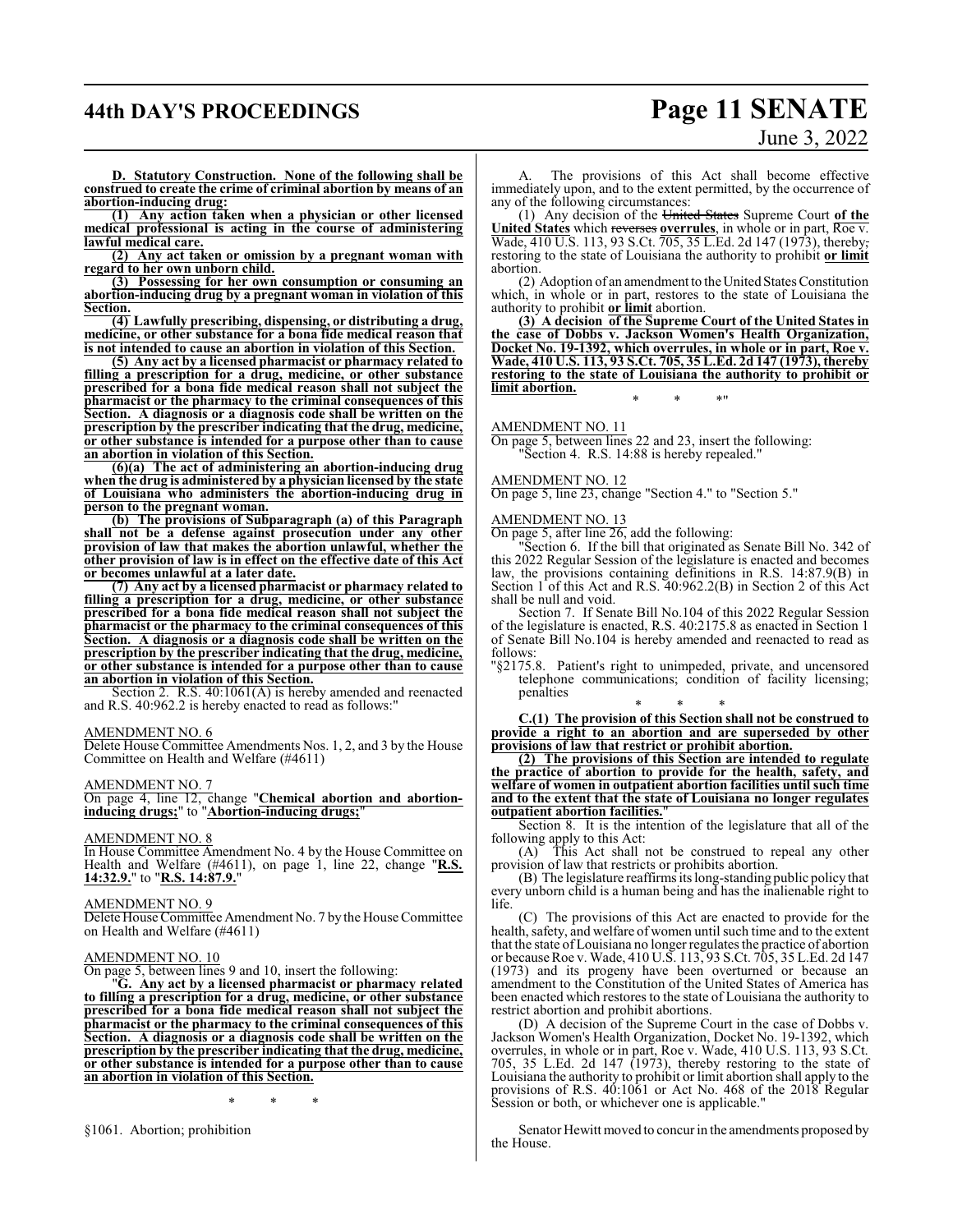**D. Statutory Construction. None of the following shall be construed to create the crime of criminal abortion by means of an abortion-inducing drug:**

**(1) Any action taken when a physician or other licensed medical professional is acting in the course of administering lawful medical care.**

**(2) Any act taken or omission by a pregnant woman with regard to her own unborn child.**

**(3) Possessing for her own consumption or consuming an abortion-inducing drug by a pregnant woman in violation of this Section.**

**(4) Lawfully prescribing, dispensing, or distributing a drug, medicine, or other substance for a bona fide medical reason that is not intended to cause an abortion in violation of this Section.**

**(5) Any act by a licensed pharmacist or pharmacy related to filling a prescription for a drug, medicine, or other substance prescribed for a bona fide medical reason shall not subject the pharmacist or the pharmacy to the criminal consequences of this Section. A diagnosis or a diagnosis code shall be written on the prescription by the prescriber indicating that the drug, medicine, or other substance is intended for a purpose other than to cause an abortion in violation of this Section.**

**(6)(a) The act of administering an abortion-inducing drug when the drug is administered by a physician licensed by the state of Louisiana who administers the abortion-inducing drug in person to the pregnant woman.**

**(b) The provisions of Subparagraph (a) of this Paragraph shall not be a defense against prosecution under any other provision of law that makes the abortion unlawful, whether the other provision of law is in effect on the effective date of this Act or becomes unlawful at a later date.**

**(7) Any act by a licensed pharmacist or pharmacy related to filling a prescription for a drug, medicine, or other substance prescribed for a bona fide medical reason shall not subject the pharmacist or the pharmacy to the criminal consequences of this Section. A diagnosis or a diagnosis code shall be written on the prescription by the prescriber indicating that the drug, medicine, or other substance is intended for a purpose other than to cause an abortion in violation of this Section.**

Section 2. R.S. 40:1061(A) is hereby amended and reenacted and R.S. 40:962.2 is hereby enacted to read as follows:"

AMENDMENT NO. 6

Delete House Committee Amendments Nos. 1, 2, and 3 by the House Committee on Health and Welfare (#4611)

AMENDMENT NO. 7

On page 4, line 12, change "**Chemical abortion and abortion-inducing drugs;**" to "**Abortion-inducing drugs;**"

AMENDMENT NO. 8

In House Committee Amendment No. 4 by the House Committee on Health and Welfare (#4611), on page 1, line 22, change "**R.S. 14:32.9.**" to "**R.S. 14:87.9.**"

AMENDMENT NO. 9

Delete House Committee Amendment No. 7 by the House Committee on Health and Welfare (#4611)

AMENDMENT NO. 10

On page 5, between lines 9 and 10, insert the following:

"**G. Any act by a licensed pharmacist or pharmacy related to filling a prescription for a drug, medicine, or other substance prescribed for a bona fide medical reason shall not subject the pharmacist or the pharmacy to the criminal consequences of this Section. A diagnosis or a diagnosis code shall be written on the prescription by the prescriber indicating that the drug, medicine, or other substance is intended for a purpose other than to cause an abortion in violation of this Section.**

\* \* \*

§1061. Abortion; prohibition

A. The provisions of this Act shall become effective immediately upon, and to the extent permitted, by the occurrence of any of the following circumstances:

(1) Any decision of the ~~United States~~ Supreme Court **of the United States** which ~~reverses~~ **overrules**, in whole or in part, Roe v. Wade, 410 U.S. 113, 93 S.Ct. 705, 35 L.Ed. 2d 147 (1973), thereby~~,~~ restoring to the state of Louisiana the authority to prohibit **or limit** abortion.

(2) Adoption of an amendment to the United States Constitution which, in whole or in part, restores to the state of Louisiana the authority to prohibit **or limit** abortion.

**(3) A decision of the Supreme Court of the United States in the case of Dobbs v. Jackson Women's Health Organization, Docket No. 19-1392, which overrules, in whole or in part, Roe v. Wade, 410 U.S. 113, 93 S.Ct. 705, 35 L.Ed. 2d 147 (1973), thereby restoring to the state of Louisiana the authority to prohibit or limit abortion.**

\* \* \*"

AMENDMENT NO. 11

On page 5, between lines 22 and 23, insert the following:
"Section 4. R.S. 14:88 is hereby repealed."

AMENDMENT NO. 12

On page 5, line 23, change "Section 4." to "Section 5."

AMENDMENT NO. 13

On page 5, after line 26, add the following:

"Section 6. If the bill that originated as Senate Bill No. 342 of this 2022 Regular Session of the legislature is enacted and becomes law, the provisions containing definitions in R.S. 14:87.9(B) in Section 1 of this Act and R.S. 40:962.2(B) in Section 2 of this Act shall be null and void.

Section 7. If Senate Bill No.104 of this 2022 Regular Session of the legislature is enacted, R.S. 40:2175.8 as enacted in Section 1 of Senate Bill No.104 is hereby amended and reenacted to read as follows:

"§2175.8. Patient's right to unimpeded, private, and uncensored telephone communications; condition of facility licensing; penalties

\* \* \*

**C.(1) The provision of this Section shall not be construed to provide a right to an abortion and are superseded by other provisions of law that restrict or prohibit abortion.**

**(2) The provisions of this Section are intended to regulate the practice of abortion to provide for the health, safety, and welfare of women in outpatient abortion facilities until such time and to the extent that the state of Louisiana no longer regulates outpatient abortion facilities.**"

Section 8. It is the intention of the legislature that all of the following apply to this Act:

(A) This Act shall not be construed to repeal any other provision of law that restricts or prohibits abortion.

(B) The legislature reaffirms its long-standing public policy that every unborn child is a human being and has the inalienable right to life.

(C) The provisions of this Act are enacted to provide for the health, safety, and welfare of women until such time and to the extent that the state of Louisiana no longer regulates the practice of abortion or because Roe v. Wade, 410 U.S. 113, 93 S.Ct. 705, 35 L.Ed. 2d 147 (1973) and its progeny have been overturned or because an amendment to the Constitution of the United States of America has been enacted which restores to the state of Louisiana the authority to restrict abortion and prohibit abortions.

(D) A decision of the Supreme Court in the case of Dobbs v. Jackson Women's Health Organization, Docket No. 19-1392, which overrules, in whole or in part, Roe v. Wade, 410 U.S. 113, 93 S.Ct. 705, 35 L.Ed. 2d 147 (1973), thereby restoring to the state of Louisiana the authority to prohibit or limit abortion shall apply to the provisions of R.S. 40:1061 or Act No. 468 of the 2018 Regular Session or both, or whichever one is applicable."

Senator Hewitt moved to concur in the amendments proposed by the House.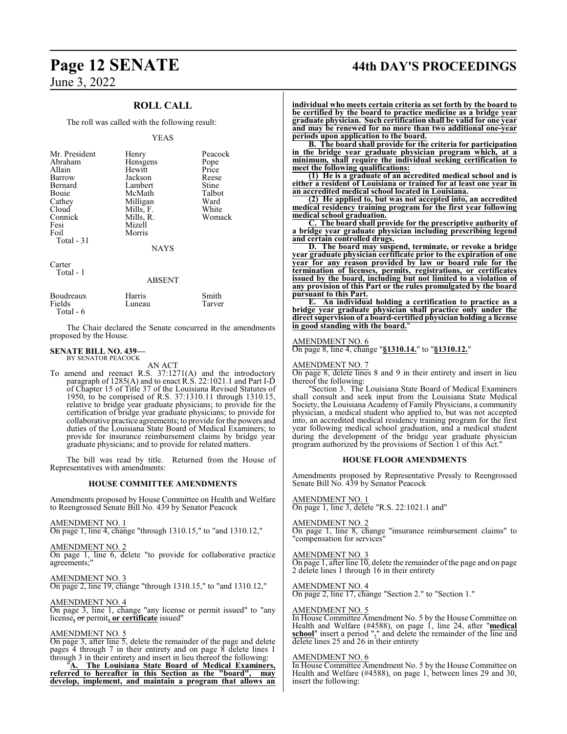## ROLL CALL

The roll was called with the following result:

YEAS

| | | |
|---|---|---|
| Mr. President | Henry | Peacock |
| Abraham | Hensgens | Pope |
| Allain | Hewitt | Price |
| Barrow | Jackson | Reese |
| Bernard | Lambert | Stine |
| Bouie | McMath | Talbot |
| Cathey | Milligan | Ward |
| Cloud | Mills, F. | White |
| Connick | Mills, R. | Womack |
| Fesi | Mizell | |
| Foil | Morris | |
| Total - 31 | | |

NAYS

Carter
Total - 1

ABSENT

| | | |
|---|---|---|
| Boudreaux | Harris | Smith |
| Fields | Luneau | Tarver |
| Total - 6 | | |

The Chair declared the Senate concurred in the amendments proposed by the House.

**SENATE BILL NO. 439—**
BY SENATOR PEACOCK

AN ACT

To amend and reenact R.S. 37:1271(A) and the introductory paragraph of 1285(A) and to enact R.S. 22:1021.1 and Part I-D of Chapter 15 of Title 37 of the Louisiana Revised Statutes of 1950, to be comprised of R.S. 37:1310.11 through 1310.15, relative to bridge year graduate physicians; to provide for the certification of bridge year graduate physicians; to provide for collaborative practice agreements; to provide for the powers and duties of the Louisiana State Board of Medical Examiners; to provide for insurance reimbursement claims by bridge year graduate physicians; and to provide for related matters.

The bill was read by title. Returned from the House of Representatives with amendments:

### HOUSE COMMITTEE AMENDMENTS

Amendments proposed by House Committee on Health and Welfare to Reengrossed Senate Bill No. 439 by Senator Peacock

AMENDMENT NO. 1
On page 1, line 4, change "through 1310.15," to "and 1310.12,"

AMENDMENT NO. 2
On page 1, line 6, delete "to provide for collaborative practice agreements;"

AMENDMENT NO. 3
On page 2, line 19, change "through 1310.15," to "and 1310.12,"

AMENDMENT NO. 4
On page 3, line 1, change "any license or permit issued" to "any license~~, or~~ permit**, or certificate** issued"

AMENDMENT NO. 5
On page 3, after line 5, delete the remainder of the page and delete pages 4 through 7 in their entirety and on page 8 delete lines 1 through 3 in their entirety and insert in lieu thereof the following:

"**A. The Louisiana State Board of Medical Examiners, referred to hereafter in this Section as the "board", may develop, implement, and maintain a program that allows an individual who meets certain criteria as set forth by the board to be certified by the board to practice medicine as a bridge year graduate physician. Such certification shall be valid for one year and may be renewed for no more than two additional one-year periods upon application to the board.**

**B. The board shall provide for the criteria for participation in the bridge year graduate physician program which, at a minimum, shall require the individual seeking certification to meet the following qualifications:**

**(1) He is a graduate of an accredited medical school and is either a resident of Louisiana or trained for at least one year in an accredited medical school located in Louisiana.**

**(2) He applied to, but was not accepted into, an accredited medical residency training program for the first year following medical school graduation.**

**C. The board shall provide for the prescriptive authority of a bridge year graduate physician including prescribing legend and certain controlled drugs.**

**D. The board may suspend, terminate, or revoke a bridge year graduate physician certificate prior to the expiration of one year for any reason provided by law or board rule for the termination of licenses, permits, registrations, or certificates issued by the board, including but not limited to a violation of any provision of this Part or the rules promulgated by the board pursuant to this Part.**

**E. An individual holding a certification to practice as a bridge year graduate physician shall practice only under the direct supervision of a board-certified physician holding a license in good standing with the board.**"

AMENDMENT NO. 6
On page 8, line 4, change "**§1310.14.**" to "**§1310.12.**"

AMENDMENT NO. 7
On page 8, delete lines 8 and 9 in their entirety and insert in lieu thereof the following:

"Section 3. The Louisiana State Board of Medical Examiners shall consult and seek input from the Louisiana State Medical Society, the Louisiana Academy of Family Physicians, a community physician, a medical student who applied to, but was not accepted into, an accredited medical residency training program for the first year following medical school graduation, and a medical student during the development of the bridge year graduate physician program authorized by the provisions of Section 1 of this Act."

### HOUSE FLOOR AMENDMENTS

Amendments proposed by Representative Pressly to Reengrossed Senate Bill No. 439 by Senator Peacock

AMENDMENT NO. 1
On page 1, line 3, delete "R.S. 22:1021.1 and"

AMENDMENT NO. 2
On page 1, line 8, change "insurance reimbursement claims" to "compensation for services"

AMENDMENT NO. 3
On page 1, after line 10, delete the remainder of the page and on page 2 delete lines 1 through 16 in their entirety

AMENDMENT NO. 4
On page 2, line 17, change "Section 2." to "Section 1."

AMENDMENT NO. 5
In House Committee Amendment No. 5 by the House Committee on Health and Welfare (#4588), on page 1, line 24, after "**medical school**" insert a period "**.**" and delete the remainder of the line and delete lines 25 and 26 in their entirety

AMENDMENT NO. 6
In House Committee Amendment No. 5 by the House Committee on Health and Welfare (#4588), on page 1, between lines 29 and 30, insert the following: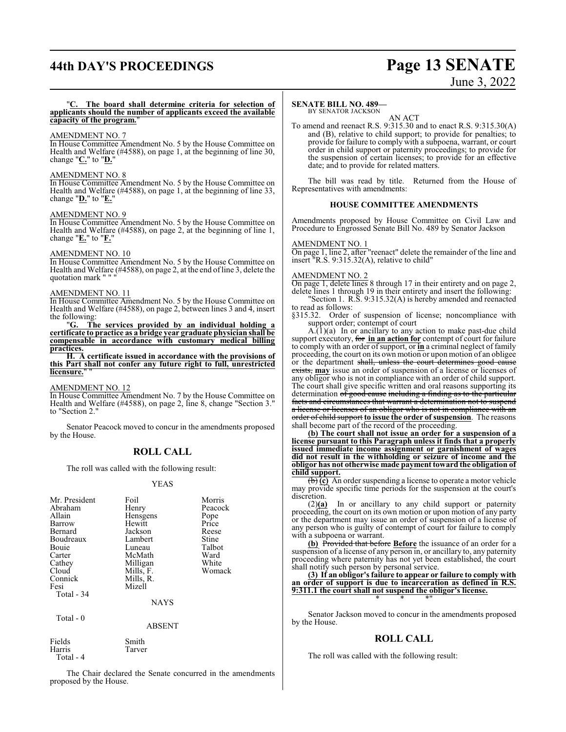"**C. The board shall determine criteria for selection of applicants should the number of applicants exceed the available capacity of the program.**"

AMENDMENT NO. 7

In House Committee Amendment No. 5 by the House Committee on Health and Welfare (#4588), on page 1, at the beginning of line 30, change "**C.**" to "**D.**"

AMENDMENT NO. 8

In House Committee Amendment No. 5 by the House Committee on Health and Welfare (#4588), on page 1, at the beginning of line 33, change "**D.**" to "**E.**"

AMENDMENT NO. 9

In House Committee Amendment No. 5 by the House Committee on Health and Welfare (#4588), on page 2, at the beginning of line 1, change "**E.**" to "**F.**"

AMENDMENT NO. 10

In House Committee Amendment No. 5 by the House Committee on Health and Welfare (#4588), on page 2, at the end of line 3, delete the quotation mark " " "

AMENDMENT NO. 11

In House Committee Amendment No. 5 by the House Committee on Health and Welfare (#4588), on page 2, between lines 3 and 4, insert the following:

"**G. The services provided by an individual holding a certificate to practice as a bridge year graduate physician shall be compensable in accordance with customary medical billing practices.**

**H. A certificate issued in accordance with the provisions of this Part shall not confer any future right to full, unrestricted licensure.**" "

AMENDMENT NO. 12

In House Committee Amendment No. 7 by the House Committee on Health and Welfare (#4588), on page 2, line 8, change "Section 3." to "Section 2."

Senator Peacock moved to concur in the amendments proposed by the House.

## ROLL CALL

The roll was called with the following result:

YEAS

| | | |
|---|---|---|
| Mr. President | Foil | Morris |
| Abraham | Henry | Peacock |
| Allain | Hensgens | Pope |
| Barrow | Hewitt | Price |
| Bernard | Jackson | Reese |
| Boudreaux | Lambert | Stine |
| Bouie | Luneau | Talbot |
| Carter | McMath | Ward |
| Cathey | Milligan | White |
| Cloud | Mills, F. | Womack |
| Connick | Mills, R. | |
| Fesi | Mizell | |

Total - 34

NAYS

Total - 0

ABSENT

| | |
|---|---|
| Fields | Smith |
| Harris | Tarver |

Total - 4

The Chair declared the Senate concurred in the amendments proposed by the House.

**SENATE BILL NO. 489—**
BY SENATOR JACKSON

AN ACT

To amend and reenact R.S. 9:315.30 and to enact R.S. 9:315.30(A) and (B), relative to child support; to provide for penalties; to provide for failure to comply with a subpoena, warrant, or court order in child support or paternity proceedings; to provide for the suspension of certain licenses; to provide for an effective date; and to provide for related matters.

The bill was read by title. Returned from the House of Representatives with amendments:

### HOUSE COMMITTEE AMENDMENTS

Amendments proposed by House Committee on Civil Law and Procedure to Engrossed Senate Bill No. 489 by Senator Jackson

AMENDMENT NO. 1

On page 1, line 2, after "reenact" delete the remainder of the line and insert "R.S. 9:315.32(A), relative to child"

AMENDMENT NO. 2

On page 1, delete lines 8 through 17 in their entirety and on page 2, delete lines 1 through 19 in their entirety and insert the following:

"Section 1. R.S. 9:315.32(A) is hereby amended and reenacted to read as follows:

§315.32. Order of suspension of license; noncompliance with support order; contempt of court

A.(1)(a) In or ancillary to any action to make past-due child support executory, ~~for~~ **in an action for** contempt of court for failure to comply with an order of support, or **in** a criminal neglect of family proceeding, the court on its own motion or upon motion of an obligee or the department ~~shall, unless the court determines good cause exists,~~ **may** issue an order of suspension of a license or licenses of any obligor who is not in compliance with an order of child support. The court shall give specific written and oral reasons supporting its determination ~~of good cause including a finding as to the particular facts and circumstances that warrant a determination not to suspend a license or licenses of an obligor who is not in compliance with an order of child support~~ **to issue the order of suspension**. The reasons shall become part of the record of the proceeding.

**(b) The court shall not issue an order for a suspension of a license pursuant to this Paragraph unless it finds that a properly issued immediate income assignment or garnishment of wages did not result in the withholding or seizure of income and the obligor has not otherwise made payment toward the obligation of child support.**

~~(b)~~ **(c)** An order suspending a license to operate a motor vehicle may provide specific time periods for the suspension at the court's discretion.

(2)**(a)** In or ancillary to any child support or paternity proceeding, the court on its own motion or upon motion of any party or the department may issue an order of suspension of a license of any person who is guilty of contempt of court for failure to comply with a subpoena or warrant.

**(b)** ~~Provided that before~~ **Before** the issuance of an order for a suspension of a license of any person in, or ancillary to, any paternity proceeding where paternity has not yet been established, the court shall notify such person by personal service.

**(3) If an obligor's failure to appear or failure to comply with an order of support is due to incarceration as defined in R.S. 9:311.1 the court shall not suspend the obligor's license.**

\* \* \*"

Senator Jackson moved to concur in the amendments proposed by the House.

## ROLL CALL

The roll was called with the following result: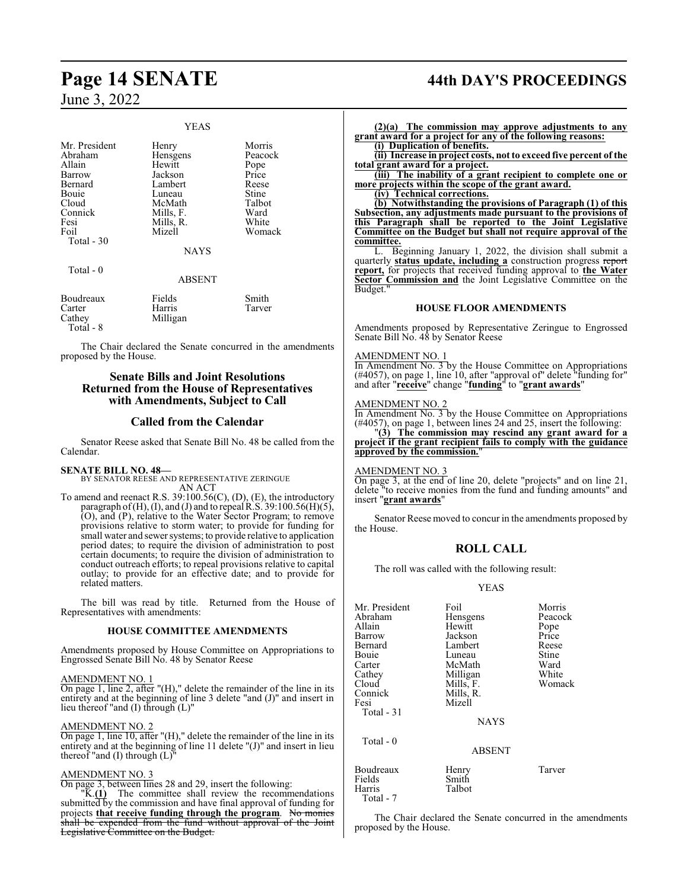YEAS

| | | |
|---|---|---|
| Mr. President | Henry | Morris |
| Abraham | Hensgens | Peacock |
| Allain | Hewitt | Pope |
| Barrow | Jackson | Price |
| Bernard | Lambert | Reese |
| Bouie | Luneau | Stine |
| Cloud | McMath | Talbot |
| Connick | Mills, F. | Ward |
| Fesi | Mills, R. | White |
| Foil | Mizell | Womack |
| Total - 30 | | |

NAYS

Total - 0

ABSENT

| | | |
|---|---|---|
| Boudreaux | Fields | Smith |
| Carter | Harris | Tarver |
| Cathey | Milligan | |
| Total - 8 | | |

The Chair declared the Senate concurred in the amendments proposed by the House.

## Senate Bills and Joint Resolutions Returned from the House of Representatives with Amendments, Subject to Call

## Called from the Calendar

Senator Reese asked that Senate Bill No. 48 be called from the Calendar.

**SENATE BILL NO. 48—**
BY SENATOR REESE AND REPRESENTATIVE ZERINGUE
AN ACT

To amend and reenact R.S. 39:100.56(C), (D), (E), the introductory paragraph of (H), (I), and (J) and to repeal R.S. 39:100.56(H)(5), (O), and (P), relative to the Water Sector Program; to remove provisions relative to storm water; to provide for funding for small water and sewer systems; to provide relative to application period dates; to require the division of administration to post certain documents; to require the division of administration to conduct outreach efforts; to repeal provisions relative to capital outlay; to provide for an effective date; and to provide for related matters.

The bill was read by title. Returned from the House of Representatives with amendments:

### HOUSE COMMITTEE AMENDMENTS

Amendments proposed by House Committee on Appropriations to Engrossed Senate Bill No. 48 by Senator Reese

AMENDMENT NO. 1
On page 1, line 2, after "(H)," delete the remainder of the line in its entirety and at the beginning of line 3 delete "and (J)" and insert in lieu thereof "and (I) through (L)"

AMENDMENT NO. 2
On page 1, line 10, after "(H)," delete the remainder of the line in its entirety and at the beginning of line 11 delete "(J)" and insert in lieu thereof "and (I) through (L)"

AMENDMENT NO. 3
On page 3, between lines 28 and 29, insert the following:

"K.**(1)** The committee shall review the recommendations submitted by the commission and have final approval of funding for projects **that receive funding through the program**. ~~No monies shall be expended from the fund without approval of the Joint Legislative Committee on the Budget.~~

**(2)(a) The commission may approve adjustments to any grant award for a project for any of the following reasons:**

**(i) Duplication of benefits.**

**(ii) Increase in project costs, not to exceed five percent of the total grant award for a project.**

**(iii) The inability of a grant recipient to complete one or more projects within the scope of the grant award.**

**(iv) Technical corrections.**

**(b) Notwithstanding the provisions of Paragraph (1) of this Subsection, any adjustments made pursuant to the provisions of this Paragraph shall be reported to the Joint Legislative Committee on the Budget but shall not require approval of the committee.**

L. Beginning January 1, 2022, the division shall submit a quarterly **status update, including a** construction progress ~~report~~ **report,** for projects that received funding approval to **the Water Sector Commission and** the Joint Legislative Committee on the Budget."

### HOUSE FLOOR AMENDMENTS

Amendments proposed by Representative Zeringue to Engrossed Senate Bill No. 48 by Senator Reese

AMENDMENT NO. 1
In Amendment No. 3 by the House Committee on Appropriations (#4057), on page 1, line 10, after "approval of" delete "funding for" and after "**receive**" change "**funding**" to "**grant awards**"

AMENDMENT NO. 2
In Amendment No. 3 by the House Committee on Appropriations (#4057), on page 1, between lines 24 and 25, insert the following:

"**(3) The commission may rescind any grant award for a project if the grant recipient fails to comply with the guidance approved by the commission.**"

AMENDMENT NO. 3
On page 3, at the end of line 20, delete "projects" and on line 21, delete "to receive monies from the fund and funding amounts" and insert "**grant awards**"

Senator Reese moved to concur in the amendments proposed by the House.

## ROLL CALL

The roll was called with the following result:

YEAS

| | | |
|---|---|---|
| Mr. President | Foil | Morris |
| Abraham | Hensgens | Peacock |
| Allain | Hewitt | Pope |
| Barrow | Jackson | Price |
| Bernard | Lambert | Reese |
| Bouie | Luneau | Stine |
| Carter | McMath | Ward |
| Cathey | Milligan | White |
| Cloud | Mills, F. | Womack |
| Connick | Mills, R. | |
| Fesi | Mizell | |
| Total - 31 | | |

NAYS

Total - 0

ABSENT

| | | |
|---|---|---|
| Boudreaux | Henry | Tarver |
| Fields | Smith | |
| Harris | Talbot | |
| Total - 7 | | |

The Chair declared the Senate concurred in the amendments proposed by the House.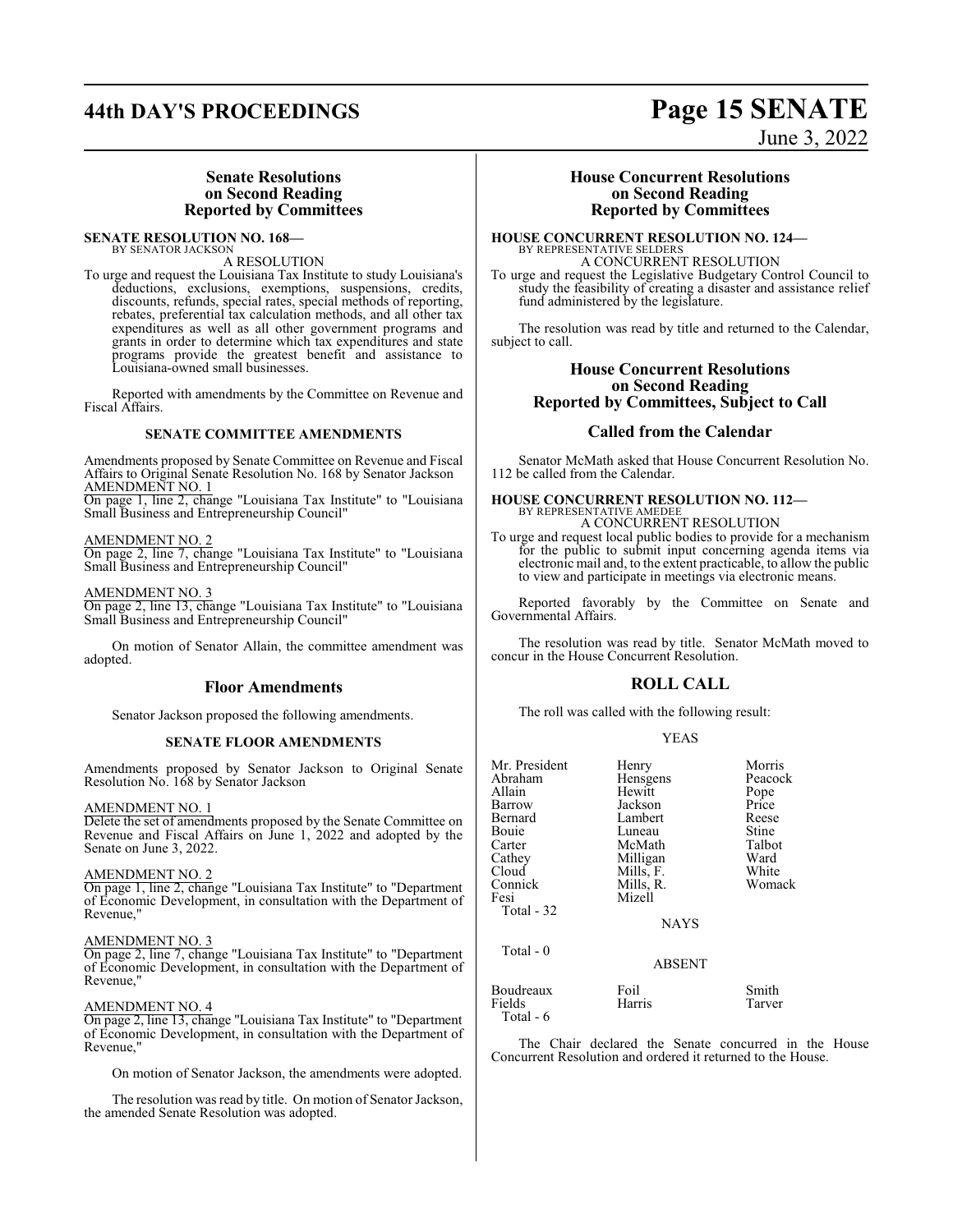### Senate Resolutions on Second Reading Reported by Committees

**SENATE RESOLUTION NO. 168—**
BY SENATOR JACKSON

A RESOLUTION

To urge and request the Louisiana Tax Institute to study Louisiana's deductions, exclusions, exemptions, suspensions, credits, discounts, refunds, special rates, special methods of reporting, rebates, preferential tax calculation methods, and all other tax expenditures as well as all other government programs and grants in order to determine which tax expenditures and state programs provide the greatest benefit and assistance to Louisiana-owned small businesses.

Reported with amendments by the Committee on Revenue and Fiscal Affairs.

**SENATE COMMITTEE AMENDMENTS**

Amendments proposed by Senate Committee on Revenue and Fiscal Affairs to Original Senate Resolution No. 168 by Senator Jackson

AMENDMENT NO. 1
On page 1, line 2, change "Louisiana Tax Institute" to "Louisiana Small Business and Entrepreneurship Council"

AMENDMENT NO. 2
On page 2, line 7, change "Louisiana Tax Institute" to "Louisiana Small Business and Entrepreneurship Council"

AMENDMENT NO. 3
On page 2, line 13, change "Louisiana Tax Institute" to "Louisiana Small Business and Entrepreneurship Council"

On motion of Senator Allain, the committee amendment was adopted.

### Floor Amendments

Senator Jackson proposed the following amendments.

**SENATE FLOOR AMENDMENTS**

Amendments proposed by Senator Jackson to Original Senate Resolution No. 168 by Senator Jackson

AMENDMENT NO. 1
Delete the set of amendments proposed by the Senate Committee on Revenue and Fiscal Affairs on June 1, 2022 and adopted by the Senate on June 3, 2022.

AMENDMENT NO. 2
On page 1, line 2, change "Louisiana Tax Institute" to "Department of Economic Development, in consultation with the Department of Revenue,"

AMENDMENT NO. 3
On page 2, line 7, change "Louisiana Tax Institute" to "Department of Economic Development, in consultation with the Department of Revenue,"

AMENDMENT NO. 4
On page 2, line 13, change "Louisiana Tax Institute" to "Department of Economic Development, in consultation with the Department of Revenue,"

On motion of Senator Jackson, the amendments were adopted.

The resolution was read by title. On motion of Senator Jackson, the amended Senate Resolution was adopted.

### House Concurrent Resolutions on Second Reading Reported by Committees

**HOUSE CONCURRENT RESOLUTION NO. 124—**
BY REPRESENTATIVE SELDERS

A CONCURRENT RESOLUTION

To urge and request the Legislative Budgetary Control Council to study the feasibility of creating a disaster and assistance relief fund administered by the legislature.

The resolution was read by title and returned to the Calendar, subject to call.

### House Concurrent Resolutions on Second Reading Reported by Committees, Subject to Call

### Called from the Calendar

Senator McMath asked that House Concurrent Resolution No. 112 be called from the Calendar.

**HOUSE CONCURRENT RESOLUTION NO. 112—**
BY REPRESENTATIVE AMEDEE

A CONCURRENT RESOLUTION

To urge and request local public bodies to provide for a mechanism for the public to submit input concerning agenda items via electronic mail and, to the extent practicable, to allow the public to view and participate in meetings via electronic means.

Reported favorably by the Committee on Senate and Governmental Affairs.

The resolution was read by title. Senator McMath moved to concur in the House Concurrent Resolution.

### ROLL CALL

The roll was called with the following result:

YEAS

| | | |
|---|---|---|
| Mr. President | Henry | Morris |
| Abraham | Hensgens | Peacock |
| Allain | Hewitt | Pope |
| Barrow | Jackson | Price |
| Bernard | Lambert | Reese |
| Bouie | Luneau | Stine |
| Carter | McMath | Talbot |
| Cathey | Milligan | Ward |
| Cloud | Mills, F. | White |
| Connick | Mills, R. | Womack |
| Fesi | Mizell | |

Total - 32

NAYS

Total - 0

ABSENT

| | | |
|---|---|---|
| Boudreaux | Foil | Smith |
| Fields | Harris | Tarver |

Total - 6

The Chair declared the Senate concurred in the House Concurrent Resolution and ordered it returned to the House.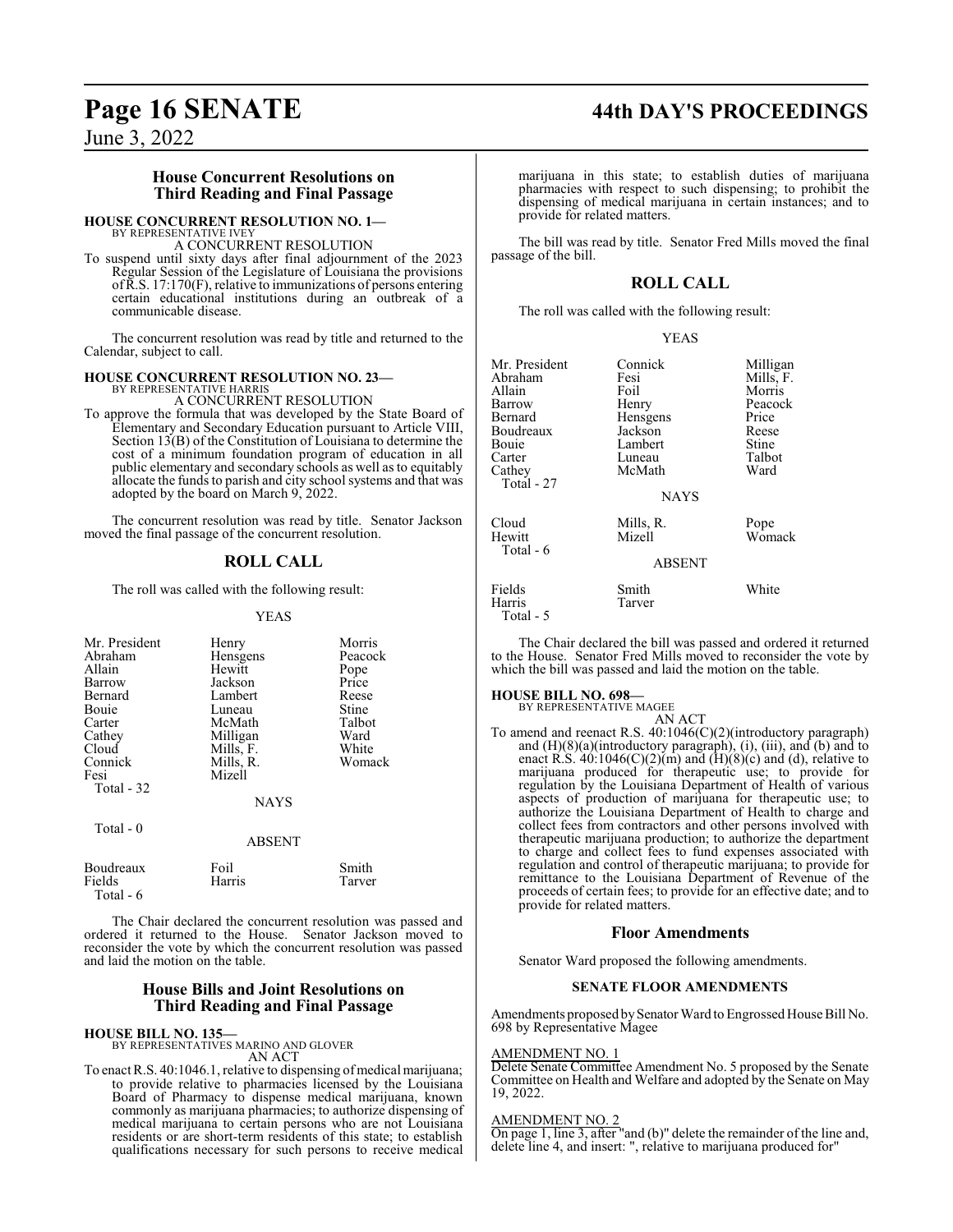## House Concurrent Resolutions on Third Reading and Final Passage

**HOUSE CONCURRENT RESOLUTION NO. 1—**
BY REPRESENTATIVE IVEY
A CONCURRENT RESOLUTION

To suspend until sixty days after final adjournment of the 2023 Regular Session of the Legislature of Louisiana the provisions of R.S. 17:170(F), relative to immunizations of persons entering certain educational institutions during an outbreak of a communicable disease.

The concurrent resolution was read by title and returned to the Calendar, subject to call.

**HOUSE CONCURRENT RESOLUTION NO. 23—**
BY REPRESENTATIVE HARRIS
A CONCURRENT RESOLUTION

To approve the formula that was developed by the State Board of Elementary and Secondary Education pursuant to Article VIII, Section 13(B) of the Constitution of Louisiana to determine the cost of a minimum foundation program of education in all public elementary and secondary schools as well as to equitably allocate the funds to parish and city school systems and that was adopted by the board on March 9, 2022.

The concurrent resolution was read by title. Senator Jackson moved the final passage of the concurrent resolution.

## ROLL CALL

The roll was called with the following result:

YEAS

| | | |
|---|---|---|
| Mr. President | Henry | Morris |
| Abraham | Hensgens | Peacock |
| Allain | Hewitt | Pope |
| Barrow | Jackson | Price |
| Bernard | Lambert | Reese |
| Bouie | Luneau | Stine |
| Carter | McMath | Talbot |
| Cathey | Milligan | Ward |
| Cloud | Mills, F. | White |
| Connick | Mills, R. | Womack |
| Fesi | Mizell | |
| Total - 32 | | |

NAYS

Total - 0

ABSENT

| | | |
|---|---|---|
| Boudreaux | Foil | Smith |
| Fields | Harris | Tarver |
| Total - 6 | | |

The Chair declared the concurrent resolution was passed and ordered it returned to the House. Senator Jackson moved to reconsider the vote by which the concurrent resolution was passed and laid the motion on the table.

## House Bills and Joint Resolutions on Third Reading and Final Passage

**HOUSE BILL NO. 135—**
BY REPRESENTATIVES MARINO AND GLOVER
AN ACT

To enact R.S. 40:1046.1, relative to dispensing of medical marijuana; to provide relative to pharmacies licensed by the Louisiana Board of Pharmacy to dispense medical marijuana, known commonly as marijuana pharmacies; to authorize dispensing of medical marijuana to certain persons who are not Louisiana residents or are short-term residents of this state; to establish qualifications necessary for such persons to receive medical marijuana in this state; to establish duties of marijuana pharmacies with respect to such dispensing; to prohibit the dispensing of medical marijuana in certain instances; and to provide for related matters.

The bill was read by title. Senator Fred Mills moved the final passage of the bill.

## ROLL CALL

The roll was called with the following result:

YEAS

| | | |
|---|---|---|
| Mr. President | Connick | Milligan |
| Abraham | Fesi | Mills, F. |
| Allain | Foil | Morris |
| Barrow | Henry | Peacock |
| Bernard | Hensgens | Price |
| Boudreaux | Jackson | Reese |
| Bouie | Lambert | Stine |
| Carter | Luneau | Talbot |
| Cathey | McMath | Ward |
| Total - 27 | | |

NAYS

| | | |
|---|---|---|
| Cloud | Mills, R. | Pope |
| Hewitt | Mizell | Womack |
| Total - 6 | | |

ABSENT

| | | |
|---|---|---|
| Fields | Smith | White |
| Harris | Tarver | |
| Total - 5 | | |

The Chair declared the bill was passed and ordered it returned to the House. Senator Fred Mills moved to reconsider the vote by which the bill was passed and laid the motion on the table.

**HOUSE BILL NO. 698—**
BY REPRESENTATIVE MAGEE
AN ACT

To amend and reenact R.S. 40:1046(C)(2)(introductory paragraph) and (H)(8)(a)(introductory paragraph), (i), (iii), and (b) and to enact R.S. 40:1046(C)(2)(m) and (H)(8)(c) and (d), relative to marijuana produced for therapeutic use; to provide for regulation by the Louisiana Department of Health of various aspects of production of marijuana for therapeutic use; to authorize the Louisiana Department of Health to charge and collect fees from contractors and other persons involved with therapeutic marijuana production; to authorize the department to charge and collect fees to fund expenses associated with regulation and control of therapeutic marijuana; to provide for remittance to the Louisiana Department of Revenue of the proceeds of certain fees; to provide for an effective date; and to provide for related matters.

## Floor Amendments

Senator Ward proposed the following amendments.

### SENATE FLOOR AMENDMENTS

Amendments proposed by Senator Ward to Engrossed House Bill No. 698 by Representative Magee

AMENDMENT NO. 1

Delete Senate Committee Amendment No. 5 proposed by the Senate Committee on Health and Welfare and adopted by the Senate on May 19, 2022.

AMENDMENT NO. 2

On page 1, line 3, after "and (b)" delete the remainder of the line and, delete line 4, and insert: ", relative to marijuana produced for"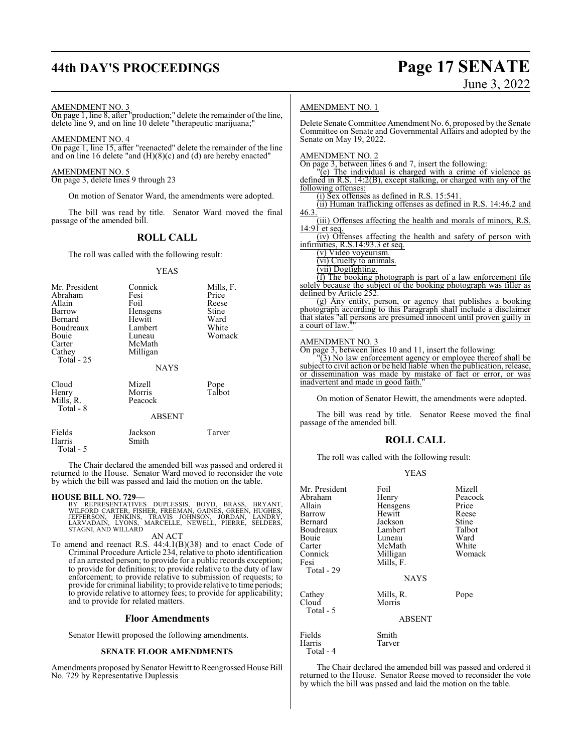AMENDMENT NO. 3
On page 1, line 8, after "production;" delete the remainder of the line, delete line 9, and on line 10 delete "therapeutic marijuana;"

AMENDMENT NO. 4
On page 1, line 15, after "reenacted" delete the remainder of the line and on line 16 delete "and (H)(8)(c) and (d) are hereby enacted"

AMENDMENT NO. 5
On page 3, delete lines 9 through 23

On motion of Senator Ward, the amendments were adopted.

The bill was read by title. Senator Ward moved the final passage of the amended bill.

## ROLL CALL

The roll was called with the following result:

YEAS

| | | |
|---|---|---|
| Mr. President | Connick | Mills, F. |
| Abraham | Fesi | Price |
| Allain | Foil | Reese |
| Barrow | Hensgens | Stine |
| Bernard | Hewitt | Ward |
| Boudreaux | Lambert | White |
| Bouie | Luneau | Womack |
| Carter | McMath | |
| Cathey | Milligan | |
| Total - 25 | | |

NAYS

| | | |
|---|---|---|
| Cloud | Mizell | Pope |
| Henry | Morris | Talbot |
| Mills, R. | Peacock | |
| Total - 8 | | |

ABSENT

| | | |
|---|---|---|
| Fields | Jackson | Tarver |
| Harris | Smith | |
| Total - 5 | | |

The Chair declared the amended bill was passed and ordered it returned to the House. Senator Ward moved to reconsider the vote by which the bill was passed and laid the motion on the table.

**HOUSE BILL NO. 729—**
BY REPRESENTATIVES DUPLESSIS, BOYD, BRASS, BRYANT, WILFORD CARTER, FISHER, FREEMAN, GAINES, GREEN, HUGHES, JEFFERSON, JENKINS, TRAVIS JOHNSON, JORDAN, LANDRY, LARVADAIN, LYONS, MARCELLE, NEWELL, PIERRE, SELDERS, STAGNI, AND WILLARD

AN ACT

To amend and reenact R.S. 44:4.1(B)(38) and to enact Code of Criminal Procedure Article 234, relative to photo identification of an arrested person; to provide for a public records exception; to provide for definitions; to provide relative to the duty of law enforcement; to provide relative to submission of requests; to provide for criminal liability; to provide relative to time periods; to provide relative to attorney fees; to provide for applicability; and to provide for related matters.

## Floor Amendments

Senator Hewitt proposed the following amendments.

### SENATE FLOOR AMENDMENTS

Amendments proposed by Senator Hewitt to Reengrossed House Bill No. 729 by Representative Duplessis

AMENDMENT NO. 1

Delete Senate Committee Amendment No. 6, proposed by the Senate Committee on Senate and Governmental Affairs and adopted by the Senate on May 19, 2022.

AMENDMENT NO. 2
On page 3, between lines 6 and 7, insert the following:

"(e) The individual is charged with a crime of violence as defined in R.S. 14:2(B), except stalking, or charged with any of the following offenses:

(i) Sex offenses as defined in R.S. 15:541.

(ii) Human trafficking offenses as defined in R.S. 14:46.2 and 46.3.

(iii) Offenses affecting the health and morals of minors, R.S. 14:91 et seq.

(iv) Offenses affecting the health and safety of person with infirmities, R.S.14:93.3 et seq.

(v) Video voyeurism.

(vi) Cruelty to animals.

(vii) Dogfighting.

(f) The booking photograph is part of a law enforcement file solely because the subject of the booking photograph was filler as defined by Article 252.

(g) Any entity, person, or agency that publishes a booking photograph according to this Paragraph shall include a disclaimer that states "all persons are presumed innocent until proven guilty in a court of law.""

AMENDMENT NO. 3
On page 3, between lines 10 and 11, insert the following:

"(3) No law enforcement agency or employee thereof shall be subject to civil action or be held liable when the publication, release, or dissemination was made by mistake of fact or error, or was inadvertent and made in good faith."

On motion of Senator Hewitt, the amendments were adopted.

The bill was read by title. Senator Reese moved the final passage of the amended bill.

## ROLL CALL

The roll was called with the following result:

YEAS

| | | |
|---|---|---|
| Mr. President | Foil | Mizell |
| Abraham | Henry | Peacock |
| Allain | Hensgens | Price |
| Barrow | Hewitt | Reese |
| Bernard | Jackson | Stine |
| Boudreaux | Lambert | Talbot |
| Bouie | Luneau | Ward |
| Carter | McMath | White |
| Connick | Milligan | Womack |
| Fesi | Mills, F. | |
| Total - 29 | | |

NAYS

| | | |
|---|---|---|
| Cathey | Mills, R. | Pope |
| Cloud | Morris | |
| Total - 5 | | |

ABSENT

| | |
|---|---|
| Fields | Smith |
| Harris | Tarver |
| Total - 4 | |

The Chair declared the amended bill was passed and ordered it returned to the House. Senator Reese moved to reconsider the vote by which the bill was passed and laid the motion on the table.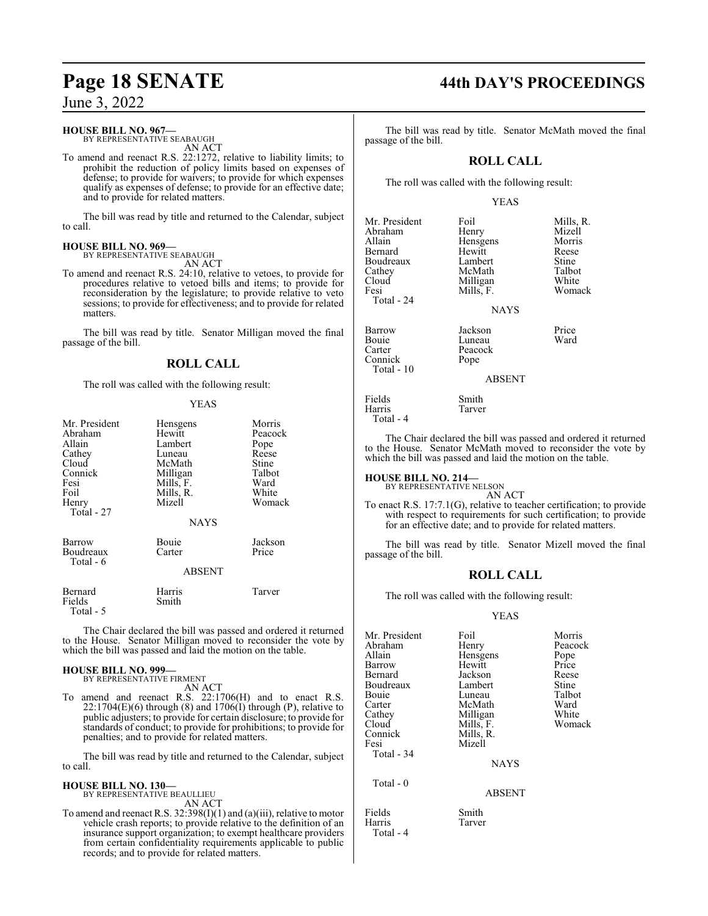**HOUSE BILL NO. 967—**
BY REPRESENTATIVE SEABAUGH
AN ACT

To amend and reenact R.S. 22:1272, relative to liability limits; to prohibit the reduction of policy limits based on expenses of defense; to provide for waivers; to provide for which expenses qualify as expenses of defense; to provide for an effective date; and to provide for related matters.

The bill was read by title and returned to the Calendar, subject to call.

**HOUSE BILL NO. 969—**
BY REPRESENTATIVE SEABAUGH
AN ACT

To amend and reenact R.S. 24:10, relative to vetoes, to provide for procedures relative to vetoed bills and items; to provide for reconsideration by the legislature; to provide relative to veto sessions; to provide for effectiveness; and to provide for related matters.

The bill was read by title. Senator Milligan moved the final passage of the bill.

## ROLL CALL

The roll was called with the following result:

YEAS

| | | |
|---|---|---|
| Mr. President | Hensgens | Morris |
| Abraham | Hewitt | Peacock |
| Allain | Lambert | Pope |
| Cathey | Luneau | Reese |
| Cloud | McMath | Stine |
| Connick | Milligan | Talbot |
| Fesi | Mills, F. | Ward |
| Foil | Mills, R. | White |
| Henry | Mizell | Womack |
| Total - 27 | | |

NAYS

| | | |
|---|---|---|
| Barrow | Bouie | Jackson |
| Boudreaux | Carter | Price |
| Total - 6 | | |

ABSENT

| | | |
|---|---|---|
| Bernard | Harris | Tarver |
| Fields | Smith | |
| Total - 5 | | |

The Chair declared the bill was passed and ordered it returned to the House. Senator Milligan moved to reconsider the vote by which the bill was passed and laid the motion on the table.

**HOUSE BILL NO. 999—**
BY REPRESENTATIVE FIRMENT
AN ACT

To amend and reenact R.S. 22:1706(H) and to enact R.S. 22:1704(E)(6) through (8) and 1706(I) through (P), relative to public adjusters; to provide for certain disclosure; to provide for standards of conduct; to provide for prohibitions; to provide for penalties; and to provide for related matters.

The bill was read by title and returned to the Calendar, subject to call.

**HOUSE BILL NO. 130—**
BY REPRESENTATIVE BEAULLIEU
AN ACT

To amend and reenact R.S. 32:398(I)(1) and (a)(iii), relative to motor vehicle crash reports; to provide relative to the definition of an insurance support organization; to exempt healthcare providers from certain confidentiality requirements applicable to public records; and to provide for related matters.

The bill was read by title. Senator McMath moved the final passage of the bill.

## ROLL CALL

The roll was called with the following result:

YEAS

| | | |
|---|---|---|
| Mr. President | Foil | Mills, R. |
| Abraham | Henry | Mizell |
| Allain | Hensgens | Morris |
| Bernard | Hewitt | Reese |
| Boudreaux | Lambert | Stine |
| Cathey | McMath | Talbot |
| Cloud | Milligan | White |
| Fesi | Mills, F. | Womack |
| Total - 24 | | |

NAYS

| | | |
|---|---|---|
| Barrow | Jackson | Price |
| Bouie | Luneau | Ward |
| Carter | Peacock | |
| Connick | Pope | |
| Total - 10 | | |

ABSENT

| | | |
|---|---|---|
| Fields | Smith | |
| Harris | Tarver | |
| Total - 4 | | |

The Chair declared the bill was passed and ordered it returned to the House. Senator McMath moved to reconsider the vote by which the bill was passed and laid the motion on the table.

**HOUSE BILL NO. 214—**
BY REPRESENTATIVE NELSON
AN ACT

To enact R.S. 17:7.1(G), relative to teacher certification; to provide with respect to requirements for such certification; to provide for an effective date; and to provide for related matters.

The bill was read by title. Senator Mizell moved the final passage of the bill.

## ROLL CALL

The roll was called with the following result:

YEAS

| | | |
|---|---|---|
| Mr. President | Foil | Morris |
| Abraham | Henry | Peacock |
| Allain | Hensgens | Pope |
| Barrow | Hewitt | Price |
| Bernard | Jackson | Reese |
| Boudreaux | Lambert | Stine |
| Bouie | Luneau | Talbot |
| Carter | McMath | Ward |
| Cathey | Milligan | White |
| Cloud | Mills, F. | Womack |
| Connick | Mills, R. | |
| Fesi | Mizell | |
| Total - 34 | | |

NAYS

Total - 0

ABSENT

| | | |
|---|---|---|
| Fields | Smith | |
| Harris | Tarver | |
| Total - 4 | | |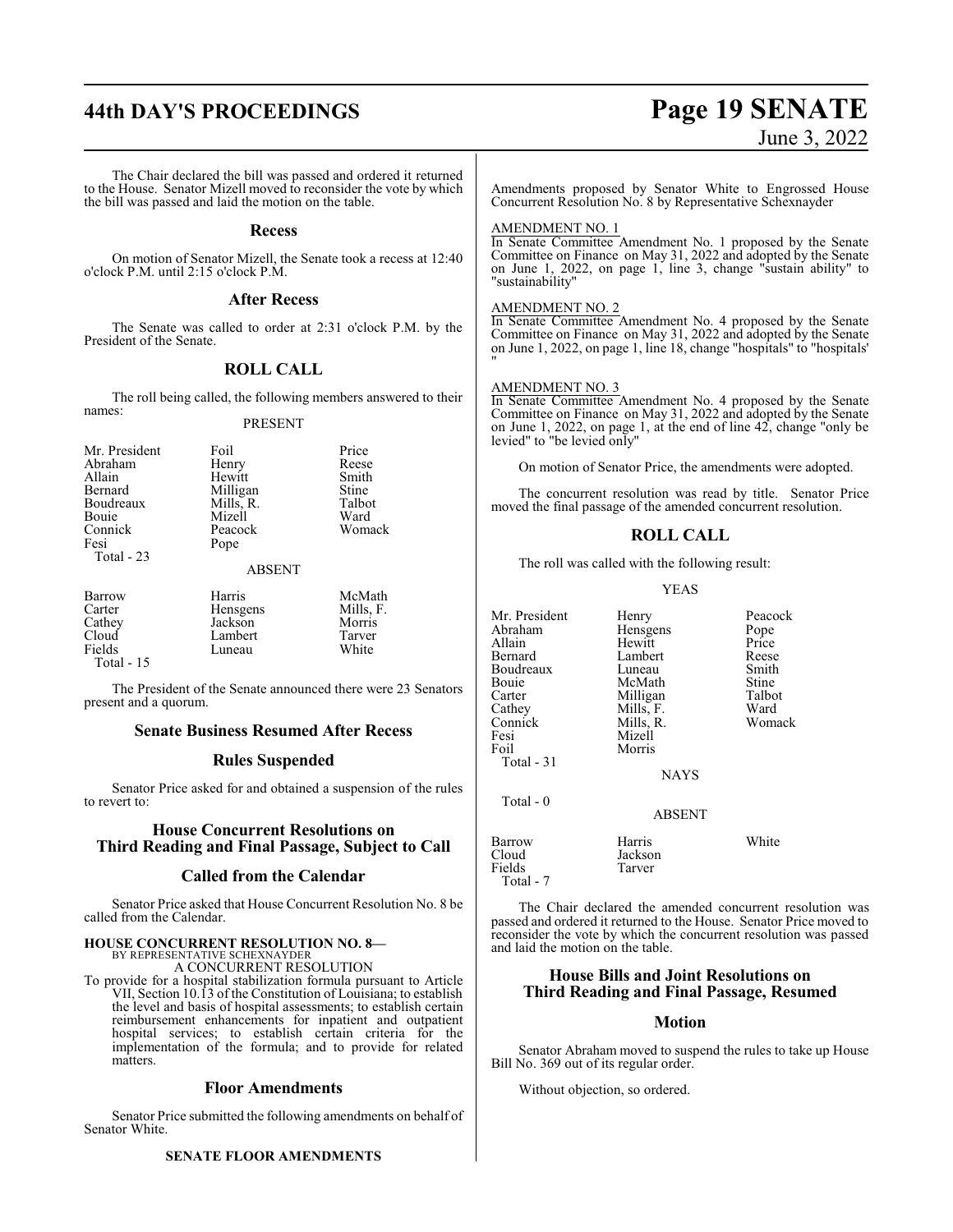The Chair declared the bill was passed and ordered it returned to the House. Senator Mizell moved to reconsider the vote by which the bill was passed and laid the motion on the table.

## Recess

On motion of Senator Mizell, the Senate took a recess at 12:40 o'clock P.M. until 2:15 o'clock P.M.

## After Recess

The Senate was called to order at 2:31 o'clock P.M. by the President of the Senate.

## ROLL CALL

The roll being called, the following members answered to their names:

PRESENT

| | | |
|---|---|---|
| Mr. President | Foil | Price |
| Abraham | Henry | Reese |
| Allain | Hewitt | Smith |
| Bernard | Milligan | Stine |
| Boudreaux | Mills, R. | Talbot |
| Bouie | Mizell | Ward |
| Connick | Peacock | Womack |
| Fesi | Pope | |
| Total - 23 | | |

ABSENT

| | | |
|---|---|---|
| Barrow | Harris | McMath |
| Carter | Hensgens | Mills, F. |
| Cathey | Jackson | Morris |
| Cloud | Lambert | Tarver |
| Fields | Luneau | White |
| Total - 15 | | |

The President of the Senate announced there were 23 Senators present and a quorum.

## Senate Business Resumed After Recess

## Rules Suspended

Senator Price asked for and obtained a suspension of the rules to revert to:

## House Concurrent Resolutions on Third Reading and Final Passage, Subject to Call

## Called from the Calendar

Senator Price asked that House Concurrent Resolution No. 8 be called from the Calendar.

**HOUSE CONCURRENT RESOLUTION NO. 8—**
BY REPRESENTATIVE SCHEXNAYDER
A CONCURRENT RESOLUTION

To provide for a hospital stabilization formula pursuant to Article VII, Section 10.13 of the Constitution of Louisiana; to establish the level and basis of hospital assessments; to establish certain reimbursement enhancements for inpatient and outpatient hospital services; to establish certain criteria for the implementation of the formula; and to provide for related matters.

## Floor Amendments

Senator Price submitted the following amendments on behalf of Senator White.

**SENATE FLOOR AMENDMENTS**

Amendments proposed by Senator White to Engrossed House Concurrent Resolution No. 8 by Representative Schexnayder

AMENDMENT NO. 1
In Senate Committee Amendment No. 1 proposed by the Senate Committee on Finance on May 31, 2022 and adopted by the Senate on June 1, 2022, on page 1, line 3, change "sustain ability" to "sustainability"

AMENDMENT NO. 2
In Senate Committee Amendment No. 4 proposed by the Senate Committee on Finance on May 31, 2022 and adopted by the Senate on June 1, 2022, on page 1, line 18, change "hospitals" to "hospitals' "

AMENDMENT NO. 3
In Senate Committee Amendment No. 4 proposed by the Senate Committee on Finance on May 31, 2022 and adopted by the Senate on June 1, 2022, on page 1, at the end of line 42, change "only be levied" to "be levied only"

On motion of Senator Price, the amendments were adopted.

The concurrent resolution was read by title. Senator Price moved the final passage of the amended concurrent resolution.

## ROLL CALL

The roll was called with the following result:

YEAS

| | | |
|---|---|---|
| Mr. President | Henry | Peacock |
| Abraham | Hensgens | Pope |
| Allain | Hewitt | Price |
| Bernard | Lambert | Reese |
| Boudreaux | Luneau | Smith |
| Bouie | McMath | Stine |
| Carter | Milligan | Talbot |
| Cathey | Mills, F. | Ward |
| Connick | Mills, R. | Womack |
| Fesi | Mizell | |
| Foil | Morris | |
| Total - 31 | | |

NAYS

Total - 0

ABSENT

| | | |
|---|---|---|
| Barrow | Harris | White |
| Cloud | Jackson | |
| Fields | Tarver | |
| Total - 7 | | |

The Chair declared the amended concurrent resolution was passed and ordered it returned to the House. Senator Price moved to reconsider the vote by which the concurrent resolution was passed and laid the motion on the table.

## House Bills and Joint Resolutions on Third Reading and Final Passage, Resumed

## Motion

Senator Abraham moved to suspend the rules to take up House Bill No. 369 out of its regular order.

Without objection, so ordered.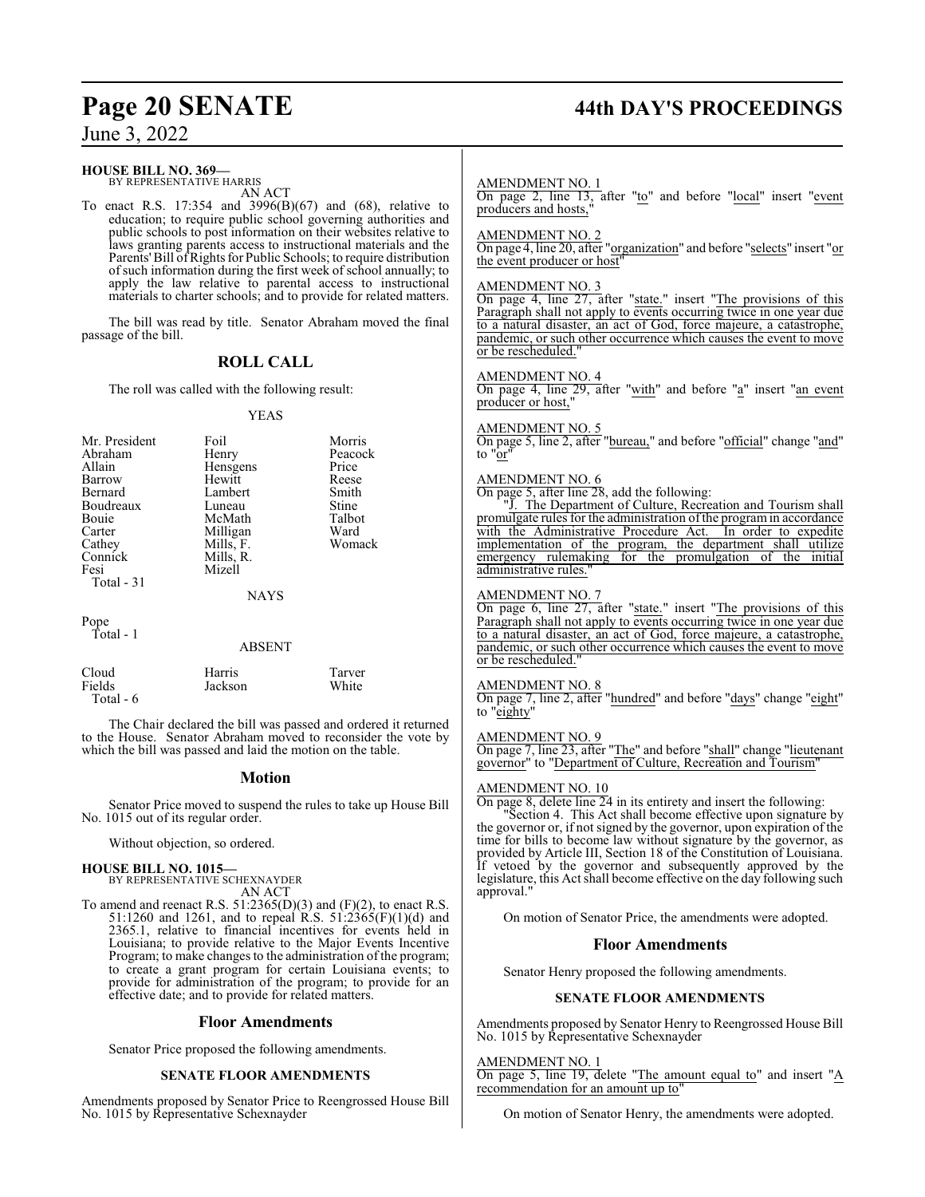**HOUSE BILL NO. 369—**
BY REPRESENTATIVE HARRIS

AN ACT

To enact R.S. 17:354 and 3996(B)(67) and (68), relative to education; to require public school governing authorities and public schools to post information on their websites relative to laws granting parents access to instructional materials and the Parents' Bill of Rights for Public Schools; to require distribution of such information during the first week of school annually; to apply the law relative to parental access to instructional materials to charter schools; and to provide for related matters.

The bill was read by title. Senator Abraham moved the final passage of the bill.

## ROLL CALL

The roll was called with the following result:

YEAS

| | | |
|---|---|---|
| Mr. President | Foil | Morris |
| Abraham | Henry | Peacock |
| Allain | Hensgens | Price |
| Barrow | Hewitt | Reese |
| Bernard | Lambert | Smith |
| Boudreaux | Luneau | Stine |
| Bouie | McMath | Talbot |
| Carter | Milligan | Ward |
| Cathey | Mills, F. | Womack |
| Connick | Mills, R. | |
| Fesi | Mizell | |
| Total - 31 | | |

NAYS

Pope
Total - 1

ABSENT

| | | |
|---|---|---|
| Cloud | Harris | Tarver |
| Fields | Jackson | White |
| Total - 6 | | |

The Chair declared the bill was passed and ordered it returned to the House. Senator Abraham moved to reconsider the vote by which the bill was passed and laid the motion on the table.

## Motion

Senator Price moved to suspend the rules to take up House Bill No. 1015 out of its regular order.

Without objection, so ordered.

**HOUSE BILL NO. 1015—**
BY REPRESENTATIVE SCHEXNAYDER

AN ACT

To amend and reenact R.S. 51:2365(D)(3) and (F)(2), to enact R.S. 51:1260 and 1261, and to repeal R.S. 51:2365(F)(1)(d) and 2365.1, relative to financial incentives for events held in Louisiana; to provide relative to the Major Events Incentive Program; to make changes to the administration of the program; to create a grant program for certain Louisiana events; to provide for administration of the program; to provide for an effective date; and to provide for related matters.

## Floor Amendments

Senator Price proposed the following amendments.

### SENATE FLOOR AMENDMENTS

Amendments proposed by Senator Price to Reengrossed House Bill No. 1015 by Representative Schexnayder

AMENDMENT NO. 1
On page 2, line 13, after "to" and before "local" insert "event producers and hosts,"

AMENDMENT NO. 2
On page 4, line 20, after "organization" and before "selects" insert "or the event producer or host"

AMENDMENT NO. 3
On page 4, line 27, after "state." insert "The provisions of this Paragraph shall not apply to events occurring twice in one year due to a natural disaster, an act of God, force majeure, a catastrophe, pandemic, or such other occurrence which causes the event to move or be rescheduled."

AMENDMENT NO. 4
On page 4, line 29, after "with" and before "a" insert "an event producer or host,"

AMENDMENT NO. 5
On page 5, line 2, after "bureau," and before "official" change "and" to "or"

AMENDMENT NO. 6
On page 5, after line 28, add the following:

"J. The Department of Culture, Recreation and Tourism shall promulgate rules for the administration of the program in accordance with the Administrative Procedure Act. In order to expedite implementation of the program, the department shall utilize emergency rulemaking for the promulgation of the initial administrative rules."

AMENDMENT NO. 7
On page 6, line 27, after "state." insert "The provisions of this Paragraph shall not apply to events occurring twice in one year due to a natural disaster, an act of God, force majeure, a catastrophe, pandemic, or such other occurrence which causes the event to move or be rescheduled."

AMENDMENT NO. 8
On page 7, line 2, after "hundred" and before "days" change "eight" to "eighty"

AMENDMENT NO. 9
On page 7, line 23, after "The" and before "shall" change "lieutenant governor" to "Department of Culture, Recreation and Tourism"

AMENDMENT NO. 10
On page 8, delete line 24 in its entirety and insert the following:

"Section 4. This Act shall become effective upon signature by the governor or, if not signed by the governor, upon expiration of the time for bills to become law without signature by the governor, as provided by Article III, Section 18 of the Constitution of Louisiana. If vetoed by the governor and subsequently approved by the legislature, this Act shall become effective on the day following such approval."

On motion of Senator Price, the amendments were adopted.

## Floor Amendments

Senator Henry proposed the following amendments.

### SENATE FLOOR AMENDMENTS

Amendments proposed by Senator Henry to Reengrossed House Bill No. 1015 by Representative Schexnayder

AMENDMENT NO. 1
On page 5, line 19, delete "The amount equal to" and insert "A recommendation for an amount up to"

On motion of Senator Henry, the amendments were adopted.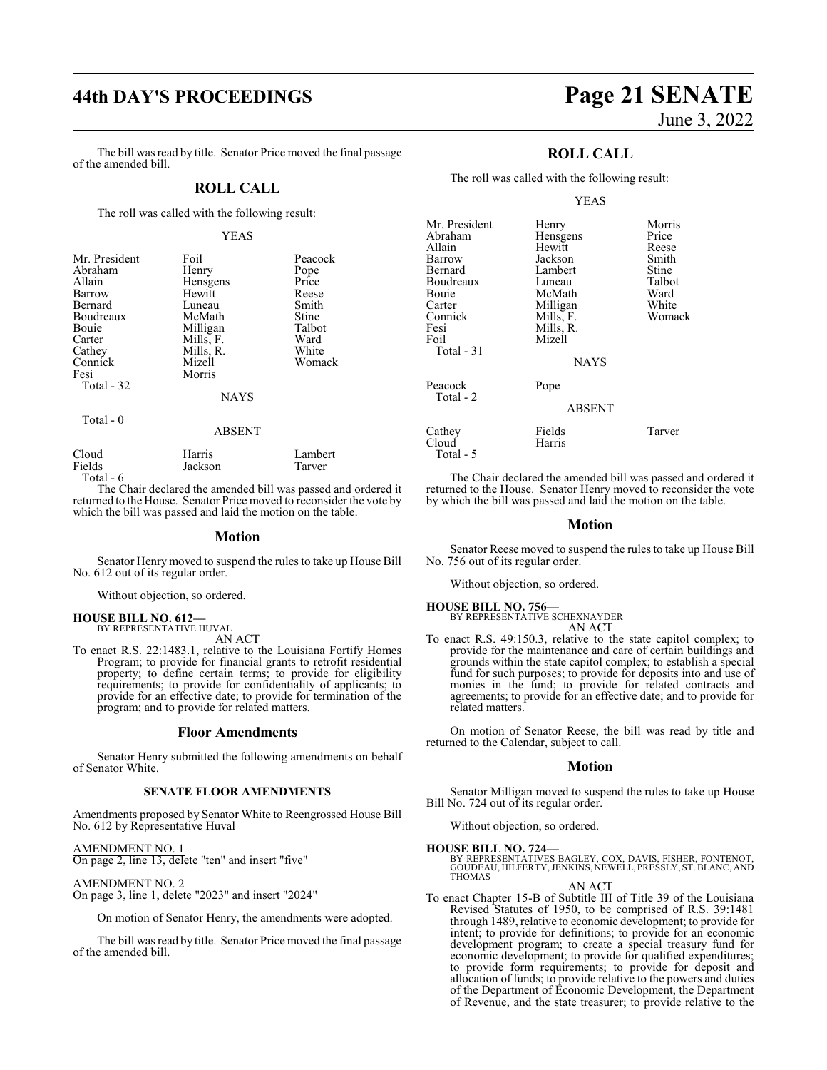The bill was read by title. Senator Price moved the final passage of the amended bill.

## ROLL CALL

The roll was called with the following result:

YEAS

| | | |
|---|---|---|
| Mr. President | Foil | Peacock |
| Abraham | Henry | Pope |
| Allain | Hensgens | Price |
| Barrow | Hewitt | Reese |
| Bernard | Luneau | Smith |
| Boudreaux | McMath | Stine |
| Bouie | Milligan | Talbot |
| Carter | Mills, F. | Ward |
| Cathey | Mills, R. | White |
| Connick | Mizell | Womack |
| Fesi | Morris | |
| Total - 32 | | |

NAYS

Total - 0

ABSENT

| | | |
|---|---|---|
| Cloud | Harris | Lambert |
| Fields | Jackson | Tarver |
| Total - 6 | | |

The Chair declared the amended bill was passed and ordered it returned to the House. Senator Price moved to reconsider the vote by which the bill was passed and laid the motion on the table.

## Motion

Senator Henry moved to suspend the rules to take up House Bill No. 612 out of its regular order.

Without objection, so ordered.

**HOUSE BILL NO. 612—**
BY REPRESENTATIVE HUVAL

AN ACT

To enact R.S. 22:1483.1, relative to the Louisiana Fortify Homes Program; to provide for financial grants to retrofit residential property; to define certain terms; to provide for eligibility requirements; to provide for confidentiality of applicants; to provide for an effective date; to provide for termination of the program; and to provide for related matters.

## Floor Amendments

Senator Henry submitted the following amendments on behalf of Senator White.

**SENATE FLOOR AMENDMENTS**

Amendments proposed by Senator White to Reengrossed House Bill No. 612 by Representative Huval

AMENDMENT NO. 1
On page 2, line 13, delete "ten" and insert "five"

AMENDMENT NO. 2
On page 3, line 1, delete "2023" and insert "2024"

On motion of Senator Henry, the amendments were adopted.

The bill was read by title. Senator Price moved the final passage of the amended bill.

## ROLL CALL

The roll was called with the following result:

YEAS

| | | |
|---|---|---|
| Mr. President | Henry | Morris |
| Abraham | Hensgens | Price |
| Allain | Hewitt | Reese |
| Barrow | Jackson | Smith |
| Bernard | Lambert | Stine |
| Boudreaux | Luneau | Talbot |
| Bouie | McMath | Ward |
| Carter | Milligan | White |
| Connick | Mills, F. | Womack |
| Fesi | Mills, R. | |
| Foil | Mizell | |
| Total - 31 | | |

NAYS

| | |
|---|---|
| Peacock | Pope |
| Total - 2 | |

ABSENT

| | | |
|---|---|---|
| Cathey | Fields | Tarver |
| Cloud | Harris | |
| Total - 5 | | |

The Chair declared the amended bill was passed and ordered it returned to the House. Senator Henry moved to reconsider the vote by which the bill was passed and laid the motion on the table.

## Motion

Senator Reese moved to suspend the rules to take up House Bill No. 756 out of its regular order.

Without objection, so ordered.

**HOUSE BILL NO. 756—**
BY REPRESENTATIVE SCHEXNAYDER

AN ACT

To enact R.S. 49:150.3, relative to the state capitol complex; to provide for the maintenance and care of certain buildings and grounds within the state capitol complex; to establish a special fund for such purposes; to provide for deposits into and use of monies in the fund; to provide for related contracts and agreements; to provide for an effective date; and to provide for related matters.

On motion of Senator Reese, the bill was read by title and returned to the Calendar, subject to call.

## Motion

Senator Milligan moved to suspend the rules to take up House Bill No. 724 out of its regular order.

Without objection, so ordered.

**HOUSE BILL NO. 724—**
BY REPRESENTATIVES BAGLEY, COX, DAVIS, FISHER, FONTENOT, GOUDEAU, HILFERTY, JENKINS, NEWELL, PRESSLY, ST. BLANC, AND THOMAS

AN ACT

To enact Chapter 15-B of Subtitle III of Title 39 of the Louisiana Revised Statutes of 1950, to be comprised of R.S. 39:1481 through 1489, relative to economic development; to provide for intent; to provide for definitions; to provide for an economic development program; to create a special treasury fund for economic development; to provide for qualified expenditures; to provide form requirements; to provide for deposit and allocation of funds; to provide relative to the powers and duties of the Department of Economic Development, the Department of Revenue, and the state treasurer; to provide relative to the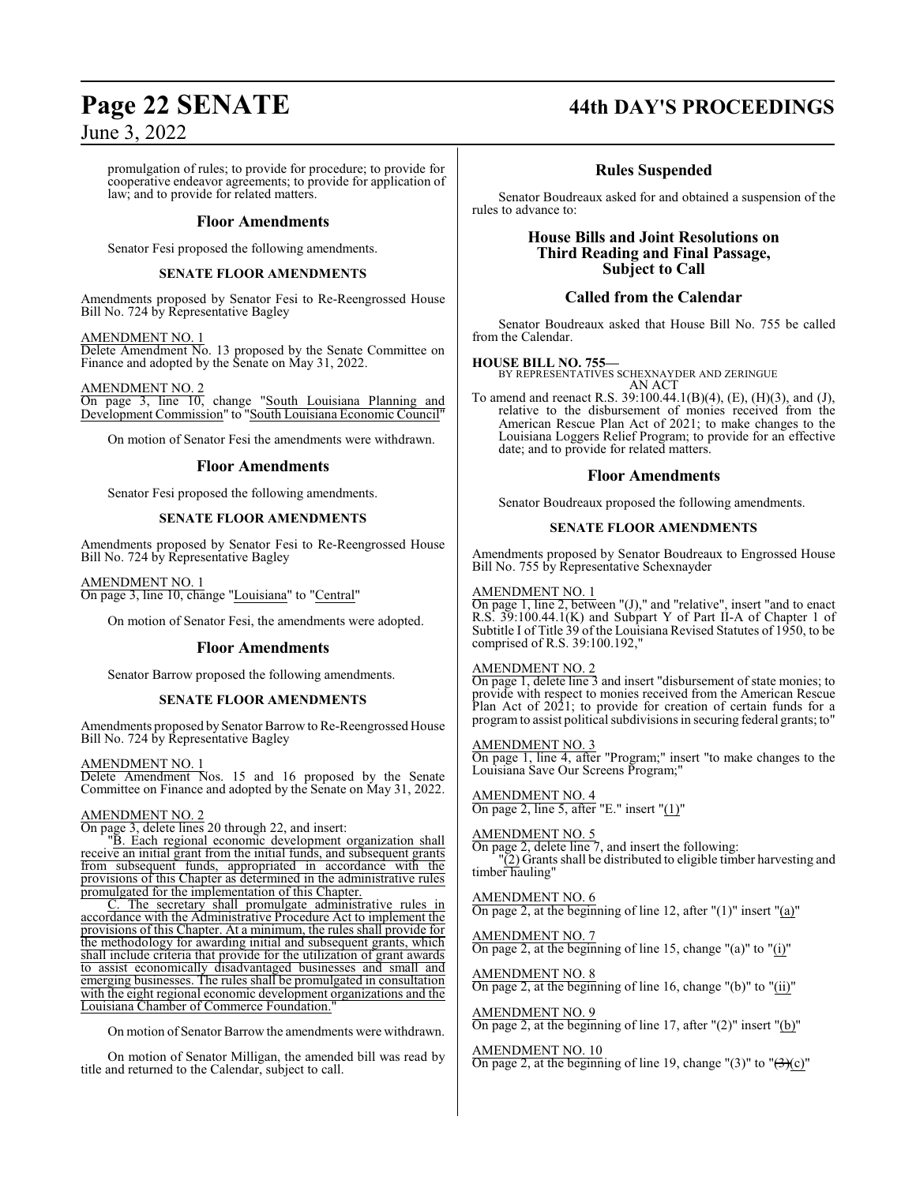promulgation of rules; to provide for procedure; to provide for cooperative endeavor agreements; to provide for application of law; and to provide for related matters.

## Floor Amendments

Senator Fesi proposed the following amendments.

**SENATE FLOOR AMENDMENTS**

Amendments proposed by Senator Fesi to Re-Reengrossed House Bill No. 724 by Representative Bagley

AMENDMENT NO. 1
Delete Amendment No. 13 proposed by the Senate Committee on Finance and adopted by the Senate on May 31, 2022.

AMENDMENT NO. 2
On page 3, line 10, change "South Louisiana Planning and Development Commission" to "South Louisiana Economic Council"

On motion of Senator Fesi the amendments were withdrawn.

## Floor Amendments

Senator Fesi proposed the following amendments.

**SENATE FLOOR AMENDMENTS**

Amendments proposed by Senator Fesi to Re-Reengrossed House Bill No. 724 by Representative Bagley

AMENDMENT NO. 1
On page 3, line 10, change "Louisiana" to "Central"

On motion of Senator Fesi, the amendments were adopted.

## Floor Amendments

Senator Barrow proposed the following amendments.

**SENATE FLOOR AMENDMENTS**

Amendments proposed by Senator Barrow to Re-Reengrossed House Bill No. 724 by Representative Bagley

AMENDMENT NO. 1
Delete Amendment Nos. 15 and 16 proposed by the Senate Committee on Finance and adopted by the Senate on May 31, 2022.

AMENDMENT NO. 2
On page 3, delete lines 20 through 22, and insert:

"B. Each regional economic development organization shall receive an initial grant from the initial funds, and subsequent grants from subsequent funds, appropriated in accordance with the provisions of this Chapter as determined in the administrative rules promulgated for the implementation of this Chapter.

C. The secretary shall promulgate administrative rules in accordance with the Administrative Procedure Act to implement the provisions of this Chapter. At a minimum, the rules shall provide for the methodology for awarding initial and subsequent grants, which shall include criteria that provide for the utilization of grant awards to assist economically disadvantaged businesses and small and emerging businesses. The rules shall be promulgated in consultation with the eight regional economic development organizations and the Louisiana Chamber of Commerce Foundation."

On motion of Senator Barrow the amendments were withdrawn.

On motion of Senator Milligan, the amended bill was read by title and returned to the Calendar, subject to call.

## Rules Suspended

Senator Boudreaux asked for and obtained a suspension of the rules to advance to:

### House Bills and Joint Resolutions on Third Reading and Final Passage, Subject to Call

## Called from the Calendar

Senator Boudreaux asked that House Bill No. 755 be called from the Calendar.

**HOUSE BILL NO. 755—**
BY REPRESENTATIVES SCHEXNAYDER AND ZERINGUE
AN ACT

To amend and reenact R.S. 39:100.44.1(B)(4), (E), (H)(3), and (J), relative to the disbursement of monies received from the American Rescue Plan Act of 2021; to make changes to the Louisiana Loggers Relief Program; to provide for an effective date; and to provide for related matters.

## Floor Amendments

Senator Boudreaux proposed the following amendments.

**SENATE FLOOR AMENDMENTS**

Amendments proposed by Senator Boudreaux to Engrossed House Bill No. 755 by Representative Schexnayder

AMENDMENT NO. 1
On page 1, line 2, between "(J)," and "relative", insert "and to enact R.S. 39:100.44.1(K) and Subpart Y of Part II-A of Chapter 1 of Subtitle I of Title 39 of the Louisiana Revised Statutes of 1950, to be comprised of R.S. 39:100.192,"

AMENDMENT NO. 2
On page 1, delete line 3 and insert "disbursement of state monies; to provide with respect to monies received from the American Rescue Plan Act of 2021; to provide for creation of certain funds for a program to assist political subdivisions in securing federal grants; to"

AMENDMENT NO. 3
On page 1, line 4, after "Program;" insert "to make changes to the Louisiana Save Our Screens Program;"

AMENDMENT NO. 4
On page 2, line 5, after "E." insert "(1)"

AMENDMENT NO. 5
On page 2, delete line 7, and insert the following:

"(2) Grants shall be distributed to eligible timber harvesting and timber hauling"

AMENDMENT NO. 6
On page 2, at the beginning of line 12, after "(1)" insert "(a)"

AMENDMENT NO. 7
On page 2, at the beginning of line 15, change "(a)" to "(i)"

AMENDMENT NO. 8
On page 2, at the beginning of line 16, change "(b)" to "(ii)"

AMENDMENT NO. 9
On page 2, at the beginning of line 17, after "(2)" insert "(b)"

AMENDMENT NO. 10
On page 2, at the beginning of line 19, change "(3)" to "~~(3)~~(c)"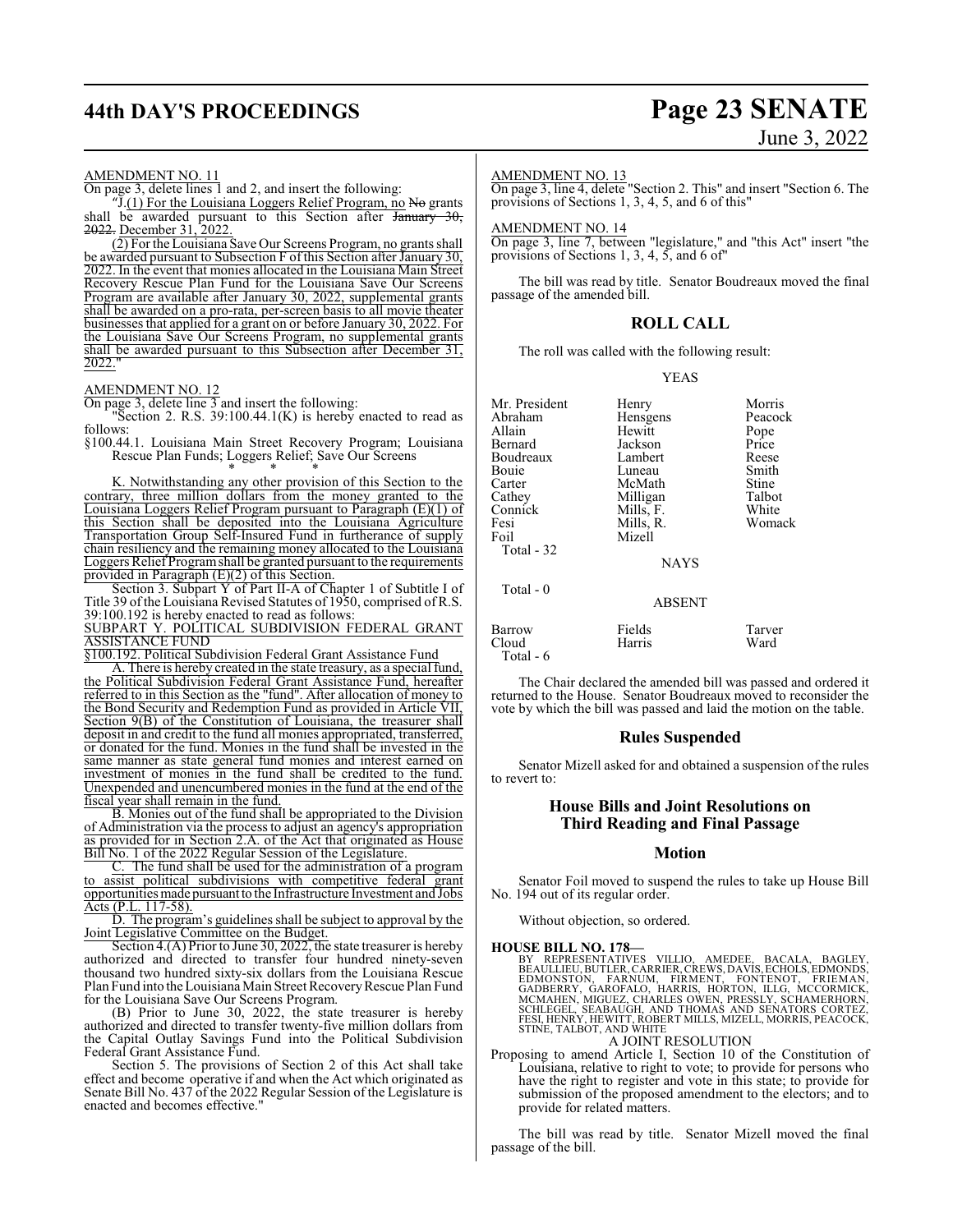AMENDMENT NO. 11

On page 3, delete lines 1 and 2, and insert the following:

"J.(1) For the Louisiana Loggers Relief Program, no No grants shall be awarded pursuant to this Section after January 30, 2022. December 31, 2022.

(2) For the Louisiana Save Our Screens Program, no grants shall be awarded pursuant to Subsection F of this Section after January 30, 2022. In the event that monies allocated in the Louisiana Main Street Recovery Rescue Plan Fund for the Louisiana Save Our Screens Program are available after January 30, 2022, supplemental grants shall be awarded on a pro-rata, per-screen basis to all movie theater businesses that applied for a grant on or before January 30, 2022. For the Louisiana Save Our Screens Program, no supplemental grants shall be awarded pursuant to this Subsection after December 31, 2022."

AMENDMENT NO. 12

On page 3, delete line 3 and insert the following:

"Section 2. R.S. 39:100.44.1(K) is hereby enacted to read as follows:

§100.44.1. Louisiana Main Street Recovery Program; Louisiana Rescue Plan Funds; Loggers Relief; Save Our Screens

\* \* \*

K. Notwithstanding any other provision of this Section to the contrary, three million dollars from the money granted to the Louisiana Loggers Relief Program pursuant to Paragraph (E)(1) of this Section shall be deposited into the Louisiana Agriculture Transportation Group Self-Insured Fund in furtherance of supply chain resiliency and the remaining money allocated to the Louisiana Loggers Relief Program shall be granted pursuant to the requirements provided in Paragraph (E)(2) of this Section.

Section 3. Subpart Y of Part II-A of Chapter 1 of Subtitle I of Title 39 of the Louisiana Revised Statutes of 1950, comprised of R.S. 39:100.192 is hereby enacted to read as follows:

SUBPART Y. POLITICAL SUBDIVISION FEDERAL GRANT ASSISTANCE FUND

§100.192. Political Subdivision Federal Grant Assistance Fund

A. There is hereby created in the state treasury, as a special fund, the Political Subdivision Federal Grant Assistance Fund, hereafter referred to in this Section as the "fund". After allocation of money to the Bond Security and Redemption Fund as provided in Article VII, Section 9(B) of the Constitution of Louisiana, the treasurer shall deposit in and credit to the fund all monies appropriated, transferred, or donated for the fund. Monies in the fund shall be invested in the same manner as state general fund monies and interest earned on investment of monies in the fund shall be credited to the fund. Unexpended and unencumbered monies in the fund at the end of the fiscal year shall remain in the fund.

B. Monies out of the fund shall be appropriated to the Division of Administration via the process to adjust an agency's appropriation as provided for in Section 2.A. of the Act that originated as House Bill No. 1 of the 2022 Regular Session of the Legislature.

C. The fund shall be used for the administration of a program to assist political subdivisions with competitive federal grant opportunities made pursuant to the Infrastructure Investment and Jobs Acts (P.L. 117-58).

D. The program's guidelines shall be subject to approval by the Joint Legislative Committee on the Budget.

Section 4.(A) Prior to June 30, 2022, the state treasurer is hereby authorized and directed to transfer four hundred ninety-seven thousand two hundred sixty-six dollars from the Louisiana Rescue Plan Fund into the Louisiana Main Street Recovery Rescue Plan Fund for the Louisiana Save Our Screens Program.

(B) Prior to June 30, 2022, the state treasurer is hereby authorized and directed to transfer twenty-five million dollars from the Capital Outlay Savings Fund into the Political Subdivision Federal Grant Assistance Fund.

Section 5. The provisions of Section 2 of this Act shall take effect and become operative if and when the Act which originated as Senate Bill No. 437 of the 2022 Regular Session of the Legislature is enacted and becomes effective."

AMENDMENT NO. 13

On page 3, line 4, delete "Section 2. This" and insert "Section 6. The provisions of Sections 1, 3, 4, 5, and 6 of this"

AMENDMENT NO. 14

On page 3, line 7, between "legislature," and "this Act" insert "the provisions of Sections 1, 3, 4, 5, and 6 of"

The bill was read by title. Senator Boudreaux moved the final passage of the amended bill.

## ROLL CALL

The roll was called with the following result:

YEAS

| | | |
|---|---|---|
| Mr. President | Henry | Morris |
| Abraham | Hensgens | Peacock |
| Allain | Hewitt | Pope |
| Bernard | Jackson | Price |
| Boudreaux | Lambert | Reese |
| Bouie | Luneau | Smith |
| Carter | McMath | Stine |
| Cathey | Milligan | Talbot |
| Connick | Mills, F. | White |
| Fesi | Mills, R. | Womack |
| Foil | Mizell | |

Total - 32

NAYS

Total - 0

ABSENT

| | | |
|---|---|---|
| Barrow | Fields | Tarver |
| Cloud | Harris | Ward |

Total - 6

The Chair declared the amended bill was passed and ordered it returned to the House. Senator Boudreaux moved to reconsider the vote by which the bill was passed and laid the motion on the table.

## Rules Suspended

Senator Mizell asked for and obtained a suspension of the rules to revert to:

## House Bills and Joint Resolutions on Third Reading and Final Passage

## Motion

Senator Foil moved to suspend the rules to take up House Bill No. 194 out of its regular order.

Without objection, so ordered.

**HOUSE BILL NO. 178—**

BY REPRESENTATIVES VILLIO, AMEDEE, BACALA, BAGLEY, BEAULLIEU, BUTLER, CARRIER, CREWS, DAVIS, ECHOLS, EDMONDS, EDMONSTON, FARNUM, FIRMENT, FONTENOT, FRIEMAN, GADBERRY, GAROFALO, HARRIS, HORTON, ILLG, MCCORMICK, MCMAHEN, MIGUEZ, CHARLES OWEN, PRESSLY, SCHAMERHORN, SCHLEGEL, SEABAUGH, AND THOMAS AND SENATORS CORTEZ, FESI, HENRY, HEWITT, ROBERT MILLS, MIZELL, MORRIS, PEACOCK, STINE, TALBOT, AND WHITE

A JOINT RESOLUTION

Proposing to amend Article I, Section 10 of the Constitution of Louisiana, relative to right to vote; to provide for persons who have the right to register and vote in this state; to provide for submission of the proposed amendment to the electors; and to provide for related matters.

The bill was read by title. Senator Mizell moved the final passage of the bill.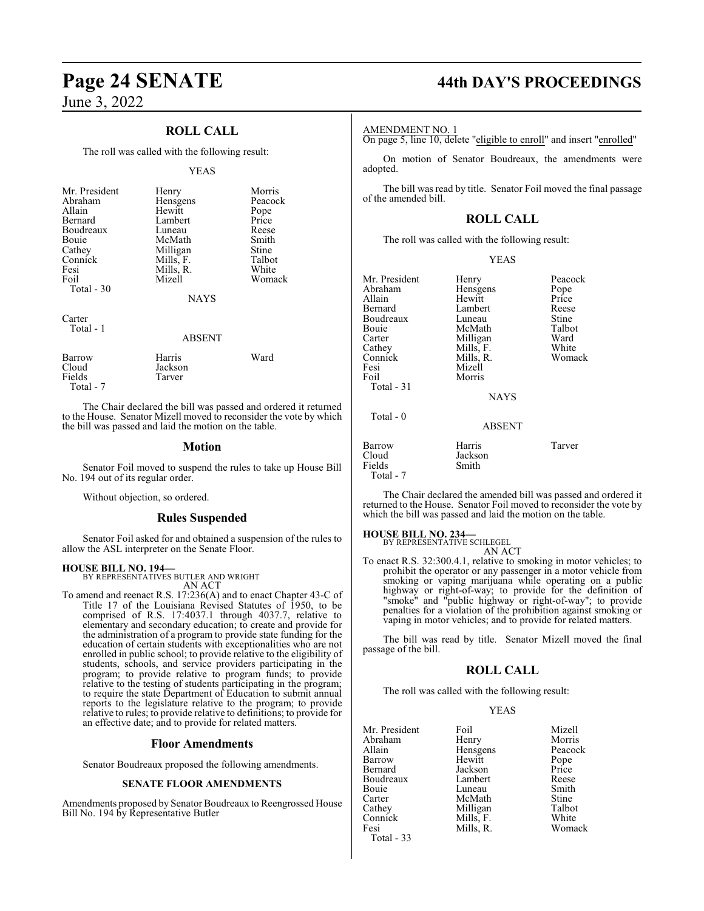## ROLL CALL

The roll was called with the following result:

YEAS

| | | |
|---|---|---|
| Mr. President | Henry | Morris |
| Abraham | Hensgens | Peacock |
| Allain | Hewitt | Pope |
| Bernard | Lambert | Price |
| Boudreaux | Luneau | Reese |
| Bouie | McMath | Smith |
| Cathey | Milligan | Stine |
| Connick | Mills, F. | Talbot |
| Fesi | Mills, R. | White |
| Foil | Mizell | Womack |
| Total - 30 | | |

NAYS

| | | |
|---|---|---|
| Carter | | |
| Total - 1 | | |

ABSENT

| | | |
|---|---|---|
| Barrow | Harris | Ward |
| Cloud | Jackson | |
| Fields | Tarver | |
| Total - 7 | | |

The Chair declared the bill was passed and ordered it returned to the House. Senator Mizell moved to reconsider the vote by which the bill was passed and laid the motion on the table.

## Motion

Senator Foil moved to suspend the rules to take up House Bill No. 194 out of its regular order.

Without objection, so ordered.

## Rules Suspended

Senator Foil asked for and obtained a suspension of the rules to allow the ASL interpreter on the Senate Floor.

**HOUSE BILL NO. 194—**
BY REPRESENTATIVES BUTLER AND WRIGHT
AN ACT

To amend and reenact R.S. 17:236(A) and to enact Chapter 43-C of Title 17 of the Louisiana Revised Statutes of 1950, to be comprised of R.S. 17:4037.1 through 4037.7, relative to elementary and secondary education; to create and provide for the administration of a program to provide state funding for the education of certain students with exceptionalities who are not enrolled in public school; to provide relative to the eligibility of students, schools, and service providers participating in the program; to provide relative to program funds; to provide relative to the testing of students participating in the program; to require the state Department of Education to submit annual reports to the legislature relative to the program; to provide relative to rules; to provide relative to definitions; to provide for an effective date; and to provide for related matters.

## Floor Amendments

Senator Boudreaux proposed the following amendments.

### SENATE FLOOR AMENDMENTS

Amendments proposed by Senator Boudreaux to Reengrossed House Bill No. 194 by Representative Butler

AMENDMENT NO. 1
On page 5, line 10, delete "eligible to enroll" and insert "enrolled"

On motion of Senator Boudreaux, the amendments were adopted.

The bill was read by title. Senator Foil moved the final passage of the amended bill.

## ROLL CALL

The roll was called with the following result:

YEAS

| | | |
|---|---|---|
| Mr. President | Henry | Peacock |
| Abraham | Hensgens | Pope |
| Allain | Hewitt | Price |
| Bernard | Lambert | Reese |
| Boudreaux | Luneau | Stine |
| Bouie | McMath | Talbot |
| Carter | Milligan | Ward |
| Cathey | Mills, F. | White |
| Connick | Mills, R. | Womack |
| Fesi | Mizell | |
| Foil | Morris | |
| Total - 31 | | |

NAYS

Total - 0

ABSENT

| | | |
|---|---|---|
| Barrow | Harris | Tarver |
| Cloud | Jackson | |
| Fields | Smith | |
| Total - 7 | | |

The Chair declared the amended bill was passed and ordered it returned to the House. Senator Foil moved to reconsider the vote by which the bill was passed and laid the motion on the table.

**HOUSE BILL NO. 234—**
BY REPRESENTATIVE SCHLEGEL
AN ACT

To enact R.S. 32:300.4.1, relative to smoking in motor vehicles; to prohibit the operator or any passenger in a motor vehicle from smoking or vaping marijuana while operating on a public highway or right-of-way; to provide for the definition of "smoke" and "public highway or right-of-way"; to provide penalties for a violation of the prohibition against smoking or vaping in motor vehicles; and to provide for related matters.

The bill was read by title. Senator Mizell moved the final passage of the bill.

## ROLL CALL

The roll was called with the following result:

YEAS

| | | |
|---|---|---|
| Mr. President | Foil | Mizell |
| Abraham | Henry | Morris |
| Allain | Hensgens | Peacock |
| Barrow | Hewitt | Pope |
| Bernard | Jackson | Price |
| Boudreaux | Lambert | Reese |
| Bouie | Luneau | Smith |
| Carter | McMath | Stine |
| Cathey | Milligan | Talbot |
| Connick | Mills, F. | White |
| Fesi | Mills, R. | Womack |
| Total - 33 | | |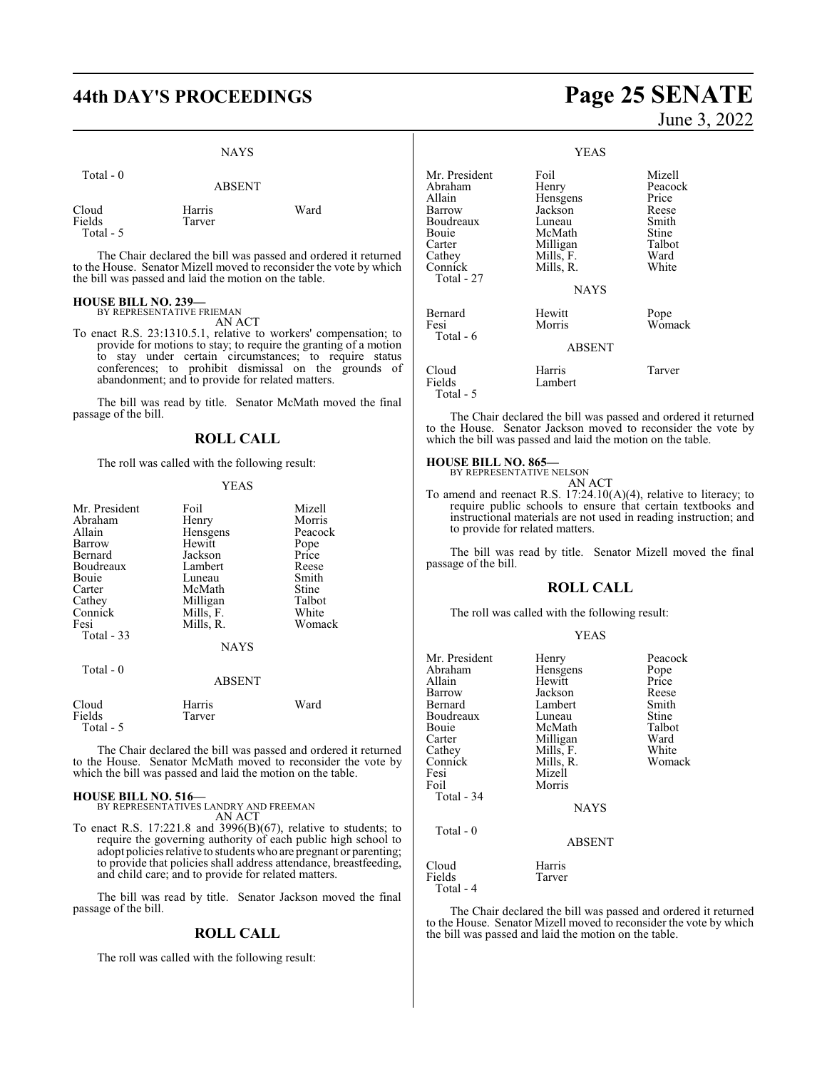NAYS

Total - 0

ABSENT

| | | |
|---|---|---|
| Cloud | Harris | Ward |
| Fields | Tarver | |
| Total - 5 | | |

The Chair declared the bill was passed and ordered it returned to the House. Senator Mizell moved to reconsider the vote by which the bill was passed and laid the motion on the table.

**HOUSE BILL NO. 239—**
BY REPRESENTATIVE FRIEMAN
AN ACT

To enact R.S. 23:1310.5.1, relative to workers' compensation; to provide for motions to stay; to require the granting of a motion to stay under certain circumstances; to require status conferences; to prohibit dismissal on the grounds of abandonment; and to provide for related matters.

The bill was read by title. Senator McMath moved the final passage of the bill.

## ROLL CALL

The roll was called with the following result:

YEAS

| | | |
|---|---|---|
| Mr. President | Foil | Mizell |
| Abraham | Henry | Morris |
| Allain | Hensgens | Peacock |
| Barrow | Hewitt | Pope |
| Bernard | Jackson | Price |
| Boudreaux | Lambert | Reese |
| Bouie | Luneau | Smith |
| Carter | McMath | Stine |
| Cathey | Milligan | Talbot |
| Connick | Mills, F. | White |
| Fesi | Mills, R. | Womack |
| Total - 33 | | |

NAYS

Total - 0

ABSENT

| | | |
|---|---|---|
| Cloud | Harris | Ward |
| Fields | Tarver | |
| Total - 5 | | |

The Chair declared the bill was passed and ordered it returned to the House. Senator McMath moved to reconsider the vote by which the bill was passed and laid the motion on the table.

**HOUSE BILL NO. 516—**
BY REPRESENTATIVES LANDRY AND FREEMAN
AN ACT

To enact R.S. 17:221.8 and 3996(B)(67), relative to students; to require the governing authority of each public high school to adopt policies relative to students who are pregnant or parenting; to provide that policies shall address attendance, breastfeeding, and child care; and to provide for related matters.

The bill was read by title. Senator Jackson moved the final passage of the bill.

## ROLL CALL

The roll was called with the following result:

YEAS

| | | |
|---|---|---|
| Mr. President | Foil | Mizell |
| Abraham | Henry | Peacock |
| Allain | Hensgens | Price |
| Barrow | Jackson | Reese |
| Boudreaux | Luneau | Smith |
| Bouie | McMath | Stine |
| Carter | Milligan | Talbot |
| Cathey | Mills, F. | Ward |
| Connick | Mills, R. | White |
| Total - 27 | | |

NAYS

| | | |
|---|---|---|
| Bernard | Hewitt | Pope |
| Fesi | Morris | Womack |
| Total - 6 | | |

ABSENT

| | | |
|---|---|---|
| Cloud | Harris | Tarver |
| Fields | Lambert | |
| Total - 5 | | |

The Chair declared the bill was passed and ordered it returned to the House. Senator Jackson moved to reconsider the vote by which the bill was passed and laid the motion on the table.

**HOUSE BILL NO. 865—**
BY REPRESENTATIVE NELSON
AN ACT

To amend and reenact R.S. 17:24.10(A)(4), relative to literacy; to require public schools to ensure that certain textbooks and instructional materials are not used in reading instruction; and to provide for related matters.

The bill was read by title. Senator Mizell moved the final passage of the bill.

## ROLL CALL

The roll was called with the following result:

YEAS

| | | |
|---|---|---|
| Mr. President | Henry | Peacock |
| Abraham | Hensgens | Pope |
| Allain | Hewitt | Price |
| Barrow | Jackson | Reese |
| Bernard | Lambert | Smith |
| Boudreaux | Luneau | Stine |
| Bouie | McMath | Talbot |
| Carter | Milligan | Ward |
| Cathey | Mills, F. | White |
| Connick | Mills, R. | Womack |
| Fesi | Mizell | |
| Foil | Morris | |
| Total - 34 | | |

NAYS

Total - 0

ABSENT

| | |
|---|---|
| Cloud | Harris |
| Fields | Tarver |
| Total - 4 | |

The Chair declared the bill was passed and ordered it returned to the House. Senator Mizell moved to reconsider the vote by which the bill was passed and laid the motion on the table.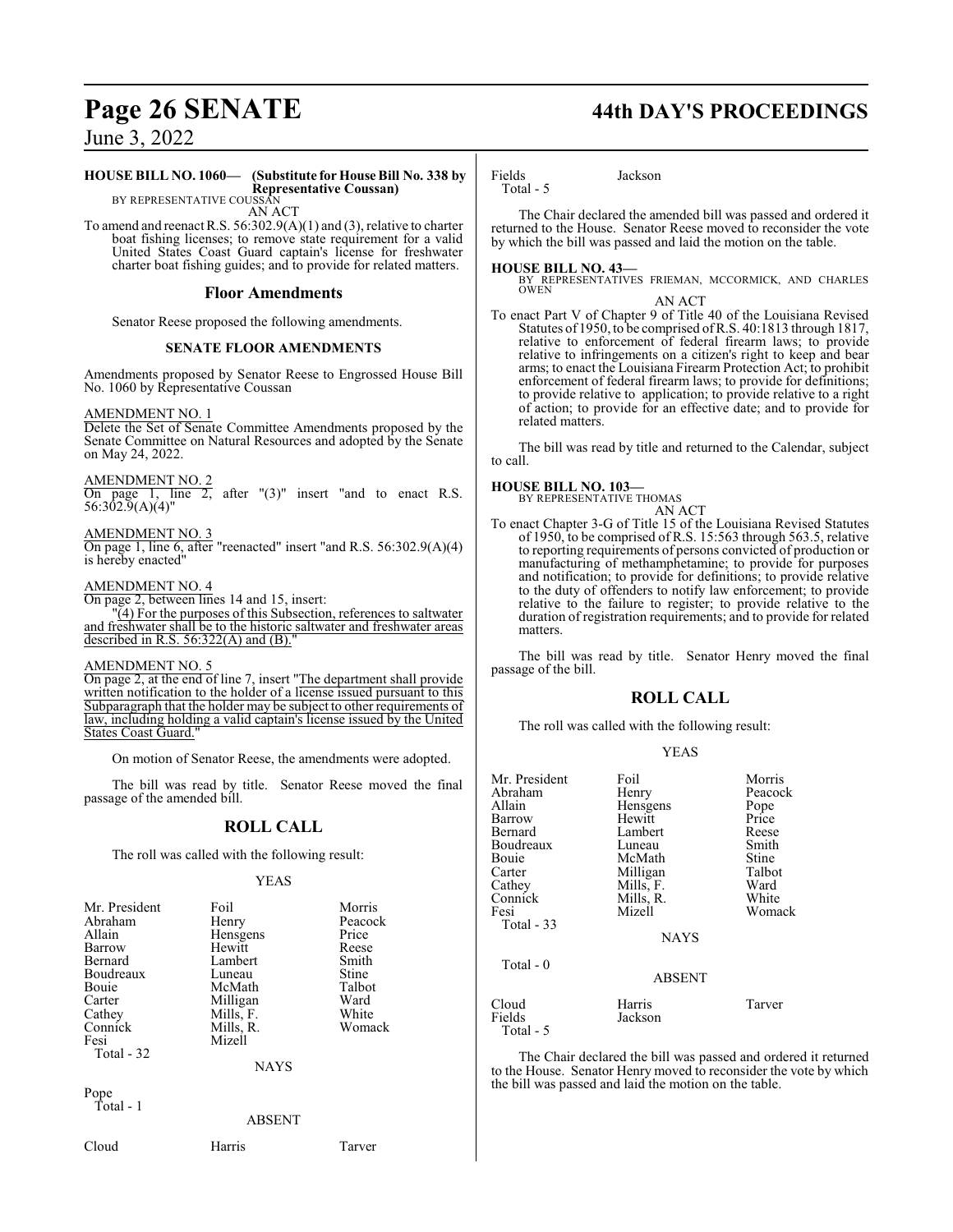**HOUSE BILL NO. 1060— (Substitute for House Bill No. 338 by Representative Coussan)**
BY REPRESENTATIVE COUSSAN

AN ACT

To amend and reenact R.S. 56:302.9(A)(1) and (3), relative to charter boat fishing licenses; to remove state requirement for a valid United States Coast Guard captain's license for freshwater charter boat fishing guides; and to provide for related matters.

## Floor Amendments

Senator Reese proposed the following amendments.

### SENATE FLOOR AMENDMENTS

Amendments proposed by Senator Reese to Engrossed House Bill No. 1060 by Representative Coussan

AMENDMENT NO. 1
Delete the Set of Senate Committee Amendments proposed by the Senate Committee on Natural Resources and adopted by the Senate on May 24, 2022.

AMENDMENT NO. 2
On page 1, line 2, after "(3)" insert "and to enact R.S. 56:302.9(A)(4)"

AMENDMENT NO. 3
On page 1, line 6, after "reenacted" insert "and R.S. 56:302.9(A)(4) is hereby enacted"

AMENDMENT NO. 4
On page 2, between lines 14 and 15, insert:

"(4) For the purposes of this Subsection, references to saltwater and freshwater shall be to the historic saltwater and freshwater areas described in R.S. 56:322(A) and (B)."

AMENDMENT NO. 5
On page 2, at the end of line 7, insert "The department shall provide written notification to the holder of a license issued pursuant to this Subparagraph that the holder may be subject to other requirements of law, including holding a valid captain's license issued by the United States Coast Guard."

On motion of Senator Reese, the amendments were adopted.

The bill was read by title. Senator Reese moved the final passage of the amended bill.

## ROLL CALL

The roll was called with the following result:

YEAS

| | | |
|---|---|---|
| Mr. President | Foil | Morris |
| Abraham | Henry | Peacock |
| Allain | Hensgens | Price |
| Barrow | Hewitt | Reese |
| Bernard | Lambert | Smith |
| Boudreaux | Luneau | Stine |
| Bouie | McMath | Talbot |
| Carter | Milligan | Ward |
| Cathey | Mills, F. | White |
| Connick | Mills, R. | Womack |
| Fesi | Mizell | |

Total - 32

NAYS

Pope

Total - 1

ABSENT

| | | |
|---|---|---|
| Cloud | Harris | Tarver |
| Fields | Jackson | |

Total - 5

The Chair declared the amended bill was passed and ordered it returned to the House. Senator Reese moved to reconsider the vote by which the bill was passed and laid the motion on the table.

**HOUSE BILL NO. 43—**
BY REPRESENTATIVES FRIEMAN, MCCORMICK, AND CHARLES OWEN

AN ACT

To enact Part V of Chapter 9 of Title 40 of the Louisiana Revised Statutes of 1950, to be comprised of R.S. 40:1813 through 1817, relative to enforcement of federal firearm laws; to provide relative to infringements on a citizen's right to keep and bear arms; to enact the Louisiana Firearm Protection Act; to prohibit enforcement of federal firearm laws; to provide for definitions; to provide relative to application; to provide relative to a right of action; to provide for an effective date; and to provide for related matters.

The bill was read by title and returned to the Calendar, subject to call.

**HOUSE BILL NO. 103—**
BY REPRESENTATIVE THOMAS

AN ACT

To enact Chapter 3-G of Title 15 of the Louisiana Revised Statutes of 1950, to be comprised of R.S. 15:563 through 563.5, relative to reporting requirements of persons convicted of production or manufacturing of methamphetamine; to provide for purposes and notification; to provide for definitions; to provide relative to the duty of offenders to notify law enforcement; to provide relative to the failure to register; to provide relative to the duration of registration requirements; and to provide for related matters.

The bill was read by title. Senator Henry moved the final passage of the bill.

## ROLL CALL

The roll was called with the following result:

YEAS

| | | |
|---|---|---|
| Mr. President | Foil | Morris |
| Abraham | Henry | Peacock |
| Allain | Hensgens | Pope |
| Barrow | Hewitt | Price |
| Bernard | Lambert | Reese |
| Boudreaux | Luneau | Smith |
| Bouie | McMath | Stine |
| Carter | Milligan | Talbot |
| Cathey | Mills, F. | Ward |
| Connick | Mills, R. | White |
| Fesi | Mizell | Womack |

Total - 33

NAYS

Total - 0

ABSENT

| | | |
|---|---|---|
| Cloud | Harris | Tarver |
| Fields | Jackson | |

Total - 5

The Chair declared the bill was passed and ordered it returned to the House. Senator Henry moved to reconsider the vote by which the bill was passed and laid the motion on the table.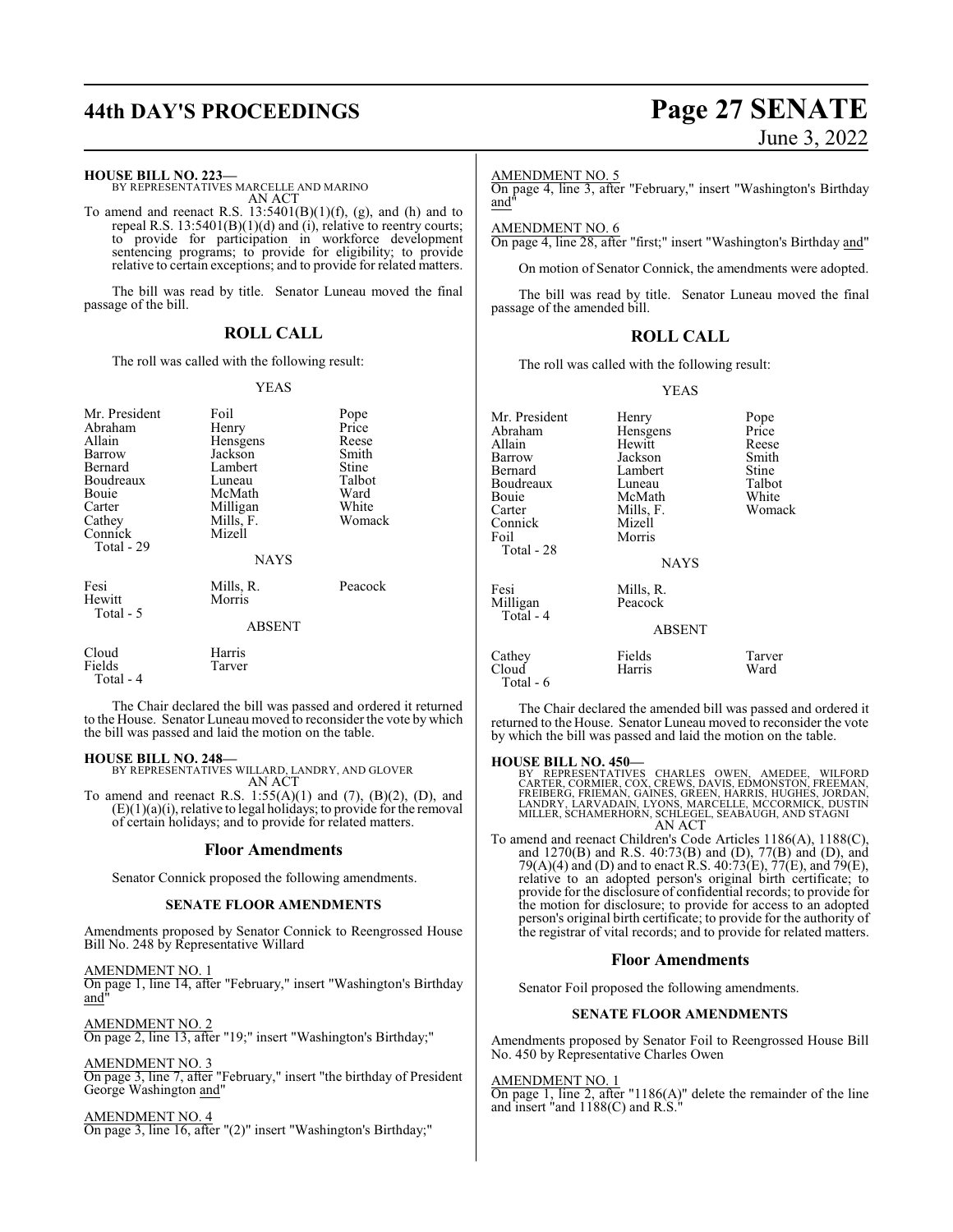**HOUSE BILL NO. 223—**
BY REPRESENTATIVES MARCELLE AND MARINO
AN ACT

To amend and reenact R.S. 13:5401(B)(1)(f), (g), and (h) and to repeal R.S. 13:5401(B)(1)(d) and (i), relative to reentry courts; to provide for participation in workforce development sentencing programs; to provide for eligibility; to provide relative to certain exceptions; and to provide for related matters.

The bill was read by title. Senator Luneau moved the final passage of the bill.

## ROLL CALL

The roll was called with the following result:

YEAS

| | | |
|---|---|---|
| Mr. President | Foil | Pope |
| Abraham | Henry | Price |
| Allain | Hensgens | Reese |
| Barrow | Jackson | Smith |
| Bernard | Lambert | Stine |
| Boudreaux | Luneau | Talbot |
| Bouie | McMath | Ward |
| Carter | Milligan | White |
| Cathey | Mills, F. | Womack |
| Connick | Mizell | |
| Total - 29 | | |

NAYS

| | | |
|---|---|---|
| Fesi | Mills, R. | Peacock |
| Hewitt | Morris | |
| Total - 5 | | |

ABSENT

| | |
|---|---|
| Cloud | Harris |
| Fields | Tarver |
| Total - 4 | |

The Chair declared the bill was passed and ordered it returned to the House. Senator Luneau moved to reconsider the vote by which the bill was passed and laid the motion on the table.

**HOUSE BILL NO. 248—**
BY REPRESENTATIVES WILLARD, LANDRY, AND GLOVER
AN ACT

To amend and reenact R.S. 1:55(A)(1) and (7), (B)(2), (D), and (E)(1)(a)(i), relative to legal holidays; to provide for the removal of certain holidays; and to provide for related matters.

## Floor Amendments

Senator Connick proposed the following amendments.

### SENATE FLOOR AMENDMENTS

Amendments proposed by Senator Connick to Reengrossed House Bill No. 248 by Representative Willard

AMENDMENT NO. 1
On page 1, line 14, after "February," insert "Washington's Birthday and"

AMENDMENT NO. 2
On page 2, line 13, after "19;" insert "Washington's Birthday;"

AMENDMENT NO. 3
On page 3, line 7, after "February," insert "the birthday of President George Washington and"

AMENDMENT NO. 4
On page 3, line 16, after "(2)" insert "Washington's Birthday;"

AMENDMENT NO. 5
On page 4, line 3, after "February," insert "Washington's Birthday and"

AMENDMENT NO. 6
On page 4, line 28, after "first;" insert "Washington's Birthday and"

On motion of Senator Connick, the amendments were adopted.

The bill was read by title. Senator Luneau moved the final passage of the amended bill.

## ROLL CALL

The roll was called with the following result:

YEAS

| | | |
|---|---|---|
| Mr. President | Henry | Pope |
| Abraham | Hensgens | Price |
| Allain | Hewitt | Reese |
| Barrow | Jackson | Smith |
| Bernard | Lambert | Stine |
| Boudreaux | Luneau | Talbot |
| Bouie | McMath | White |
| Carter | Mills, F. | Womack |
| Connick | Mizell | |
| Foil | Morris | |
| Total - 28 | | |

NAYS

| | |
|---|---|
| Fesi | Mills, R. |
| Milligan | Peacock |
| Total - 4 | |

ABSENT

| | | |
|---|---|---|
| Cathey | Fields | Tarver |
| Cloud | Harris | Ward |
| Total - 6 | | |

The Chair declared the amended bill was passed and ordered it returned to the House. Senator Luneau moved to reconsider the vote by which the bill was passed and laid the motion on the table.

**HOUSE BILL NO. 450—**
BY REPRESENTATIVES CHARLES OWEN, AMEDEE, WILFORD CARTER, CORMIER, COX, CREWS, DAVIS, EDMONSTON, FREEMAN, FREIBERG, FRIEMAN, GAINES, GREEN, HARRIS, HUGHES, JORDAN, LANDRY, LARVADAIN, LYONS, MARCELLE, MCCORMICK, DUSTIN MILLER, SCHAMERHORN, SCHLEGEL, SEABAUGH, AND STAGNI
AN ACT

To amend and reenact Children's Code Articles 1186(A), 1188(C), and 1270(B) and R.S. 40:73(B) and (D), 77(B) and (D), and 79(A)(4) and (D) and to enact R.S. 40:73(E), 77(E), and 79(E), relative to an adopted person's original birth certificate; to provide for the disclosure of confidential records; to provide for the motion for disclosure; to provide for access to an adopted person's original birth certificate; to provide for the authority of the registrar of vital records; and to provide for related matters.

## Floor Amendments

Senator Foil proposed the following amendments.

### SENATE FLOOR AMENDMENTS

Amendments proposed by Senator Foil to Reengrossed House Bill No. 450 by Representative Charles Owen

AMENDMENT NO. 1
On page 1, line 2, after "1186(A)" delete the remainder of the line and insert "and 1188(C) and R.S."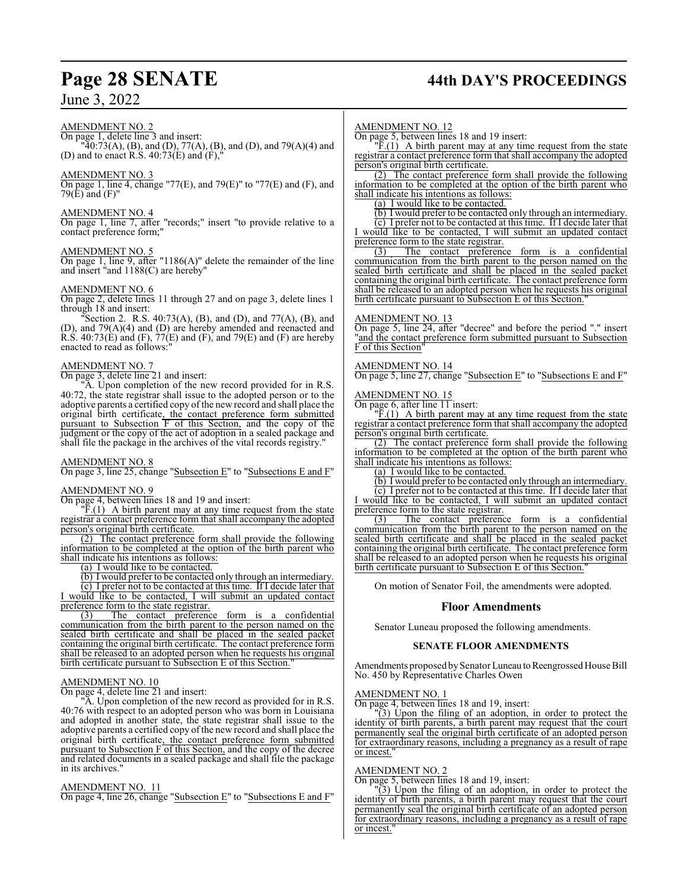AMENDMENT NO. 2

On page 1, delete line 3 and insert:

"40:73(A), (B), and (D), 77(A), (B), and (D), and 79(A)(4) and (D) and to enact R.S. 40:73(E) and (F),"

AMENDMENT NO. 3

On page 1, line 4, change "77(E), and 79(E)" to "77(E) and (F), and 79(E) and (F)"

AMENDMENT NO. 4

On page 1, line 7, after "records;" insert "to provide relative to a contact preference form;"

AMENDMENT NO. 5

On page 1, line 9, after "1186(A)" delete the remainder of the line and insert "and 1188(C) are hereby"

AMENDMENT NO. 6

On page 2, delete lines 11 through 27 and on page 3, delete lines 1 through 18 and insert:

"Section 2. R.S. 40:73(A), (B), and (D), and 77(A), (B), and (D), and 79(A)(4) and (D) are hereby amended and reenacted and R.S. 40:73(E) and (F), 77(E) and (F), and 79(E) and (F) are hereby enacted to read as follows:"

AMENDMENT NO. 7

On page 3, delete line 21 and insert:

"A. Upon completion of the new record provided for in R.S. 40:72, the state registrar shall issue to the adopted person or to the adoptive parents a certified copy of the new record and shall place the original birth certificate, the contact preference form submitted pursuant to Subsection F of this Section, and the copy of the judgment or the copy of the act of adoption in a sealed package and shall file the package in the archives of the vital records registry."

AMENDMENT NO. 8

On page 3, line 25, change "Subsection E" to "Subsections E and F"

AMENDMENT NO. 9

On page 4, between lines 18 and 19 and insert:

"F.(1) A birth parent may at any time request from the state registrar a contact preference form that shall accompany the adopted person's original birth certificate.

(2) The contact preference form shall provide the following information to be completed at the option of the birth parent who shall indicate his intentions as follows:

(a) I would like to be contacted.

(b) I would prefer to be contacted only through an intermediary.

(c) I prefer not to be contacted at this time. If I decide later that I would like to be contacted, I will submit an updated contact preference form to the state registrar.

(3) The contact preference form is a confidential communication from the birth parent to the person named on the sealed birth certificate and shall be placed in the sealed packet containing the original birth certificate. The contact preference form shall be released to an adopted person when he requests his original birth certificate pursuant to Subsection E of this Section."

AMENDMENT NO. 10

On page 4, delete line 21 and insert:

"A. Upon completion of the new record as provided for in R.S. 40:76 with respect to an adopted person who was born in Louisiana and adopted in another state, the state registrar shall issue to the adoptive parents a certified copy of the new record and shall place the original birth certificate, the contact preference form submitted pursuant to Subsection F of this Section, and the copy of the decree and related documents in a sealed package and shall file the package in its archives."

AMENDMENT NO. 11

On page 4, line 26, change "Subsection E" to "Subsections E and F"

AMENDMENT NO. 12

On page 5, between lines 18 and 19 insert:

"F.(1) A birth parent may at any time request from the state registrar a contact preference form that shall accompany the adopted person's original birth certificate.

(2) The contact preference form shall provide the following information to be completed at the option of the birth parent who shall indicate his intentions as follows:

(a) I would like to be contacted.

(b) I would prefer to be contacted only through an intermediary.

(c) I prefer not to be contacted at this time. If I decide later that I would like to be contacted, I will submit an updated contact preference form to the state registrar.

(3) The contact preference form is a confidential communication from the birth parent to the person named on the sealed birth certificate and shall be placed in the sealed packet containing the original birth certificate. The contact preference form shall be released to an adopted person when he requests his original birth certificate pursuant to Subsection E of this Section."

AMENDMENT NO. 13

On page 5, line 24, after "decree" and before the period "." insert "and the contact preference form submitted pursuant to Subsection F of this Section"

AMENDMENT NO. 14

On page 5, line 27, change "Subsection E" to "Subsections E and F"

AMENDMENT NO. 15

On page 6, after line 11 insert:

"F.(1) A birth parent may at any time request from the state registrar a contact preference form that shall accompany the adopted person's original birth certificate.

(2) The contact preference form shall provide the following information to be completed at the option of the birth parent who shall indicate his intentions as follows:

(a) I would like to be contacted.

(b) I would prefer to be contacted only through an intermediary.

(c) I prefer not to be contacted at this time. If I decide later that I would like to be contacted, I will submit an updated contact preference form to the state registrar.

(3) The contact preference form is a confidential communication from the birth parent to the person named on the sealed birth certificate and shall be placed in the sealed packet containing the original birth certificate. The contact preference form shall be released to an adopted person when he requests his original birth certificate pursuant to Subsection E of this Section."

On motion of Senator Foil, the amendments were adopted.

## Floor Amendments

Senator Luneau proposed the following amendments.

### SENATE FLOOR AMENDMENTS

Amendments proposed by Senator Luneau to Reengrossed House Bill No. 450 by Representative Charles Owen

AMENDMENT NO. 1

On page 4, between lines 18 and 19, insert:

"(3) Upon the filing of an adoption, in order to protect the identity of birth parents, a birth parent may request that the court permanently seal the original birth certificate of an adopted person for extraordinary reasons, including a pregnancy as a result of rape or incest."

AMENDMENT NO. 2

On page 5, between lines 18 and 19, insert:

"(3) Upon the filing of an adoption, in order to protect the identity of birth parents, a birth parent may request that the court permanently seal the original birth certificate of an adopted person for extraordinary reasons, including a pregnancy as a result of rape or incest."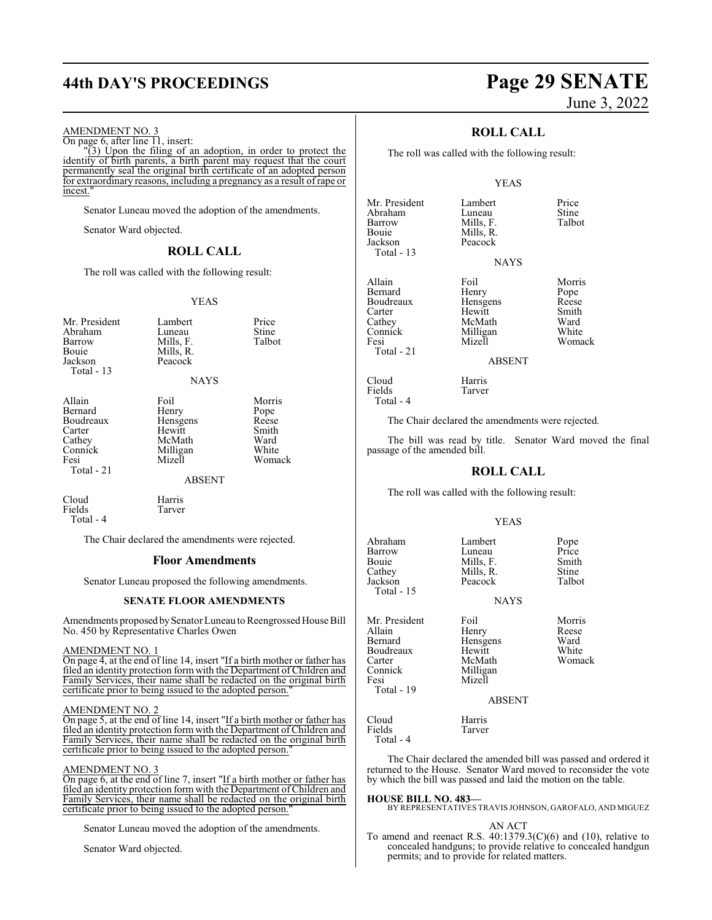AMENDMENT NO. 3

On page 6, after line 11, insert:

"(3) Upon the filing of an adoption, in order to protect the identity of birth parents, a birth parent may request that the court permanently seal the original birth certificate of an adopted person for extraordinary reasons, including a pregnancy as a result of rape or incest."

Senator Luneau moved the adoption of the amendments.

Senator Ward objected.

## ROLL CALL

The roll was called with the following result:

YEAS

| | | |
|---|---|---|
| Mr. President | Lambert | Price |
| Abraham | Luneau | Stine |
| Barrow | Mills, F. | Talbot |
| Bouie | Mills, R. | |
| Jackson | Peacock | |
| Total - 13 | | |

NAYS

| | | |
|---|---|---|
| Allain | Foil | Morris |
| Bernard | Henry | Pope |
| Boudreaux | Hensgens | Reese |
| Carter | Hewitt | Smith |
| Cathey | McMath | Ward |
| Connick | Milligan | White |
| Fesi | Mizell | Womack |
| Total - 21 | | |

ABSENT

| | |
|---|---|
| Cloud | Harris |
| Fields | Tarver |
| Total - 4 | |

The Chair declared the amendments were rejected.

## Floor Amendments

Senator Luneau proposed the following amendments.

### SENATE FLOOR AMENDMENTS

Amendments proposed by Senator Luneau to Reengrossed House Bill No. 450 by Representative Charles Owen

AMENDMENT NO. 1

On page 4, at the end of line 14, insert "If a birth mother or father has filed an identity protection form with the Department of Children and Family Services, their name shall be redacted on the original birth certificate prior to being issued to the adopted person."

AMENDMENT NO. 2

On page 5, at the end of line 14, insert "If a birth mother or father has filed an identity protection form with the Department of Children and Family Services, their name shall be redacted on the original birth certificate prior to being issued to the adopted person."

AMENDMENT NO. 3

On page 6, at the end of line 7, insert "If a birth mother or father has filed an identity protection form with the Department of Children and Family Services, their name shall be redacted on the original birth certificate prior to being issued to the adopted person."

Senator Luneau moved the adoption of the amendments.

Senator Ward objected.

## ROLL CALL

The roll was called with the following result:

YEAS

| | | |
|---|---|---|
| Mr. President | Lambert | Price |
| Abraham | Luneau | Stine |
| Barrow | Mills, F. | Talbot |
| Bouie | Mills, R. | |
| Jackson | Peacock | |
| Total - 13 | | |

NAYS

| | | |
|---|---|---|
| Allain | Foil | Morris |
| Bernard | Henry | Pope |
| Boudreaux | Hensgens | Reese |
| Carter | Hewitt | Smith |
| Cathey | McMath | Ward |
| Connick | Milligan | White |
| Fesi | Mizell | Womack |
| Total - 21 | | |

ABSENT

| | |
|---|---|
| Cloud | Harris |
| Fields | Tarver |
| Total - 4 | |

The Chair declared the amendments were rejected.

The bill was read by title. Senator Ward moved the final passage of the amended bill.

## ROLL CALL

The roll was called with the following result:

YEAS

| | | |
|---|---|---|
| Abraham | Lambert | Pope |
| Barrow | Luneau | Price |
| Bouie | Mills, F. | Smith |
| Cathey | Mills, R. | Stine |
| Jackson | Peacock | Talbot |
| Total - 15 | | |

NAYS

| | | |
|---|---|---|
| Mr. President | Foil | Morris |
| Allain | Henry | Reese |
| Bernard | Hensgens | Ward |
| Boudreaux | Hewitt | White |
| Carter | McMath | Womack |
| Connick | Milligan | |
| Fesi | Mizell | |
| Total - 19 | | |

ABSENT

| | |
|---|---|
| Cloud | Harris |
| Fields | Tarver |
| Total - 4 | |

The Chair declared the amended bill was passed and ordered it returned to the House. Senator Ward moved to reconsider the vote by which the bill was passed and laid the motion on the table.

**HOUSE BILL NO. 483—**
BY REPRESENTATIVES TRAVIS JOHNSON, GAROFALO, AND MIGUEZ

AN ACT

To amend and reenact R.S. 40:1379.3(C)(6) and (10), relative to concealed handguns; to provide relative to concealed handgun permits; and to provide for related matters.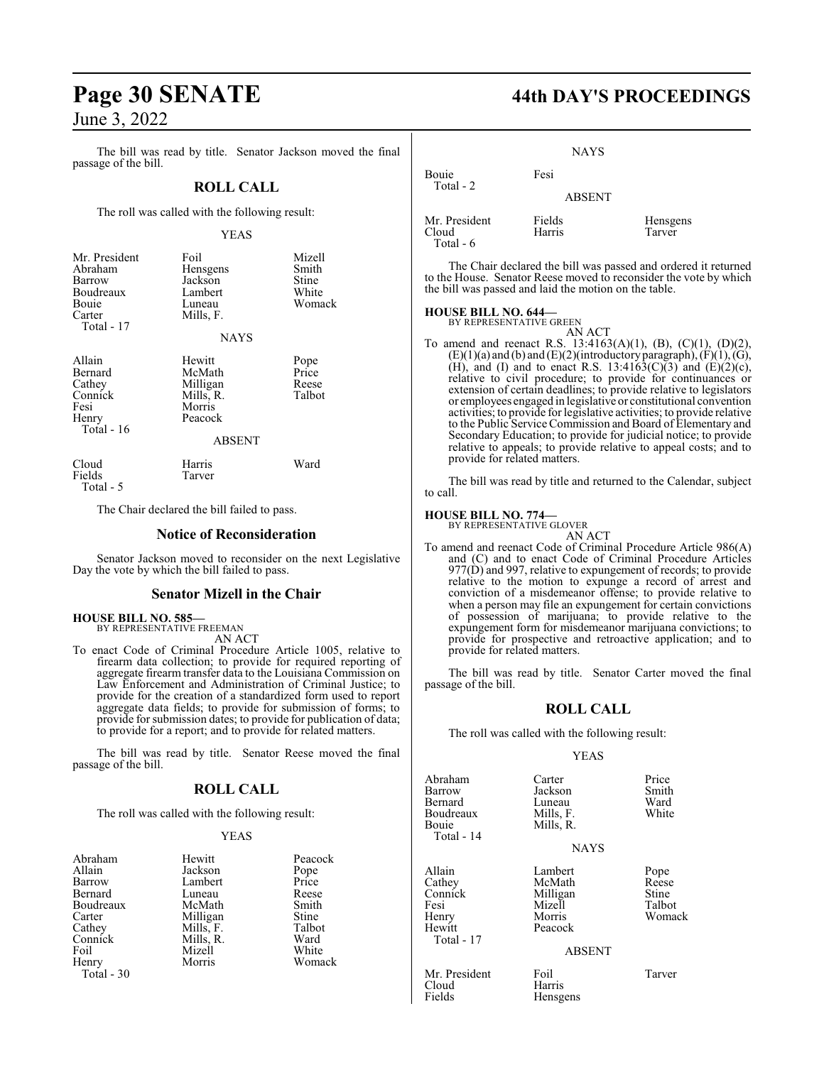The bill was read by title. Senator Jackson moved the final passage of the bill.

## ROLL CALL

The roll was called with the following result:

YEAS

| | | |
|---|---|---|
| Mr. President | Foil | Mizell |
| Abraham | Hensgens | Smith |
| Barrow | Jackson | Stine |
| Boudreaux | Lambert | White |
| Bouie | Luneau | Womack |
| Carter | Mills, F. | |
| Total - 17 | | |

NAYS

| | | |
|---|---|---|
| Allain | Hewitt | Pope |
| Bernard | McMath | Price |
| Cathey | Milligan | Reese |
| Connick | Mills, R. | Talbot |
| Fesi | Morris | |
| Henry | Peacock | |
| Total - 16 | | |

ABSENT

| | | |
|---|---|---|
| Cloud | Harris | Ward |
| Fields | Tarver | |
| Total - 5 | | |

The Chair declared the bill failed to pass.

## Notice of Reconsideration

Senator Jackson moved to reconsider on the next Legislative Day the vote by which the bill failed to pass.

## Senator Mizell in the Chair

**HOUSE BILL NO. 585—**
BY REPRESENTATIVE FREEMAN
AN ACT

To enact Code of Criminal Procedure Article 1005, relative to firearm data collection; to provide for required reporting of aggregate firearm transfer data to the Louisiana Commission on Law Enforcement and Administration of Criminal Justice; to provide for the creation of a standardized form used to report aggregate data fields; to provide for submission of forms; to provide for submission dates; to provide for publication of data; to provide for a report; and to provide for related matters.

The bill was read by title. Senator Reese moved the final passage of the bill.

## ROLL CALL

The roll was called with the following result:

YEAS

| | | |
|---|---|---|
| Abraham | Hewitt | Peacock |
| Allain | Jackson | Pope |
| Barrow | Lambert | Price |
| Bernard | Luneau | Reese |
| Boudreaux | McMath | Smith |
| Carter | Milligan | Stine |
| Cathey | Mills, F. | Talbot |
| Connick | Mills, R. | Ward |
| Foil | Mizell | White |
| Henry | Morris | Womack |
| Total - 30 | | |

NAYS

| | |
|---|---|
| Bouie | Fesi |
| Total - 2 | |

ABSENT

| | | |
|---|---|---|
| Mr. President | Fields | Hensgens |
| Cloud | Harris | Tarver |
| Total - 6 | | |

The Chair declared the bill was passed and ordered it returned to the House. Senator Reese moved to reconsider the vote by which the bill was passed and laid the motion on the table.

**HOUSE BILL NO. 644—**
BY REPRESENTATIVE GREEN
AN ACT

To amend and reenact R.S. 13:4163(A)(1), (B), (C)(1), (D)(2), (E)(1)(a) and (b) and (E)(2)(introductory paragraph), (F)(1), (G), (H), and (I) and to enact R.S. 13:4163(C)(3) and (E)(2)(c), relative to civil procedure; to provide for continuances or extension of certain deadlines; to provide relative to legislators or employees engaged in legislative or constitutional convention activities; to provide for legislative activities; to provide relative to the Public Service Commission and Board of Elementary and Secondary Education; to provide for judicial notice; to provide relative to appeals; to provide relative to appeal costs; and to provide for related matters.

The bill was read by title and returned to the Calendar, subject to call.

**HOUSE BILL NO. 774—**
BY REPRESENTATIVE GLOVER
AN ACT

To amend and reenact Code of Criminal Procedure Article 986(A) and (C) and to enact Code of Criminal Procedure Articles 977(D) and 997, relative to expungement of records; to provide relative to the motion to expunge a record of arrest and conviction of a misdemeanor offense; to provide relative to when a person may file an expungement for certain convictions of possession of marijuana; to provide relative to the expungement form for misdemeanor marijuana convictions; to provide for prospective and retroactive application; and to provide for related matters.

The bill was read by title. Senator Carter moved the final passage of the bill.

## ROLL CALL

The roll was called with the following result:

YEAS

| | | |
|---|---|---|
| Abraham | Carter | Price |
| Barrow | Jackson | Smith |
| Bernard | Luneau | Ward |
| Boudreaux | Mills, F. | White |
| Bouie | Mills, R. | |
| Total - 14 | | |

NAYS

| | | |
|---|---|---|
| Allain | Lambert | Pope |
| Cathey | McMath | Reese |
| Connick | Milligan | Stine |
| Fesi | Mizell | Talbot |
| Henry | Morris | Womack |
| Hewitt | Peacock | |
| Total - 17 | | |

ABSENT

| | | |
|---|---|---|
| Mr. President | Foil | Tarver |
| Cloud | Harris | |
| Fields | Hensgens | |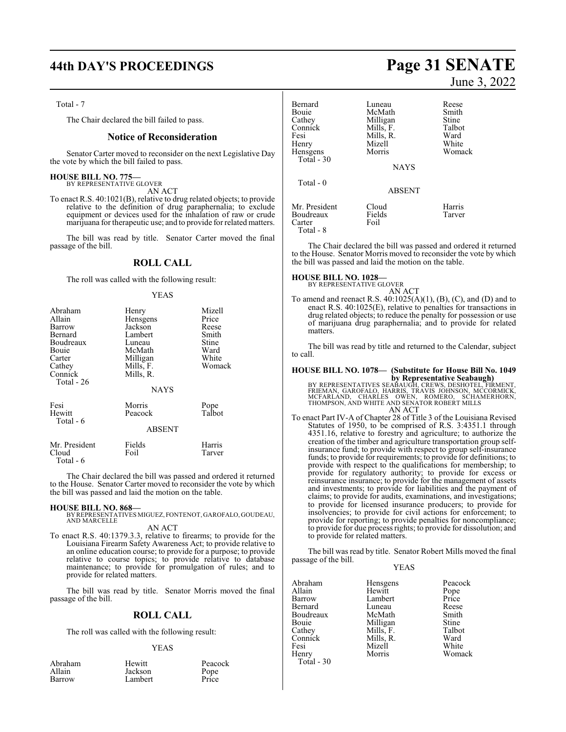Total - 7

The Chair declared the bill failed to pass.

## Notice of Reconsideration

Senator Carter moved to reconsider on the next Legislative Day the vote by which the bill failed to pass.

**HOUSE BILL NO. 775—**
BY REPRESENTATIVE GLOVER

AN ACT

To enact R.S. 40:1021(B), relative to drug related objects; to provide relative to the definition of drug paraphernalia; to exclude equipment or devices used for the inhalation of raw or crude marijuana for therapeutic use; and to provide for related matters.

The bill was read by title. Senator Carter moved the final passage of the bill.

## ROLL CALL

The roll was called with the following result:

YEAS

| | | |
|---|---|---|
| Abraham | Henry | Mizell |
| Allain | Hensgens | Price |
| Barrow | Jackson | Reese |
| Bernard | Lambert | Smith |
| Boudreaux | Luneau | Stine |
| Bouie | McMath | Ward |
| Carter | Milligan | White |
| Cathey | Mills, F. | Womack |
| Connick | Mills, R. | |

Total - 26

NAYS

| | | |
|---|---|---|
| Fesi | Morris | Pope |
| Hewitt | Peacock | Talbot |

Total - 6

ABSENT

| | | |
|---|---|---|
| Mr. President | Fields | Harris |
| Cloud | Foil | Tarver |

Total - 6

The Chair declared the bill was passed and ordered it returned to the House. Senator Carter moved to reconsider the vote by which the bill was passed and laid the motion on the table.

**HOUSE BILL NO. 868—**
BY REPRESENTATIVES MIGUEZ, FONTENOT, GAROFALO, GOUDEAU, AND MARCELLE

AN ACT

To enact R.S. 40:1379.3.3, relative to firearms; to provide for the Louisiana Firearm Safety Awareness Act; to provide relative to an online education course; to provide for a purpose; to provide relative to course topics; to provide relative to database maintenance; to provide for promulgation of rules; and to provide for related matters.

The bill was read by title. Senator Morris moved the final passage of the bill.

## ROLL CALL

The roll was called with the following result:

YEAS

| | | |
|---|---|---|
| Abraham | Hewitt | Peacock |
| Allain | Jackson | Pope |
| Barrow | Lambert | Price |
| Bernard | Luneau | Reese |
| Bouie | McMath | Smith |
| Cathey | Milligan | Stine |
| Connick | Mills, F. | Talbot |
| Fesi | Mills, R. | Ward |
| Henry | Mizell | White |
| Hensgens | Morris | Womack |

Total - 30

NAYS

Total - 0

ABSENT

| | | |
|---|---|---|
| Mr. President | Cloud | Harris |
| Boudreaux | Fields | Tarver |
| Carter | Foil | |

Total - 8

The Chair declared the bill was passed and ordered it returned to the House. Senator Morris moved to reconsider the vote by which the bill was passed and laid the motion on the table.

**HOUSE BILL NO. 1028—**
BY REPRESENTATIVE GLOVER

AN ACT

To amend and reenact R.S. 40:1025(A)(1), (B), (C), and (D) and to enact R.S. 40:1025(E), relative to penalties for transactions in drug related objects; to reduce the penalty for possession or use of marijuana drug paraphernalia; and to provide for related matters.

The bill was read by title and returned to the Calendar, subject to call.

**HOUSE BILL NO. 1078— (Substitute for House Bill No. 1049 by Representative Seabaugh)**
BY REPRESENTATIVES SEABAUGH, CREWS, DESHOTEL, FIRMENT, FRIEMAN, GAROFALO, HARRIS, TRAVIS JOHNSON, MCCORMICK, MCFARLAND, CHARLES OWEN, ROMERO, SCHAMERHORN, THOMPSON, AND WHITE AND SENATOR ROBERT MILLS

AN ACT

To enact Part IV-A of Chapter 28 of Title 3 of the Louisiana Revised Statutes of 1950, to be comprised of R.S. 3:4351.1 through 4351.16, relative to forestry and agriculture; to authorize the creation of the timber and agriculture transportation group self-insurance fund; to provide with respect to group self-insurance funds; to provide for requirements; to provide for definitions; to provide with respect to the qualifications for membership; to provide for regulatory authority; to provide for excess or reinsurance insurance; to provide for the management of assets and investments; to provide for liabilities and the payment of claims; to provide for audits, examinations, and investigations; to provide for licensed insurance producers; to provide for insolvencies; to provide for civil actions for enforcement; to provide for reporting; to provide penalties for noncompliance; to provide for due process rights; to provide for dissolution; and to provide for related matters.

The bill was read by title. Senator Robert Mills moved the final passage of the bill.

YEAS

| | | |
|---|---|---|
| Abraham | Hensgens | Peacock |
| Allain | Hewitt | Pope |
| Barrow | Lambert | Price |
| Bernard | Luneau | Reese |
| Boudreaux | McMath | Smith |
| Bouie | Milligan | Stine |
| Cathey | Mills, F. | Talbot |
| Connick | Mills, R. | Ward |
| Fesi | Mizell | White |
| Henry | Morris | Womack |

Total - 30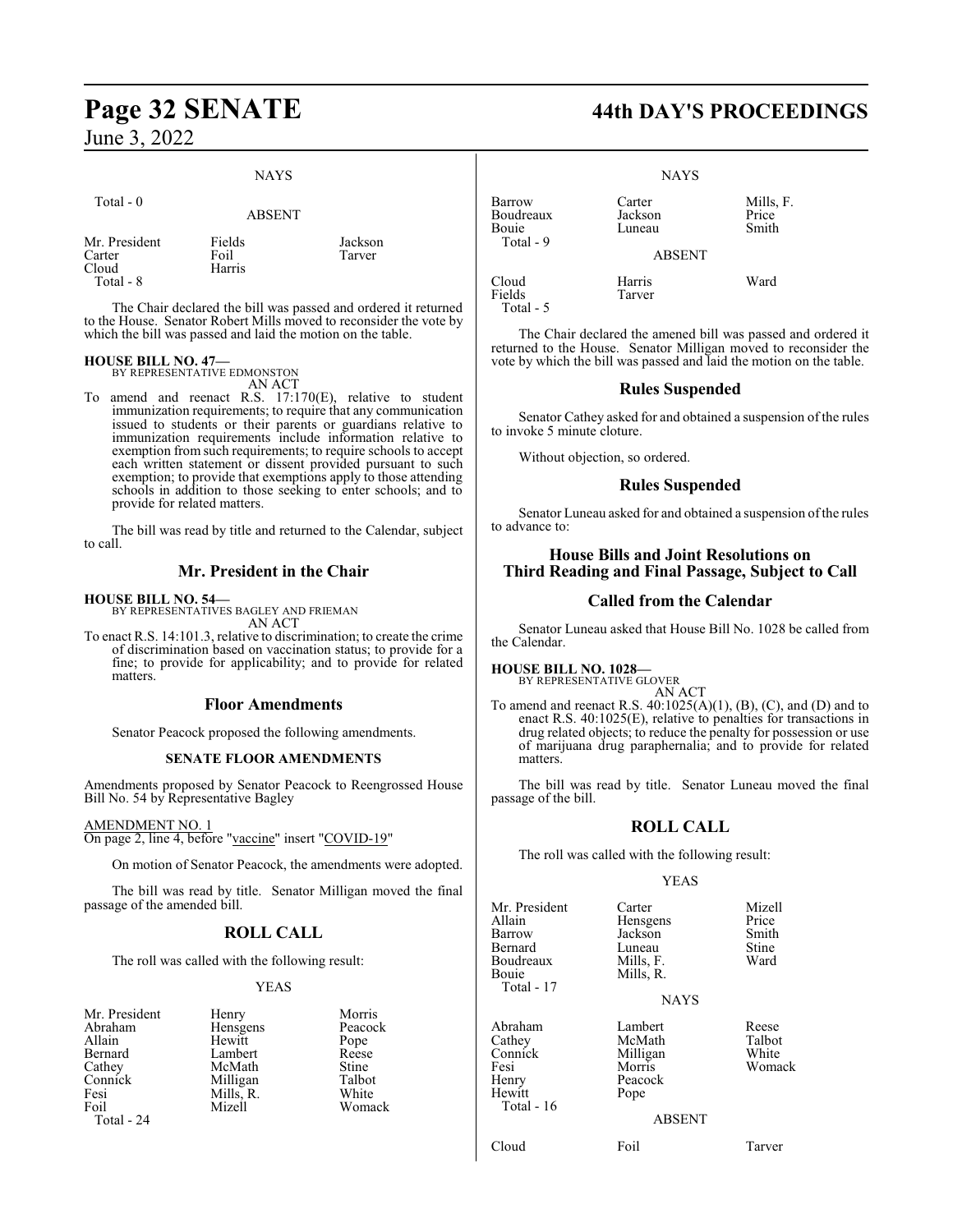NAYS

Total - 0

ABSENT

| | | |
|---|---|---|
| Mr. President | Fields | Jackson |
| Carter | Foil | Tarver |
| Cloud | Harris | |
| Total - 8 | | |

The Chair declared the bill was passed and ordered it returned to the House. Senator Robert Mills moved to reconsider the vote by which the bill was passed and laid the motion on the table.

**HOUSE BILL NO. 47—**
BY REPRESENTATIVE EDMONSTON
AN ACT

To amend and reenact R.S. 17:170(E), relative to student immunization requirements; to require that any communication issued to students or their parents or guardians relative to immunization requirements include information relative to exemption from such requirements; to require schools to accept each written statement or dissent provided pursuant to such exemption; to provide that exemptions apply to those attending schools in addition to those seeking to enter schools; and to provide for related matters.

The bill was read by title and returned to the Calendar, subject to call.

## Mr. President in the Chair

**HOUSE BILL NO. 54—**
BY REPRESENTATIVES BAGLEY AND FRIEMAN
AN ACT

To enact R.S. 14:101.3, relative to discrimination; to create the crime of discrimination based on vaccination status; to provide for a fine; to provide for applicability; and to provide for related matters.

## Floor Amendments

Senator Peacock proposed the following amendments.

### SENATE FLOOR AMENDMENTS

Amendments proposed by Senator Peacock to Reengrossed House Bill No. 54 by Representative Bagley

AMENDMENT NO. 1
On page 2, line 4, before "vaccine" insert "COVID-19"

On motion of Senator Peacock, the amendments were adopted.

The bill was read by title. Senator Milligan moved the final passage of the amended bill.

## ROLL CALL

The roll was called with the following result:

YEAS

| | | |
|---|---|---|
| Mr. President | Henry | Morris |
| Abraham | Hensgens | Peacock |
| Allain | Hewitt | Pope |
| Bernard | Lambert | Reese |
| Cathey | McMath | Stine |
| Connick | Milligan | Talbot |
| Fesi | Mills, R. | White |
| Foil | Mizell | Womack |
| Total - 24 | | |

NAYS

| | | |
|---|---|---|
| Barrow | Carter | Mills, F. |
| Boudreaux | Jackson | Price |
| Bouie | Luneau | Smith |
| Total - 9 | | |

ABSENT

| | | |
|---|---|---|
| Cloud | Harris | Ward |
| Fields | Tarver | |
| Total - 5 | | |

The Chair declared the amened bill was passed and ordered it returned to the House. Senator Milligan moved to reconsider the vote by which the bill was passed and laid the motion on the table.

## Rules Suspended

Senator Cathey asked for and obtained a suspension of the rules to invoke 5 minute cloture.

Without objection, so ordered.

## Rules Suspended

Senator Luneau asked for and obtained a suspension of the rules to advance to:

## House Bills and Joint Resolutions on Third Reading and Final Passage, Subject to Call

## Called from the Calendar

Senator Luneau asked that House Bill No. 1028 be called from the Calendar.

**HOUSE BILL NO. 1028—**
BY REPRESENTATIVE GLOVER
AN ACT

To amend and reenact R.S. 40:1025(A)(1), (B), (C), and (D) and to enact R.S. 40:1025(E), relative to penalties for transactions in drug related objects; to reduce the penalty for possession or use of marijuana drug paraphernalia; and to provide for related matters.

The bill was read by title. Senator Luneau moved the final passage of the bill.

## ROLL CALL

The roll was called with the following result:

YEAS

| | | |
|---|---|---|
| Mr. President | Carter | Mizell |
| Allain | Hensgens | Price |
| Barrow | Jackson | Smith |
| Bernard | Luneau | Stine |
| Boudreaux | Mills, F. | Ward |
| Bouie | Mills, R. | |
| Total - 17 | | |

NAYS

| | | |
|---|---|---|
| Abraham | Lambert | Reese |
| Cathey | McMath | Talbot |
| Connick | Milligan | White |
| Fesi | Morris | Womack |
| Henry | Peacock | |
| Hewitt | Pope | |
| Total - 16 | | |

ABSENT

| | | |
|---|---|---|
| Cloud | Foil | Tarver |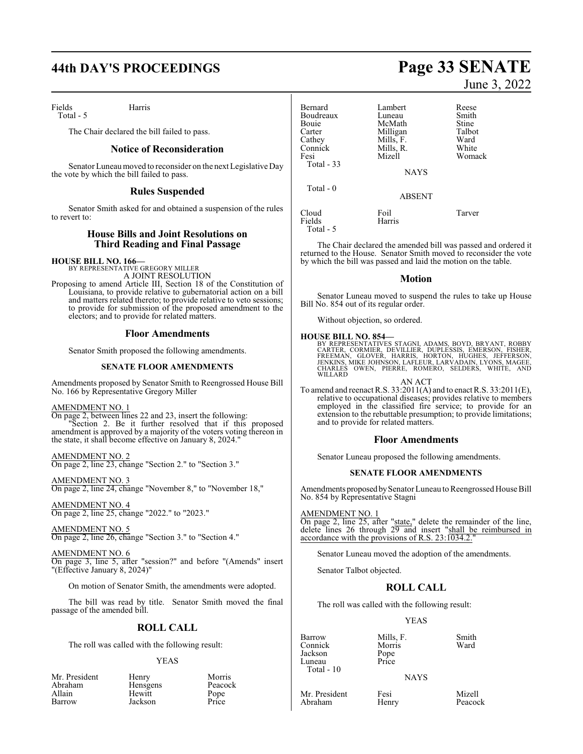Fields Harris
Total - 5

The Chair declared the bill failed to pass.

## Notice of Reconsideration

Senator Luneau moved to reconsider on the next Legislative Day the vote by which the bill failed to pass.

## Rules Suspended

Senator Smith asked for and obtained a suspension of the rules to revert to:

## House Bills and Joint Resolutions on Third Reading and Final Passage

**HOUSE BILL NO. 166—**
BY REPRESENTATIVE GREGORY MILLER
A JOINT RESOLUTION

Proposing to amend Article III, Section 18 of the Constitution of Louisiana, to provide relative to gubernatorial action on a bill and matters related thereto; to provide relative to veto sessions; to provide for submission of the proposed amendment to the electors; and to provide for related matters.

## Floor Amendments

Senator Smith proposed the following amendments.

### SENATE FLOOR AMENDMENTS

Amendments proposed by Senator Smith to Reengrossed House Bill No. 166 by Representative Gregory Miller

AMENDMENT NO. 1
On page 2, between lines 22 and 23, insert the following:
"Section 2. Be it further resolved that if this proposed amendment is approved by a majority of the voters voting thereon in the state, it shall become effective on January 8, 2024."

AMENDMENT NO. 2
On page 2, line 23, change "Section 2." to "Section 3."

AMENDMENT NO. 3
On page 2, line 24, change "November 8," to "November 18,"

AMENDMENT NO. 4
On page 2, line 25, change "2022." to "2023."

AMENDMENT NO. 5
On page 2, line 26, change "Section 3." to "Section 4."

AMENDMENT NO. 6
On page 3, line 5, after "session?" and before "(Amends" insert "(Effective January 8, 2024)"

On motion of Senator Smith, the amendments were adopted.

The bill was read by title. Senator Smith moved the final passage of the amended bill.

## ROLL CALL

The roll was called with the following result:

YEAS

| | | |
|---|---|---|
| Mr. President | Henry | Morris |
| Abraham | Hensgens | Peacock |
| Allain | Hewitt | Pope |
| Barrow | Jackson | Price |
| Bernard | Lambert | Reese |
| Boudreaux | Luneau | Smith |
| Bouie | McMath | Stine |
| Carter | Milligan | Talbot |
| Cathey | Mills, F. | Ward |
| Connick | Mills, R. | White |
| Fesi | Mizell | Womack |

Total - 33

NAYS

Total - 0

ABSENT

| | | |
|---|---|---|
| Cloud | Foil | Tarver |
| Fields | Harris | |

Total - 5

The Chair declared the amended bill was passed and ordered it returned to the House. Senator Smith moved to reconsider the vote by which the bill was passed and laid the motion on the table.

## Motion

Senator Luneau moved to suspend the rules to take up House Bill No. 854 out of its regular order.

Without objection, so ordered.

**HOUSE BILL NO. 854—**
BY REPRESENTATIVES STAGNI, ADAMS, BOYD, BRYANT, ROBBY CARTER, CORMIER, DEVILLIER, DUPLESSIS, EMERSON, FISHER, FREEMAN, GLOVER, HARRIS, HORTON, HUGHES, JEFFERSON, JENKINS, MIKE JOHNSON, LAFLEUR, LARVADAIN, LYONS, MAGEE, CHARLES OWEN, PIERRE, ROMERO, SELDERS, WHITE, AND WILLARD
AN ACT

To amend and reenact R.S. 33:2011(A) and to enact R.S. 33:2011(E), relative to occupational diseases; provides relative to members employed in the classified fire service; to provide for an extension to the rebuttable presumption; to provide limitations; and to provide for related matters.

## Floor Amendments

Senator Luneau proposed the following amendments.

### SENATE FLOOR AMENDMENTS

Amendments proposed by Senator Luneau to Reengrossed House Bill No. 854 by Representative Stagni

AMENDMENT NO. 1
On page 2, line 25, after "state," delete the remainder of the line, delete lines 26 through 29 and insert "shall be reimbursed in accordance with the provisions of R.S. 23:1034.2."

Senator Luneau moved the adoption of the amendments.

Senator Talbot objected.

## ROLL CALL

The roll was called with the following result:

YEAS

| | | |
|---|---|---|
| Barrow | Mills, F. | Smith |
| Connick | Morris | Ward |
| Jackson | Pope | |
| Luneau | Price | |

Total - 10

NAYS

| | | |
|---|---|---|
| Mr. President | Fesi | Mizell |
| Abraham | Henry | Peacock |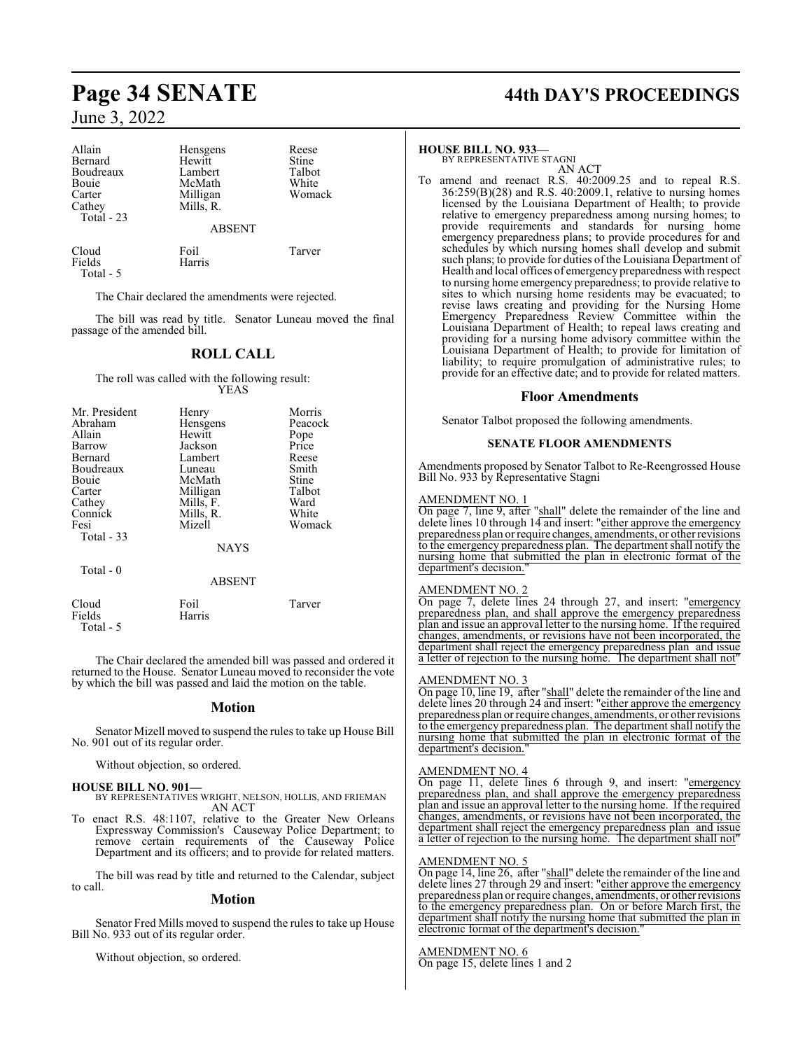| Allain | Hensgens | Reese |
|---|---|---|
| Bernard | Hewitt | Stine |
| Boudreaux | Lambert | Talbot |
| Bouie | McMath | White |
| Carter | Milligan | Womack |
| Cathey | Mills, R. | |

Total - 23

ABSENT

| Cloud | Foil | Tarver |
|---|---|---|
| Fields | Harris | |

Total - 5

The Chair declared the amendments were rejected.

The bill was read by title. Senator Luneau moved the final passage of the amended bill.

## ROLL CALL

The roll was called with the following result:

YEAS

| Mr. President | Henry | Morris |
|---|---|---|
| Abraham | Hensgens | Peacock |
| Allain | Hewitt | Pope |
| Barrow | Jackson | Price |
| Bernard | Lambert | Reese |
| Boudreaux | Luneau | Smith |
| Bouie | McMath | Stine |
| Carter | Milligan | Talbot |
| Cathey | Mills, F. | Ward |
| Connick | Mills, R. | White |
| Fesi | Mizell | Womack |

Total - 33

NAYS

Total - 0

ABSENT

| Cloud | Foil | Tarver |
|---|---|---|
| Fields | Harris | |

Total - 5

The Chair declared the amended bill was passed and ordered it returned to the House. Senator Luneau moved to reconsider the vote by which the bill was passed and laid the motion on the table.

## Motion

Senator Mizell moved to suspend the rules to take up House Bill No. 901 out of its regular order.

Without objection, so ordered.

**HOUSE BILL NO. 901—**
BY REPRESENTATIVES WRIGHT, NELSON, HOLLIS, AND FRIEMAN
AN ACT

To enact R.S. 48:1107, relative to the Greater New Orleans Expressway Commission's Causeway Police Department; to remove certain requirements of the Causeway Police Department and its officers; and to provide for related matters.

The bill was read by title and returned to the Calendar, subject to call.

## Motion

Senator Fred Mills moved to suspend the rules to take up House Bill No. 933 out of its regular order.

Without objection, so ordered.

**HOUSE BILL NO. 933—**
BY REPRESENTATIVE STAGNI
AN ACT

To amend and reenact R.S. 40:2009.25 and to repeal R.S. 36:259(B)(28) and R.S. 40:2009.1, relative to nursing homes licensed by the Louisiana Department of Health; to provide relative to emergency preparedness among nursing homes; to provide requirements and standards for nursing home emergency preparedness plans; to provide procedures for and schedules by which nursing homes shall develop and submit such plans; to provide for duties of the Louisiana Department of Health and local offices of emergency preparedness with respect to nursing home emergency preparedness; to provide relative to sites to which nursing home residents may be evacuated; to revise laws creating and providing for the Nursing Home Emergency Preparedness Review Committee within the Louisiana Department of Health; to repeal laws creating and providing for a nursing home advisory committee within the Louisiana Department of Health; to provide for limitation of liability; to require promulgation of administrative rules; to provide for an effective date; and to provide for related matters.

## Floor Amendments

Senator Talbot proposed the following amendments.

### SENATE FLOOR AMENDMENTS

Amendments proposed by Senator Talbot to Re-Reengrossed House Bill No. 933 by Representative Stagni

AMENDMENT NO. 1
On page 7, line 9, after "shall" delete the remainder of the line and delete lines 10 through 14 and insert: "either approve the emergency preparedness plan or require changes, amendments, or other revisions to the emergency preparedness plan. The department shall notify the nursing home that submitted the plan in electronic format of the department's decision."

AMENDMENT NO. 2
On page 7, delete lines 24 through 27, and insert: "emergency preparedness plan, and shall approve the emergency preparedness plan and issue an approval letter to the nursing home. If the required changes, amendments, or revisions have not been incorporated, the department shall reject the emergency preparedness plan and issue a letter of rejection to the nursing home. The department shall not"

AMENDMENT NO. 3
On page 10, line 19, after "shall" delete the remainder of the line and delete lines 20 through 24 and insert: "either approve the emergency preparedness plan or require changes, amendments, or other revisions to the emergency preparedness plan. The department shall notify the nursing home that submitted the plan in electronic format of the department's decision."

AMENDMENT NO. 4
On page 11, delete lines 6 through 9, and insert: "emergency preparedness plan, and shall approve the emergency preparedness plan and issue an approval letter to the nursing home. If the required changes, amendments, or revisions have not been incorporated, the department shall reject the emergency preparedness plan and issue a letter of rejection to the nursing home. The department shall not"

AMENDMENT NO. 5
On page 14, line 26, after "shall" delete the remainder of the line and delete lines 27 through 29 and insert: "either approve the emergency preparedness plan or require changes, amendments, or other revisions to the emergency preparedness plan. On or before March first, the department shall notify the nursing home that submitted the plan in electronic format of the department's decision."

AMENDMENT NO. 6
On page 15, delete lines 1 and 2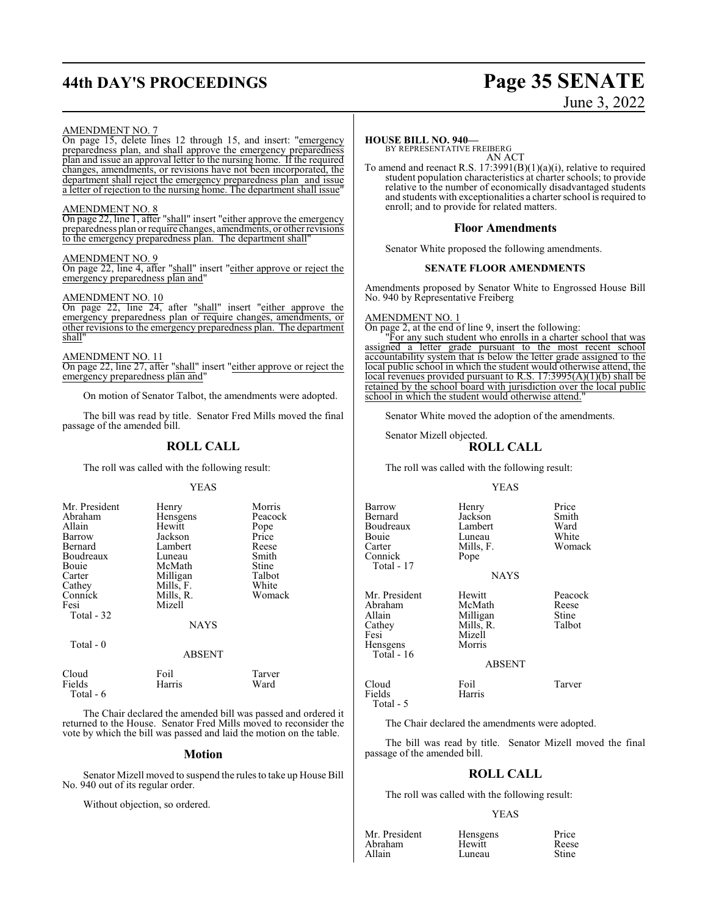AMENDMENT NO. 7

On page 15, delete lines 12 through 15, and insert: "emergency preparedness plan, and shall approve the emergency preparedness plan and issue an approval letter to the nursing home. If the required changes, amendments, or revisions have not been incorporated, the department shall reject the emergency preparedness plan and issue a letter of rejection to the nursing home. The department shall issue"

AMENDMENT NO. 8

On page 22, line 1, after "shall" insert "either approve the emergency preparedness plan or require changes, amendments, or other revisions to the emergency preparedness plan. The department shall"

AMENDMENT NO. 9

On page 22, line 4, after "shall" insert "either approve or reject the emergency preparedness plan and"

AMENDMENT NO. 10

On page 22, line 24, after "shall" insert "either approve the emergency preparedness plan or require changes, amendments, or other revisions to the emergency preparedness plan. The department shall"

AMENDMENT NO. 11

On page 22, line 27, after "shall" insert "either approve or reject the emergency preparedness plan and"

On motion of Senator Talbot, the amendments were adopted.

The bill was read by title. Senator Fred Mills moved the final passage of the amended bill.

## ROLL CALL

The roll was called with the following result:

YEAS

| | | |
|---|---|---|
| Mr. President | Henry | Morris |
| Abraham | Hensgens | Peacock |
| Allain | Hewitt | Pope |
| Barrow | Jackson | Price |
| Bernard | Lambert | Reese |
| Boudreaux | Luneau | Smith |
| Bouie | McMath | Stine |
| Carter | Milligan | Talbot |
| Cathey | Mills, F. | White |
| Connick | Mills, R. | Womack |
| Fesi | Mizell | |
| Total - 32 | | |

NAYS

Total - 0

ABSENT

| | | |
|---|---|---|
| Cloud | Foil | Tarver |
| Fields | Harris | Ward |
| Total - 6 | | |

The Chair declared the amended bill was passed and ordered it returned to the House. Senator Fred Mills moved to reconsider the vote by which the bill was passed and laid the motion on the table.

## Motion

Senator Mizell moved to suspend the rules to take up House Bill No. 940 out of its regular order.

Without objection, so ordered.

**HOUSE BILL NO. 940—**
BY REPRESENTATIVE FREIBERG
AN ACT

To amend and reenact R.S. 17:3991(B)(1)(a)(i), relative to required student population characteristics at charter schools; to provide relative to the number of economically disadvantaged students and students with exceptionalities a charter school is required to enroll; and to provide for related matters.

## Floor Amendments

Senator White proposed the following amendments.

**SENATE FLOOR AMENDMENTS**

Amendments proposed by Senator White to Engrossed House Bill No. 940 by Representative Freiberg

AMENDMENT NO. 1

On page 2, at the end of line 9, insert the following:

"For any such student who enrolls in a charter school that was assigned a letter grade pursuant to the most recent school accountability system that is below the letter grade assigned to the local public school in which the student would otherwise attend, the local revenues provided pursuant to R.S. 17:3995(A)(1)(b) shall be retained by the school board with jurisdiction over the local public school in which the student would otherwise attend."

Senator White moved the adoption of the amendments.

Senator Mizell objected.

## ROLL CALL

The roll was called with the following result:

YEAS

| | | |
|---|---|---|
| Barrow | Henry | Price |
| Bernard | Jackson | Smith |
| Boudreaux | Lambert | Ward |
| Bouie | Luneau | White |
| Carter | Mills, F. | Womack |
| Connick | Pope | |
| Total - 17 | | |

NAYS

| | | |
|---|---|---|
| Mr. President | Hewitt | Peacock |
| Abraham | McMath | Reese |
| Allain | Milligan | Stine |
| Cathey | Mills, R. | Talbot |
| Fesi | Mizell | |
| Hensgens | Morris | |
| Total - 16 | | |

ABSENT

| | | |
|---|---|---|
| Cloud | Foil | Tarver |
| Fields | Harris | |
| Total - 5 | | |

The Chair declared the amendments were adopted.

The bill was read by title. Senator Mizell moved the final passage of the amended bill.

## ROLL CALL

The roll was called with the following result:

YEAS

| | | |
|---|---|---|
| Mr. President | Hensgens | Price |
| Abraham | Hewitt | Reese |
| Allain | Luneau | Stine |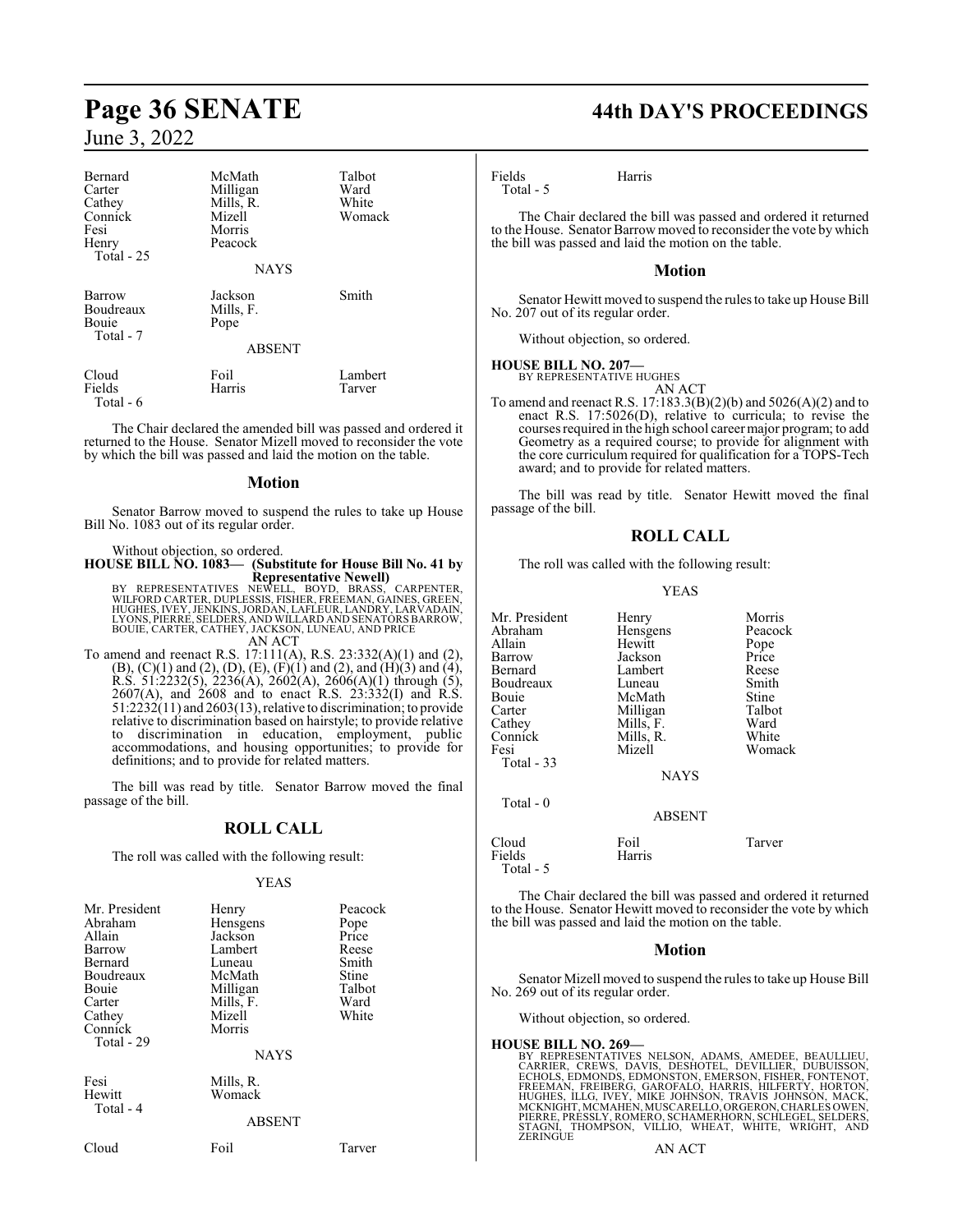| | | |
|---|---|---|
| Bernard | McMath | Talbot |
| Carter | Milligan | Ward |
| Cathey | Mills, R. | White |
| Connick | Mizell | Womack |
| Fesi | Morris | |
| Henry | Peacock | |
| Total - 25 | | |

NAYS

| | | |
|---|---|---|
| Barrow | Jackson | Smith |
| Boudreaux | Mills, F. | |
| Bouie | Pope | |
| Total - 7 | | |

ABSENT

| | | |
|---|---|---|
| Cloud | Foil | Lambert |
| Fields | Harris | Tarver |
| Total - 6 | | |

The Chair declared the amended bill was passed and ordered it returned to the House. Senator Mizell moved to reconsider the vote by which the bill was passed and laid the motion on the table.

## Motion

Senator Barrow moved to suspend the rules to take up House Bill No. 1083 out of its regular order.

Without objection, so ordered.

**HOUSE BILL NO. 1083— (Substitute for House Bill No. 41 by Representative Newell)**

BY REPRESENTATIVES NEWELL, BOYD, BRASS, CARPENTER, WILFORD CARTER, DUPLESSIS, FISHER, FREEMAN, GAINES, GREEN, HUGHES, IVEY, JENKINS, JORDAN, LAFLEUR, LANDRY, LARVADAIN, LYONS, PIERRE, SELDERS, AND WILLARD AND SENATORS BARROW, BOUIE, CARTER, CATHEY, JACKSON, LUNEAU, AND PRICE

AN ACT

To amend and reenact R.S. 17:111(A), R.S. 23:332(A)(1) and (2), (B), (C)(1) and (2), (D), (E), (F)(1) and (2), and (H)(3) and (4), R.S. 51:2232(5), 2236(A), 2602(A), 2606(A)(1) through (5), 2607(A), and 2608 and to enact R.S. 23:332(I) and R.S. 51:2232(11) and 2603(13), relative to discrimination; to provide relative to discrimination based on hairstyle; to provide relative to discrimination in education, employment, public accommodations, and housing opportunities; to provide for definitions; and to provide for related matters.

The bill was read by title. Senator Barrow moved the final passage of the bill.

## ROLL CALL

The roll was called with the following result:

YEAS

| | | |
|---|---|---|
| Mr. President | Henry | Peacock |
| Abraham | Hensgens | Pope |
| Allain | Jackson | Price |
| Barrow | Lambert | Reese |
| Bernard | Luneau | Smith |
| Boudreaux | McMath | Stine |
| Bouie | Milligan | Talbot |
| Carter | Mills, F. | Ward |
| Cathey | Mizell | White |
| Connick | Morris | |
| Total - 29 | | |

NAYS

| | |
|---|---|
| Fesi | Mills, R. |
| Hewitt | Womack |
| Total - 4 | |

ABSENT

| | | |
|---|---|---|
| Cloud | Foil | Tarver |
| Fields | Harris | |
| Total - 5 | | |

The Chair declared the bill was passed and ordered it returned to the House. Senator Barrow moved to reconsider the vote by which the bill was passed and laid the motion on the table.

## Motion

Senator Hewitt moved to suspend the rules to take up House Bill No. 207 out of its regular order.

Without objection, so ordered.

**HOUSE BILL NO. 207—**

BY REPRESENTATIVE HUGHES

AN ACT

To amend and reenact R.S. 17:183.3(B)(2)(b) and 5026(A)(2) and to enact R.S. 17:5026(D), relative to curricula; to revise the courses required in the high school career major program; to add Geometry as a required course; to provide for alignment with the core curriculum required for qualification for a TOPS-Tech award; and to provide for related matters.

The bill was read by title. Senator Hewitt moved the final passage of the bill.

## ROLL CALL

The roll was called with the following result:

YEAS

| | | |
|---|---|---|
| Mr. President | Henry | Morris |
| Abraham | Hensgens | Peacock |
| Allain | Hewitt | Pope |
| Barrow | Jackson | Price |
| Bernard | Lambert | Reese |
| Boudreaux | Luneau | Smith |
| Bouie | McMath | Stine |
| Carter | Milligan | Talbot |
| Cathey | Mills, F. | Ward |
| Connick | Mills, R. | White |
| Fesi | Mizell | Womack |
| Total - 33 | | |

NAYS

Total - 0

ABSENT

| | | |
|---|---|---|
| Cloud | Foil | Tarver |
| Fields | Harris | |
| Total - 5 | | |

The Chair declared the bill was passed and ordered it returned to the House. Senator Hewitt moved to reconsider the vote by which the bill was passed and laid the motion on the table.

## Motion

Senator Mizell moved to suspend the rules to take up House Bill No. 269 out of its regular order.

Without objection, so ordered.

**HOUSE BILL NO. 269—**

BY REPRESENTATIVES NELSON, ADAMS, AMEDEE, BEAULLIEU, CARRIER, CREWS, DAVIS, DESHOTEL, DEVILLIER, DUBUISSON, ECHOLS, EDMONDS, EDMONSTON, EMERSON, FISHER, FONTENOT, FREEMAN, FREIBERG, GAROFALO, HARRIS, HILFERTY, HORTON, HUGHES, ILLG, IVEY, MIKE JOHNSON, TRAVIS JOHNSON, MACK, MCKNIGHT, MCMAHEN, MUSCARELLO, ORGERON, CHARLES OWEN, PIERRE, PRESSLY, ROMERO, SCHAMERHORN, SCHLEGEL, SELDERS, STAGNI, THOMPSON, VILLIO, WHEAT, WHITE, WRIGHT, AND ZERINGUE

AN ACT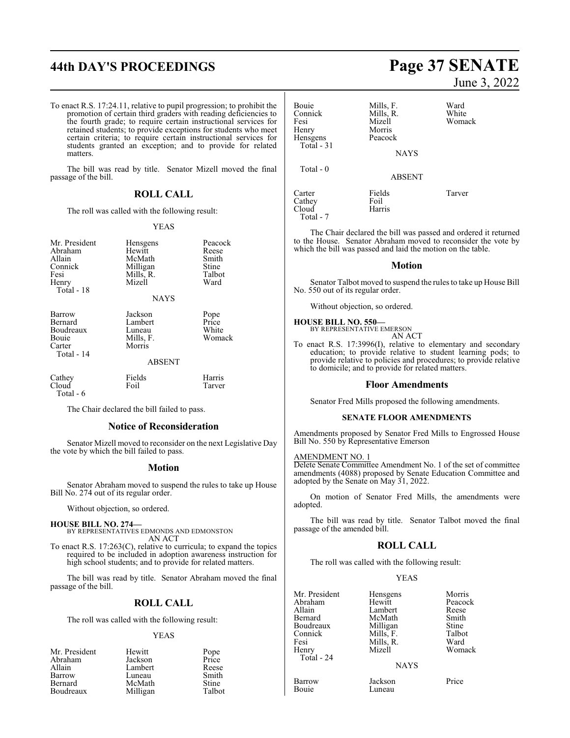To enact R.S. 17:24.11, relative to pupil progression; to prohibit the promotion of certain third graders with reading deficiencies to the fourth grade; to require certain instructional services for retained students; to provide exceptions for students who meet certain criteria; to require certain instructional services for students granted an exception; and to provide for related matters.

The bill was read by title. Senator Mizell moved the final passage of the bill.

## ROLL CALL

The roll was called with the following result:

YEAS

| | | |
|---|---|---|
| Mr. President | Hensgens | Peacock |
| Abraham | Hewitt | Reese |
| Allain | McMath | Smith |
| Connick | Milligan | Stine |
| Fesi | Mills, R. | Talbot |
| Henry | Mizell | Ward |
| Total - 18 | | |

NAYS

| | | |
|---|---|---|
| Barrow | Jackson | Pope |
| Bernard | Lambert | Price |
| Boudreaux | Luneau | White |
| Bouie | Mills, F. | Womack |
| Carter | Morris | |
| Total - 14 | | |

ABSENT

| | | |
|---|---|---|
| Cathey | Fields | Harris |
| Cloud | Foil | Tarver |
| Total - 6 | | |

The Chair declared the bill failed to pass.

## Notice of Reconsideration

Senator Mizell moved to reconsider on the next Legislative Day the vote by which the bill failed to pass.

## Motion

Senator Abraham moved to suspend the rules to take up House Bill No. 274 out of its regular order.

Without objection, so ordered.

**HOUSE BILL NO. 274—**
BY REPRESENTATIVES EDMONDS AND EDMONSTON
AN ACT

To enact R.S. 17:263(C), relative to curricula; to expand the topics required to be included in adoption awareness instruction for high school students; and to provide for related matters.

The bill was read by title. Senator Abraham moved the final passage of the bill.

## ROLL CALL

The roll was called with the following result:

YEAS

| | | |
|---|---|---|
| Mr. President | Hewitt | Pope |
| Abraham | Jackson | Price |
| Allain | Lambert | Reese |
| Barrow | Luneau | Smith |
| Bernard | McMath | Stine |
| Boudreaux | Milligan | Talbot |
| Bouie | Mills, F. | Ward |
| Connick | Mills, R. | White |
| Fesi | Mizell | Womack |
| Henry | Morris | |
| Hensgens | Peacock | |
| Total - 31 | | |

NAYS

Total - 0

ABSENT

| | | |
|---|---|---|
| Carter | Fields | Tarver |
| Cathey | Foil | |
| Cloud | Harris | |
| Total - 7 | | |

The Chair declared the bill was passed and ordered it returned to the House. Senator Abraham moved to reconsider the vote by which the bill was passed and laid the motion on the table.

## Motion

Senator Talbot moved to suspend the rules to take up House Bill No. 550 out of its regular order.

Without objection, so ordered.

**HOUSE BILL NO. 550—**
BY REPRESENTATIVE EMERSON
AN ACT

To enact R.S. 17:3996(I), relative to elementary and secondary education; to provide relative to student learning pods; to provide relative to policies and procedures; to provide relative to domicile; and to provide for related matters.

## Floor Amendments

Senator Fred Mills proposed the following amendments.

### SENATE FLOOR AMENDMENTS

Amendments proposed by Senator Fred Mills to Engrossed House Bill No. 550 by Representative Emerson

AMENDMENT NO. 1

Delete Senate Committee Amendment No. 1 of the set of committee amendments (4088) proposed by Senate Education Committee and adopted by the Senate on May 31, 2022.

On motion of Senator Fred Mills, the amendments were adopted.

The bill was read by title. Senator Talbot moved the final passage of the amended bill.

## ROLL CALL

The roll was called with the following result:

YEAS

| | | |
|---|---|---|
| Mr. President | Hensgens | Morris |
| Abraham | Hewitt | Peacock |
| Allain | Lambert | Reese |
| Bernard | McMath | Smith |
| Boudreaux | Milligan | Stine |
| Connick | Mills, F. | Talbot |
| Fesi | Mills, R. | Ward |
| Henry | Mizell | Womack |
| Total - 24 | | |

NAYS

| | | |
|---|---|---|
| Barrow | Jackson | Price |
| Bouie | Luneau | |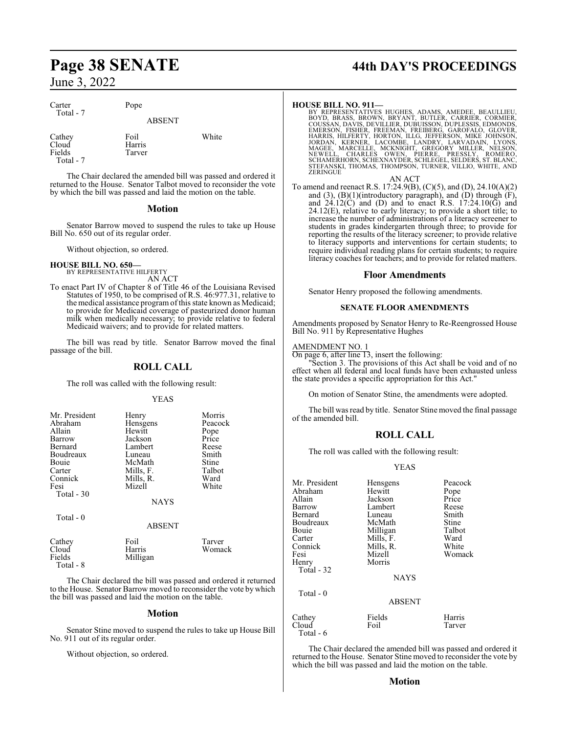| Carter | Pope | |
|---|---|---|
| Total - 7 | | |

ABSENT

| Cathey | Foil | White |
|---|---|---|
| Cloud | Harris | |
| Fields | Tarver | |
| Total - 7 | | |

The Chair declared the amended bill was passed and ordered it returned to the House. Senator Talbot moved to reconsider the vote by which the bill was passed and laid the motion on the table.

## Motion

Senator Barrow moved to suspend the rules to take up House Bill No. 650 out of its regular order.

Without objection, so ordered.

**HOUSE BILL NO. 650—**
BY REPRESENTATIVE HILFERTY

AN ACT

To enact Part IV of Chapter 8 of Title 46 of the Louisiana Revised Statutes of 1950, to be comprised of R.S. 46:977.31, relative to the medical assistance program of this state known as Medicaid; to provide for Medicaid coverage of pasteurized donor human milk when medically necessary; to provide relative to federal Medicaid waivers; and to provide for related matters.

The bill was read by title. Senator Barrow moved the final passage of the bill.

## ROLL CALL

The roll was called with the following result:

YEAS

| Mr. President | Henry | Morris |
|---|---|---|
| Abraham | Hensgens | Peacock |
| Allain | Hewitt | Pope |
| Barrow | Jackson | Price |
| Bernard | Lambert | Reese |
| Boudreaux | Luneau | Smith |
| Bouie | McMath | Stine |
| Carter | Mills, F. | Talbot |
| Connick | Mills, R. | Ward |
| Fesi | Mizell | White |
| Total - 30 | | |

NAYS

Total - 0

ABSENT

| Cathey | Foil | Tarver |
|---|---|---|
| Cloud | Harris | Womack |
| Fields | Milligan | |
| Total - 8 | | |

The Chair declared the bill was passed and ordered it returned to the House. Senator Barrow moved to reconsider the vote by which the bill was passed and laid the motion on the table.

## Motion

Senator Stine moved to suspend the rules to take up House Bill No. 911 out of its regular order.

Without objection, so ordered.

**HOUSE BILL NO. 911—**
BY REPRESENTATIVES HUGHES, ADAMS, AMEDEE, BEAULLIEU, BOYD, BRASS, BROWN, BRYANT, BUTLER, CARRIER, CORMIER, COUSSAN, DAVIS, DEVILLIER, DUBUISSON, DUPLESSIS, EDMONDS, EMERSON, FISHER, FREEMAN, FREIBERG, GAROFALO, GLOVER, HARRIS, HILFERTY, HORTON, ILLG, JEFFERSON, MIKE JOHNSON, JORDAN, KERNER, LACOMBE, LANDRY, LARVADAIN, LYONS, MAGEE, MARCELLE, MCKNIGHT, GREGORY MILLER, NELSON, NEWELL, CHARLES OWEN, PIERRE, PRESSLY, ROMERO, SCHAMERHORN, SCHEXNAYDER, SCHLEGEL, SELDERS, ST. BLANC, STEFANSKI, THOMAS, THOMPSON, TURNER, VILLIO, WHITE, AND ZERINGUE

AN ACT

To amend and reenact R.S. 17:24.9(B), (C)(5), and (D), 24.10(A)(2) and (3), (B)(1)(introductory paragraph), and (D) through (F), and 24.12(C) and (D) and to enact R.S. 17:24.10(G) and 24.12(E), relative to early literacy; to provide a short title; to increase the number of administrations of a literacy screener to students in grades kindergarten through three; to provide for reporting the results of the literacy screener; to provide relative to literacy supports and interventions for certain students; to require individual reading plans for certain students; to require literacy coaches for teachers; and to provide for related matters.

## Floor Amendments

Senator Henry proposed the following amendments.

### SENATE FLOOR AMENDMENTS

Amendments proposed by Senator Henry to Re-Reengrossed House Bill No. 911 by Representative Hughes

AMENDMENT NO. 1
On page 6, after line 13, insert the following:
"Section 3. The provisions of this Act shall be void and of no effect when all federal and local funds have been exhausted unless the state provides a specific appropriation for this Act."

On motion of Senator Stine, the amendments were adopted.

The bill was read by title. Senator Stine moved the final passage of the amended bill.

## ROLL CALL

The roll was called with the following result:

YEAS

| Mr. President | Hensgens | Peacock |
|---|---|---|
| Abraham | Hewitt | Pope |
| Allain | Jackson | Price |
| Barrow | Lambert | Reese |
| Bernard | Luneau | Smith |
| Boudreaux | McMath | Stine |
| Bouie | Milligan | Talbot |
| Carter | Mills, F. | Ward |
| Connick | Mills, R. | White |
| Fesi | Mizell | Womack |
| Henry | Morris | |
| Total - 32 | | |

NAYS

Total - 0

ABSENT

| Cathey | Fields | Harris |
|---|---|---|
| Cloud | Foil | Tarver |
| Total - 6 | | |

The Chair declared the amended bill was passed and ordered it returned to the House. Senator Stine moved to reconsider the vote by which the bill was passed and laid the motion on the table.

## Motion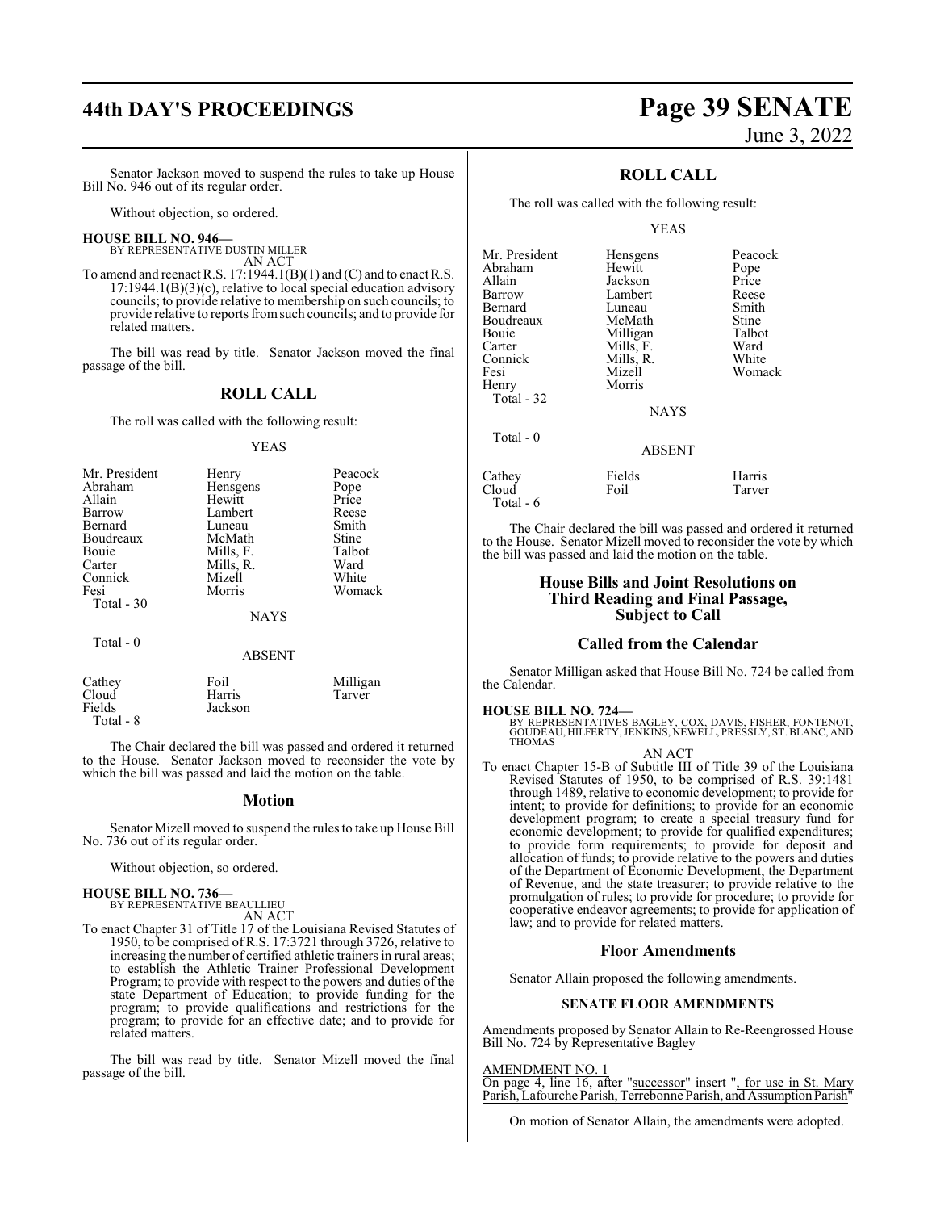Senator Jackson moved to suspend the rules to take up House Bill No. 946 out of its regular order.

Without objection, so ordered.

**HOUSE BILL NO. 946—**
BY REPRESENTATIVE DUSTIN MILLER
AN ACT

To amend and reenact R.S. 17:1944.1(B)(1) and (C) and to enact R.S. 17:1944.1(B)(3)(c), relative to local special education advisory councils; to provide relative to membership on such councils; to provide relative to reports from such councils; and to provide for related matters.

The bill was read by title. Senator Jackson moved the final passage of the bill.

## ROLL CALL

The roll was called with the following result:

YEAS

| | | |
|---|---|---|
| Mr. President | Henry | Peacock |
| Abraham | Hensgens | Pope |
| Allain | Hewitt | Price |
| Barrow | Lambert | Reese |
| Bernard | Luneau | Smith |
| Boudreaux | McMath | Stine |
| Bouie | Mills, F. | Talbot |
| Carter | Mills, R. | Ward |
| Connick | Mizell | White |
| Fesi | Morris | Womack |
| Total - 30 | | |

NAYS

Total - 0

ABSENT

| | | |
|---|---|---|
| Cathey | Foil | Milligan |
| Cloud | Harris | Tarver |
| Fields | Jackson | |
| Total - 8 | | |

The Chair declared the bill was passed and ordered it returned to the House. Senator Jackson moved to reconsider the vote by which the bill was passed and laid the motion on the table.

## Motion

Senator Mizell moved to suspend the rules to take up House Bill No. 736 out of its regular order.

Without objection, so ordered.

**HOUSE BILL NO. 736—**
BY REPRESENTATIVE BEAULLIEU
AN ACT

To enact Chapter 31 of Title 17 of the Louisiana Revised Statutes of 1950, to be comprised of R.S. 17:3721 through 3726, relative to increasing the number of certified athletic trainers in rural areas; to establish the Athletic Trainer Professional Development Program; to provide with respect to the powers and duties of the state Department of Education; to provide funding for the program; to provide qualifications and restrictions for the program; to provide for an effective date; and to provide for related matters.

The bill was read by title. Senator Mizell moved the final passage of the bill.

## ROLL CALL

The roll was called with the following result:

YEAS

| | | |
|---|---|---|
| Mr. President | Hensgens | Peacock |
| Abraham | Hewitt | Pope |
| Allain | Jackson | Price |
| Barrow | Lambert | Reese |
| Bernard | Luneau | Smith |
| Boudreaux | McMath | Stine |
| Bouie | Milligan | Talbot |
| Carter | Mills, F. | Ward |
| Connick | Mills, R. | White |
| Fesi | Mizell | Womack |
| Henry | Morris | |
| Total - 32 | | |

NAYS

Total - 0

ABSENT

| | | |
|---|---|---|
| Cathey | Fields | Harris |
| Cloud | Foil | Tarver |
| Total - 6 | | |

The Chair declared the bill was passed and ordered it returned to the House. Senator Mizell moved to reconsider the vote by which the bill was passed and laid the motion on the table.

## House Bills and Joint Resolutions on Third Reading and Final Passage, Subject to Call

## Called from the Calendar

Senator Milligan asked that House Bill No. 724 be called from the Calendar.

**HOUSE BILL NO. 724—**
BY REPRESENTATIVES BAGLEY, COX, DAVIS, FISHER, FONTENOT, GOUDEAU, HILFERTY, JENKINS, NEWELL, PRESSLY, ST. BLANC, AND THOMAS
AN ACT

To enact Chapter 15-B of Subtitle III of Title 39 of the Louisiana Revised Statutes of 1950, to be comprised of R.S. 39:1481 through 1489, relative to economic development; to provide for intent; to provide for definitions; to provide for an economic development program; to create a special treasury fund for economic development; to provide for qualified expenditures; to provide form requirements; to provide for deposit and allocation of funds; to provide relative to the powers and duties of the Department of Economic Development, the Department of Revenue, and the state treasurer; to provide relative to the promulgation of rules; to provide for procedure; to provide for cooperative endeavor agreements; to provide for application of law; and to provide for related matters.

## Floor Amendments

Senator Allain proposed the following amendments.

### SENATE FLOOR AMENDMENTS

Amendments proposed by Senator Allain to Re-Reengrossed House Bill No. 724 by Representative Bagley

AMENDMENT NO. 1
On page 4, line 16, after "successor" insert ", for use in St. Mary Parish, Lafourche Parish, Terrebonne Parish, and Assumption Parish"

On motion of Senator Allain, the amendments were adopted.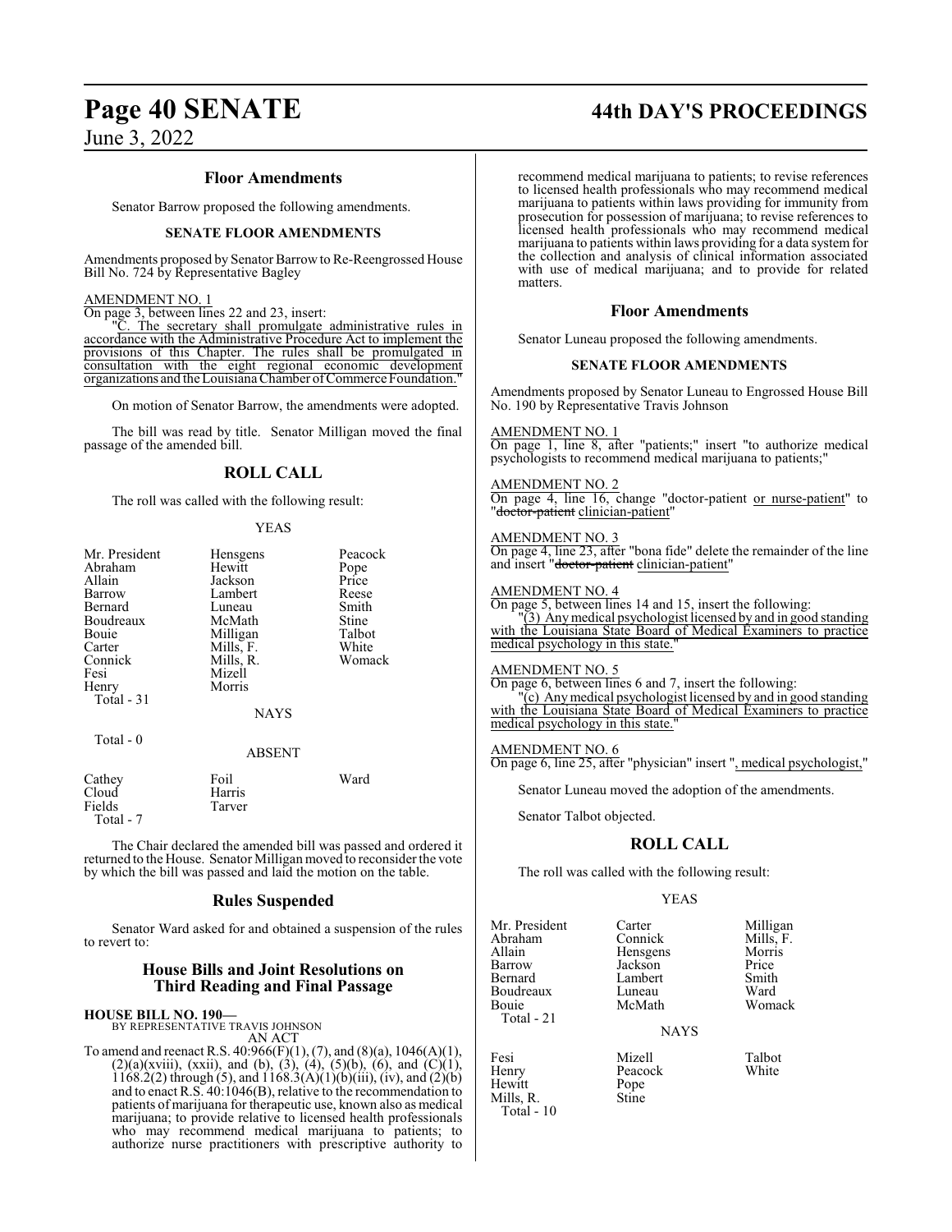## Floor Amendments

Senator Barrow proposed the following amendments.

### SENATE FLOOR AMENDMENTS

Amendments proposed by Senator Barrow to Re-Reengrossed House Bill No. 724 by Representative Bagley

AMENDMENT NO. 1

On page 3, between lines 22 and 23, insert:

"C. The secretary shall promulgate administrative rules in accordance with the Administrative Procedure Act to implement the provisions of this Chapter. The rules shall be promulgated in consultation with the eight regional economic development organizations and the Louisiana Chamber of Commerce Foundation."

On motion of Senator Barrow, the amendments were adopted.

The bill was read by title. Senator Milligan moved the final passage of the amended bill.

## ROLL CALL

The roll was called with the following result:

YEAS

| | | |
|---|---|---|
| Mr. President | Hensgens | Peacock |
| Abraham | Hewitt | Pope |
| Allain | Jackson | Price |
| Barrow | Lambert | Reese |
| Bernard | Luneau | Smith |
| Boudreaux | McMath | Stine |
| Bouie | Milligan | Talbot |
| Carter | Mills, F. | White |
| Connick | Mills, R. | Womack |
| Fesi | Mizell | |
| Henry | Morris | |

Total - 31

NAYS

Total - 0

ABSENT

| | | |
|---|---|---|
| Cathey | Foil | Ward |
| Cloud | Harris | |
| Fields | Tarver | |

Total - 7

The Chair declared the amended bill was passed and ordered it returned to the House. Senator Milligan moved to reconsider the vote by which the bill was passed and laid the motion on the table.

## Rules Suspended

Senator Ward asked for and obtained a suspension of the rules to revert to:

## House Bills and Joint Resolutions on Third Reading and Final Passage

**HOUSE BILL NO. 190—**
BY REPRESENTATIVE TRAVIS JOHNSON
AN ACT

To amend and reenact R.S. 40:966(F)(1), (7), and (8)(a), 1046(A)(1), (2)(a)(xviii), (xxii), and (b), (3), (4), (5)(b), (6), and (C)(1), 1168.2(2) through (5), and 1168.3(A)(1)(b)(iii), (iv), and (2)(b) and to enact R.S. 40:1046(B), relative to the recommendation to patients of marijuana for therapeutic use, known also as medical marijuana; to provide relative to licensed health professionals who may recommend medical marijuana to patients; to authorize nurse practitioners with prescriptive authority to recommend medical marijuana to patients; to revise references to licensed health professionals who may recommend medical marijuana to patients within laws providing for immunity from prosecution for possession of marijuana; to revise references to licensed health professionals who may recommend medical marijuana to patients within laws providing for a data system for the collection and analysis of clinical information associated with use of medical marijuana; and to provide for related matters.

## Floor Amendments

Senator Luneau proposed the following amendments.

### SENATE FLOOR AMENDMENTS

Amendments proposed by Senator Luneau to Engrossed House Bill No. 190 by Representative Travis Johnson

AMENDMENT NO. 1

On page 1, line 8, after "patients;" insert "to authorize medical psychologists to recommend medical marijuana to patients;"

AMENDMENT NO. 2

On page 4, line 16, change "doctor-patient or nurse-patient" to "~~doctor-patient~~ clinician-patient"

AMENDMENT NO. 3

On page 4, line 23, after "bona fide" delete the remainder of the line and insert "~~doctor-patient~~ clinician-patient"

AMENDMENT NO. 4

On page 5, between lines 14 and 15, insert the following:

"(3) Any medical psychologist licensed by and in good standing with the Louisiana State Board of Medical Examiners to practice medical psychology in this state."

AMENDMENT NO. 5

On page 6, between lines 6 and 7, insert the following:

"(c) Any medical psychologist licensed by and in good standing with the Louisiana State Board of Medical Examiners to practice medical psychology in this state."

AMENDMENT NO. 6

On page 6, line 25, after "physician" insert ", medical psychologist,"

Senator Luneau moved the adoption of the amendments.

Senator Talbot objected.

## ROLL CALL

The roll was called with the following result:

YEAS

| | | |
|---|---|---|
| Mr. President | Carter | Milligan |
| Abraham | Connick | Mills, F. |
| Allain | Hensgens | Morris |
| Barrow | Jackson | Price |
| Bernard | Lambert | Smith |
| Boudreaux | Luneau | Ward |
| Bouie | McMath | Womack |

Total - 21

NAYS

| | | |
|---|---|---|
| Fesi | Mizell | Talbot |
| Henry | Peacock | White |
| Hewitt | Pope | |
| Mills, R. | Stine | |

Total - 10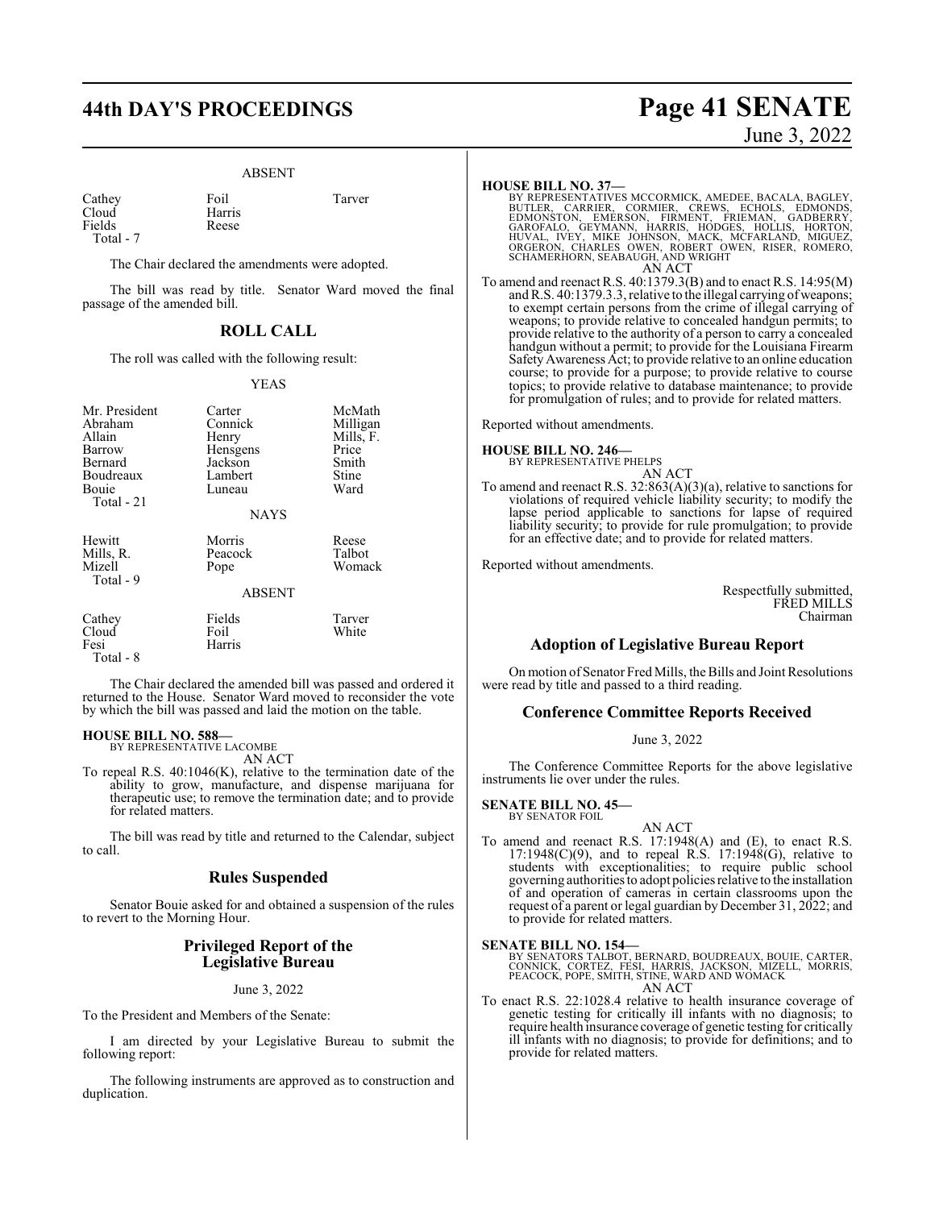ABSENT

| | | |
|---|---|---|
| Cathey | Foil | Tarver |
| Cloud | Harris | |
| Fields | Reese | |
| Total - 7 | | |

The Chair declared the amendments were adopted.

The bill was read by title. Senator Ward moved the final passage of the amended bill.

## ROLL CALL

The roll was called with the following result:

YEAS

| | | |
|---|---|---|
| Mr. President | Carter | McMath |
| Abraham | Connick | Milligan |
| Allain | Henry | Mills, F. |
| Barrow | Hensgens | Price |
| Bernard | Jackson | Smith |
| Boudreaux | Lambert | Stine |
| Bouie | Luneau | Ward |
| Total - 21 | | |

NAYS

| | | |
|---|---|---|
| Hewitt | Morris | Reese |
| Mills, R. | Peacock | Talbot |
| Mizell | Pope | Womack |
| Total - 9 | | |

ABSENT

| | | |
|---|---|---|
| Cathey | Fields | Tarver |
| Cloud | Foil | White |
| Fesi | Harris | |
| Total - 8 | | |

The Chair declared the amended bill was passed and ordered it returned to the House. Senator Ward moved to reconsider the vote by which the bill was passed and laid the motion on the table.

**HOUSE BILL NO. 588—**
BY REPRESENTATIVE LACOMBE
AN ACT
To repeal R.S. 40:1046(K), relative to the termination date of the ability to grow, manufacture, and dispense marijuana for therapeutic use; to remove the termination date; and to provide for related matters.

The bill was read by title and returned to the Calendar, subject to call.

## Rules Suspended

Senator Bouie asked for and obtained a suspension of the rules to revert to the Morning Hour.

## Privileged Report of the Legislative Bureau

June 3, 2022

To the President and Members of the Senate:

I am directed by your Legislative Bureau to submit the following report:

The following instruments are approved as to construction and duplication.

**HOUSE BILL NO. 37—**
BY REPRESENTATIVES MCCORMICK, AMEDEE, BACALA, BAGLEY, BUTLER, CARRIER, CORMIER, CREWS, ECHOLS, EDMONDS, EDMONSTON, EMERSON, FIRMENT, FRIEMAN, GADBERRY, GAROFALO, GEYMANN, HARRIS, HODGES, HOLLIS, HORTON, HUVAL, IVEY, MIKE JOHNSON, MACK, MCFARLAND, MIGUEZ, ORGERON, CHARLES OWEN, ROBERT OWEN, RISER, ROMERO, SCHAMERHORN, SEABAUGH, AND WRIGHT
AN ACT
To amend and reenact R.S. 40:1379.3(B) and to enact R.S. 14:95(M) and R.S. 40:1379.3.3, relative to the illegal carrying of weapons; to exempt certain persons from the crime of illegal carrying of weapons; to provide relative to concealed handgun permits; to provide relative to the authority of a person to carry a concealed handgun without a permit; to provide for the Louisiana Firearm Safety Awareness Act; to provide relative to an online education course; to provide for a purpose; to provide relative to course topics; to provide relative to database maintenance; to provide for promulgation of rules; and to provide for related matters.

Reported without amendments.

**HOUSE BILL NO. 246—**
BY REPRESENTATIVE PHELPS
AN ACT
To amend and reenact R.S. 32:863(A)(3)(a), relative to sanctions for violations of required vehicle liability security; to modify the lapse period applicable to sanctions for lapse of required liability security; to provide for rule promulgation; to provide for an effective date; and to provide for related matters.

Reported without amendments.

Respectfully submitted,
FRED MILLS
Chairman

## Adoption of Legislative Bureau Report

On motion of Senator Fred Mills, the Bills and Joint Resolutions were read by title and passed to a third reading.

## Conference Committee Reports Received

June 3, 2022

The Conference Committee Reports for the above legislative instruments lie over under the rules.

**SENATE BILL NO. 45—**
BY SENATOR FOIL
AN ACT
To amend and reenact R.S. 17:1948(A) and (E), to enact R.S. 17:1948(C)(9), and to repeal R.S. 17:1948(G), relative to students with exceptionalities; to require public school governing authorities to adopt policies relative to the installation of and operation of cameras in certain classrooms upon the request of a parent or legal guardian by December 31, 2022; and to provide for related matters.

**SENATE BILL NO. 154—**
BY SENATORS TALBOT, BERNARD, BOUDREAUX, BOUIE, CARTER, CONNICK, CORTEZ, FESI, HARRIS, JACKSON, MIZELL, MORRIS, PEACOCK, POPE, SMITH, STINE, WARD AND WOMACK
AN ACT
To enact R.S. 22:1028.4 relative to health insurance coverage of genetic testing for critically ill infants with no diagnosis; to require health insurance coverage of genetic testing for critically ill infants with no diagnosis; to provide for definitions; and to provide for related matters.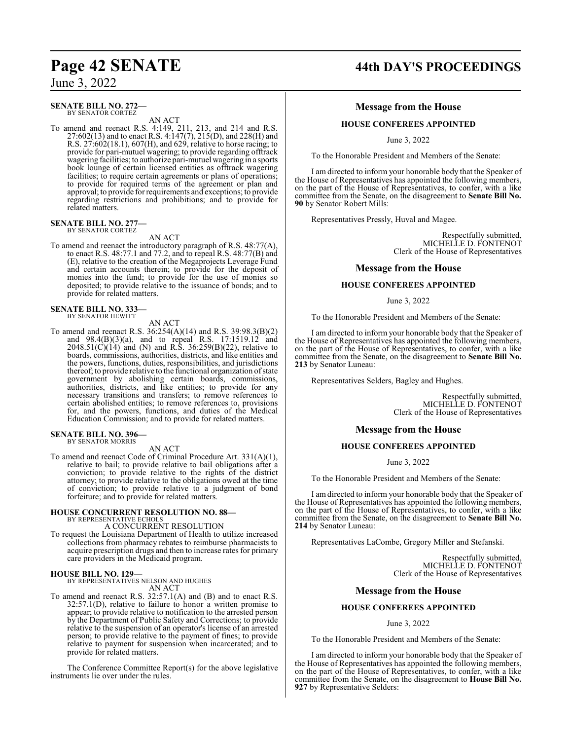**SENATE BILL NO. 272—**
BY SENATOR CORTEZ

AN ACT

To amend and reenact R.S. 4:149, 211, 213, and 214 and R.S. 27:602(13) and to enact R.S. 4:147(7), 215(D), and 228(H) and R.S. 27:602(18.1), 607(H), and 629, relative to horse racing; to provide for pari-mutuel wagering; to provide regarding offtrack wagering facilities; to authorize pari-mutuel wagering in a sports book lounge of certain licensed entities as offtrack wagering facilities; to require certain agreements or plans of operations; to provide for required terms of the agreement or plan and approval; to provide for requirements and exceptions; to provide regarding restrictions and prohibitions; and to provide for related matters.

**SENATE BILL NO. 277—**
BY SENATOR CORTEZ

AN ACT

To amend and reenact the introductory paragraph of R.S. 48:77(A), to enact R.S. 48:77.1 and 77.2, and to repeal R.S. 48:77(B) and (E), relative to the creation of the Megaprojects Leverage Fund and certain accounts therein; to provide for the deposit of monies into the fund; to provide for the use of monies so deposited; to provide relative to the issuance of bonds; and to provide for related matters.

**SENATE BILL NO. 333—**
BY SENATOR HEWITT

AN ACT

To amend and reenact R.S. 36:254(A)(14) and R.S. 39:98.3(B)(2) and 98.4(B)(3)(a), and to repeal R.S. 17:1519.12 and 2048.51(C)(14) and (N) and R.S. 36:259(B)(22), relative to boards, commissions, authorities, districts, and like entities and the powers, functions, duties, responsibilities, and jurisdictions thereof; to provide relative to the functional organization of state government by abolishing certain boards, commissions, authorities, districts, and like entities; to provide for any necessary transitions and transfers; to remove references to certain abolished entities; to remove references to, provisions for, and the powers, functions, and duties of the Medical Education Commission; and to provide for related matters.

**SENATE BILL NO. 396—**
BY SENATOR MORRIS

AN ACT

To amend and reenact Code of Criminal Procedure Art. 331(A)(1), relative to bail; to provide relative to bail obligations after a conviction; to provide relative to the rights of the district attorney; to provide relative to the obligations owed at the time of conviction; to provide relative to a judgment of bond forfeiture; and to provide for related matters.

**HOUSE CONCURRENT RESOLUTION NO. 88—**
BY REPRESENTATIVE ECHOLS

A CONCURRENT RESOLUTION

To request the Louisiana Department of Health to utilize increased collections from pharmacy rebates to reimburse pharmacists to acquire prescription drugs and then to increase rates for primary care providers in the Medicaid program.

**HOUSE BILL NO. 129—**
BY REPRESENTATIVES NELSON AND HUGHES

AN ACT

To amend and reenact R.S. 32:57.1(A) and (B) and to enact R.S. 32:57.1(D), relative to failure to honor a written promise to appear; to provide relative to notification to the arrested person by the Department of Public Safety and Corrections; to provide relative to the suspension of an operator's license of an arrested person; to provide relative to the payment of fines; to provide relative to payment for suspension when incarcerated; and to provide for related matters.

The Conference Committee Report(s) for the above legislative instruments lie over under the rules.

## Message from the House

### HOUSE CONFEREES APPOINTED

June 3, 2022

To the Honorable President and Members of the Senate:

I am directed to inform your honorable body that the Speaker of the House of Representatives has appointed the following members, on the part of the House of Representatives, to confer, with a like committee from the Senate, on the disagreement to **Senate Bill No. 90** by Senator Robert Mills:

Representatives Pressly, Huval and Magee.

Respectfully submitted,
MICHELLE D. FONTENOT
Clerk of the House of Representatives

## Message from the House

### HOUSE CONFEREES APPOINTED

June 3, 2022

To the Honorable President and Members of the Senate:

I am directed to inform your honorable body that the Speaker of the House of Representatives has appointed the following members, on the part of the House of Representatives, to confer, with a like committee from the Senate, on the disagreement to **Senate Bill No. 213** by Senator Luneau:

Representatives Selders, Bagley and Hughes.

Respectfully submitted,
MICHELLE D. FONTENOT
Clerk of the House of Representatives

## Message from the House

### HOUSE CONFEREES APPOINTED

June 3, 2022

To the Honorable President and Members of the Senate:

I am directed to inform your honorable body that the Speaker of the House of Representatives has appointed the following members, on the part of the House of Representatives, to confer, with a like committee from the Senate, on the disagreement to **Senate Bill No. 214** by Senator Luneau:

Representatives LaCombe, Gregory Miller and Stefanski.

Respectfully submitted,
MICHELLE D. FONTENOT
Clerk of the House of Representatives

## Message from the House

### HOUSE CONFEREES APPOINTED

June 3, 2022

To the Honorable President and Members of the Senate:

I am directed to inform your honorable body that the Speaker of the House of Representatives has appointed the following members, on the part of the House of Representatives, to confer, with a like committee from the Senate, on the disagreement to **House Bill No. 927** by Representative Selders: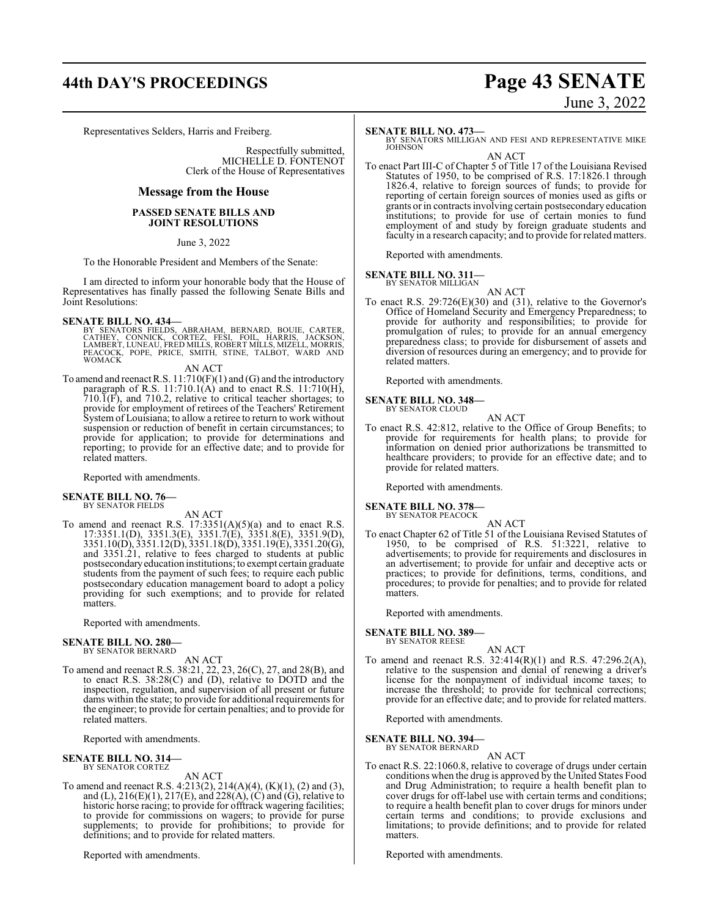Representatives Selders, Harris and Freiberg.

Respectfully submitted,
MICHELLE D. FONTENOT
Clerk of the House of Representatives

## Message from the House

### PASSED SENATE BILLS AND JOINT RESOLUTIONS

June 3, 2022

To the Honorable President and Members of the Senate:

I am directed to inform your honorable body that the House of Representatives has finally passed the following Senate Bills and Joint Resolutions:

**SENATE BILL NO. 434—**
BY SENATORS FIELDS, ABRAHAM, BERNARD, BOUIE, CARTER, CATHEY, CONNICK, CORTEZ, FESI, FOIL, HARRIS, JACKSON, LAMBERT, LUNEAU, FRED MILLS, ROBERT MILLS, MIZELL, MORRIS, PEACOCK, POPE, PRICE, SMITH, STINE, TALBOT, WARD AND WOMACK

AN ACT

To amend and reenact R.S. 11:710(F)(1) and (G) and the introductory paragraph of R.S. 11:710.1(A) and to enact R.S. 11:710(H), 710.1(F), and 710.2, relative to critical teacher shortages; to provide for employment of retirees of the Teachers' Retirement System of Louisiana; to allow a retiree to return to work without suspension or reduction of benefit in certain circumstances; to provide for application; to provide for determinations and reporting; to provide for an effective date; and to provide for related matters.

Reported with amendments.

**SENATE BILL NO. 76—**
BY SENATOR FIELDS

AN ACT

To amend and reenact R.S. 17:3351(A)(5)(a) and to enact R.S. 17:3351.1(D), 3351.3(E), 3351.7(E), 3351.8(E), 3351.9(D), 3351.10(D), 3351.12(D), 3351.18(D), 3351.19(E), 3351.20(G), and 3351.21, relative to fees charged to students at public postsecondary education institutions; to exempt certain graduate students from the payment of such fees; to require each public postsecondary education management board to adopt a policy providing for such exemptions; and to provide for related matters.

Reported with amendments.

**SENATE BILL NO. 280—**
BY SENATOR BERNARD

AN ACT

To amend and reenact R.S. 38:21, 22, 23, 26(C), 27, and 28(B), and to enact R.S. 38:28(C) and (D), relative to DOTD and the inspection, regulation, and supervision of all present or future dams within the state; to provide for additional requirements for the engineer; to provide for certain penalties; and to provide for related matters.

Reported with amendments.

**SENATE BILL NO. 314—**
BY SENATOR CORTEZ

AN ACT

To amend and reenact R.S. 4:213(2), 214(A)(4), (K)(1), (2) and (3), and (L), 216(E)(1), 217(E), and 228(A), (C) and (G), relative to historic horse racing; to provide for offtrack wagering facilities; to provide for commissions on wagers; to provide for purse supplements; to provide for prohibitions; to provide for definitions; and to provide for related matters.

Reported with amendments.

**SENATE BILL NO. 473—**
BY SENATORS MILLIGAN AND FESI AND REPRESENTATIVE MIKE JOHNSON

AN ACT

To enact Part III-C of Chapter 5 of Title 17 of the Louisiana Revised Statutes of 1950, to be comprised of R.S. 17:1826.1 through 1826.4, relative to foreign sources of funds; to provide for reporting of certain foreign sources of monies used as gifts or grants or in contracts involving certain postsecondary education institutions; to provide for use of certain monies to fund employment of and study by foreign graduate students and faculty in a research capacity; and to provide for related matters.

Reported with amendments.

**SENATE BILL NO. 311—**
BY SENATOR MILLIGAN

AN ACT

To enact R.S. 29:726(E)(30) and (31), relative to the Governor's Office of Homeland Security and Emergency Preparedness; to provide for authority and responsibilities; to provide for promulgation of rules; to provide for an annual emergency preparedness class; to provide for disbursement of assets and diversion of resources during an emergency; and to provide for related matters.

Reported with amendments.

**SENATE BILL NO. 348—**
BY SENATOR CLOUD

AN ACT

To enact R.S. 42:812, relative to the Office of Group Benefits; to provide for requirements for health plans; to provide for information on denied prior authorizations be transmitted to healthcare providers; to provide for an effective date; and to provide for related matters.

Reported with amendments.

**SENATE BILL NO. 378—**
BY SENATOR PEACOCK

AN ACT

To enact Chapter 62 of Title 51 of the Louisiana Revised Statutes of 1950, to be comprised of R.S. 51:3221, relative to advertisements; to provide for requirements and disclosures in an advertisement; to provide for unfair and deceptive acts or practices; to provide for definitions, terms, conditions, and procedures; to provide for penalties; and to provide for related matters.

Reported with amendments.

**SENATE BILL NO. 389—**
BY SENATOR REESE

AN ACT

To amend and reenact R.S. 32:414(R)(1) and R.S. 47:296.2(A), relative to the suspension and denial of renewing a driver's license for the nonpayment of individual income taxes; to increase the threshold; to provide for technical corrections; provide for an effective date; and to provide for related matters.

Reported with amendments.

**SENATE BILL NO. 394—**
BY SENATOR BERNARD

AN ACT

To enact R.S. 22:1060.8, relative to coverage of drugs under certain conditions when the drug is approved by the United States Food and Drug Administration; to require a health benefit plan to cover drugs for off-label use with certain terms and conditions; to require a health benefit plan to cover drugs for minors under certain terms and conditions; to provide exclusions and limitations; to provide definitions; and to provide for related matters.

Reported with amendments.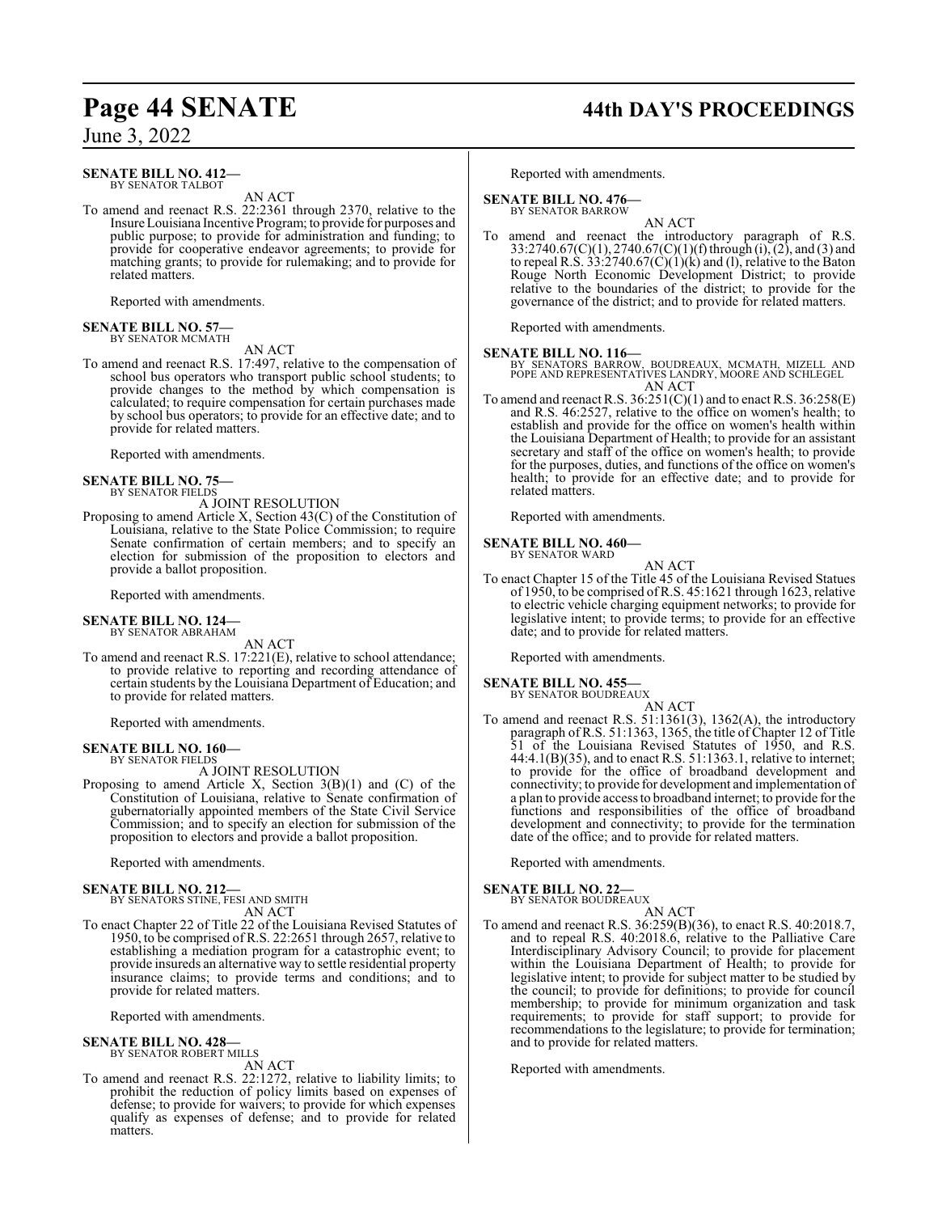**SENATE BILL NO. 412—**
BY SENATOR TALBOT

AN ACT

To amend and reenact R.S. 22:2361 through 2370, relative to the Insure Louisiana Incentive Program; to provide for purposes and public purpose; to provide for administration and funding; to provide for cooperative endeavor agreements; to provide for matching grants; to provide for rulemaking; and to provide for related matters.

Reported with amendments.

**SENATE BILL NO. 57—**
BY SENATOR MCMATH

AN ACT

To amend and reenact R.S. 17:497, relative to the compensation of school bus operators who transport public school students; to provide changes to the method by which compensation is calculated; to require compensation for certain purchases made by school bus operators; to provide for an effective date; and to provide for related matters.

Reported with amendments.

**SENATE BILL NO. 75—**
BY SENATOR FIELDS

A JOINT RESOLUTION

Proposing to amend Article X, Section 43(C) of the Constitution of Louisiana, relative to the State Police Commission; to require Senate confirmation of certain members; and to specify an election for submission of the proposition to electors and provide a ballot proposition.

Reported with amendments.

**SENATE BILL NO. 124—**
BY SENATOR ABRAHAM

AN ACT

To amend and reenact R.S. 17:221(E), relative to school attendance; to provide relative to reporting and recording attendance of certain students by the Louisiana Department of Education; and to provide for related matters.

Reported with amendments.

**SENATE BILL NO. 160—**
BY SENATOR FIELDS

A JOINT RESOLUTION

Proposing to amend Article X, Section 3(B)(1) and (C) of the Constitution of Louisiana, relative to Senate confirmation of gubernatorially appointed members of the State Civil Service Commission; and to specify an election for submission of the proposition to electors and provide a ballot proposition.

Reported with amendments.

**SENATE BILL NO. 212—**
BY SENATORS STINE, FESI AND SMITH

AN ACT

To enact Chapter 22 of Title 22 of the Louisiana Revised Statutes of 1950, to be comprised of R.S. 22:2651 through 2657, relative to establishing a mediation program for a catastrophic event; to provide insureds an alternative way to settle residential property insurance claims; to provide terms and conditions; and to provide for related matters.

Reported with amendments.

**SENATE BILL NO. 428—**
BY SENATOR ROBERT MILLS

AN ACT

To amend and reenact R.S. 22:1272, relative to liability limits; to prohibit the reduction of policy limits based on expenses of defense; to provide for waivers; to provide for which expenses qualify as expenses of defense; and to provide for related matters.

Reported with amendments.

**SENATE BILL NO. 476—**
BY SENATOR BARROW

AN ACT

To amend and reenact the introductory paragraph of R.S. 33:2740.67(C)(1), 2740.67(C)(1)(f) through (i), (2), and (3) and to repeal R.S. 33:2740.67(C)(1)(k) and (l), relative to the Baton Rouge North Economic Development District; to provide relative to the boundaries of the district; to provide for the governance of the district; and to provide for related matters.

Reported with amendments.

**SENATE BILL NO. 116—**
BY SENATORS BARROW, BOUDREAUX, MCMATH, MIZELL AND POPE AND REPRESENTATIVES LANDRY, MOORE AND SCHLEGEL

AN ACT

To amend and reenact R.S. 36:251(C)(1) and to enact R.S. 36:258(E) and R.S. 46:2527, relative to the office on women's health; to establish and provide for the office on women's health within the Louisiana Department of Health; to provide for an assistant secretary and staff of the office on women's health; to provide for the purposes, duties, and functions of the office on women's health; to provide for an effective date; and to provide for related matters.

Reported with amendments.

**SENATE BILL NO. 460—**
BY SENATOR WARD

AN ACT

To enact Chapter 15 of the Title 45 of the Louisiana Revised Statues of 1950, to be comprised of R.S. 45:1621 through 1623, relative to electric vehicle charging equipment networks; to provide for legislative intent; to provide terms; to provide for an effective date; and to provide for related matters.

Reported with amendments.

**SENATE BILL NO. 455—**
BY SENATOR BOUDREAUX

AN ACT

To amend and reenact R.S. 51:1361(3), 1362(A), the introductory paragraph of R.S. 51:1363, 1365, the title of Chapter 12 of Title 51 of the Louisiana Revised Statutes of 1950, and R.S. 44:4.1(B)(35), and to enact R.S. 51:1363.1, relative to internet; to provide for the office of broadband development and connectivity; to provide for development and implementation of a plan to provide access to broadband internet; to provide for the functions and responsibilities of the office of broadband development and connectivity; to provide for the termination date of the office; and to provide for related matters.

Reported with amendments.

**SENATE BILL NO. 22—**
BY SENATOR BOUDREAUX

AN ACT

To amend and reenact R.S. 36:259(B)(36), to enact R.S. 40:2018.7, and to repeal R.S. 40:2018.6, relative to the Palliative Care Interdisciplinary Advisory Council; to provide for placement within the Louisiana Department of Health; to provide for legislative intent; to provide for subject matter to be studied by the council; to provide for definitions; to provide for council membership; to provide for minimum organization and task requirements; to provide for staff support; to provide for recommendations to the legislature; to provide for termination; and to provide for related matters.

Reported with amendments.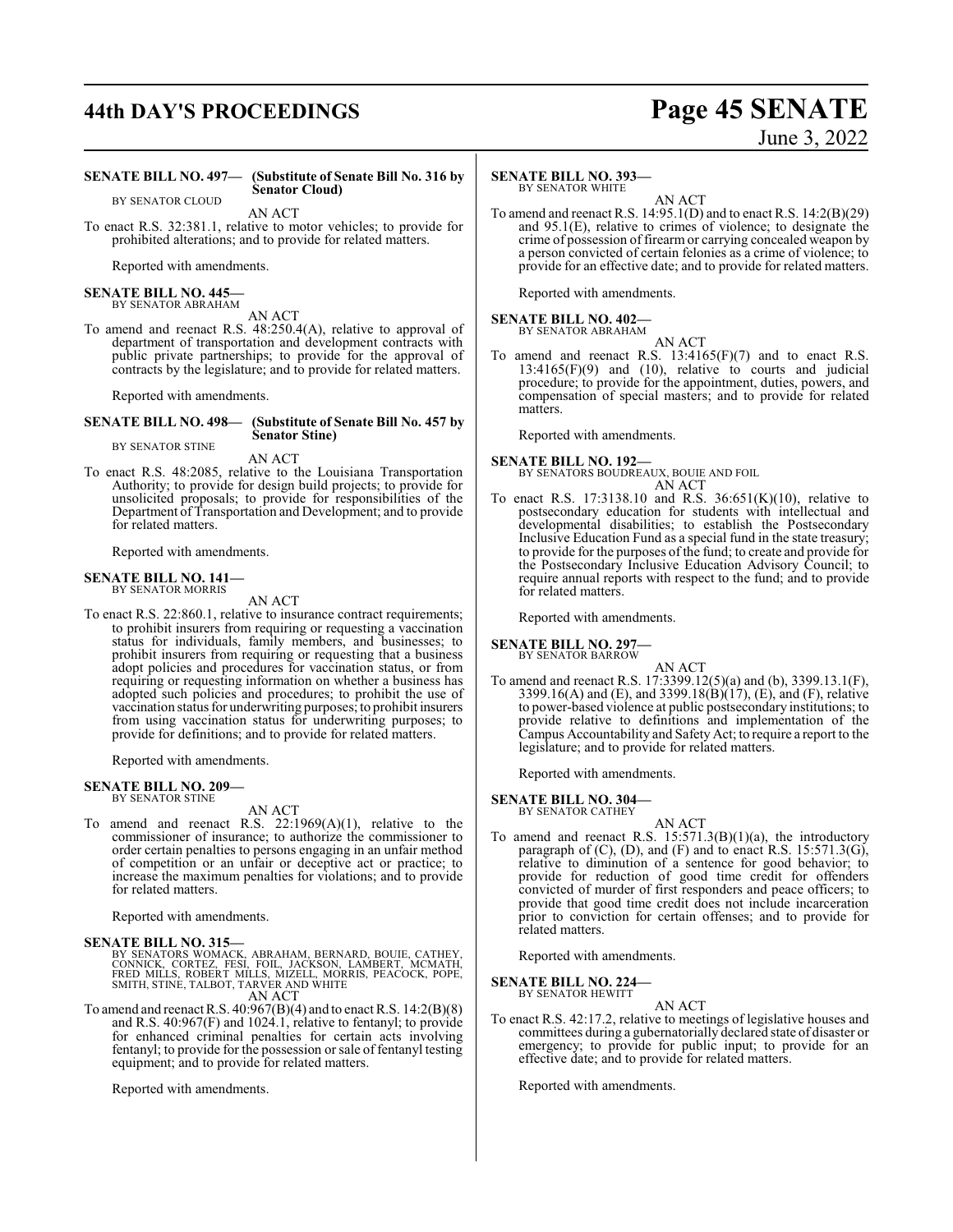**SENATE BILL NO. 497— (Substitute of Senate Bill No. 316 by Senator Cloud)**

BY SENATOR CLOUD

AN ACT

To enact R.S. 32:381.1, relative to motor vehicles; to provide for prohibited alterations; and to provide for related matters.

Reported with amendments.

**SENATE BILL NO. 445—**

BY SENATOR ABRAHAM

AN ACT

To amend and reenact R.S. 48:250.4(A), relative to approval of department of transportation and development contracts with public private partnerships; to provide for the approval of contracts by the legislature; and to provide for related matters.

Reported with amendments.

**SENATE BILL NO. 498— (Substitute of Senate Bill No. 457 by Senator Stine)**

BY SENATOR STINE

AN ACT

To enact R.S. 48:2085, relative to the Louisiana Transportation Authority; to provide for design build projects; to provide for unsolicited proposals; to provide for responsibilities of the Department of Transportation and Development; and to provide for related matters.

Reported with amendments.

**SENATE BILL NO. 141—**

BY SENATOR MORRIS

AN ACT

To enact R.S. 22:860.1, relative to insurance contract requirements; to prohibit insurers from requiring or requesting a vaccination status for individuals, family members, and businesses; to prohibit insurers from requiring or requesting that a business adopt policies and procedures for vaccination status, or from requiring or requesting information on whether a business has adopted such policies and procedures; to prohibit the use of vaccination status for underwriting purposes; to prohibit insurers from using vaccination status for underwriting purposes; to provide for definitions; and to provide for related matters.

Reported with amendments.

**SENATE BILL NO. 209—**

BY SENATOR STINE

AN ACT

To amend and reenact R.S. 22:1969(A)(1), relative to the commissioner of insurance; to authorize the commissioner to order certain penalties to persons engaging in an unfair method of competition or an unfair or deceptive act or practice; to increase the maximum penalties for violations; and to provide for related matters.

Reported with amendments.

**SENATE BILL NO. 315—**

BY SENATORS WOMACK, ABRAHAM, BERNARD, BOUIE, CATHEY, CONNICK, CORTEZ, FESI, FOIL, JACKSON, LAMBERT, MCMATH, FRED MILLS, ROBERT MILLS, MIZELL, MORRIS, PEACOCK, POPE, SMITH, STINE, TALBOT, TARVER AND WHITE

AN ACT

To amend and reenact R.S. 40:967(B)(4) and to enact R.S. 14:2(B)(8) and R.S. 40:967(F) and 1024.1, relative to fentanyl; to provide for enhanced criminal penalties for certain acts involving fentanyl; to provide for the possession or sale of fentanyl testing equipment; and to provide for related matters.

Reported with amendments.

**SENATE BILL NO. 393—**

BY SENATOR WHITE

AN ACT

To amend and reenact R.S. 14:95.1(D) and to enact R.S. 14:2(B)(29) and 95.1(E), relative to crimes of violence; to designate the crime of possession of firearm or carrying concealed weapon by a person convicted of certain felonies as a crime of violence; to provide for an effective date; and to provide for related matters.

Reported with amendments.

**SENATE BILL NO. 402—**

BY SENATOR ABRAHAM

AN ACT

To amend and reenact R.S. 13:4165(F)(7) and to enact R.S. 13:4165(F)(9) and (10), relative to courts and judicial procedure; to provide for the appointment, duties, powers, and compensation of special masters; and to provide for related matters.

Reported with amendments.

**SENATE BILL NO. 192—**

BY SENATORS BOUDREAUX, BOUIE AND FOIL

AN ACT

To enact R.S. 17:3138.10 and R.S. 36:651(K)(10), relative to postsecondary education for students with intellectual and developmental disabilities; to establish the Postsecondary Inclusive Education Fund as a special fund in the state treasury; to provide for the purposes of the fund; to create and provide for the Postsecondary Inclusive Education Advisory Council; to require annual reports with respect to the fund; and to provide for related matters.

Reported with amendments.

**SENATE BILL NO. 297—**

BY SENATOR BARROW

AN ACT

To amend and reenact R.S. 17:3399.12(5)(a) and (b), 3399.13.1(F), 3399.16(A) and (E), and 3399.18(B)(17), (E), and (F), relative to power-based violence at public postsecondary institutions; to provide relative to definitions and implementation of the Campus Accountability and Safety Act; to require a report to the legislature; and to provide for related matters.

Reported with amendments.

**SENATE BILL NO. 304—**

BY SENATOR CATHEY

AN ACT

To amend and reenact R.S. 15:571.3(B)(1)(a), the introductory paragraph of (C), (D), and (F) and to enact R.S. 15:571.3(G), relative to diminution of a sentence for good behavior; to provide for reduction of good time credit for offenders convicted of murder of first responders and peace officers; to provide that good time credit does not include incarceration prior to conviction for certain offenses; and to provide for related matters.

Reported with amendments.

**SENATE BILL NO. 224—**

BY SENATOR HEWITT

AN ACT

To enact R.S. 42:17.2, relative to meetings of legislative houses and committees during a gubernatorially declared state of disaster or emergency; to provide for public input; to provide for an effective date; and to provide for related matters.

Reported with amendments.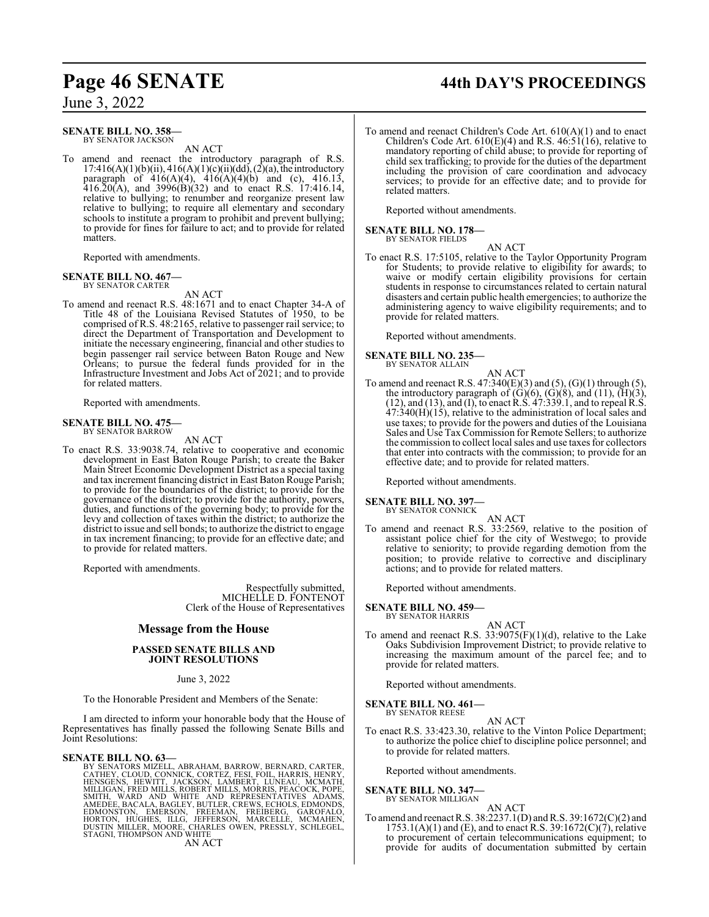**SENATE BILL NO. 358—**
BY SENATOR JACKSON

AN ACT

To amend and reenact the introductory paragraph of R.S. 17:416(A)(1)(b)(ii), 416(A)(1)(c)(ii)(dd), (2)(a), the introductory paragraph of 416(A)(4), 416(A)(4)(b) and (c), 416.13, 416.20(A), and 3996(B)(32) and to enact R.S. 17:416.14, relative to bullying; to renumber and reorganize present law relative to bullying; to require all elementary and secondary schools to institute a program to prohibit and prevent bullying; to provide for fines for failure to act; and to provide for related matters.

Reported with amendments.

**SENATE BILL NO. 467—**
BY SENATOR CARTER

AN ACT

To amend and reenact R.S. 48:1671 and to enact Chapter 34-A of Title 48 of the Louisiana Revised Statutes of 1950, to be comprised of R.S. 48:2165, relative to passenger rail service; to direct the Department of Transportation and Development to initiate the necessary engineering, financial and other studies to begin passenger rail service between Baton Rouge and New Orleans; to pursue the federal funds provided for in the Infrastructure Investment and Jobs Act of 2021; and to provide for related matters.

Reported with amendments.

**SENATE BILL NO. 475—**
BY SENATOR BARROW

AN ACT

To enact R.S. 33:9038.74, relative to cooperative and economic development in East Baton Rouge Parish; to create the Baker Main Street Economic Development District as a special taxing and tax increment financing district in East Baton Rouge Parish; to provide for the boundaries of the district; to provide for the governance of the district; to provide for the authority, powers, duties, and functions of the governing body; to provide for the levy and collection of taxes within the district; to authorize the district to issue and sell bonds; to authorize the district to engage in tax increment financing; to provide for an effective date; and to provide for related matters.

Reported with amendments.

Respectfully submitted,
MICHELLE D. FONTENOT
Clerk of the House of Representatives

## Message from the House

### PASSED SENATE BILLS AND JOINT RESOLUTIONS

June 3, 2022

To the Honorable President and Members of the Senate:

I am directed to inform your honorable body that the House of Representatives has finally passed the following Senate Bills and Joint Resolutions:

**SENATE BILL NO. 63—**
BY SENATORS MIZELL, ABRAHAM, BARROW, BERNARD, CARTER, CATHEY, CLOUD, CONNICK, CORTEZ, FESI, FOIL, HARRIS, HENRY, HENSGENS, HEWITT, JACKSON, LAMBERT, LUNEAU, MCMATH, MILLIGAN, FRED MILLS, ROBERT MILLS, MORRIS, PEACOCK, POPE, SMITH, WARD AND WHITE AND REPRESENTATIVES ADAMS, AMEDEE, BACALA, BAGLEY, BUTLER, CREWS, ECHOLS, EDMONDS, EDMONSTON, EMERSON, FREEMAN, FREIBERG, GAROFALO, HORTON, HUGHES, ILLG, JEFFERSON, MARCELLE, MCMAHEN, DUSTIN MILLER, MOORE, CHARLES OWEN, PRESSLY, SCHLEGEL, STAGNI, THOMPSON AND WHITE

AN ACT

To amend and reenact Children's Code Art. 610(A)(1) and to enact Children's Code Art. 610(E)(4) and R.S. 46:51(16), relative to mandatory reporting of child abuse; to provide for reporting of child sex trafficking; to provide for the duties of the department including the provision of care coordination and advocacy services; to provide for an effective date; and to provide for related matters.

Reported without amendments.

**SENATE BILL NO. 178—**
BY SENATOR FIELDS

AN ACT

To enact R.S. 17:5105, relative to the Taylor Opportunity Program for Students; to provide relative to eligibility for awards; to waive or modify certain eligibility provisions for certain students in response to circumstances related to certain natural disasters and certain public health emergencies; to authorize the administering agency to waive eligibility requirements; and to provide for related matters.

Reported without amendments.

**SENATE BILL NO. 235—**
BY SENATOR ALLAIN

AN ACT

To amend and reenact R.S. 47:340(E)(3) and (5), (G)(1) through (5), the introductory paragraph of (G)(6), (G)(8), and (11), (H)(3), (12), and (13), and (I), to enact R.S. 47:339.1, and to repeal R.S. 47:340(H)(15), relative to the administration of local sales and use taxes; to provide for the powers and duties of the Louisiana Sales and Use Tax Commission for Remote Sellers; to authorize the commission to collect local sales and use taxes for collectors that enter into contracts with the commission; to provide for an effective date; and to provide for related matters.

Reported without amendments.

**SENATE BILL NO. 397—**
BY SENATOR CONNICK

AN ACT

To amend and reenact R.S. 33:2569, relative to the position of assistant police chief for the city of Westwego; to provide relative to seniority; to provide regarding demotion from the position; to provide relative to corrective and disciplinary actions; and to provide for related matters.

Reported without amendments.

**SENATE BILL NO. 459—**
BY SENATOR HARRIS

AN ACT

To amend and reenact R.S. 33:9075(F)(1)(d), relative to the Lake Oaks Subdivision Improvement District; to provide relative to increasing the maximum amount of the parcel fee; and to provide for related matters.

Reported without amendments.

**SENATE BILL NO. 461—**
BY SENATOR REESE

AN ACT

To enact R.S. 33:423.30, relative to the Vinton Police Department; to authorize the police chief to discipline police personnel; and to provide for related matters.

Reported without amendments.

**SENATE BILL NO. 347—**
BY SENATOR MILLIGAN

AN ACT

To amend and reenact R.S. 38:2237.1(D) and R.S. 39:1672(C)(2) and 1753.1(A)(1) and (E), and to enact R.S. 39:1672(C)(7), relative to procurement of certain telecommunications equipment; to provide for audits of documentation submitted by certain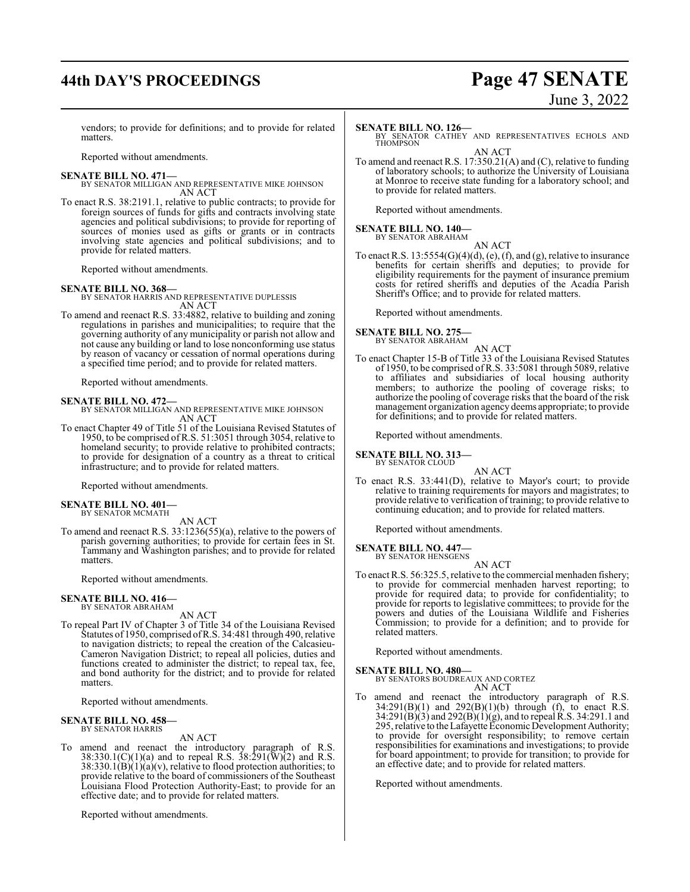vendors; to provide for definitions; and to provide for related matters.

Reported without amendments.

**SENATE BILL NO. 471—**
BY SENATOR MILLIGAN AND REPRESENTATIVE MIKE JOHNSON
AN ACT

To enact R.S. 38:2191.1, relative to public contracts; to provide for foreign sources of funds for gifts and contracts involving state agencies and political subdivisions; to provide for reporting of sources of monies used as gifts or grants or in contracts involving state agencies and political subdivisions; and to provide for related matters.

Reported without amendments.

**SENATE BILL NO. 368—**
BY SENATOR HARRIS AND REPRESENTATIVE DUPLESSIS
AN ACT

To amend and reenact R.S. 33:4882, relative to building and zoning regulations in parishes and municipalities; to require that the governing authority of any municipality or parish not allow and not cause any building or land to lose nonconforming use status by reason of vacancy or cessation of normal operations during a specified time period; and to provide for related matters.

Reported without amendments.

**SENATE BILL NO. 472—**
BY SENATOR MILLIGAN AND REPRESENTATIVE MIKE JOHNSON
AN ACT

To enact Chapter 49 of Title 51 of the Louisiana Revised Statutes of 1950, to be comprised of R.S. 51:3051 through 3054, relative to homeland security; to provide relative to prohibited contracts; to provide for designation of a country as a threat to critical infrastructure; and to provide for related matters.

Reported without amendments.

**SENATE BILL NO. 401—**
BY SENATOR MCMATH
AN ACT

To amend and reenact R.S. 33:1236(55)(a), relative to the powers of parish governing authorities; to provide for certain fees in St. Tammany and Washington parishes; and to provide for related matters.

Reported without amendments.

**SENATE BILL NO. 416—**
BY SENATOR ABRAHAM
AN ACT

To repeal Part IV of Chapter 3 of Title 34 of the Louisiana Revised Statutes of 1950, comprised of R.S. 34:481 through 490, relative to navigation districts; to repeal the creation of the Calcasieu-Cameron Navigation District; to repeal all policies, duties and functions created to administer the district; to repeal tax, fee, and bond authority for the district; and to provide for related matters.

Reported without amendments.

**SENATE BILL NO. 458—**
BY SENATOR HARRIS
AN ACT

To amend and reenact the introductory paragraph of R.S. 38:330.1(C)(1)(a) and to repeal R.S. 38:291(W)(2) and R.S. 38:330.1(B)(1)(a)(v), relative to flood protection authorities; to provide relative to the board of commissioners of the Southeast Louisiana Flood Protection Authority-East; to provide for an effective date; and to provide for related matters.

Reported without amendments.

**SENATE BILL NO. 126—**
BY SENATOR CATHEY AND REPRESENTATIVES ECHOLS AND THOMPSON
AN ACT

To amend and reenact R.S. 17:350.21(A) and (C), relative to funding of laboratory schools; to authorize the University of Louisiana at Monroe to receive state funding for a laboratory school; and to provide for related matters.

Reported without amendments.

**SENATE BILL NO. 140—**
BY SENATOR ABRAHAM
AN ACT

To enact R.S. 13:5554(G)(4)(d), (e), (f), and (g), relative to insurance benefits for certain sheriffs and deputies; to provide for eligibility requirements for the payment of insurance premium costs for retired sheriffs and deputies of the Acadia Parish Sheriff's Office; and to provide for related matters.

Reported without amendments.

**SENATE BILL NO. 275—**
BY SENATOR ABRAHAM
AN ACT

To enact Chapter 15-B of Title 33 of the Louisiana Revised Statutes of 1950, to be comprised of R.S. 33:5081 through 5089, relative to affiliates and subsidiaries of local housing authority members; to authorize the pooling of coverage risks; to authorize the pooling of coverage risks that the board of the risk management organization agency deems appropriate; to provide for definitions; and to provide for related matters.

Reported without amendments.

**SENATE BILL NO. 313—**
BY SENATOR CLOUD
AN ACT

To enact R.S. 33:441(D), relative to Mayor's court; to provide relative to training requirements for mayors and magistrates; to provide relative to verification of training; to provide relative to continuing education; and to provide for related matters.

Reported without amendments.

**SENATE BILL NO. 447—**
BY SENATOR HENSGENS
AN ACT

To enact R.S. 56:325.5, relative to the commercial menhaden fishery; to provide for commercial menhaden harvest reporting; to provide for required data; to provide for confidentiality; to provide for reports to legislative committees; to provide for the powers and duties of the Louisiana Wildlife and Fisheries Commission; to provide for a definition; and to provide for related matters.

Reported without amendments.

**SENATE BILL NO. 480—**
BY SENATORS BOUDREAUX AND CORTEZ
AN ACT

To amend and reenact the introductory paragraph of R.S. 34:291(B)(1) and 292(B)(1)(b) through (f), to enact R.S. 34:291(B)(3) and 292(B)(1)(g), and to repeal R.S. 34:291.1 and 295, relative to the Lafayette Economic Development Authority; to provide for oversight responsibility; to remove certain responsibilities for examinations and investigations; to provide for board appointment; to provide for transition; to provide for an effective date; and to provide for related matters.

Reported without amendments.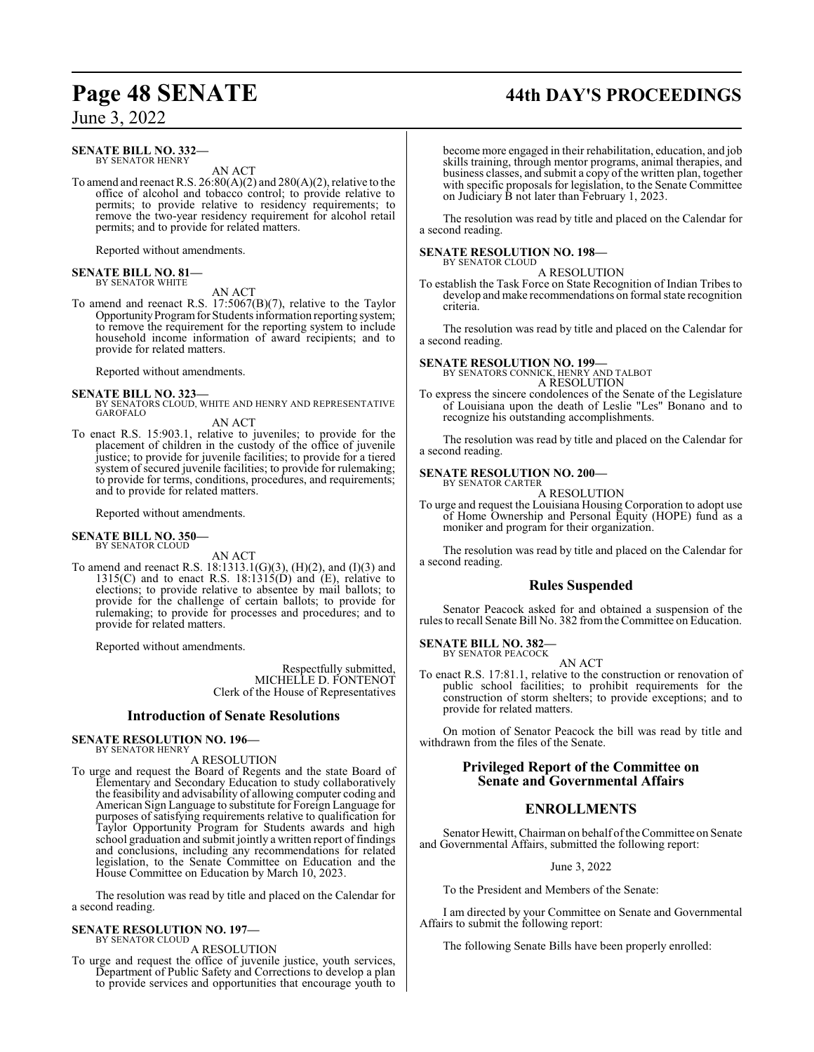**SENATE BILL NO. 332—**
BY SENATOR HENRY

AN ACT

To amend and reenact R.S. 26:80(A)(2) and 280(A)(2), relative to the office of alcohol and tobacco control; to provide relative to permits; to provide relative to residency requirements; to remove the two-year residency requirement for alcohol retail permits; and to provide for related matters.

Reported without amendments.

**SENATE BILL NO. 81—**
BY SENATOR WHITE

AN ACT

To amend and reenact R.S. 17:5067(B)(7), relative to the Taylor Opportunity Program for Students information reporting system; to remove the requirement for the reporting system to include household income information of award recipients; and to provide for related matters.

Reported without amendments.

**SENATE BILL NO. 323—**
BY SENATORS CLOUD, WHITE AND HENRY AND REPRESENTATIVE GAROFALO

AN ACT

To enact R.S. 15:903.1, relative to juveniles; to provide for the placement of children in the custody of the office of juvenile justice; to provide for juvenile facilities; to provide for a tiered system of secured juvenile facilities; to provide for rulemaking; to provide for terms, conditions, procedures, and requirements; and to provide for related matters.

Reported without amendments.

**SENATE BILL NO. 350—**
BY SENATOR CLOUD

AN ACT

To amend and reenact R.S. 18:1313.1(G)(3), (H)(2), and (I)(3) and 1315(C) and to enact R.S. 18:1315(D) and (E), relative to elections; to provide relative to absentee by mail ballots; to provide for the challenge of certain ballots; to provide for rulemaking; to provide for processes and procedures; and to provide for related matters.

Reported without amendments.

Respectfully submitted,
MICHELLE D. FONTENOT
Clerk of the House of Representatives

## Introduction of Senate Resolutions

**SENATE RESOLUTION NO. 196—**
BY SENATOR HENRY

A RESOLUTION

To urge and request the Board of Regents and the state Board of Elementary and Secondary Education to study collaboratively the feasibility and advisability of allowing computer coding and American Sign Language to substitute for Foreign Language for purposes of satisfying requirements relative to qualification for Taylor Opportunity Program for Students awards and high school graduation and submit jointly a written report of findings and conclusions, including any recommendations for related legislation, to the Senate Committee on Education and the House Committee on Education by March 10, 2023.

The resolution was read by title and placed on the Calendar for a second reading.

**SENATE RESOLUTION NO. 197—**
BY SENATOR CLOUD

A RESOLUTION

To urge and request the office of juvenile justice, youth services, Department of Public Safety and Corrections to develop a plan to provide services and opportunities that encourage youth to become more engaged in their rehabilitation, education, and job skills training, through mentor programs, animal therapies, and business classes, and submit a copy of the written plan, together with specific proposals for legislation, to the Senate Committee on Judiciary B not later than February 1, 2023.

The resolution was read by title and placed on the Calendar for a second reading.

**SENATE RESOLUTION NO. 198—**
BY SENATOR CLOUD

A RESOLUTION

To establish the Task Force on State Recognition of Indian Tribes to develop and make recommendations on formal state recognition criteria.

The resolution was read by title and placed on the Calendar for a second reading.

**SENATE RESOLUTION NO. 199—**
BY SENATORS CONNICK, HENRY AND TALBOT

A RESOLUTION

To express the sincere condolences of the Senate of the Legislature of Louisiana upon the death of Leslie "Les" Bonano and to recognize his outstanding accomplishments.

The resolution was read by title and placed on the Calendar for a second reading.

**SENATE RESOLUTION NO. 200—**
BY SENATOR CARTER

A RESOLUTION

To urge and request the Louisiana Housing Corporation to adopt use of Home Ownership and Personal Equity (HOPE) fund as a moniker and program for their organization.

The resolution was read by title and placed on the Calendar for a second reading.

## Rules Suspended

Senator Peacock asked for and obtained a suspension of the rules to recall Senate Bill No. 382 from the Committee on Education.

**SENATE BILL NO. 382—**
BY SENATOR PEACOCK

AN ACT

To enact R.S. 17:81.1, relative to the construction or renovation of public school facilities; to prohibit requirements for the construction of storm shelters; to provide exceptions; and to provide for related matters.

On motion of Senator Peacock the bill was read by title and withdrawn from the files of the Senate.

## Privileged Report of the Committee on Senate and Governmental Affairs

## ENROLLMENTS

Senator Hewitt, Chairman on behalf of the Committee on Senate and Governmental Affairs, submitted the following report:

June 3, 2022

To the President and Members of the Senate:

I am directed by your Committee on Senate and Governmental Affairs to submit the following report:

The following Senate Bills have been properly enrolled: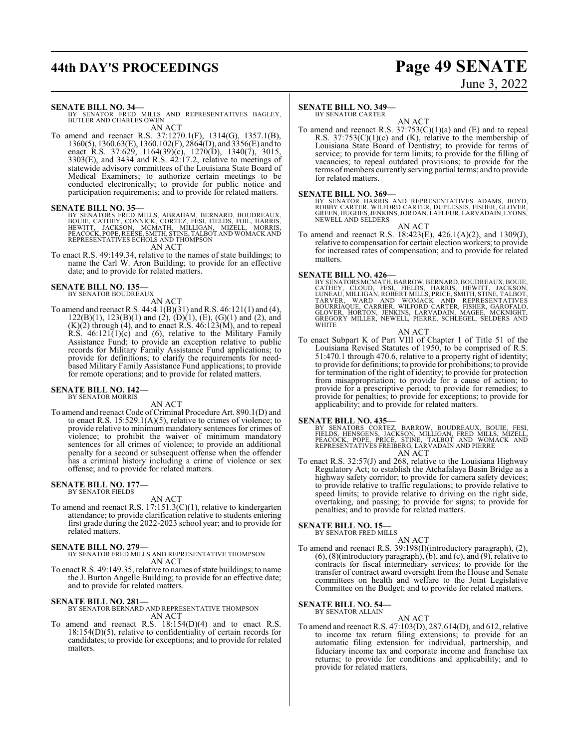**SENATE BILL NO. 34—**
BY SENATOR FRED MILLS AND REPRESENTATIVES BAGLEY, BUTLER AND CHARLES OWEN

AN ACT

To amend and reenact R.S. 37:1270.1(F), 1314(G), 1357.1(B), 1360(5), 1360.63(E), 1360.102(F), 2864(D), and 3356(E) and to enact R.S. 37:629, 1164(39)(c), 1270(D), 1340(7), 3015, 3303(E), and 3434 and R.S. 42:17.2, relative to meetings of statewide advisory committees of the Louisiana State Board of Medical Examiners; to authorize certain meetings to be conducted electronically; to provide for public notice and participation requirements; and to provide for related matters.

**SENATE BILL NO. 35—**
BY SENATORS FRED MILLS, ABRAHAM, BERNARD, BOUDREAUX, BOUIE, CATHEY, CONNICK, CORTEZ, FESI, FIELDS, FOIL, HARRIS, HEWITT, JACKSON, MCMATH, MILLIGAN, MIZELL, MORRIS, PEACOCK, POPE, REESE, SMITH, STINE, TALBOT AND WOMACK AND REPRESENTATIVES ECHOLS AND THOMPSON

AN ACT

To enact R.S. 49:149.34, relative to the names of state buildings; to name the Carl W. Aron Building; to provide for an effective date; and to provide for related matters.

**SENATE BILL NO. 135—**
BY SENATOR BOUDREAUX

AN ACT

To amend and reenact R.S. 44:4.1(B)(31) and R.S. 46:121(1) and (4), 122(B)(1), 123(B)(1) and (2), (D)(1), (E), (G)(1) and (2), and (K)(2) through (4), and to enact R.S. 46:123(M), and to repeal R.S. 46:121(1)(c) and (6), relative to the Military Family Assistance Fund; to provide an exception relative to public records for Military Family Assistance Fund applications; to provide for definitions; to clarify the requirements for need-based Military Family Assistance Fund applications; to provide for remote operations; and to provide for related matters.

**SENATE BILL NO. 142—**
BY SENATOR MORRIS

AN ACT

To amend and reenact Code of Criminal Procedure Art. 890.1(D) and to enact R.S. 15:529.1(A)(5), relative to crimes of violence; to provide relative to minimum mandatory sentences for crimes of violence; to prohibit the waiver of minimum mandatory sentences for all crimes of violence; to provide an additional penalty for a second or subsequent offense when the offender has a criminal history including a crime of violence or sex offense; and to provide for related matters.

**SENATE BILL NO. 177—**
BY SENATOR FIELDS

AN ACT

To amend and reenact R.S. 17:151.3(C)(1), relative to kindergarten attendance; to provide clarification relative to students entering first grade during the 2022-2023 school year; and to provide for related matters.

**SENATE BILL NO. 279—**
BY SENATOR FRED MILLS AND REPRESENTATIVE THOMPSON

AN ACT

To enact R.S. 49:149.35, relative to names of state buildings; to name the J. Burton Angelle Building; to provide for an effective date; and to provide for related matters.

**SENATE BILL NO. 281—**
BY SENATOR BERNARD AND REPRESENTATIVE THOMPSON

AN ACT

To amend and reenact R.S. 18:154(D)(4) and to enact R.S. 18:154(D)(5), relative to confidentiality of certain records for candidates; to provide for exceptions; and to provide for related matters.

**SENATE BILL NO. 349—**
BY SENATOR CARTER

AN ACT

To amend and reenact R.S. 37:753(C)(1)(a) and (E) and to repeal R.S. 37:753(C)(1)(c) and (K), relative to the membership of Louisiana State Board of Dentistry; to provide for terms of service; to provide for term limits; to provide for the filling of vacancies; to repeal outdated provisions; to provide for the terms of members currently serving partial terms; and to provide for related matters.

**SENATE BILL NO. 369—**
BY SENATOR HARRIS AND REPRESENTATIVES ADAMS, BOYD, ROBBY CARTER, WILFORD CARTER, DUPLESSIS, FISHER, GLOVER, GREEN, HUGHES, JENKINS, JORDAN, LAFLEUR, LARVADAIN, LYONS, NEWELL AND SELDERS

AN ACT

To amend and reenact R.S. 18:423(E), 426.1(A)(2), and 1309(J), relative to compensation for certain election workers; to provide for increased rates of compensation; and to provide for related matters.

**SENATE BILL NO. 426—**
BY SENATORS MCMATH, BARROW, BERNARD, BOUDREAUX, BOUIE, CATHEY, CLOUD, FESI, FIELDS, HARRIS, HEWITT, JACKSON, LUNEAU, MILLIGAN, ROBERT MILLS, PRICE, SMITH, STINE, TALBOT, TARVER, WARD AND WOMACK AND REPRESENTATIVES BOURRIAQUE, CARRIER, WILFORD CARTER, FISHER, GAROFALO, GLOVER, HORTON, JENKINS, LARVADAIN, MAGEE, MCKNIGHT, GREGORY MILLER, NEWELL, PIERRE, SCHLEGEL, SELDERS AND WHITE

AN ACT

To enact Subpart K of Part VIII of Chapter 1 of Title 51 of the Louisiana Revised Statutes of 1950, to be comprised of R.S. 51:470.1 through 470.6, relative to a property right of identity; to provide for definitions; to provide for prohibitions; to provide for termination of the right of identity; to provide for protection from misappropriation; to provide for a cause of action; to provide for a prescriptive period; to provide for remedies; to provide for penalties; to provide for exceptions; to provide for applicability; and to provide for related matters.

**SENATE BILL NO. 435—**
BY SENATORS CORTEZ, BARROW, BOUDREAUX, BOUIE, FESI, FIELDS, HENSGENS, JACKSON, MILLIGAN, FRED MILLS, MIZELL, PEACOCK, POPE, PRICE, STINE, TALBOT AND WOMACK AND REPRESENTATIVES FREIBERG, LARVADAIN AND PIERRE

AN ACT

To enact R.S. 32:57(J) and 268, relative to the Louisiana Highway Regulatory Act; to establish the Atchafalaya Basin Bridge as a highway safety corridor; to provide for camera safety devices; to provide relative to traffic regulations; to provide relative to speed limits; to provide relative to driving on the right side, overtaking, and passing; to provide for signs; to provide for penalties; and to provide for related matters.

**SENATE BILL NO. 15—**
BY SENATOR FRED MILLS

AN ACT

To amend and reenact R.S. 39:198(I)(introductory paragraph), (2), (6), (8)(introductory paragraph), (b), and (c), and (9), relative to contracts for fiscal intermediary services; to provide for the transfer of contract award oversight from the House and Senate committees on health and welfare to the Joint Legislative Committee on the Budget; and to provide for related matters.

**SENATE BILL NO. 54—**
BY SENATOR ALLAIN

AN ACT

To amend and reenact R.S. 47:103(D), 287.614(D), and 612, relative to income tax return filing extensions; to provide for an automatic filing extension for individual, partnership, and fiduciary income tax and corporate income and franchise tax returns; to provide for conditions and applicability; and to provide for related matters.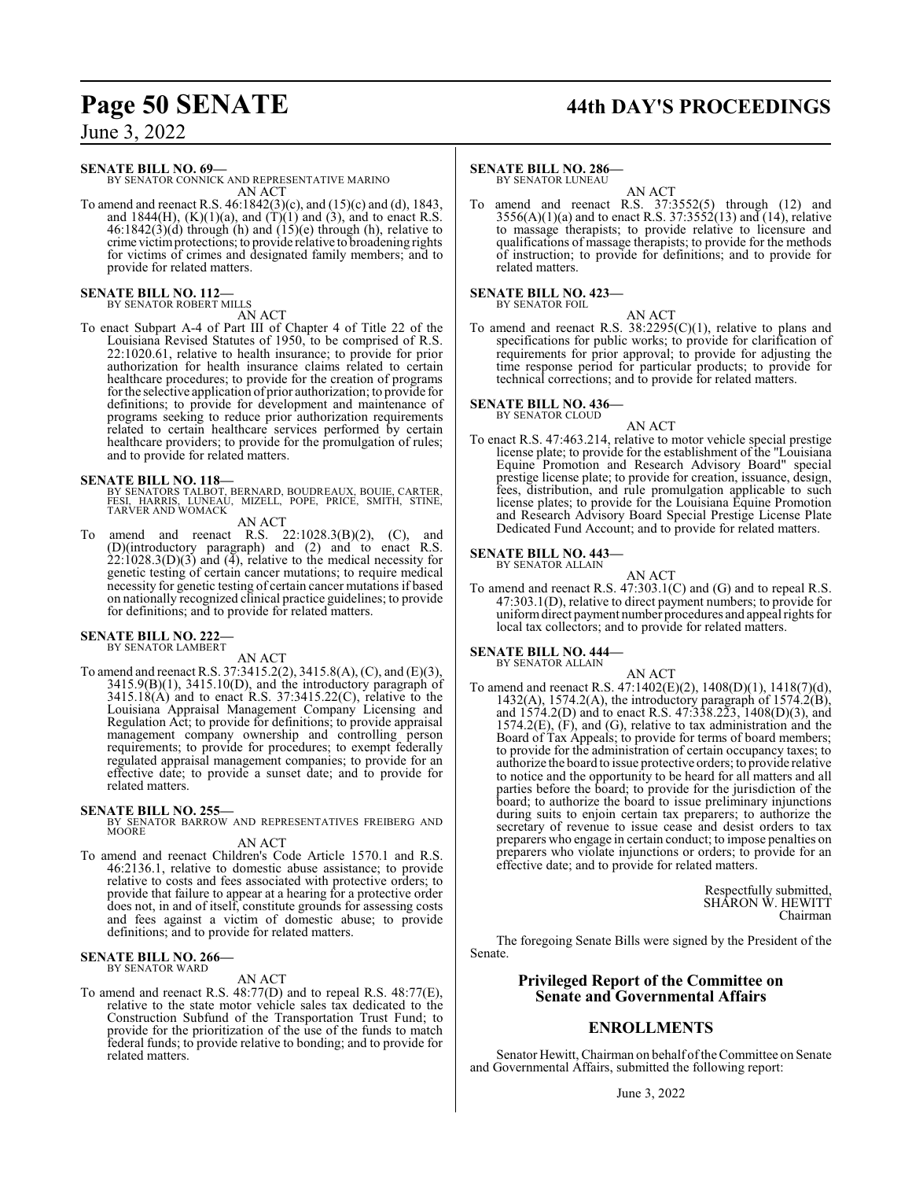**SENATE BILL NO. 69—**
BY SENATOR CONNICK AND REPRESENTATIVE MARINO

AN ACT

To amend and reenact R.S. 46:1842(3)(c), and (15)(c) and (d), 1843, and 1844(H), (K)(1)(a), and (T)(1) and (3), and to enact R.S. 46:1842(3)(d) through (h) and (15)(e) through (h), relative to crime victim protections; to provide relative to broadening rights for victims of crimes and designated family members; and to provide for related matters.

**SENATE BILL NO. 112—**
BY SENATOR ROBERT MILLS

AN ACT

To enact Subpart A-4 of Part III of Chapter 4 of Title 22 of the Louisiana Revised Statutes of 1950, to be comprised of R.S. 22:1020.61, relative to health insurance; to provide for prior authorization for health insurance claims related to certain healthcare procedures; to provide for the creation of programs for the selective application of prior authorization; to provide for definitions; to provide for development and maintenance of programs seeking to reduce prior authorization requirements related to certain healthcare services performed by certain healthcare providers; to provide for the promulgation of rules; and to provide for related matters.

**SENATE BILL NO. 118—**
BY SENATORS TALBOT, BERNARD, BOUDREAUX, BOUIE, CARTER, FESI, HARRIS, LUNEAU, MIZELL, POPE, PRICE, SMITH, STINE, TARVER AND WOMACK

AN ACT

To amend and reenact R.S. 22:1028.3(B)(2), (C), and (D)(introductory paragraph) and (2) and to enact R.S. 22:1028.3(D)(3) and (4), relative to the medical necessity for genetic testing of certain cancer mutations; to require medical necessity for genetic testing of certain cancer mutations if based on nationally recognized clinical practice guidelines; to provide for definitions; and to provide for related matters.

**SENATE BILL NO. 222—**
BY SENATOR LAMBERT

AN ACT

To amend and reenact R.S. 37:3415.2(2), 3415.8(A), (C), and (E)(3), 3415.9(B)(1), 3415.10(D), and the introductory paragraph of 3415.18(A) and to enact R.S. 37:3415.22(C), relative to the Louisiana Appraisal Management Company Licensing and Regulation Act; to provide for definitions; to provide appraisal management company ownership and controlling person requirements; to provide for procedures; to exempt federally regulated appraisal management companies; to provide for an effective date; to provide a sunset date; and to provide for related matters.

**SENATE BILL NO. 255—**
BY SENATOR BARROW AND REPRESENTATIVES FREIBERG AND MOORE

AN ACT

To amend and reenact Children's Code Article 1570.1 and R.S. 46:2136.1, relative to domestic abuse assistance; to provide relative to costs and fees associated with protective orders; to provide that failure to appear at a hearing for a protective order does not, in and of itself, constitute grounds for assessing costs and fees against a victim of domestic abuse; to provide definitions; and to provide for related matters.

**SENATE BILL NO. 266—**
BY SENATOR WARD

AN ACT

To amend and reenact R.S. 48:77(D) and to repeal R.S. 48:77(E), relative to the state motor vehicle sales tax dedicated to the Construction Subfund of the Transportation Trust Fund; to provide for the prioritization of the use of the funds to match federal funds; to provide relative to bonding; and to provide for related matters.

**SENATE BILL NO. 286—**
BY SENATOR LUNEAU

AN ACT

To amend and reenact R.S. 37:3552(5) through (12) and 3556(A)(1)(a) and to enact R.S. 37:3552(13) and (14), relative to massage therapists; to provide relative to licensure and qualifications of massage therapists; to provide for the methods of instruction; to provide for definitions; and to provide for related matters.

**SENATE BILL NO. 423—**
BY SENATOR FOIL

AN ACT

To amend and reenact R.S. 38:2295(C)(1), relative to plans and specifications for public works; to provide for clarification of requirements for prior approval; to provide for adjusting the time response period for particular products; to provide for technical corrections; and to provide for related matters.

**SENATE BILL NO. 436—**
BY SENATOR CLOUD

AN ACT

To enact R.S. 47:463.214, relative to motor vehicle special prestige license plate; to provide for the establishment of the "Louisiana Equine Promotion and Research Advisory Board" special prestige license plate; to provide for creation, issuance, design, fees, distribution, and rule promulgation applicable to such license plates; to provide for the Louisiana Equine Promotion and Research Advisory Board Special Prestige License Plate Dedicated Fund Account; and to provide for related matters.

**SENATE BILL NO. 443—**
BY SENATOR ALLAIN

AN ACT

To amend and reenact R.S. 47:303.1(C) and (G) and to repeal R.S. 47:303.1(D), relative to direct payment numbers; to provide for uniform direct payment number procedures and appeal rights for local tax collectors; and to provide for related matters.

**SENATE BILL NO. 444—**
BY SENATOR ALLAIN

AN ACT

To amend and reenact R.S. 47:1402(E)(2), 1408(D)(1), 1418(7)(d), 1432(A), 1574.2(A), the introductory paragraph of 1574.2(B), and 1574.2(D) and to enact R.S. 47:338.223, 1408(D)(3), and 1574.2(E), (F), and (G), relative to tax administration and the Board of Tax Appeals; to provide for terms of board members; to provide for the administration of certain occupancy taxes; to authorize the board to issue protective orders; to provide relative to notice and the opportunity to be heard for all matters and all parties before the board; to provide for the jurisdiction of the board; to authorize the board to issue preliminary injunctions during suits to enjoin certain tax preparers; to authorize the secretary of revenue to issue cease and desist orders to tax preparers who engage in certain conduct; to impose penalties on preparers who violate injunctions or orders; to provide for an effective date; and to provide for related matters.

Respectfully submitted,
SHARON W. HEWITT
Chairman

The foregoing Senate Bills were signed by the President of the Senate.

## Privileged Report of the Committee on Senate and Governmental Affairs

## ENROLLMENTS

Senator Hewitt, Chairman on behalf of the Committee on Senate and Governmental Affairs, submitted the following report:

June 3, 2022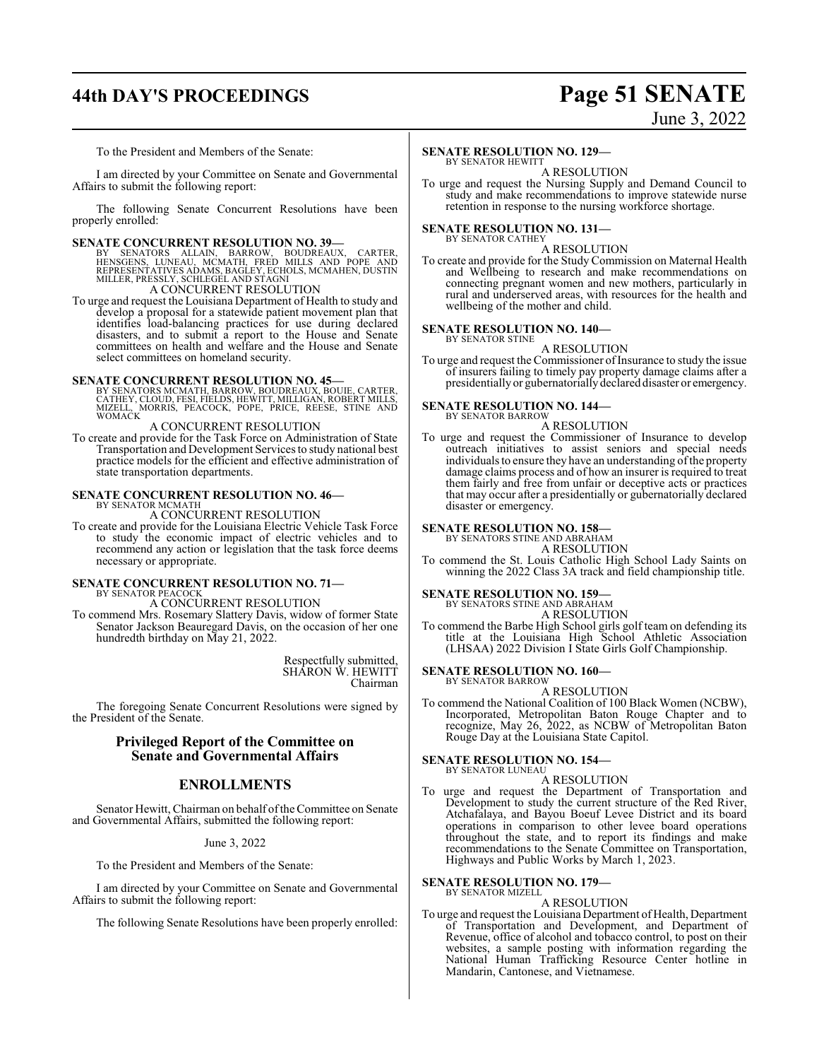To the President and Members of the Senate:

I am directed by your Committee on Senate and Governmental Affairs to submit the following report:

The following Senate Concurrent Resolutions have been properly enrolled:

**SENATE CONCURRENT RESOLUTION NO. 39—**
BY SENATORS ALLAIN, BARROW, BOUDREAUX, CARTER, HENSGENS, LUNEAU, MCMATH, FRED MILLS AND POPE AND REPRESENTATIVES ADAMS, BAGLEY, ECHOLS, MCMAHEN, DUSTIN MILLER, PRESSLY, SCHLEGEL AND STAGNI

A CONCURRENT RESOLUTION

To urge and request the Louisiana Department of Health to study and develop a proposal for a statewide patient movement plan that identifies load-balancing practices for use during declared disasters, and to submit a report to the House and Senate committees on health and welfare and the House and Senate select committees on homeland security.

**SENATE CONCURRENT RESOLUTION NO. 45—**
BY SENATORS MCMATH, BARROW, BOUDREAUX, BOUIE, CARTER, CATHEY, CLOUD, FESI, FIELDS, HEWITT, MILLIGAN, ROBERT MILLS, MIZELL, MORRIS, PEACOCK, POPE, PRICE, REESE, STINE AND WOMACK

A CONCURRENT RESOLUTION

To create and provide for the Task Force on Administration of State Transportation and Development Services to study national best practice models for the efficient and effective administration of state transportation departments.

**SENATE CONCURRENT RESOLUTION NO. 46—**
BY SENATOR MCMATH

A CONCURRENT RESOLUTION

To create and provide for the Louisiana Electric Vehicle Task Force to study the economic impact of electric vehicles and to recommend any action or legislation that the task force deems necessary or appropriate.

**SENATE CONCURRENT RESOLUTION NO. 71—**
BY SENATOR PEACOCK

A CONCURRENT RESOLUTION

To commend Mrs. Rosemary Slattery Davis, widow of former State Senator Jackson Beauregard Davis, on the occasion of her one hundredth birthday on May 21, 2022.

Respectfully submitted,
SHARON W. HEWITT
Chairman

The foregoing Senate Concurrent Resolutions were signed by the President of the Senate.

## Privileged Report of the Committee on Senate and Governmental Affairs

## ENROLLMENTS

Senator Hewitt, Chairman on behalf of the Committee on Senate and Governmental Affairs, submitted the following report:

June 3, 2022

To the President and Members of the Senate:

I am directed by your Committee on Senate and Governmental Affairs to submit the following report:

The following Senate Resolutions have been properly enrolled:

**SENATE RESOLUTION NO. 129—**
BY SENATOR HEWITT

A RESOLUTION

To urge and request the Nursing Supply and Demand Council to study and make recommendations to improve statewide nurse retention in response to the nursing workforce shortage.

**SENATE RESOLUTION NO. 131—**
BY SENATOR CATHEY

A RESOLUTION

To create and provide for the Study Commission on Maternal Health and Wellbeing to research and make recommendations on connecting pregnant women and new mothers, particularly in rural and underserved areas, with resources for the health and wellbeing of the mother and child.

**SENATE RESOLUTION NO. 140—**
BY SENATOR STINE

A RESOLUTION

To urge and request the Commissioner of Insurance to study the issue of insurers failing to timely pay property damage claims after a presidentially or gubernatorially declared disaster or emergency.

**SENATE RESOLUTION NO. 144—**
BY SENATOR BARROW

A RESOLUTION

To urge and request the Commissioner of Insurance to develop outreach initiatives to assist seniors and special needs individuals to ensure they have an understanding of the property damage claims process and of how an insurer is required to treat them fairly and free from unfair or deceptive acts or practices that may occur after a presidentially or gubernatorially declared disaster or emergency.

**SENATE RESOLUTION NO. 158—**
BY SENATORS STINE AND ABRAHAM

A RESOLUTION

To commend the St. Louis Catholic High School Lady Saints on winning the 2022 Class 3A track and field championship title.

**SENATE RESOLUTION NO. 159—**
BY SENATORS STINE AND ABRAHAM

A RESOLUTION

To commend the Barbe High School girls golf team on defending its title at the Louisiana High School Athletic Association (LHSAA) 2022 Division I State Girls Golf Championship.

**SENATE RESOLUTION NO. 160—**
BY SENATOR BARROW

A RESOLUTION

To commend the National Coalition of 100 Black Women (NCBW), Incorporated, Metropolitan Baton Rouge Chapter and to recognize, May 26, 2022, as NCBW of Metropolitan Baton Rouge Day at the Louisiana State Capitol.

**SENATE RESOLUTION NO. 154—**
BY SENATOR LUNEAU

A RESOLUTION

To urge and request the Department of Transportation and Development to study the current structure of the Red River, Atchafalaya, and Bayou Boeuf Levee District and its board operations in comparison to other levee board operations throughout the state, and to report its findings and make recommendations to the Senate Committee on Transportation, Highways and Public Works by March 1, 2023.

**SENATE RESOLUTION NO. 179—**
BY SENATOR MIZELL

A RESOLUTION

To urge and request the Louisiana Department of Health, Department of Transportation and Development, and Department of Revenue, office of alcohol and tobacco control, to post on their websites, a sample posting with information regarding the National Human Trafficking Resource Center hotline in Mandarin, Cantonese, and Vietnamese.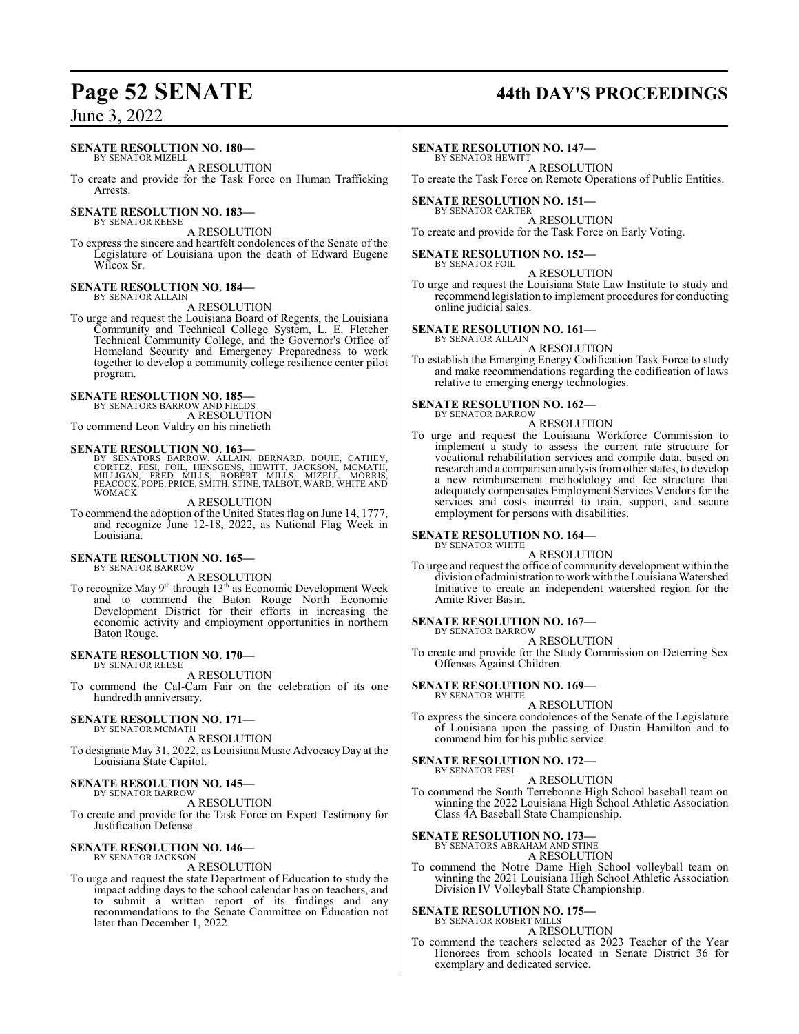**SENATE RESOLUTION NO. 180—**
BY SENATOR MIZELL

A RESOLUTION

To create and provide for the Task Force on Human Trafficking Arrests.

**SENATE RESOLUTION NO. 183—**
BY SENATOR REESE

A RESOLUTION

To express the sincere and heartfelt condolences of the Senate of the Legislature of Louisiana upon the death of Edward Eugene Wilcox Sr.

**SENATE RESOLUTION NO. 184—**
BY SENATOR ALLAIN

A RESOLUTION

To urge and request the Louisiana Board of Regents, the Louisiana Community and Technical College System, L. E. Fletcher Technical Community College, and the Governor's Office of Homeland Security and Emergency Preparedness to work together to develop a community college resilience center pilot program.

**SENATE RESOLUTION NO. 185—**
BY SENATORS BARROW AND FIELDS

A RESOLUTION

To commend Leon Valdry on his ninetieth

**SENATE RESOLUTION NO. 163—**
BY SENATORS BARROW, ALLAIN, BERNARD, BOUIE, CATHEY, CORTEZ, FESI, FOIL, HENSGENS, HEWITT, JACKSON, MCMATH, MILLIGAN, FRED MILLS, ROBERT MILLS, MIZELL, MORRIS, PEACOCK, POPE, PRICE, SMITH, STINE, TALBOT, WARD, WHITE AND WOMACK

A RESOLUTION

To commend the adoption of the United States flag on June 14, 1777, and recognize June 12-18, 2022, as National Flag Week in Louisiana.

**SENATE RESOLUTION NO. 165—**
BY SENATOR BARROW

A RESOLUTION

To recognize May 9th through 13th as Economic Development Week and to commend the Baton Rouge North Economic Development District for their efforts in increasing the economic activity and employment opportunities in northern Baton Rouge.

**SENATE RESOLUTION NO. 170—**
BY SENATOR REESE

A RESOLUTION

To commend the Cal-Cam Fair on the celebration of its one hundredth anniversary.

**SENATE RESOLUTION NO. 171—**
BY SENATOR MCMATH

A RESOLUTION

To designate May 31, 2022, as Louisiana Music Advocacy Day at the Louisiana State Capitol.

**SENATE RESOLUTION NO. 145—**
BY SENATOR BARROW

A RESOLUTION

To create and provide for the Task Force on Expert Testimony for Justification Defense.

**SENATE RESOLUTION NO. 146—**
BY SENATOR JACKSON

A RESOLUTION

To urge and request the state Department of Education to study the impact adding days to the school calendar has on teachers, and to submit a written report of its findings and any recommendations to the Senate Committee on Education not later than December 1, 2022.

**SENATE RESOLUTION NO. 147—**
BY SENATOR HEWITT

A RESOLUTION

To create the Task Force on Remote Operations of Public Entities.

**SENATE RESOLUTION NO. 151—**
BY SENATOR CARTER

A RESOLUTION

To create and provide for the Task Force on Early Voting.

**SENATE RESOLUTION NO. 152—**
BY SENATOR FOIL

A RESOLUTION

To urge and request the Louisiana State Law Institute to study and recommend legislation to implement procedures for conducting online judicial sales.

**SENATE RESOLUTION NO. 161—**
BY SENATOR ALLAIN

A RESOLUTION

To establish the Emerging Energy Codification Task Force to study and make recommendations regarding the codification of laws relative to emerging energy technologies.

**SENATE RESOLUTION NO. 162—**
BY SENATOR BARROW

A RESOLUTION

To urge and request the Louisiana Workforce Commission to implement a study to assess the current rate structure for vocational rehabilitation services and compile data, based on research and a comparison analysis from other states, to develop a new reimbursement methodology and fee structure that adequately compensates Employment Services Vendors for the services and costs incurred to train, support, and secure employment for persons with disabilities.

**SENATE RESOLUTION NO. 164—**
BY SENATOR WHITE

A RESOLUTION

To urge and request the office of community development within the division of administration to work with the Louisiana Watershed Initiative to create an independent watershed region for the Amite River Basin.

**SENATE RESOLUTION NO. 167—**
BY SENATOR BARROW

A RESOLUTION

To create and provide for the Study Commission on Deterring Sex Offenses Against Children.

**SENATE RESOLUTION NO. 169—**
BY SENATOR WHITE

A RESOLUTION

To express the sincere condolences of the Senate of the Legislature of Louisiana upon the passing of Dustin Hamilton and to commend him for his public service.

**SENATE RESOLUTION NO. 172—**
BY SENATOR FESI

A RESOLUTION

To commend the South Terrebonne High School baseball team on winning the 2022 Louisiana High School Athletic Association Class 4A Baseball State Championship.

**SENATE RESOLUTION NO. 173—**
BY SENATORS ABRAHAM AND STINE

A RESOLUTION

To commend the Notre Dame High School volleyball team on winning the 2021 Louisiana High School Athletic Association Division IV Volleyball State Championship.

**SENATE RESOLUTION NO. 175—**
BY SENATOR ROBERT MILLS

A RESOLUTION

To commend the teachers selected as 2023 Teacher of the Year Honorees from schools located in Senate District 36 for exemplary and dedicated service.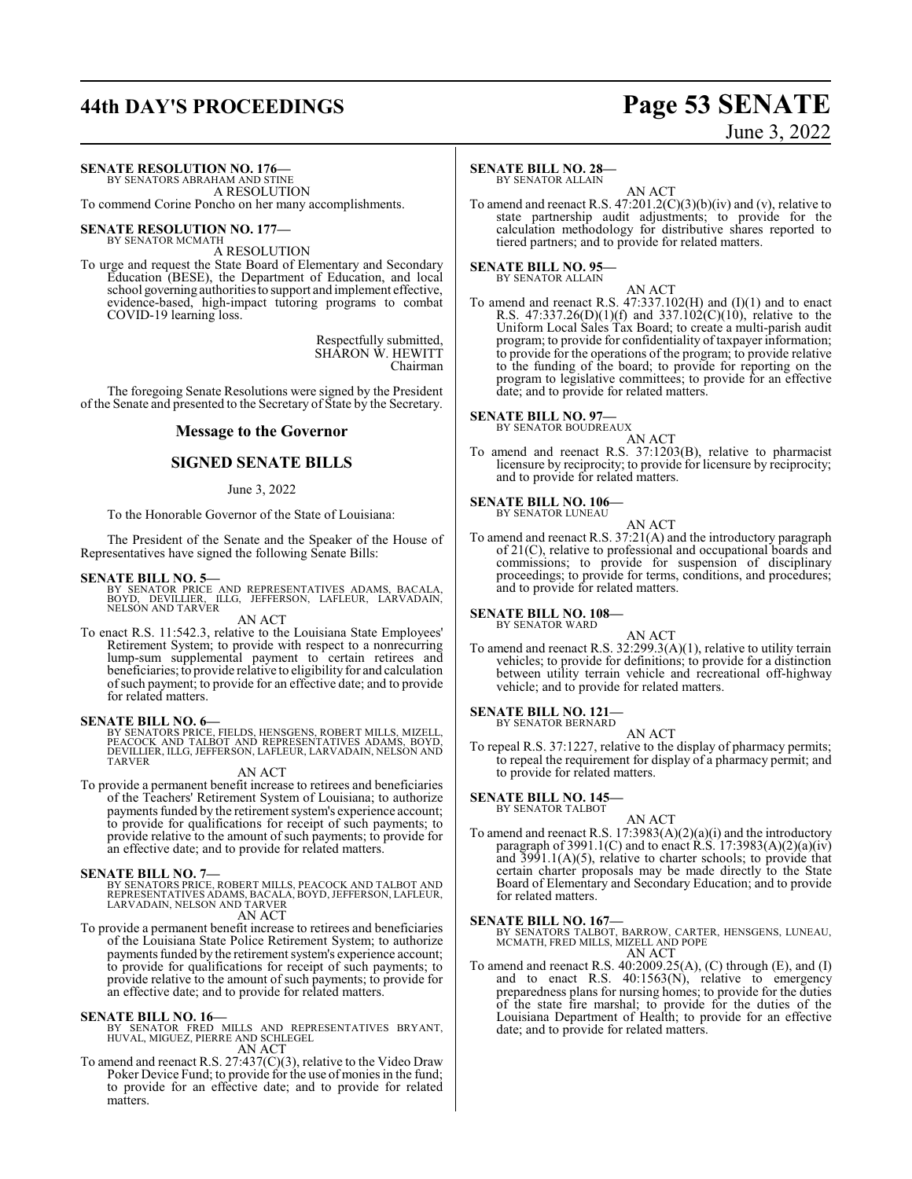**SENATE RESOLUTION NO. 176—**
BY SENATORS ABRAHAM AND STINE
A RESOLUTION
To commend Corine Poncho on her many accomplishments.

**SENATE RESOLUTION NO. 177—**
BY SENATOR MCMATH
A RESOLUTION
To urge and request the State Board of Elementary and Secondary Education (BESE), the Department of Education, and local school governing authorities to support and implement effective, evidence-based, high-impact tutoring programs to combat COVID-19 learning loss.

Respectfully submitted,
SHARON W. HEWITT
Chairman

The foregoing Senate Resolutions were signed by the President of the Senate and presented to the Secretary of State by the Secretary.

## Message to the Governor

## SIGNED SENATE BILLS

June 3, 2022

To the Honorable Governor of the State of Louisiana:

The President of the Senate and the Speaker of the House of Representatives have signed the following Senate Bills:

**SENATE BILL NO. 5—**
BY SENATOR PRICE AND REPRESENTATIVES ADAMS, BACALA, BOYD, DEVILLIER, ILLG, JEFFERSON, LAFLEUR, LARVADAIN, NELSON AND TARVER
AN ACT
To enact R.S. 11:542.3, relative to the Louisiana State Employees' Retirement System; to provide with respect to a nonrecurring lump-sum supplemental payment to certain retirees and beneficiaries; to provide relative to eligibility for and calculation of such payment; to provide for an effective date; and to provide for related matters.

**SENATE BILL NO. 6—**
BY SENATORS PRICE, FIELDS, HENSGENS, ROBERT MILLS, MIZELL, PEACOCK AND TALBOT AND REPRESENTATIVES ADAMS, BOYD, DEVILLIER, ILLG, JEFFERSON, LAFLEUR, LARVADAIN, NELSON AND TARVER
AN ACT
To provide a permanent benefit increase to retirees and beneficiaries of the Teachers' Retirement System of Louisiana; to authorize payments funded by the retirement system's experience account; to provide for qualifications for receipt of such payments; to provide relative to the amount of such payments; to provide for an effective date; and to provide for related matters.

**SENATE BILL NO. 7—**
BY SENATORS PRICE, ROBERT MILLS, PEACOCK AND TALBOT AND REPRESENTATIVES ADAMS, BACALA, BOYD, JEFFERSON, LAFLEUR, LARVADAIN, NELSON AND TARVER
AN ACT
To provide a permanent benefit increase to retirees and beneficiaries of the Louisiana State Police Retirement System; to authorize payments funded by the retirement system's experience account; to provide for qualifications for receipt of such payments; to provide relative to the amount of such payments; to provide for an effective date; and to provide for related matters.

**SENATE BILL NO. 16—**
BY SENATOR FRED MILLS AND REPRESENTATIVES BRYANT, HUVAL, MIGUEZ, PIERRE AND SCHLEGEL
AN ACT
To amend and reenact R.S. 27:437(C)(3), relative to the Video Draw Poker Device Fund; to provide for the use of monies in the fund; to provide for an effective date; and to provide for related matters.

**SENATE BILL NO. 28—**
BY SENATOR ALLAIN
AN ACT
To amend and reenact R.S. 47:201.2(C)(3)(b)(iv) and (v), relative to state partnership audit adjustments; to provide for the calculation methodology for distributive shares reported to tiered partners; and to provide for related matters.

**SENATE BILL NO. 95—**
BY SENATOR ALLAIN
AN ACT
To amend and reenact R.S. 47:337.102(H) and (I)(1) and to enact R.S. 47:337.26(D)(1)(f) and 337.102(C)(10), relative to the Uniform Local Sales Tax Board; to create a multi-parish audit program; to provide for confidentiality of taxpayer information; to provide for the operations of the program; to provide relative to the funding of the board; to provide for reporting on the program to legislative committees; to provide for an effective date; and to provide for related matters.

**SENATE BILL NO. 97—**
BY SENATOR BOUDREAUX
AN ACT
To amend and reenact R.S. 37:1203(B), relative to pharmacist licensure by reciprocity; to provide for licensure by reciprocity; and to provide for related matters.

**SENATE BILL NO. 106—**
BY SENATOR LUNEAU
AN ACT
To amend and reenact R.S. 37:21(A) and the introductory paragraph of 21(C), relative to professional and occupational boards and commissions; to provide for suspension of disciplinary proceedings; to provide for terms, conditions, and procedures; and to provide for related matters.

**SENATE BILL NO. 108—**
BY SENATOR WARD
AN ACT
To amend and reenact R.S. 32:299.3(A)(1), relative to utility terrain vehicles; to provide for definitions; to provide for a distinction between utility terrain vehicle and recreational off-highway vehicle; and to provide for related matters.

**SENATE BILL NO. 121—**
BY SENATOR BERNARD
AN ACT
To repeal R.S. 37:1227, relative to the display of pharmacy permits; to repeal the requirement for display of a pharmacy permit; and to provide for related matters.

**SENATE BILL NO. 145—**
BY SENATOR TALBOT
AN ACT
To amend and reenact R.S. 17:3983(A)(2)(a)(i) and the introductory paragraph of 3991.1(C) and to enact R.S. 17:3983(A)(2)(a)(iv) and 3991.1(A)(5), relative to charter schools; to provide that certain charter proposals may be made directly to the State Board of Elementary and Secondary Education; and to provide for related matters.

**SENATE BILL NO. 167—**
BY SENATORS TALBOT, BARROW, CARTER, HENSGENS, LUNEAU, MCMATH, FRED MILLS, MIZELL AND POPE
AN ACT
To amend and reenact R.S. 40:2009.25(A), (C) through (E), and (I) and to enact R.S. 40:1563(N), relative to emergency preparedness plans for nursing homes; to provide for the duties of the state fire marshal; to provide for the duties of the Louisiana Department of Health; to provide for an effective date; and to provide for related matters.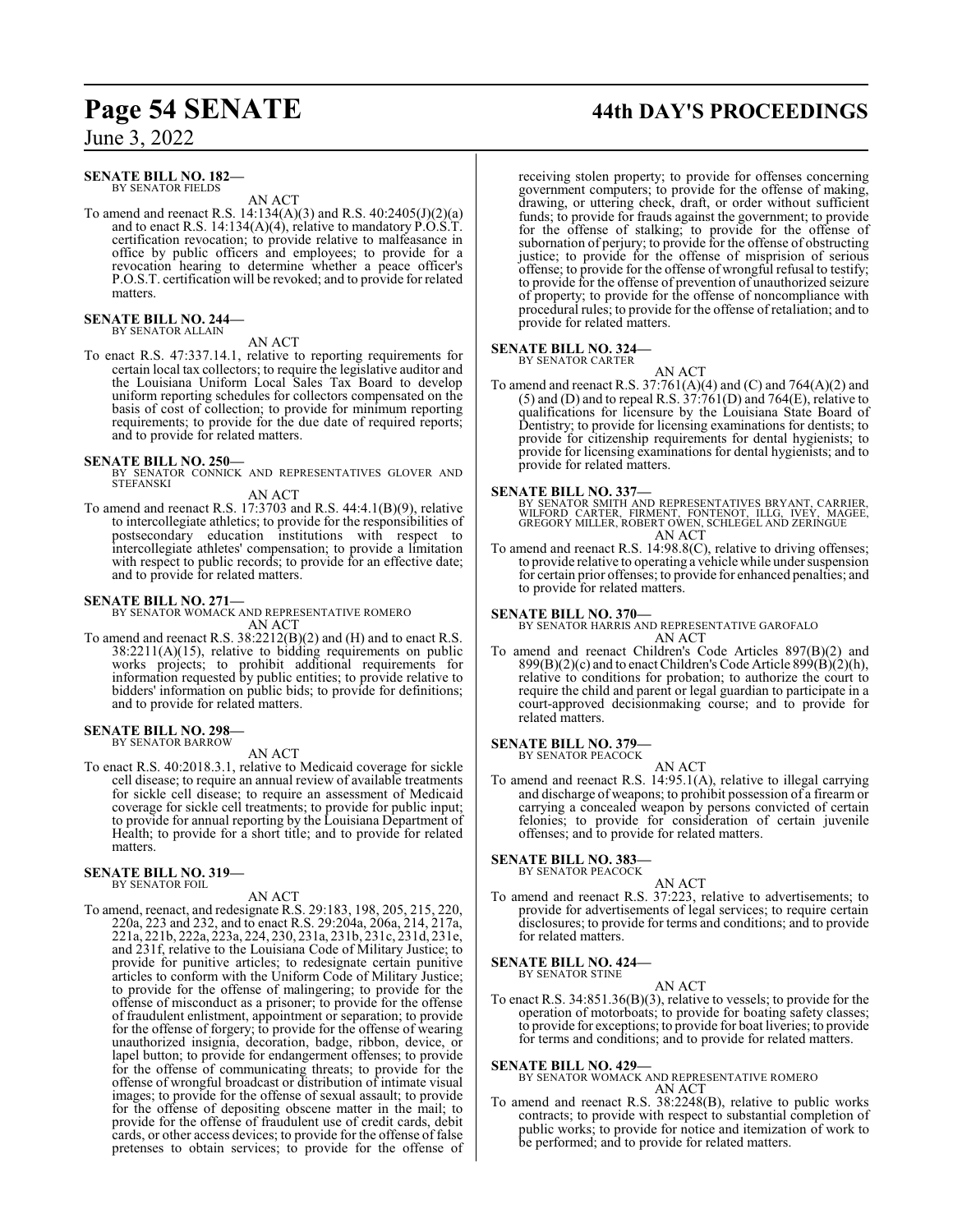**SENATE BILL NO. 182—**
BY SENATOR FIELDS

AN ACT

To amend and reenact R.S. 14:134(A)(3) and R.S. 40:2405(J)(2)(a) and to enact R.S. 14:134(A)(4), relative to mandatory P.O.S.T. certification revocation; to provide relative to malfeasance in office by public officers and employees; to provide for a revocation hearing to determine whether a peace officer's P.O.S.T. certification will be revoked; and to provide for related matters.

**SENATE BILL NO. 244—**
BY SENATOR ALLAIN

AN ACT

To enact R.S. 47:337.14.1, relative to reporting requirements for certain local tax collectors; to require the legislative auditor and the Louisiana Uniform Local Sales Tax Board to develop uniform reporting schedules for collectors compensated on the basis of cost of collection; to provide for minimum reporting requirements; to provide for the due date of required reports; and to provide for related matters.

**SENATE BILL NO. 250—**
BY SENATOR CONNICK AND REPRESENTATIVES GLOVER AND STEFANSKI

AN ACT

To amend and reenact R.S. 17:3703 and R.S. 44:4.1(B)(9), relative to intercollegiate athletics; to provide for the responsibilities of postsecondary education institutions with respect to intercollegiate athletes' compensation; to provide a limitation with respect to public records; to provide for an effective date; and to provide for related matters.

**SENATE BILL NO. 271—**
BY SENATOR WOMACK AND REPRESENTATIVE ROMERO

AN ACT

To amend and reenact R.S. 38:2212(B)(2) and (H) and to enact R.S. 38:2211(A)(15), relative to bidding requirements on public works projects; to prohibit additional requirements for information requested by public entities; to provide relative to bidders' information on public bids; to provide for definitions; and to provide for related matters.

**SENATE BILL NO. 298—**
BY SENATOR BARROW

AN ACT

To enact R.S. 40:2018.3.1, relative to Medicaid coverage for sickle cell disease; to require an annual review of available treatments for sickle cell disease; to require an assessment of Medicaid coverage for sickle cell treatments; to provide for public input; to provide for annual reporting by the Louisiana Department of Health; to provide for a short title; and to provide for related matters.

**SENATE BILL NO. 319—**
BY SENATOR FOIL

AN ACT

To amend, reenact, and redesignate R.S. 29:183, 198, 205, 215, 220, 220a, 223 and 232, and to enact R.S. 29:204a, 206a, 214, 217a, 221a, 221b, 222a, 223a, 224, 230, 231a, 231b, 231c, 231d, 231e, and 231f, relative to the Louisiana Code of Military Justice; to provide for punitive articles; to redesignate certain punitive articles to conform with the Uniform Code of Military Justice; to provide for the offense of malingering; to provide for the offense of misconduct as a prisoner; to provide for the offense of fraudulent enlistment, appointment or separation; to provide for the offense of forgery; to provide for the offense of wearing unauthorized insignia, decoration, badge, ribbon, device, or lapel button; to provide for endangerment offenses; to provide for the offense of communicating threats; to provide for the offense of wrongful broadcast or distribution of intimate visual images; to provide for the offense of sexual assault; to provide for the offense of depositing obscene matter in the mail; to provide for the offense of fraudulent use of credit cards, debit cards, or other access devices; to provide for the offense of false pretenses to obtain services; to provide for the offense of receiving stolen property; to provide for offenses concerning government computers; to provide for the offense of making, drawing, or uttering check, draft, or order without sufficient funds; to provide for frauds against the government; to provide for the offense of stalking; to provide for the offense of subornation of perjury; to provide for the offense of obstructing justice; to provide for the offense of misprision of serious offense; to provide for the offense of wrongful refusal to testify; to provide for the offense of prevention of unauthorized seizure of property; to provide for the offense of noncompliance with procedural rules; to provide for the offense of retaliation; and to provide for related matters.

**SENATE BILL NO. 324—**
BY SENATOR CARTER

AN ACT

To amend and reenact R.S. 37:761(A)(4) and (C) and 764(A)(2) and (5) and (D) and to repeal R.S. 37:761(D) and 764(E), relative to qualifications for licensure by the Louisiana State Board of Dentistry; to provide for licensing examinations for dentists; to provide for citizenship requirements for dental hygienists; to provide for licensing examinations for dental hygienists; and to provide for related matters.

**SENATE BILL NO. 337—**
BY SENATOR SMITH AND REPRESENTATIVES BRYANT, CARRIER, WILFORD CARTER, FIRMENT, FONTENOT, ILLG, IVEY, MAGEE, GREGORY MILLER, ROBERT OWEN, SCHLEGEL AND ZERINGUE

AN ACT

To amend and reenact R.S. 14:98.8(C), relative to driving offenses; to provide relative to operating a vehicle while under suspension for certain prior offenses; to provide for enhanced penalties; and to provide for related matters.

**SENATE BILL NO. 370—**
BY SENATOR HARRIS AND REPRESENTATIVE GAROFALO

AN ACT

To amend and reenact Children's Code Articles 897(B)(2) and 899(B)(2)(c) and to enact Children's Code Article 899(B)(2)(h), relative to conditions for probation; to authorize the court to require the child and parent or legal guardian to participate in a court-approved decisionmaking course; and to provide for related matters.

**SENATE BILL NO. 379—**
BY SENATOR PEACOCK

AN ACT

To amend and reenact R.S. 14:95.1(A), relative to illegal carrying and discharge of weapons; to prohibit possession of a firearm or carrying a concealed weapon by persons convicted of certain felonies; to provide for consideration of certain juvenile offenses; and to provide for related matters.

**SENATE BILL NO. 383—**
BY SENATOR PEACOCK

AN ACT

To amend and reenact R.S. 37:223, relative to advertisements; to provide for advertisements of legal services; to require certain disclosures; to provide for terms and conditions; and to provide for related matters.

**SENATE BILL NO. 424—**
BY SENATOR STINE

AN ACT

To enact R.S. 34:851.36(B)(3), relative to vessels; to provide for the operation of motorboats; to provide for boating safety classes; to provide for exceptions; to provide for boat liveries; to provide for terms and conditions; and to provide for related matters.

**SENATE BILL NO. 429—**
BY SENATOR WOMACK AND REPRESENTATIVE ROMERO

AN ACT

To amend and reenact R.S. 38:2248(B), relative to public works contracts; to provide with respect to substantial completion of public works; to provide for notice and itemization of work to be performed; and to provide for related matters.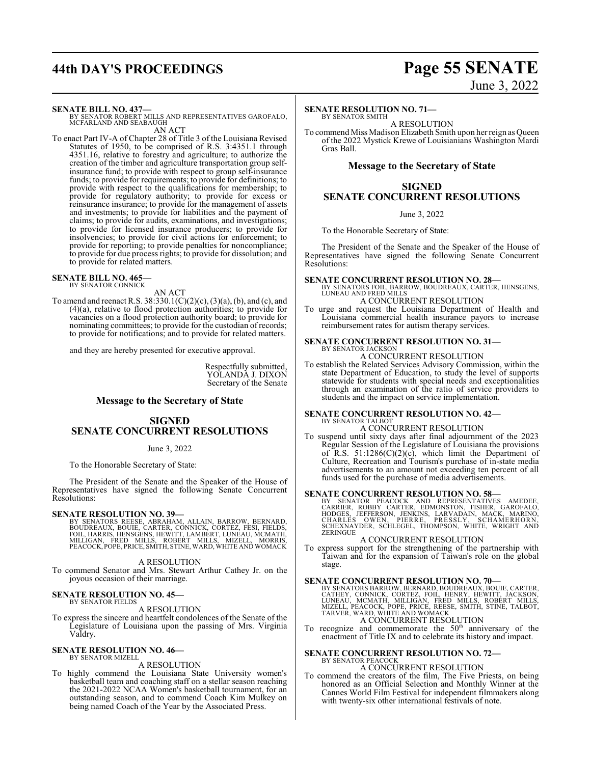**SENATE BILL NO. 437—**
BY SENATOR ROBERT MILLS AND REPRESENTATIVES GAROFALO, MCFARLAND AND SEABAUGH

AN ACT

To enact Part IV-A of Chapter 28 of Title 3 of the Louisiana Revised Statutes of 1950, to be comprised of R.S. 3:4351.1 through 4351.16, relative to forestry and agriculture; to authorize the creation of the timber and agriculture transportation group self-insurance fund; to provide with respect to group self-insurance funds; to provide for requirements; to provide for definitions; to provide with respect to the qualifications for membership; to provide for regulatory authority; to provide for excess or reinsurance insurance; to provide for the management of assets and investments; to provide for liabilities and the payment of claims; to provide for audits, examinations, and investigations; to provide for licensed insurance producers; to provide for insolvencies; to provide for civil actions for enforcement; to provide for reporting; to provide penalties for noncompliance; to provide for due process rights; to provide for dissolution; and to provide for related matters.

**SENATE BILL NO. 465—**
BY SENATOR CONNICK

AN ACT

To amend and reenact R.S. 38:330.1(C)(2)(c), (3)(a), (b), and (c), and (4)(a), relative to flood protection authorities; to provide for vacancies on a flood protection authority board; to provide for nominating committees; to provide for the custodian of records; to provide for notifications; and to provide for related matters.

and they are hereby presented for executive approval.

Respectfully submitted,
YOLANDA J. DIXON
Secretary of the Senate

## Message to the Secretary of State

## SIGNED SENATE CONCURRENT RESOLUTIONS

June 3, 2022

To the Honorable Secretary of State:

The President of the Senate and the Speaker of the House of Representatives have signed the following Senate Concurrent Resolutions:

**SENATE RESOLUTION NO. 39—**
BY SENATORS REESE, ABRAHAM, ALLAIN, BARROW, BERNARD, BOUDREAUX, BOUIE, CARTER, CONNICK, CORTEZ, FESI, FIELDS, FOIL, HARRIS, HENSGENS, HEWITT, LAMBERT, LUNEAU, MCMATH, MILLIGAN, FRED MILLS, ROBERT MILLS, MIZELL, MORRIS, PEACOCK, POPE, PRICE, SMITH, STINE, WARD, WHITE AND WOMACK

A RESOLUTION

To commend Senator and Mrs. Stewart Arthur Cathey Jr. on the joyous occasion of their marriage.

**SENATE RESOLUTION NO. 45—**
BY SENATOR FIELDS

A RESOLUTION

To express the sincere and heartfelt condolences of the Senate of the Legislature of Louisiana upon the passing of Mrs. Virginia Valdry.

**SENATE RESOLUTION NO. 46—**
BY SENATOR MIZELL

A RESOLUTION

To highly commend the Louisiana State University women's basketball team and coaching staff on a stellar season reaching the 2021-2022 NCAA Women's basketball tournament, for an outstanding season, and to commend Coach Kim Mulkey on being named Coach of the Year by the Associated Press.

**SENATE RESOLUTION NO. 71—**
BY SENATOR SMITH

A RESOLUTION

To commend Miss Madison Elizabeth Smith upon her reign as Queen of the 2022 Mystick Krewe of Louisianians Washington Mardi Gras Ball.

## Message to the Secretary of State

## SIGNED SENATE CONCURRENT RESOLUTIONS

June 3, 2022

To the Honorable Secretary of State:

The President of the Senate and the Speaker of the House of Representatives have signed the following Senate Concurrent Resolutions:

**SENATE CONCURRENT RESOLUTION NO. 28—**
BY SENATORS FOIL, BARROW, BOUDREAUX, CARTER, HENSGENS, LUNEAU AND FRED MILLS

A CONCURRENT RESOLUTION

To urge and request the Louisiana Department of Health and Louisiana commercial health insurance payors to increase reimbursement rates for autism therapy services.

**SENATE CONCURRENT RESOLUTION NO. 31—**
BY SENATOR JACKSON

A CONCURRENT RESOLUTION

To establish the Related Services Advisory Commission, within the state Department of Education, to study the level of supports statewide for students with special needs and exceptionalities through an examination of the ratio of service providers to students and the impact on service implementation.

**SENATE CONCURRENT RESOLUTION NO. 42—**
BY SENATOR TALBOT

A CONCURRENT RESOLUTION

To suspend until sixty days after final adjournment of the 2023 Regular Session of the Legislature of Louisiana the provisions of R.S. 51:1286(C)(2)(c), which limit the Department of Culture, Recreation and Tourism's purchase of in-state media advertisements to an amount not exceeding ten percent of all funds used for the purchase of media advertisements.

**SENATE CONCURRENT RESOLUTION NO. 58—**
BY SENATOR PEACOCK AND REPRESENTATIVES AMEDEE, CARRIER, ROBBY CARTER, EDMONSTON, FISHER, GAROFALO, HODGES, JEFFERSON, JENKINS, LARVADAIN, MACK, MARINO, CHARLES OWEN, PIERRE, PRESSLY, SCHAMERHORN, SCHEXNAYDER, SCHLEGEL, THOMPSON, WHITE, WRIGHT AND ZERINGUE

A CONCURRENT RESOLUTION

To express support for the strengthening of the partnership with Taiwan and for the expansion of Taiwan's role on the global stage.

**SENATE CONCURRENT RESOLUTION NO. 70—**
BY SENATORS BARROW, BERNARD, BOUDREAUX, BOUIE, CARTER, CATHEY, CONNICK, CORTEZ, FOIL, HENRY, HEWITT, JACKSON, LUNEAU, MCMATH, MILLIGAN, FRED MILLS, ROBERT MILLS, MIZELL, PEACOCK, POPE, PRICE, REESE, SMITH, STINE, TALBOT, TARVER, WARD, WHITE AND WOMACK

A CONCURRENT RESOLUTION

To recognize and commemorate the 50th anniversary of the enactment of Title IX and to celebrate its history and impact.

**SENATE CONCURRENT RESOLUTION NO. 72—**
BY SENATOR PEACOCK

A CONCURRENT RESOLUTION

To commend the creators of the film, The Five Priests, on being honored as an Official Selection and Monthly Winner at the Cannes World Film Festival for independent filmmakers along with twenty-six other international festivals of note.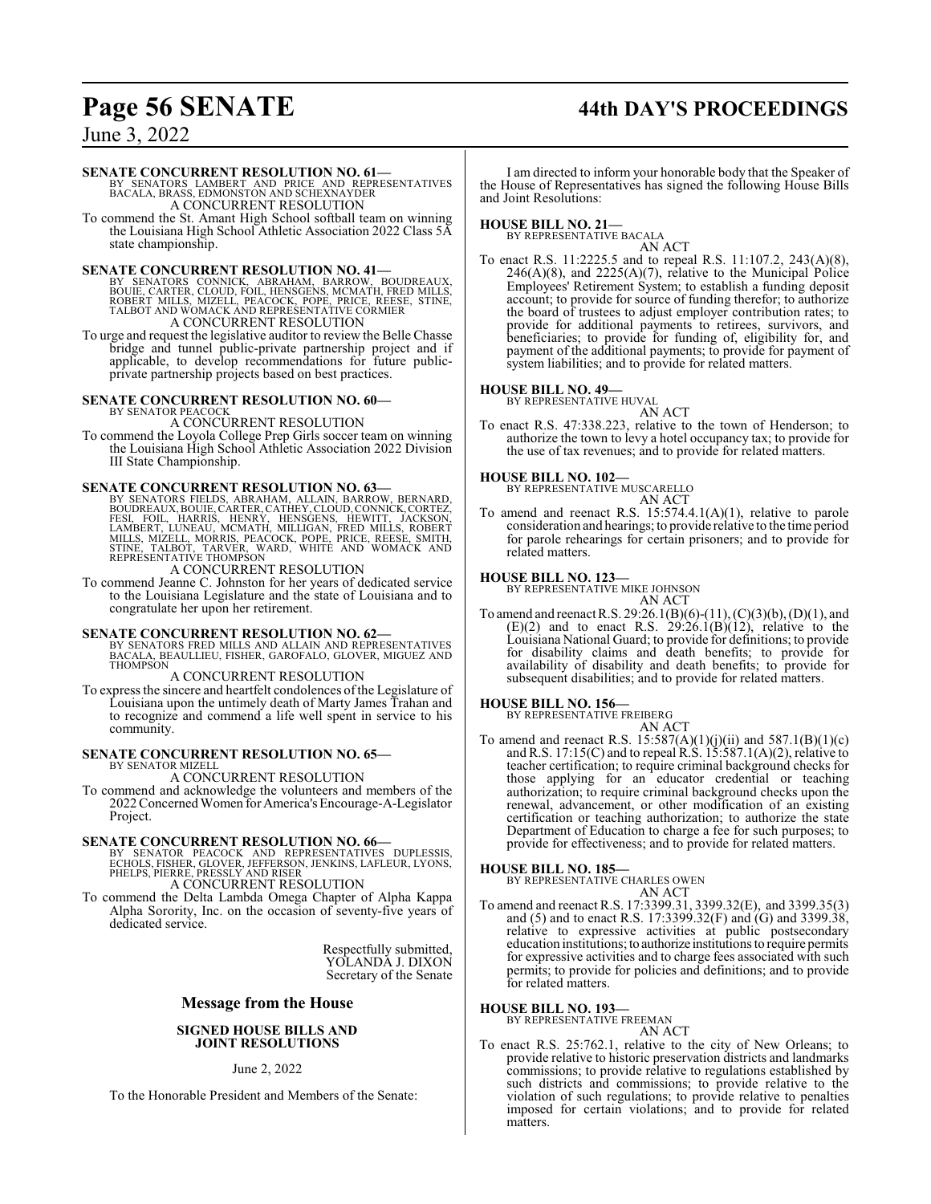**SENATE CONCURRENT RESOLUTION NO. 61—**
BY SENATORS LAMBERT AND PRICE AND REPRESENTATIVES BACALA, BRASS, EDMONSTON AND SCHEXNAYDER

A CONCURRENT RESOLUTION

To commend the St. Amant High School softball team on winning the Louisiana High School Athletic Association 2022 Class 5A state championship.

**SENATE CONCURRENT RESOLUTION NO. 41—**
BY SENATORS CONNICK, ABRAHAM, BARROW, BOUDREAUX, BOUIE, CARTER, CLOUD, FOIL, HENSGENS, MCMATH, FRED MILLS, ROBERT MILLS, MIZELL, PEACOCK, POPE, PRICE, REESE, STINE, TALBOT AND WOMACK AND REPRESENTATIVE CORMIER

A CONCURRENT RESOLUTION

To urge and request the legislative auditor to review the Belle Chasse bridge and tunnel public-private partnership project and if applicable, to develop recommendations for future public-private partnership projects based on best practices.

**SENATE CONCURRENT RESOLUTION NO. 60—**
BY SENATOR PEACOCK

A CONCURRENT RESOLUTION

To commend the Loyola College Prep Girls soccer team on winning the Louisiana High School Athletic Association 2022 Division III State Championship.

**SENATE CONCURRENT RESOLUTION NO. 63—**
BY SENATORS FIELDS, ABRAHAM, ALLAIN, BARROW, BERNARD, BOUDREAUX, BOUIE, CARTER, CATHEY, CLOUD, CONNICK, CORTEZ, FESI, FOIL, HARRIS, HENRY, HENSGENS, HEWITT, JACKSON, LAMBERT, LUNEAU, MCMATH, MILLIGAN, FRED MILLS, ROBERT MILLS, MIZELL, MORRIS, PEACOCK, POPE, PRICE, REESE, SMITH, STINE, TALBOT, TARVER, WARD, WHITE AND WOMACK AND REPRESENTATIVE THOMPSON

A CONCURRENT RESOLUTION

To commend Jeanne C. Johnston for her years of dedicated service to the Louisiana Legislature and the state of Louisiana and to congratulate her upon her retirement.

**SENATE CONCURRENT RESOLUTION NO. 62—**
BY SENATORS FRED MILLS AND ALLAIN AND REPRESENTATIVES BACALA, BEAULLIEU, FISHER, GAROFALO, GLOVER, MIGUEZ AND THOMPSON

A CONCURRENT RESOLUTION

To express the sincere and heartfelt condolences of the Legislature of Louisiana upon the untimely death of Marty James Trahan and to recognize and commend a life well spent in service to his community.

**SENATE CONCURRENT RESOLUTION NO. 65—**
BY SENATOR MIZELL

A CONCURRENT RESOLUTION

To commend and acknowledge the volunteers and members of the 2022 Concerned Women for America's Encourage-A-Legislator Project.

**SENATE CONCURRENT RESOLUTION NO. 66—**
BY SENATOR PEACOCK AND REPRESENTATIVES DUPLESSIS, ECHOLS, FISHER, GLOVER, JEFFERSON, JENKINS, LAFLEUR, LYONS, PHELPS, PIERRE, PRESSLY AND RISER

A CONCURRENT RESOLUTION

To commend the Delta Lambda Omega Chapter of Alpha Kappa Alpha Sorority, Inc. on the occasion of seventy-five years of dedicated service.

Respectfully submitted,
YOLANDA J. DIXON
Secretary of the Senate

## Message from the House

**SIGNED HOUSE BILLS AND JOINT RESOLUTIONS**

June 2, 2022

To the Honorable President and Members of the Senate:

I am directed to inform your honorable body that the Speaker of the House of Representatives has signed the following House Bills and Joint Resolutions:

**HOUSE BILL NO. 21—**
BY REPRESENTATIVE BACALA

AN ACT

To enact R.S. 11:2225.5 and to repeal R.S. 11:107.2, 243(A)(8), 246(A)(8), and 2225(A)(7), relative to the Municipal Police Employees' Retirement System; to establish a funding deposit account; to provide for source of funding therefor; to authorize the board of trustees to adjust employer contribution rates; to provide for additional payments to retirees, survivors, and beneficiaries; to provide for funding of, eligibility for, and payment of the additional payments; to provide for payment of system liabilities; and to provide for related matters.

**HOUSE BILL NO. 49—**
BY REPRESENTATIVE HUVAL

AN ACT

To enact R.S. 47:338.223, relative to the town of Henderson; to authorize the town to levy a hotel occupancy tax; to provide for the use of tax revenues; and to provide for related matters.

**HOUSE BILL NO. 102—**
BY REPRESENTATIVE MUSCARELLO

AN ACT

To amend and reenact R.S. 15:574.4.1(A)(1), relative to parole consideration and hearings; to provide relative to the time period for parole rehearings for certain prisoners; and to provide for related matters.

**HOUSE BILL NO. 123—**
BY REPRESENTATIVE MIKE JOHNSON

AN ACT

To amend and reenact R.S. 29:26.1(B)(6)-(11), (C)(3)(b), (D)(1), and (E)(2) and to enact R.S. 29:26.1(B)(12), relative to the Louisiana National Guard; to provide for definitions; to provide for disability claims and death benefits; to provide for availability of disability and death benefits; to provide for subsequent disabilities; and to provide for related matters.

**HOUSE BILL NO. 156—**
BY REPRESENTATIVE FREIBERG

AN ACT

To amend and reenact R.S. 15:587(A)(1)(j)(ii) and 587.1(B)(1)(c) and R.S. 17:15(C) and to repeal R.S. 15:587.1(A)(2), relative to teacher certification; to require criminal background checks for those applying for an educator credential or teaching authorization; to require criminal background checks upon the renewal, advancement, or other modification of an existing certification or teaching authorization; to authorize the state Department of Education to charge a fee for such purposes; to provide for effectiveness; and to provide for related matters.

**HOUSE BILL NO. 185—**
BY REPRESENTATIVE CHARLES OWEN

AN ACT

To amend and reenact R.S. 17:3399.31, 3399.32(E), and 3399.35(3) and (5) and to enact R.S. 17:3399.32(F) and (G) and 3399.38, relative to expressive activities at public postsecondary education institutions; to authorize institutions to require permits for expressive activities and to charge fees associated with such permits; to provide for policies and definitions; and to provide for related matters.

**HOUSE BILL NO. 193—**
BY REPRESENTATIVE FREEMAN

AN ACT

To enact R.S. 25:762.1, relative to the city of New Orleans; to provide relative to historic preservation districts and landmarks commissions; to provide relative to regulations established by such districts and commissions; to provide relative to the violation of such regulations; to provide relative to penalties imposed for certain violations; and to provide for related matters.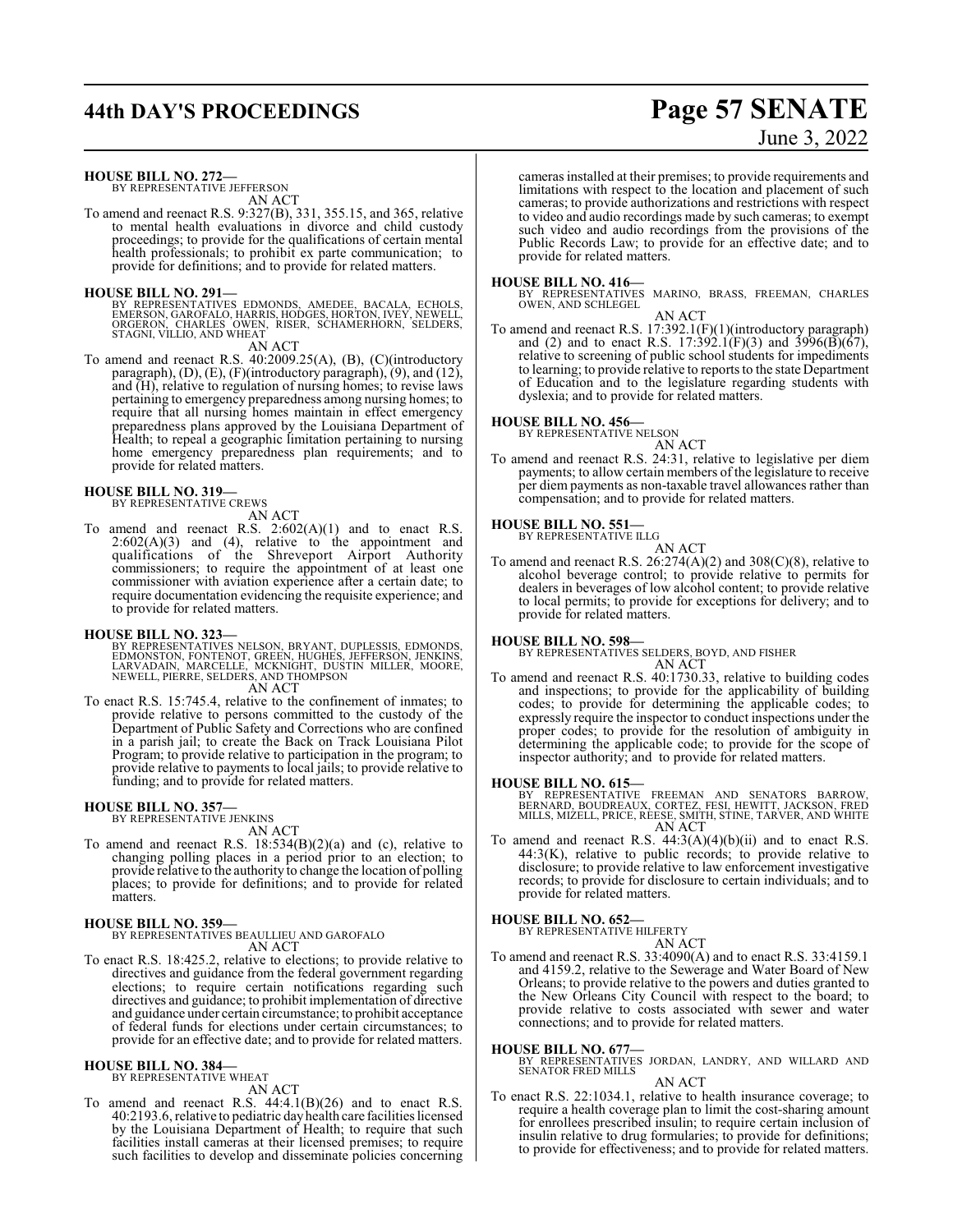**HOUSE BILL NO. 272—**
BY REPRESENTATIVE JEFFERSON
AN ACT

To amend and reenact R.S. 9:327(B), 331, 355.15, and 365, relative to mental health evaluations in divorce and child custody proceedings; to provide for the qualifications of certain mental health professionals; to prohibit ex parte communication; to provide for definitions; and to provide for related matters.

**HOUSE BILL NO. 291—**
BY REPRESENTATIVES EDMONDS, AMEDEE, BACALA, ECHOLS, EMERSON, GAROFALO, HARRIS, HODGES, HORTON, IVEY, NEWELL, ORGERON, CHARLES OWEN, RISER, SCHAMERHORN, SELDERS, STAGNI, VILLIO, AND WHEAT
AN ACT

To amend and reenact R.S. 40:2009.25(A), (B), (C)(introductory paragraph), (D), (E), (F)(introductory paragraph), (9), and (12), and (H), relative to regulation of nursing homes; to revise laws pertaining to emergency preparedness among nursing homes; to require that all nursing homes maintain in effect emergency preparedness plans approved by the Louisiana Department of Health; to repeal a geographic limitation pertaining to nursing home emergency preparedness plan requirements; and to provide for related matters.

**HOUSE BILL NO. 319—**
BY REPRESENTATIVE CREWS
AN ACT

To amend and reenact R.S. 2:602(A)(1) and to enact R.S. 2:602(A)(3) and (4), relative to the appointment and qualifications of the Shreveport Airport Authority commissioners; to require the appointment of at least one commissioner with aviation experience after a certain date; to require documentation evidencing the requisite experience; and to provide for related matters.

**HOUSE BILL NO. 323—**
BY REPRESENTATIVES NELSON, BRYANT, DUPLESSIS, EDMONDS, EDMONSTON, FONTENOT, GREEN, HUGHES, JEFFERSON, JENKINS, LARVADAIN, MARCELLE, MCKNIGHT, DUSTIN MILLER, MOORE, NEWELL, PIERRE, SELDERS, AND THOMPSON
AN ACT

To enact R.S. 15:745.4, relative to the confinement of inmates; to provide relative to persons committed to the custody of the Department of Public Safety and Corrections who are confined in a parish jail; to create the Back on Track Louisiana Pilot Program; to provide relative to participation in the program; to provide relative to payments to local jails; to provide relative to funding; and to provide for related matters.

**HOUSE BILL NO. 357—**
BY REPRESENTATIVE JENKINS
AN ACT

To amend and reenact R.S. 18:534(B)(2)(a) and (c), relative to changing polling places in a period prior to an election; to provide relative to the authority to change the location of polling places; to provide for definitions; and to provide for related matters.

**HOUSE BILL NO. 359—**
BY REPRESENTATIVES BEAULLIEU AND GAROFALO
AN ACT

To enact R.S. 18:425.2, relative to elections; to provide relative to directives and guidance from the federal government regarding elections; to require certain notifications regarding such directives and guidance; to prohibit implementation of directive and guidance under certain circumstance; to prohibit acceptance of federal funds for elections under certain circumstances; to provide for an effective date; and to provide for related matters.

**HOUSE BILL NO. 384—**
BY REPRESENTATIVE WHEAT
AN ACT

To amend and reenact R.S. 44:4.1(B)(26) and to enact R.S. 40:2193.6, relative to pediatric day health care facilities licensed by the Louisiana Department of Health; to require that such facilities install cameras at their licensed premises; to require such facilities to develop and disseminate policies concerning cameras installed at their premises; to provide requirements and limitations with respect to the location and placement of such cameras; to provide authorizations and restrictions with respect to video and audio recordings made by such cameras; to exempt such video and audio recordings from the provisions of the Public Records Law; to provide for an effective date; and to provide for related matters.

**HOUSE BILL NO. 416—**
BY REPRESENTATIVES MARINO, BRASS, FREEMAN, CHARLES OWEN, AND SCHLEGEL
AN ACT

To amend and reenact R.S. 17:392.1(F)(1)(introductory paragraph) and (2) and to enact R.S. 17:392.1(F)(3) and 3996(B)(67), relative to screening of public school students for impediments to learning; to provide relative to reports to the state Department of Education and to the legislature regarding students with dyslexia; and to provide for related matters.

**HOUSE BILL NO. 456—**
BY REPRESENTATIVE NELSON
AN ACT

To amend and reenact R.S. 24:31, relative to legislative per diem payments; to allow certain members of the legislature to receive per diem payments as non-taxable travel allowances rather than compensation; and to provide for related matters.

**HOUSE BILL NO. 551—**
BY REPRESENTATIVE ILLG
AN ACT

To amend and reenact R.S. 26:274(A)(2) and 308(C)(8), relative to alcohol beverage control; to provide relative to permits for dealers in beverages of low alcohol content; to provide relative to local permits; to provide for exceptions for delivery; and to provide for related matters.

**HOUSE BILL NO. 598—**
BY REPRESENTATIVES SELDERS, BOYD, AND FISHER
AN ACT

To amend and reenact R.S. 40:1730.33, relative to building codes and inspections; to provide for the applicability of building codes; to provide for determining the applicable codes; to expressly require the inspector to conduct inspections under the proper codes; to provide for the resolution of ambiguity in determining the applicable code; to provide for the scope of inspector authority; and to provide for related matters.

**HOUSE BILL NO. 615—**
BY REPRESENTATIVE FREEMAN AND SENATORS BARROW, BERNARD, BOUDREAUX, CORTEZ, FESI, HEWITT, JACKSON, FRED MILLS, MIZELL, PRICE, REESE, SMITH, STINE, TARVER, AND WHITE
AN ACT

To amend and reenact R.S. 44:3(A)(4)(b)(ii) and to enact R.S. 44:3(K), relative to public records; to provide relative to disclosure; to provide relative to law enforcement investigative records; to provide for disclosure to certain individuals; and to provide for related matters.

**HOUSE BILL NO. 652—**
BY REPRESENTATIVE HILFERTY
AN ACT

To amend and reenact R.S. 33:4090(A) and to enact R.S. 33:4159.1 and 4159.2, relative to the Sewerage and Water Board of New Orleans; to provide relative to the powers and duties granted to the New Orleans City Council with respect to the board; to provide relative to costs associated with sewer and water connections; and to provide for related matters.

**HOUSE BILL NO. 677—**
BY REPRESENTATIVES JORDAN, LANDRY, AND WILLARD AND SENATOR FRED MILLS
AN ACT

To enact R.S. 22:1034.1, relative to health insurance coverage; to require a health coverage plan to limit the cost-sharing amount for enrollees prescribed insulin; to require certain inclusion of insulin relative to drug formularies; to provide for definitions; to provide for effectiveness; and to provide for related matters.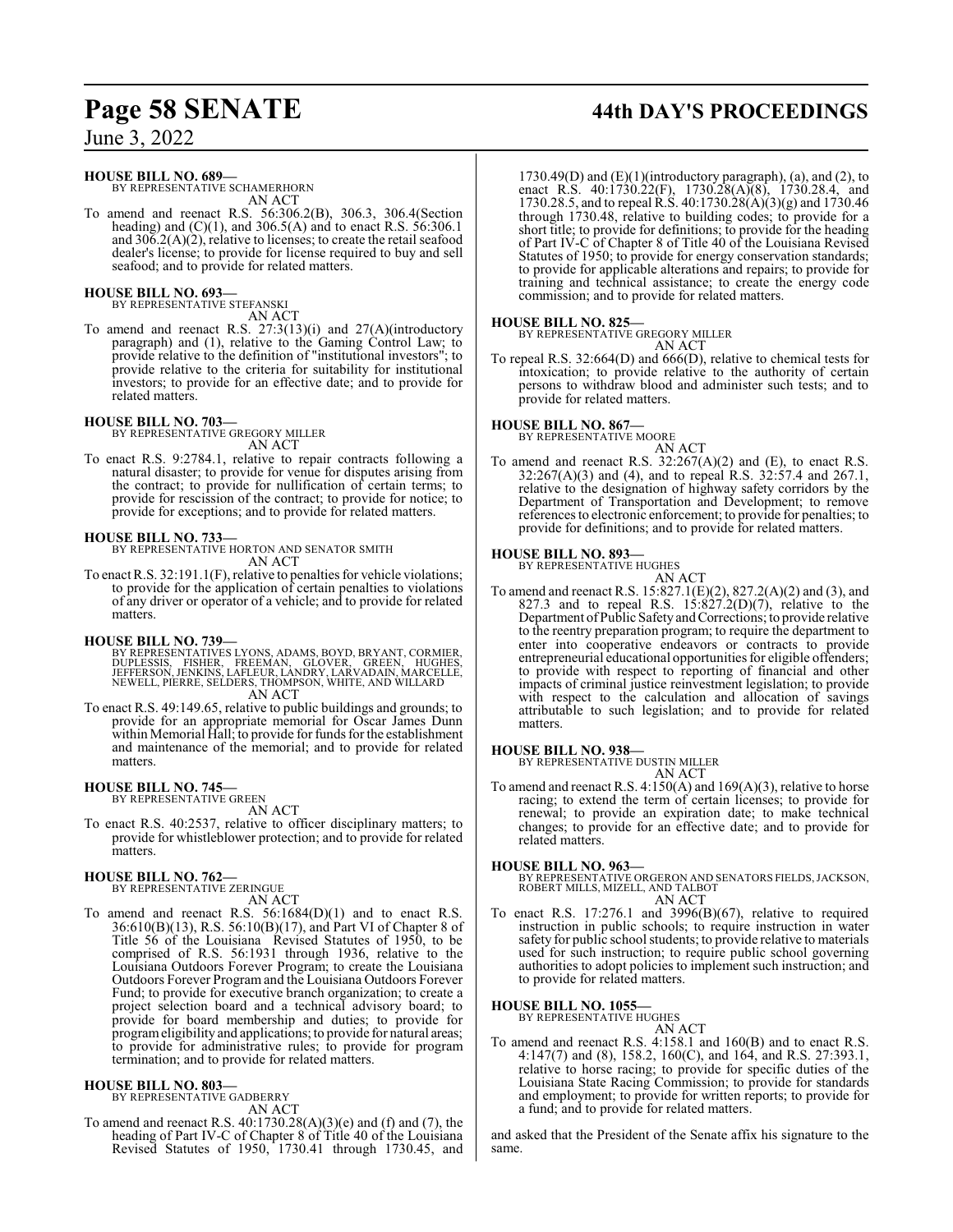**HOUSE BILL NO. 689—**
BY REPRESENTATIVE SCHAMERHORN
AN ACT

To amend and reenact R.S. 56:306.2(B), 306.3, 306.4(Section heading) and (C)(1), and 306.5(A) and to enact R.S. 56:306.1 and 306.2(A)(2), relative to licenses; to create the retail seafood dealer's license; to provide for license required to buy and sell seafood; and to provide for related matters.

**HOUSE BILL NO. 693—**
BY REPRESENTATIVE STEFANSKI
AN ACT

To amend and reenact R.S. 27:3(13)(i) and 27(A)(introductory paragraph) and (1), relative to the Gaming Control Law; to provide relative to the definition of "institutional investors"; to provide relative to the criteria for suitability for institutional investors; to provide for an effective date; and to provide for related matters.

**HOUSE BILL NO. 703—**
BY REPRESENTATIVE GREGORY MILLER
AN ACT

To enact R.S. 9:2784.1, relative to repair contracts following a natural disaster; to provide for venue for disputes arising from the contract; to provide for nullification of certain terms; to provide for rescission of the contract; to provide for notice; to provide for exceptions; and to provide for related matters.

**HOUSE BILL NO. 733—**
BY REPRESENTATIVE HORTON AND SENATOR SMITH
AN ACT

To enact R.S. 32:191.1(F), relative to penalties for vehicle violations; to provide for the application of certain penalties to violations of any driver or operator of a vehicle; and to provide for related matters.

**HOUSE BILL NO. 739—**
BY REPRESENTATIVES LYONS, ADAMS, BOYD, BRYANT, CORMIER, DUPLESSIS, FISHER, FREEMAN, GLOVER, GREEN, HUGHES, JEFFERSON, JENKINS, LAFLEUR, LANDRY, LARVADAIN, MARCELLE, NEWELL, PIERRE, SELDERS, THOMPSON, WHITE, AND WILLARD
AN ACT

To enact R.S. 49:149.65, relative to public buildings and grounds; to provide for an appropriate memorial for Oscar James Dunn within Memorial Hall; to provide for funds for the establishment and maintenance of the memorial; and to provide for related matters.

**HOUSE BILL NO. 745—**
BY REPRESENTATIVE GREEN
AN ACT

To enact R.S. 40:2537, relative to officer disciplinary matters; to provide for whistleblower protection; and to provide for related matters.

**HOUSE BILL NO. 762—**
BY REPRESENTATIVE ZERINGUE
AN ACT

To amend and reenact R.S. 56:1684(D)(1) and to enact R.S. 36:610(B)(13), R.S. 56:10(B)(17), and Part VI of Chapter 8 of Title 56 of the Louisiana Revised Statutes of 1950, to be comprised of R.S. 56:1931 through 1936, relative to the Louisiana Outdoors Forever Program; to create the Louisiana Outdoors Forever Program and the Louisiana Outdoors Forever Fund; to provide for executive branch organization; to create a project selection board and a technical advisory board; to provide for board membership and duties; to provide for program eligibility and applications; to provide for natural areas; to provide for administrative rules; to provide for program termination; and to provide for related matters.

**HOUSE BILL NO. 803—**
BY REPRESENTATIVE GADBERRY
AN ACT

To amend and reenact R.S. 40:1730.28(A)(3)(e) and (f) and (7), the heading of Part IV-C of Chapter 8 of Title 40 of the Louisiana Revised Statutes of 1950, 1730.41 through 1730.45, and 1730.49(D) and (E)(1)(introductory paragraph), (a), and (2), to enact R.S. 40:1730.22(F), 1730.28(A)(8), 1730.28.4, and 1730.28.5, and to repeal R.S. 40:1730.28(A)(3)(g) and 1730.46 through 1730.48, relative to building codes; to provide for a short title; to provide for definitions; to provide for the heading of Part IV-C of Chapter 8 of Title 40 of the Louisiana Revised Statutes of 1950; to provide for energy conservation standards; to provide for applicable alterations and repairs; to provide for training and technical assistance; to create the energy code commission; and to provide for related matters.

**HOUSE BILL NO. 825—**
BY REPRESENTATIVE GREGORY MILLER
AN ACT

To repeal R.S. 32:664(D) and 666(D), relative to chemical tests for intoxication; to provide relative to the authority of certain persons to withdraw blood and administer such tests; and to provide for related matters.

**HOUSE BILL NO. 867—**
BY REPRESENTATIVE MOORE
AN ACT

To amend and reenact R.S. 32:267(A)(2) and (E), to enact R.S. 32:267(A)(3) and (4), and to repeal R.S. 32:57.4 and 267.1, relative to the designation of highway safety corridors by the Department of Transportation and Development; to remove references to electronic enforcement; to provide for penalties; to provide for definitions; and to provide for related matters.

**HOUSE BILL NO. 893—**
BY REPRESENTATIVE HUGHES
AN ACT

To amend and reenact R.S. 15:827.1(E)(2), 827.2(A)(2) and (3), and 827.3 and to repeal R.S. 15:827.2(D)(7), relative to the Department of Public Safety and Corrections; to provide relative to the reentry preparation program; to require the department to enter into cooperative endeavors or contracts to provide entrepreneurial educational opportunities for eligible offenders; to provide with respect to reporting of financial and other impacts of criminal justice reinvestment legislation; to provide with respect to the calculation and allocation of savings attributable to such legislation; and to provide for related matters.

**HOUSE BILL NO. 938—**
BY REPRESENTATIVE DUSTIN MILLER
AN ACT

To amend and reenact R.S. 4:150(A) and 169(A)(3), relative to horse racing; to extend the term of certain licenses; to provide for renewal; to provide an expiration date; to make technical changes; to provide for an effective date; and to provide for related matters.

**HOUSE BILL NO. 963—**
BY REPRESENTATIVE ORGERON AND SENATORS FIELDS, JACKSON, ROBERT MILLS, MIZELL, AND TALBOT
AN ACT

To enact R.S. 17:276.1 and 3996(B)(67), relative to required instruction in public schools; to require instruction in water safety for public school students; to provide relative to materials used for such instruction; to require public school governing authorities to adopt policies to implement such instruction; and to provide for related matters.

**HOUSE BILL NO. 1055—**
BY REPRESENTATIVE HUGHES
AN ACT

To amend and reenact R.S. 4:158.1 and 160(B) and to enact R.S. 4:147(7) and (8), 158.2, 160(C), and 164, and R.S. 27:393.1, relative to horse racing; to provide for specific duties of the Louisiana State Racing Commission; to provide for standards and employment; to provide for written reports; to provide for a fund; and to provide for related matters.

and asked that the President of the Senate affix his signature to the same.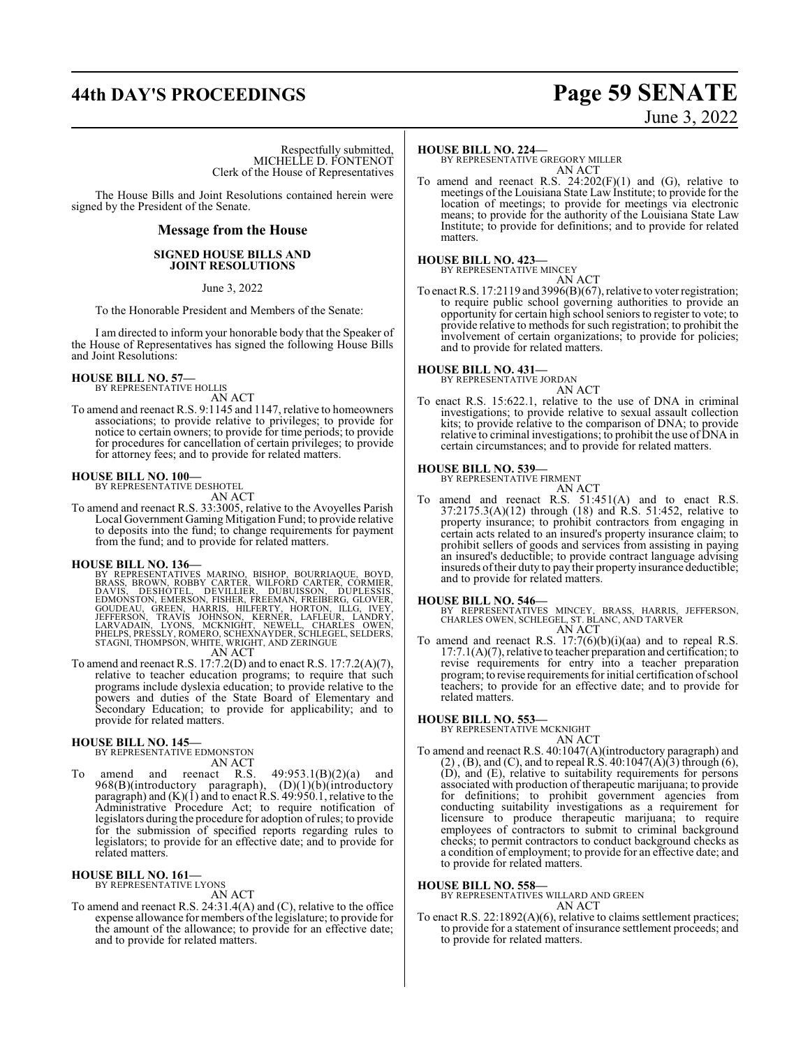Respectfully submitted,
MICHELLE D. FONTENOT
Clerk of the House of Representatives

The House Bills and Joint Resolutions contained herein were signed by the President of the Senate.

## Message from the House

**SIGNED HOUSE BILLS AND JOINT RESOLUTIONS**

June 3, 2022

To the Honorable President and Members of the Senate:

I am directed to inform your honorable body that the Speaker of the House of Representatives has signed the following House Bills and Joint Resolutions:

**HOUSE BILL NO. 57—**
BY REPRESENTATIVE HOLLIS
AN ACT
To amend and reenact R.S. 9:1145 and 1147, relative to homeowners associations; to provide relative to privileges; to provide for notice to certain owners; to provide for time periods; to provide for procedures for cancellation of certain privileges; to provide for attorney fees; and to provide for related matters.

**HOUSE BILL NO. 100—**
BY REPRESENTATIVE DESHOTEL
AN ACT
To amend and reenact R.S. 33:3005, relative to the Avoyelles Parish Local Government Gaming Mitigation Fund; to provide relative to deposits into the fund; to change requirements for payment from the fund; and to provide for related matters.

**HOUSE BILL NO. 136—**
BY REPRESENTATIVES MARINO, BISHOP, BOURRIAQUE, BOYD, BRASS, BROWN, ROBBY CARTER, WILFORD CARTER, CORMIER, DAVIS, DESHOTEL, DEVILLIER, DUBUISSON, DUPLESSIS, EDMONSTON, EMERSON, FISHER, FREEMAN, FREIBERG, GLOVER, GOUDEAU, GREEN, HARRIS, HILFERTY, HORTON, ILLG, IVEY, JEFFERSON, TRAVIS JOHNSON, KERNER, LAFLEUR, LANDRY, LARVADAIN, LYONS, MCKNIGHT, NEWELL, CHARLES OWEN, PHELPS, PRESSLY, ROMERO, SCHEXNAYDER, SCHLEGEL, SELDERS, STAGNI, THOMPSON, WHITE, WRIGHT, AND ZERINGUE
AN ACT
To amend and reenact R.S. 17:7.2(D) and to enact R.S. 17:7.2(A)(7), relative to teacher education programs; to require that such programs include dyslexia education; to provide relative to the powers and duties of the State Board of Elementary and Secondary Education; to provide for applicability; and to provide for related matters.

**HOUSE BILL NO. 145—**
BY REPRESENTATIVE EDMONSTON
AN ACT
To amend and reenact R.S. 49:953.1(B)(2)(a) and 968(B)(introductory paragraph), (D)(1)(b)(introductory paragraph) and (K)(1) and to enact R.S. 49:950.1, relative to the Administrative Procedure Act; to require notification of legislators during the procedure for adoption of rules; to provide for the submission of specified reports regarding rules to legislators; to provide for an effective date; and to provide for related matters.

**HOUSE BILL NO. 161—**
BY REPRESENTATIVE LYONS
AN ACT
To amend and reenact R.S. 24:31.4(A) and (C), relative to the office expense allowance for members of the legislature; to provide for the amount of the allowance; to provide for an effective date; and to provide for related matters.

**HOUSE BILL NO. 224—**
BY REPRESENTATIVE GREGORY MILLER
AN ACT
To amend and reenact R.S. 24:202(F)(1) and (G), relative to meetings of the Louisiana State Law Institute; to provide for the location of meetings; to provide for meetings via electronic means; to provide for the authority of the Louisiana State Law Institute; to provide for definitions; and to provide for related matters.

**HOUSE BILL NO. 423—**
BY REPRESENTATIVE MINCEY
AN ACT
To enact R.S. 17:2119 and 3996(B)(67), relative to voter registration; to require public school governing authorities to provide an opportunity for certain high school seniors to register to vote; to provide relative to methods for such registration; to prohibit the involvement of certain organizations; to provide for policies; and to provide for related matters.

**HOUSE BILL NO. 431—**
BY REPRESENTATIVE JORDAN
AN ACT
To enact R.S. 15:622.1, relative to the use of DNA in criminal investigations; to provide relative to sexual assault collection kits; to provide relative to the comparison of DNA; to provide relative to criminal investigations; to prohibit the use of DNA in certain circumstances; and to provide for related matters.

**HOUSE BILL NO. 539—**
BY REPRESENTATIVE FIRMENT
AN ACT
To amend and reenact R.S. 51:451(A) and to enact R.S. 37:2175.3(A)(12) through (18) and R.S. 51:452, relative to property insurance; to prohibit contractors from engaging in certain acts related to an insured's property insurance claim; to prohibit sellers of goods and services from assisting in paying an insured's deductible; to provide contract language advising insureds of their duty to pay their property insurance deductible; and to provide for related matters.

**HOUSE BILL NO. 546—**
BY REPRESENTATIVES MINCEY, BRASS, HARRIS, JEFFERSON, CHARLES OWEN, SCHLEGEL, ST. BLANC, AND TARVER
AN ACT
To amend and reenact R.S. 17:7(6)(b)(i)(aa) and to repeal R.S. 17:7.1(A)(7), relative to teacher preparation and certification; to revise requirements for entry into a teacher preparation program; to revise requirements for initial certification of school teachers; to provide for an effective date; and to provide for related matters.

**HOUSE BILL NO. 553—**
BY REPRESENTATIVE MCKNIGHT
AN ACT
To amend and reenact R.S. 40:1047(A)(introductory paragraph) and (2) , (B), and (C), and to repeal R.S. 40:1047(A)(3) through (6), (D), and (E), relative to suitability requirements for persons associated with production of therapeutic marijuana; to provide for definitions; to prohibit government agencies from conducting suitability investigations as a requirement for licensure to produce therapeutic marijuana; to require employees of contractors to submit to criminal background checks; to permit contractors to conduct background checks as a condition of employment; to provide for an effective date; and to provide for related matters.

**HOUSE BILL NO. 558—**
BY REPRESENTATIVES WILLARD AND GREEN
AN ACT
To enact R.S. 22:1892(A)(6), relative to claims settlement practices; to provide for a statement of insurance settlement proceeds; and to provide for related matters.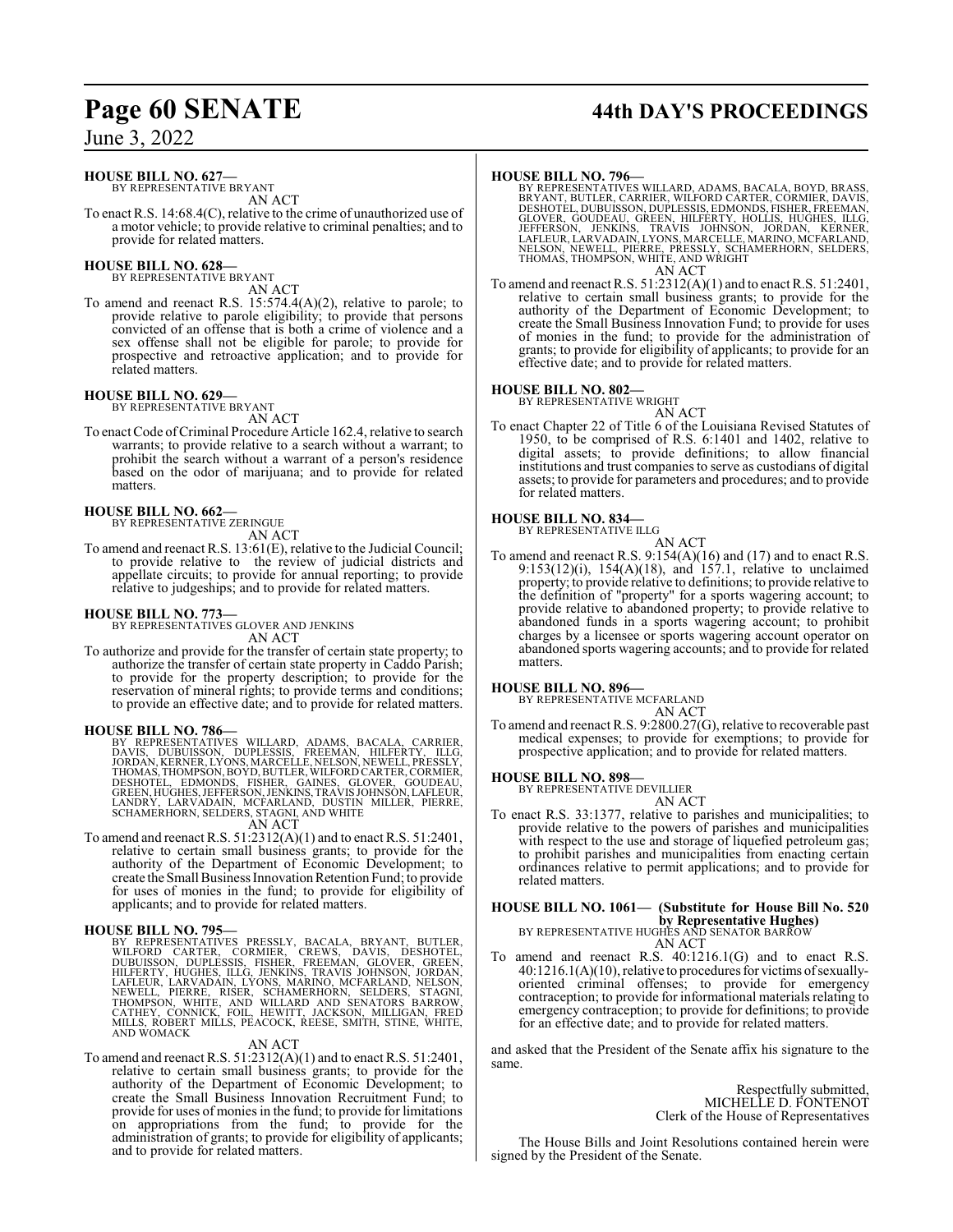**HOUSE BILL NO. 627—**
BY REPRESENTATIVE BRYANT

AN ACT

To enact R.S. 14:68.4(C), relative to the crime of unauthorized use of a motor vehicle; to provide relative to criminal penalties; and to provide for related matters.

**HOUSE BILL NO. 628—**
BY REPRESENTATIVE BRYANT

AN ACT

To amend and reenact R.S. 15:574.4(A)(2), relative to parole; to provide relative to parole eligibility; to provide that persons convicted of an offense that is both a crime of violence and a sex offense shall not be eligible for parole; to provide for prospective and retroactive application; and to provide for related matters.

**HOUSE BILL NO. 629—**
BY REPRESENTATIVE BRYANT

AN ACT

To enact Code of Criminal Procedure Article 162.4, relative to search warrants; to provide relative to a search without a warrant; to prohibit the search without a warrant of a person's residence based on the odor of marijuana; and to provide for related matters.

**HOUSE BILL NO. 662—**
BY REPRESENTATIVE ZERINGUE

AN ACT

To amend and reenact R.S. 13:61(E), relative to the Judicial Council; to provide relative to the review of judicial districts and appellate circuits; to provide for annual reporting; to provide relative to judgeships; and to provide for related matters.

**HOUSE BILL NO. 773—**
BY REPRESENTATIVES GLOVER AND JENKINS

AN ACT

To authorize and provide for the transfer of certain state property; to authorize the transfer of certain state property in Caddo Parish; to provide for the property description; to provide for the reservation of mineral rights; to provide terms and conditions; to provide an effective date; and to provide for related matters.

**HOUSE BILL NO. 786—**
BY REPRESENTATIVES WILLARD, ADAMS, BACALA, CARRIER, DAVIS, DUBUISSON, DUPLESSIS, FREEMAN, HILFERTY, ILLG, JORDAN, KERNER, LYONS, MARCELLE, NELSON, NEWELL, PRESSLY, THOMAS, THOMPSON, BOYD, BUTLER, WILFORD CARTER, CORMIER, DESHOTEL, EDMONDS, FISHER, GAINES, GLOVER, GOUDEAU, GREEN, HUGHES, JEFFERSON, JENKINS, TRAVIS JOHNSON, LAFLEUR, LANDRY, LARVADAIN, MCFARLAND, DUSTIN MILLER, PIERRE, SCHAMERHORN, SELDERS, STAGNI, AND WHITE

AN ACT

To amend and reenact R.S. 51:2312(A)(1) and to enact R.S. 51:2401, relative to certain small business grants; to provide for the authority of the Department of Economic Development; to create the Small Business Innovation Retention Fund; to provide for uses of monies in the fund; to provide for eligibility of applicants; and to provide for related matters.

**HOUSE BILL NO. 795—**
BY REPRESENTATIVES PRESSLY, BACALA, BRYANT, BUTLER, WILFORD CARTER, CORMIER, CREWS, DAVIS, DESHOTEL, DUBUISSON, DUPLESSIS, FISHER, FREEMAN, GLOVER, GREEN, HILFERTY, HUGHES, ILLG, JENKINS, TRAVIS JOHNSON, JORDAN, LAFLEUR, LARVADAIN, LYONS, MARINO, MCFARLAND, NELSON, NEWELL, PIERRE, RISER, SCHAMERHORN, SELDERS, STAGNI, THOMPSON, WHITE, AND WILLARD AND SENATORS BARROW, CATHEY, CONNICK, FOIL, HEWITT, JACKSON, MILLIGAN, FRED MILLS, ROBERT MILLS, PEACOCK, REESE, SMITH, STINE, WHITE, AND WOMACK

AN ACT

To amend and reenact R.S. 51:2312(A)(1) and to enact R.S. 51:2401, relative to certain small business grants; to provide for the authority of the Department of Economic Development; to create the Small Business Innovation Recruitment Fund; to provide for uses of monies in the fund; to provide for limitations on appropriations from the fund; to provide for the administration of grants; to provide for eligibility of applicants; and to provide for related matters.

**HOUSE BILL NO. 796—**
BY REPRESENTATIVES WILLARD, ADAMS, BACALA, BOYD, BRASS, BRYANT, BUTLER, CARRIER, WILFORD CARTER, CORMIER, DAVIS, DESHOTEL, DUBUISSON, DUPLESSIS, EDMONDS, FISHER, FREEMAN, GLOVER, GOUDEAU, GREEN, HILFERTY, HOLLIS, HUGHES, ILLG, JEFFERSON, JENKINS, TRAVIS JOHNSON, JORDAN, KERNER, LAFLEUR, LARVADAIN, LYONS, MARCELLE, MARINO, MCFARLAND, NELSON, NEWELL, PIERRE, PRESSLY, SCHAMERHORN, SELDERS, THOMAS, THOMPSON, WHITE, AND WRIGHT

AN ACT

To amend and reenact R.S. 51:2312(A)(1) and to enact R.S. 51:2401, relative to certain small business grants; to provide for the authority of the Department of Economic Development; to create the Small Business Innovation Fund; to provide for uses of monies in the fund; to provide for the administration of grants; to provide for eligibility of applicants; to provide for an effective date; and to provide for related matters.

**HOUSE BILL NO. 802—**
BY REPRESENTATIVE WRIGHT

AN ACT

To enact Chapter 22 of Title 6 of the Louisiana Revised Statutes of 1950, to be comprised of R.S. 6:1401 and 1402, relative to digital assets; to provide definitions; to allow financial institutions and trust companies to serve as custodians of digital assets; to provide for parameters and procedures; and to provide for related matters.

**HOUSE BILL NO. 834—**
BY REPRESENTATIVE ILLG

AN ACT

To amend and reenact R.S. 9:154(A)(16) and (17) and to enact R.S. 9:153(12)(i), 154(A)(18), and 157.1, relative to unclaimed property; to provide relative to definitions; to provide relative to the definition of "property" for a sports wagering account; to provide relative to abandoned property; to provide relative to abandoned funds in a sports wagering account; to prohibit charges by a licensee or sports wagering account operator on abandoned sports wagering accounts; and to provide for related matters.

**HOUSE BILL NO. 896—**
BY REPRESENTATIVE MCFARLAND

AN ACT

To amend and reenact R.S. 9:2800.27(G), relative to recoverable past medical expenses; to provide for exemptions; to provide for prospective application; and to provide for related matters.

**HOUSE BILL NO. 898—**
BY REPRESENTATIVE DEVILLIER

AN ACT

To enact R.S. 33:1377, relative to parishes and municipalities; to provide relative to the powers of parishes and municipalities with respect to the use and storage of liquefied petroleum gas; to prohibit parishes and municipalities from enacting certain ordinances relative to permit applications; and to provide for related matters.

**HOUSE BILL NO. 1061— (Substitute for House Bill No. 520 by Representative Hughes)**
BY REPRESENTATIVE HUGHES AND SENATOR BARROW

AN ACT

To amend and reenact R.S. 40:1216.1(G) and to enact R.S. 40:1216.1(A)(10), relative to procedures for victims of sexually-oriented criminal offenses; to provide for emergency contraception; to provide for informational materials relating to emergency contraception; to provide for definitions; to provide for an effective date; and to provide for related matters.

and asked that the President of the Senate affix his signature to the same.

Respectfully submitted,
MICHELLE D. FONTENOT
Clerk of the House of Representatives

The House Bills and Joint Resolutions contained herein were signed by the President of the Senate.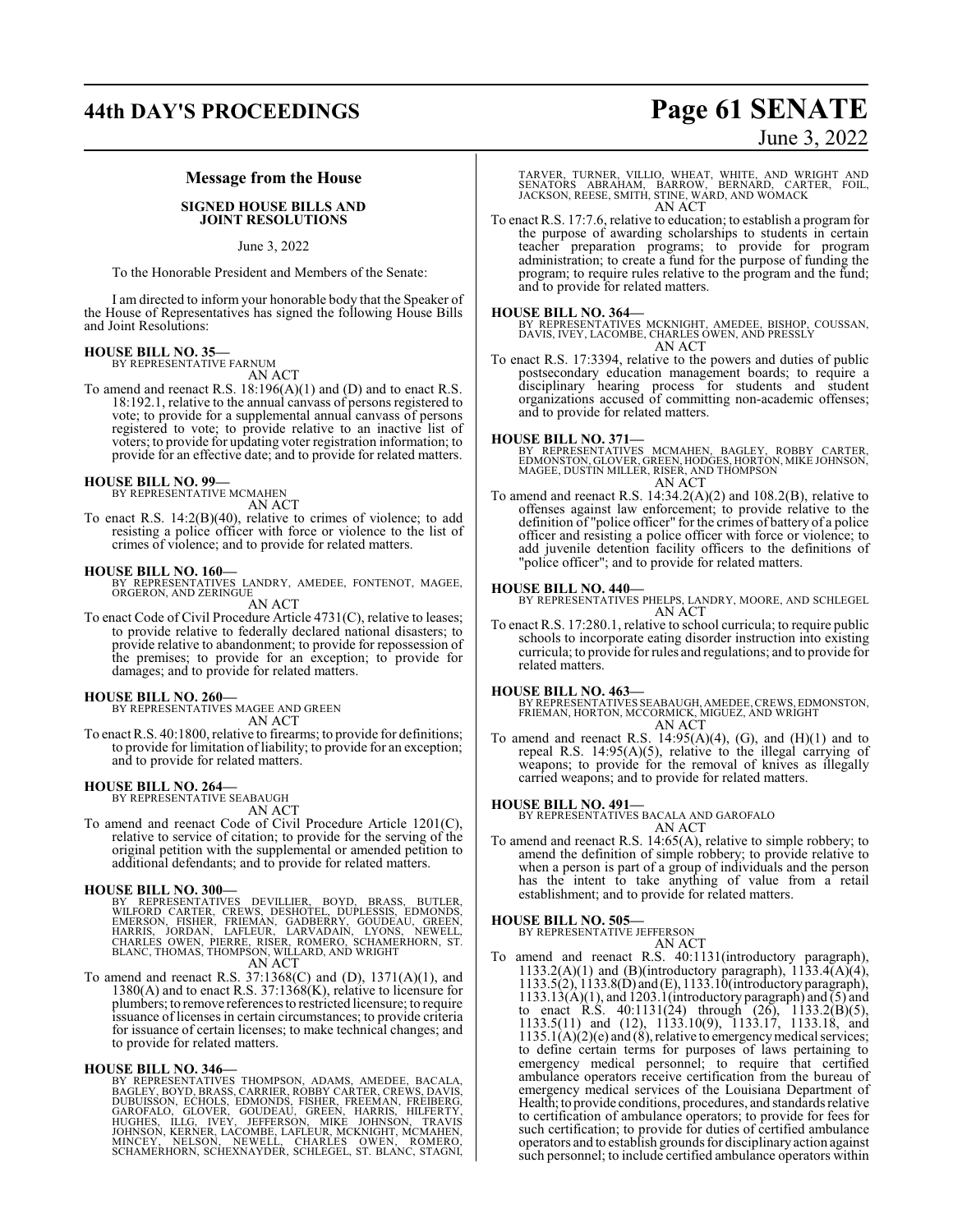## Message from the House

### SIGNED HOUSE BILLS AND JOINT RESOLUTIONS

June 3, 2022

To the Honorable President and Members of the Senate:

I am directed to inform your honorable body that the Speaker of the House of Representatives has signed the following House Bills and Joint Resolutions:

**HOUSE BILL NO. 35—**
BY REPRESENTATIVE FARNUM
AN ACT

To amend and reenact R.S. 18:196(A)(1) and (D) and to enact R.S. 18:192.1, relative to the annual canvass of persons registered to vote; to provide for a supplemental annual canvass of persons registered to vote; to provide relative to an inactive list of voters; to provide for updating voter registration information; to provide for an effective date; and to provide for related matters.

**HOUSE BILL NO. 99—**
BY REPRESENTATIVE MCMAHEN
AN ACT

To enact R.S. 14:2(B)(40), relative to crimes of violence; to add resisting a police officer with force or violence to the list of crimes of violence; and to provide for related matters.

**HOUSE BILL NO. 160—**
BY REPRESENTATIVES LANDRY, AMEDEE, FONTENOT, MAGEE, ORGERON, AND ZERINGUE
AN ACT

To enact Code of Civil Procedure Article 4731(C), relative to leases; to provide relative to federally declared national disasters; to provide relative to abandonment; to provide for repossession of the premises; to provide for an exception; to provide for damages; and to provide for related matters.

**HOUSE BILL NO. 260—**
BY REPRESENTATIVES MAGEE AND GREEN
AN ACT

To enact R.S. 40:1800, relative to firearms; to provide for definitions; to provide for limitation of liability; to provide for an exception; and to provide for related matters.

**HOUSE BILL NO. 264—**
BY REPRESENTATIVE SEABAUGH
AN ACT

To amend and reenact Code of Civil Procedure Article 1201(C), relative to service of citation; to provide for the serving of the original petition with the supplemental or amended petition to additional defendants; and to provide for related matters.

**HOUSE BILL NO. 300—**
BY REPRESENTATIVES DEVILLIER, BOYD, BRASS, BUTLER, WILFORD CARTER, CREWS, DESHOTEL, DUPLESSIS, EDMONDS, EMERSON, FISHER, FRIEMAN, GADBERRY, GOUDEAU, GREEN, HARRIS, JORDAN, LAFLEUR, LARVADAIN, LYONS, NEWELL, CHARLES OWEN, PIERRE, RISER, ROMERO, SCHAMERHORN, ST. BLANC, THOMAS, THOMPSON, WILLARD, AND WRIGHT
AN ACT

To amend and reenact R.S. 37:1368(C) and (D), 1371(A)(1), and 1380(A) and to enact R.S. 37:1368(K), relative to licensure for plumbers; to remove references to restricted licensure; to require issuance of licenses in certain circumstances; to provide criteria for issuance of certain licenses; to make technical changes; and to provide for related matters.

**HOUSE BILL NO. 346—**
BY REPRESENTATIVES THOMPSON, ADAMS, AMEDEE, BACALA, BAGLEY, BOYD, BRASS, CARRIER, ROBBY CARTER, CREWS, DAVIS, DUBUISSON, ECHOLS, EDMONDS, FISHER, FREEMAN, FREIBERG, GAROFALO, GLOVER, GOUDEAU, GREEN, HARRIS, HILFERTY, HUGHES, ILLG, IVEY, JEFFERSON, MIKE JOHNSON, TRAVIS JOHNSON, KERNER, LACOMBE, LAFLEUR, MCKNIGHT, MCMAHEN, MINCEY, NELSON, NEWELL, CHARLES OWEN, ROMERO, SCHAMERHORN, SCHEXNAYDER, SCHLEGEL, ST. BLANC, STAGNI, TARVER, TURNER, VILLIO, WHEAT, WHITE, AND WRIGHT AND SENATORS ABRAHAM, BARROW, BERNARD, CARTER, FOIL, JACKSON, REESE, SMITH, STINE, WARD, AND WOMACK
AN ACT

To enact R.S. 17:7.6, relative to education; to establish a program for the purpose of awarding scholarships to students in certain teacher preparation programs; to provide for program administration; to create a fund for the purpose of funding the program; to require rules relative to the program and the fund; and to provide for related matters.

**HOUSE BILL NO. 364—**
BY REPRESENTATIVES MCKNIGHT, AMEDEE, BISHOP, COUSSAN, DAVIS, IVEY, LACOMBE, CHARLES OWEN, AND PRESSLY
AN ACT

To enact R.S. 17:3394, relative to the powers and duties of public postsecondary education management boards; to require a disciplinary hearing process for students and student organizations accused of committing non-academic offenses; and to provide for related matters.

**HOUSE BILL NO. 371—**
BY REPRESENTATIVES MCMAHEN, BAGLEY, ROBBY CARTER, EDMONSTON, GLOVER, GREEN, HODGES, HORTON, MIKE JOHNSON, MAGEE, DUSTIN MILLER, RISER, AND THOMPSON
AN ACT

To amend and reenact R.S. 14:34.2(A)(2) and 108.2(B), relative to offenses against law enforcement; to provide relative to the definition of "police officer" for the crimes of battery of a police officer and resisting a police officer with force or violence; to add juvenile detention facility officers to the definitions of "police officer"; and to provide for related matters.

**HOUSE BILL NO. 440—**
BY REPRESENTATIVES PHELPS, LANDRY, MOORE, AND SCHLEGEL
AN ACT

To enact R.S. 17:280.1, relative to school curricula; to require public schools to incorporate eating disorder instruction into existing curricula; to provide for rules and regulations; and to provide for related matters.

**HOUSE BILL NO. 463—**
BY REPRESENTATIVES SEABAUGH, AMEDEE, CREWS, EDMONSTON, FRIEMAN, HORTON, MCCORMICK, MIGUEZ, AND WRIGHT
AN ACT

To amend and reenact R.S. 14:95(A)(4), (G), and (H)(1) and to repeal R.S. 14:95(A)(5), relative to the illegal carrying of weapons; to provide for the removal of knives as illegally carried weapons; and to provide for related matters.

**HOUSE BILL NO. 491—**
BY REPRESENTATIVES BACALA AND GAROFALO
AN ACT

To amend and reenact R.S. 14:65(A), relative to simple robbery; to amend the definition of simple robbery; to provide relative to when a person is part of a group of individuals and the person has the intent to take anything of value from a retail establishment; and to provide for related matters.

**HOUSE BILL NO. 505—**
BY REPRESENTATIVE JEFFERSON
AN ACT

To amend and reenact R.S. 40:1131(introductory paragraph), 1133.2(A)(1) and (B)(introductory paragraph), 1133.4(A)(4), 1133.5(2), 1133.8(D) and (E), 1133.10(introductory paragraph), 1133.13(A)(1), and 1203.1(introductory paragraph) and (5) and to enact R.S. 40:1131(24) through (26), 1133.2(B)(5), 1133.5(11) and (12), 1133.10(9), 1133.17, 1133.18, and 1135.1(A)(2)(e) and (8), relative to emergency medical services; to define certain terms for purposes of laws pertaining to emergency medical personnel; to require that certified ambulance operators receive certification from the bureau of emergency medical services of the Louisiana Department of Health; to provide conditions, procedures, and standards relative to certification of ambulance operators; to provide for fees for such certification; to provide for duties of certified ambulance operators and to establish grounds for disciplinary action against such personnel; to include certified ambulance operators within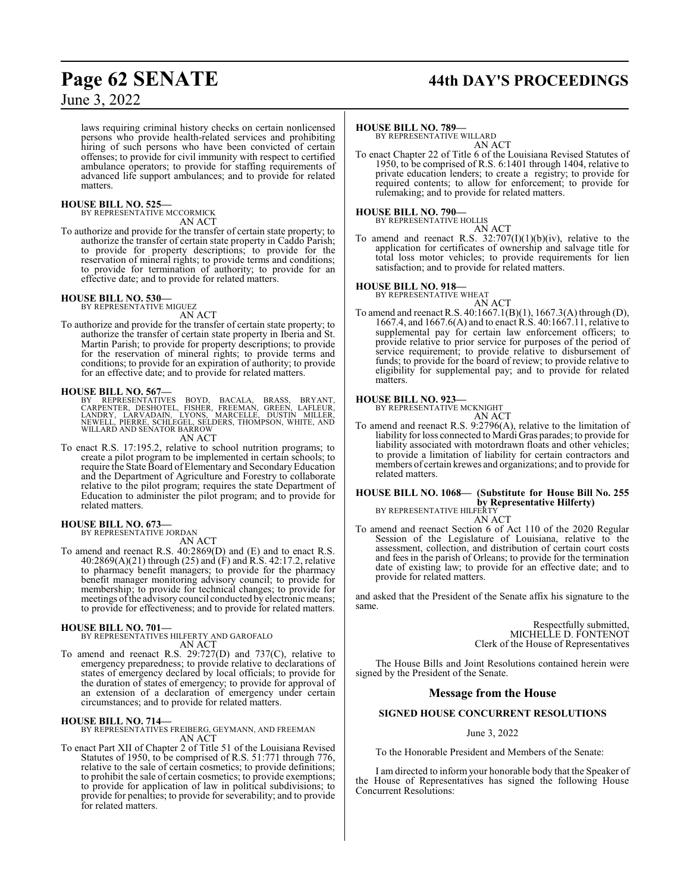laws requiring criminal history checks on certain nonlicensed persons who provide health-related services and prohibiting hiring of such persons who have been convicted of certain offenses; to provide for civil immunity with respect to certified ambulance operators; to provide for staffing requirements of advanced life support ambulances; and to provide for related matters.

**HOUSE BILL NO. 525—**
BY REPRESENTATIVE MCCORMICK

AN ACT

To authorize and provide for the transfer of certain state property; to authorize the transfer of certain state property in Caddo Parish; to provide for property descriptions; to provide for the reservation of mineral rights; to provide terms and conditions; to provide for termination of authority; to provide for an effective date; and to provide for related matters.

**HOUSE BILL NO. 530—**
BY REPRESENTATIVE MIGUEZ

AN ACT

To authorize and provide for the transfer of certain state property; to authorize the transfer of certain state property in Iberia and St. Martin Parish; to provide for property descriptions; to provide for the reservation of mineral rights; to provide terms and conditions; to provide for an expiration of authority; to provide for an effective date; and to provide for related matters.

**HOUSE BILL NO. 567—**
BY REPRESENTATIVES BOYD, BACALA, BRASS, BRYANT, CARPENTER, DESHOTEL, FISHER, FREEMAN, GREEN, LAFLEUR, LANDRY, LARVADAIN, LYONS, MARCELLE, DUSTIN MILLER, NEWELL, PIERRE, SCHLEGEL, SELDERS, THOMPSON, WHITE, AND WILLARD AND SENATOR BARROW

AN ACT

To enact R.S. 17:195.2, relative to school nutrition programs; to create a pilot program to be implemented in certain schools; to require the State Board of Elementary and Secondary Education and the Department of Agriculture and Forestry to collaborate relative to the pilot program; requires the state Department of Education to administer the pilot program; and to provide for related matters.

**HOUSE BILL NO. 673—**
BY REPRESENTATIVE JORDAN

AN ACT

To amend and reenact R.S. 40:2869(D) and (E) and to enact R.S. 40:2869(A)(21) through (25) and (F) and R.S. 42:17.2, relative to pharmacy benefit managers; to provide for the pharmacy benefit manager monitoring advisory council; to provide for membership; to provide for technical changes; to provide for meetings of the advisory council conducted by electronic means; to provide for effectiveness; and to provide for related matters.

**HOUSE BILL NO. 701—**
BY REPRESENTATIVES HILFERTY AND GAROFALO

AN ACT

To amend and reenact R.S. 29:727(D) and 737(C), relative to emergency preparedness; to provide relative to declarations of states of emergency declared by local officials; to provide for the duration of states of emergency; to provide for approval of an extension of a declaration of emergency under certain circumstances; and to provide for related matters.

**HOUSE BILL NO. 714—**
BY REPRESENTATIVES FREIBERG, GEYMANN, AND FREEMAN

AN ACT

To enact Part XII of Chapter 2 of Title 51 of the Louisiana Revised Statutes of 1950, to be comprised of R.S. 51:771 through 776, relative to the sale of certain cosmetics; to provide definitions; to prohibit the sale of certain cosmetics; to provide exemptions; to provide for application of law in political subdivisions; to provide for penalties; to provide for severability; and to provide for related matters.

**HOUSE BILL NO. 789—**
BY REPRESENTATIVE WILLARD

AN ACT

To enact Chapter 22 of Title 6 of the Louisiana Revised Statutes of 1950, to be comprised of R.S. 6:1401 through 1404, relative to private education lenders; to create a registry; to provide for required contents; to allow for enforcement; to provide for rulemaking; and to provide for related matters.

**HOUSE BILL NO. 790—**
BY REPRESENTATIVE HOLLIS

AN ACT

To amend and reenact R.S. 32:707(I)(1)(b)(iv), relative to the application for certificates of ownership and salvage title for total loss motor vehicles; to provide requirements for lien satisfaction; and to provide for related matters.

**HOUSE BILL NO. 918—**
BY REPRESENTATIVE WHEAT

AN ACT

To amend and reenact R.S. 40:1667.1(B)(1), 1667.3(A) through (D), 1667.4, and 1667.6(A) and to enact R.S. 40:1667.11, relative to supplemental pay for certain law enforcement officers; to provide relative to prior service for purposes of the period of service requirement; to provide relative to disbursement of funds; to provide for the board of review; to provide relative to eligibility for supplemental pay; and to provide for related matters.

**HOUSE BILL NO. 923—**
BY REPRESENTATIVE MCKNIGHT

AN ACT

To amend and reenact R.S. 9:2796(A), relative to the limitation of liability for loss connected to Mardi Gras parades; to provide for liability associated with motordrawn floats and other vehicles; to provide a limitation of liability for certain contractors and members of certain krewes and organizations; and to provide for related matters.

**HOUSE BILL NO. 1068— (Substitute for House Bill No. 255 by Representative Hilferty)**
BY REPRESENTATIVE HILFERTY

AN ACT

To amend and reenact Section 6 of Act 110 of the 2020 Regular Session of the Legislature of Louisiana, relative to the assessment, collection, and distribution of certain court costs and fees in the parish of Orleans; to provide for the termination date of existing law; to provide for an effective date; and to provide for related matters.

and asked that the President of the Senate affix his signature to the same.

Respectfully submitted,
MICHELLE D. FONTENOT
Clerk of the House of Representatives

The House Bills and Joint Resolutions contained herein were signed by the President of the Senate.

## Message from the House

### SIGNED HOUSE CONCURRENT RESOLUTIONS

June 3, 2022

To the Honorable President and Members of the Senate:

I am directed to inform your honorable body that the Speaker of the House of Representatives has signed the following House Concurrent Resolutions: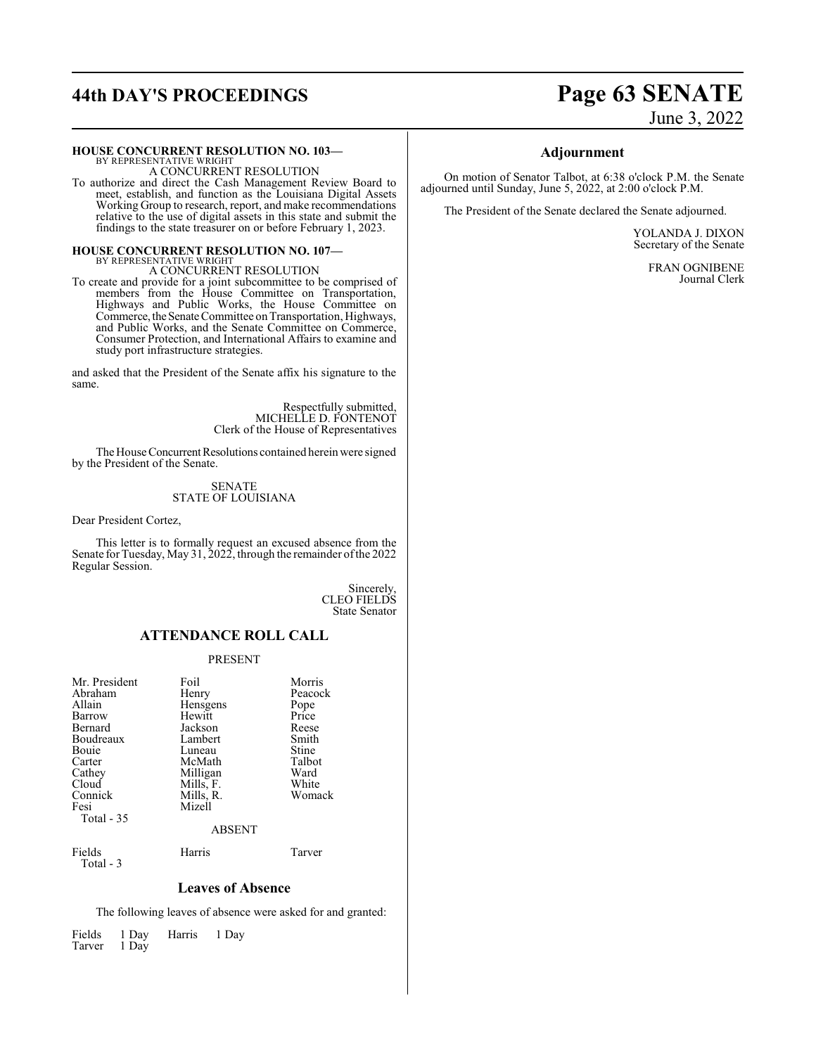**HOUSE CONCURRENT RESOLUTION NO. 103—**
BY REPRESENTATIVE WRIGHT
A CONCURRENT RESOLUTION

To authorize and direct the Cash Management Review Board to meet, establish, and function as the Louisiana Digital Assets Working Group to research, report, and make recommendations relative to the use of digital assets in this state and submit the findings to the state treasurer on or before February 1, 2023.

**HOUSE CONCURRENT RESOLUTION NO. 107—**
BY REPRESENTATIVE WRIGHT
A CONCURRENT RESOLUTION

To create and provide for a joint subcommittee to be comprised of members from the House Committee on Transportation, Highways and Public Works, the House Committee on Commerce, the Senate Committee on Transportation, Highways, and Public Works, and the Senate Committee on Commerce, Consumer Protection, and International Affairs to examine and study port infrastructure strategies.

and asked that the President of the Senate affix his signature to the same.

Respectfully submitted,
MICHELLE D. FONTENOT
Clerk of the House of Representatives

The House Concurrent Resolutions contained herein were signed by the President of the Senate.

SENATE
STATE OF LOUISIANA

Dear President Cortez,

This letter is to formally request an excused absence from the Senate for Tuesday, May 31, 2022, through the remainder of the 2022 Regular Session.

Sincerely,
CLEO FIELDS
State Senator

## ATTENDANCE ROLL CALL

PRESENT

| | | |
|---|---|---|
| Mr. President | Foil | Morris |
| Abraham | Henry | Peacock |
| Allain | Hensgens | Pope |
| Barrow | Hewitt | Price |
| Bernard | Jackson | Reese |
| Boudreaux | Lambert | Smith |
| Bouie | Luneau | Stine |
| Carter | McMath | Talbot |
| Cathey | Milligan | Ward |
| Cloud | Mills, F. | White |
| Connick | Mills, R. | Womack |
| Fesi | Mizell | |

Total - 35

ABSENT

| | | |
|---|---|---|
| Fields | Harris | Tarver |

Total - 3

## Leaves of Absence

The following leaves of absence were asked for and granted:

| | | | |
|---|---|---|---|
| Fields | 1 Day | Harris | 1 Day |
| Tarver | 1 Day | | |

## Adjournment

On motion of Senator Talbot, at 6:38 o'clock P.M. the Senate adjourned until Sunday, June 5, 2022, at 2:00 o'clock P.M.

The President of the Senate declared the Senate adjourned.

YOLANDA J. DIXON
Secretary of the Senate

FRAN OGNIBENE
Journal Clerk